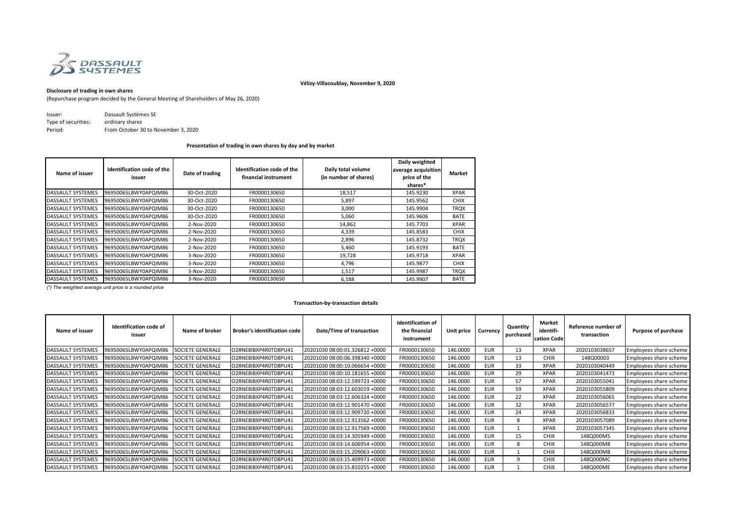Vélizy-Villacoublay, November 9, 2020

**Disclosure of trading in own shares**

(Repurchase program decided by the General Meeting of Shareholders of May 26, 2020)

Issuer: Dassault Systèmes SE
Type of securities: ordinary shares
Period: From October 30 to November 3, 2020

**Presentation of trading in own shares by day and by market**

| Name of issuer | Identification code of the issuer | Date of trading | Identification code of the financial instrument | Daily total volume (in number of shares) | Daily weighted average acquisition price of the shares* | Market |
|---|---|---|---|---|---|---|
| DASSAULT SYSTEMES | 96950065LBWY0APQIM86 | 30-Oct-2020 | FR0000130650 | 18,517 | 145.9230 | XPAR |
| DASSAULT SYSTEMES | 96950065LBWY0APQIM86 | 30-Oct-2020 | FR0000130650 | 5,897 | 145.9562 | CHIX |
| DASSAULT SYSTEMES | 96950065LBWY0APQIM86 | 30-Oct-2020 | FR0000130650 | 3,000 | 145.9904 | TRQX |
| DASSAULT SYSTEMES | 96950065LBWY0APQIM86 | 30-Oct-2020 | FR0000130650 | 5,060 | 145.9606 | BATE |
| DASSAULT SYSTEMES | 96950065LBWY0APQIM86 | 2-Nov-2020 | FR0000130650 | 14,862 | 145.7703 | XPAR |
| DASSAULT SYSTEMES | 96950065LBWY0APQIM86 | 2-Nov-2020 | FR0000130650 | 4,339 | 145.8583 | CHIX |
| DASSAULT SYSTEMES | 96950065LBWY0APQIM86 | 2-Nov-2020 | FR0000130650 | 2,896 | 145.8732 | TRQX |
| DASSAULT SYSTEMES | 96950065LBWY0APQIM86 | 2-Nov-2020 | FR0000130650 | 5,460 | 145.9193 | BATE |
| DASSAULT SYSTEMES | 96950065LBWY0APQIM86 | 3-Nov-2020 | FR0000130650 | 19,728 | 145.9718 | XPAR |
| DASSAULT SYSTEMES | 96950065LBWY0APQIM86 | 3-Nov-2020 | FR0000130650 | 4,796 | 145.9877 | CHIX |
| DASSAULT SYSTEMES | 96950065LBWY0APQIM86 | 3-Nov-2020 | FR0000130650 | 1,517 | 145.9987 | TRQX |
| DASSAULT SYSTEMES | 96950065LBWY0APQIM86 | 3-Nov-2020 | FR0000130650 | 6,188 | 145.9907 | BATE |

*(\*) The weighted average unit price is a rounded price*

**Transaction-by-transaction details**

| Name of issuer | Identification code of issuer | Name of broker | Broker's identification code | Date/Time of transaction | Identification of the financial instrument | Unit price | Currency | Quantity purchased | Market identification Code | Reference number of transaction | Purpose of purchase |
|---|---|---|---|---|---|---|---|---|---|---|---|
| DASSAULT SYSTEMES | 96950065LBWY0APQIM86 | SOCIETE GENERALE | O2RNE8IBXP4R0TD8PU41 | 20201030 08:00:01.326812 +0000 | FR0000130650 | 146.0000 | EUR | 13 | XPAR | 2020103038657 | Employees share scheme |
| DASSAULT SYSTEMES | 96950065LBWY0APQIM86 | SOCIETE GENERALE | O2RNE8IBXP4R0TD8PU41 | 20201030 08:00:06.398340 +0000 | FR0000130650 | 146.0000 | EUR | 13 | CHIX | 148Q00003 | Employees share scheme |
| DASSAULT SYSTEMES | 96950065LBWY0APQIM86 | SOCIETE GENERALE | O2RNE8IBXP4R0TD8PU41 | 20201030 08:00:10.066654 +0000 | FR0000130650 | 146.0000 | EUR | 33 | XPAR | 2020103040449 | Employees share scheme |
| DASSAULT SYSTEMES | 96950065LBWY0APQIM86 | SOCIETE GENERALE | O2RNE8IBXP4R0TD8PU41 | 20201030 08:00:10.181655 +0000 | FR0000130650 | 146.0000 | EUR | 29 | XPAR | 2020103041473 | Employees share scheme |
| DASSAULT SYSTEMES | 96950065LBWY0APQIM86 | SOCIETE GENERALE | O2RNE8IBXP4R0TD8PU41 | 20201030 08:03:12.599723 +0000 | FR0000130650 | 146.0000 | EUR | 57 | XPAR | 2020103055041 | Employees share scheme |
| DASSAULT SYSTEMES | 96950065LBWY0APQIM86 | SOCIETE GENERALE | O2RNE8IBXP4R0TD8PU41 | 20201030 08:03:12.603019 +0000 | FR0000130650 | 146.0000 | EUR | 59 | XPAR | 2020103055809 | Employees share scheme |
| DASSAULT SYSTEMES | 96950065LBWY0APQIM86 | SOCIETE GENERALE | O2RNE8IBXP4R0TD8PU41 | 20201030 08:03:12.606324 +0000 | FR0000130650 | 146.0000 | EUR | 22 | XPAR | 2020103056065 | Employees share scheme |
| DASSAULT SYSTEMES | 96950065LBWY0APQIM86 | SOCIETE GENERALE | O2RNE8IBXP4R0TD8PU41 | 20201030 08:03:12.901470 +0000 | FR0000130650 | 146.0000 | EUR | 32 | XPAR | 2020103056577 | Employees share scheme |
| DASSAULT SYSTEMES | 96950065LBWY0APQIM86 | SOCIETE GENERALE | O2RNE8IBXP4R0TD8PU41 | 20201030 08:03:12.909720 +0000 | FR0000130650 | 146.0000 | EUR | 24 | XPAR | 2020103056833 | Employees share scheme |
| DASSAULT SYSTEMES | 96950065LBWY0APQIM86 | SOCIETE GENERALE | O2RNE8IBXP4R0TD8PU41 | 20201030 08:03:12.913562 +0000 | FR0000130650 | 146.0000 | EUR | 8 | XPAR | 2020103057089 | Employees share scheme |
| DASSAULT SYSTEMES | 96950065LBWY0APQIM86 | SOCIETE GENERALE | O2RNE8IBXP4R0TD8PU41 | 20201030 08:03:12.917569 +0000 | FR0000130650 | 146.0000 | EUR | 1 | XPAR | 2020103057345 | Employees share scheme |
| DASSAULT SYSTEMES | 96950065LBWY0APQIM86 | SOCIETE GENERALE | O2RNE8IBXP4R0TD8PU41 | 20201030 08:03:14.305949 +0000 | FR0000130650 | 146.0000 | EUR | 15 | CHIX | 148Q000M5 | Employees share scheme |
| DASSAULT SYSTEMES | 96950065LBWY0APQIM86 | SOCIETE GENERALE | O2RNE8IBXP4R0TD8PU41 | 20201030 08:03:14.606954 +0000 | FR0000130650 | 146.0000 | EUR | 8 | CHIX | 148Q000M8 | Employees share scheme |
| DASSAULT SYSTEMES | 96950065LBWY0APQIM86 | SOCIETE GENERALE | O2RNE8IBXP4R0TD8PU41 | 20201030 08:03:15.209063 +0000 | FR0000130650 | 146.0000 | EUR | 1 | CHIX | 148Q000MB | Employees share scheme |
| DASSAULT SYSTEMES | 96950065LBWY0APQIM86 | SOCIETE GENERALE | O2RNE8IBXP4R0TD8PU41 | 20201030 08:03:15.409973 +0000 | FR0000130650 | 146.0000 | EUR | 9 | CHIX | 148Q000MC | Employees share scheme |
| DASSAULT SYSTEMES | 96950065LBWY0APQIM86 | SOCIETE GENERALE | O2RNE8IBXP4R0TD8PU41 | 20201030 08:03:15.810255 +0000 | FR0000130650 | 146.0000 | EUR | 1 | CHIX | 148Q000ME | Employees share scheme |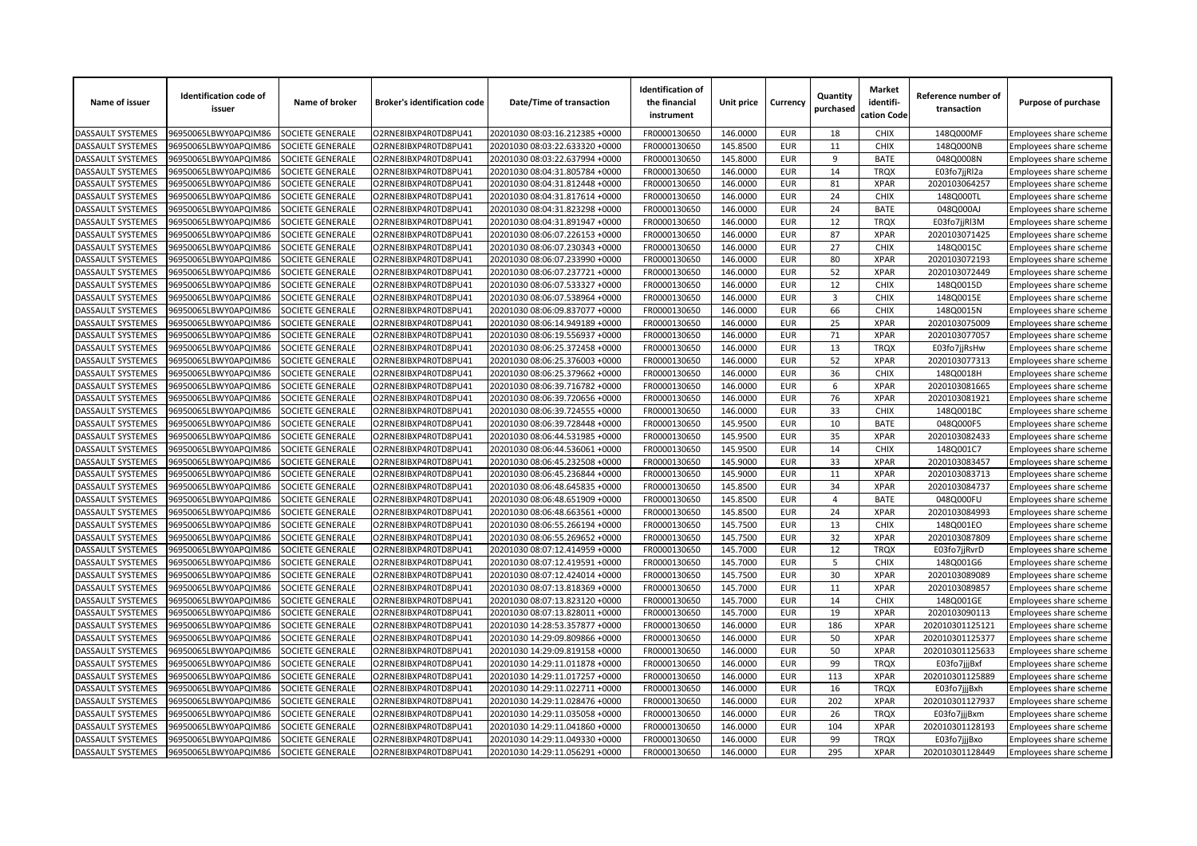| Name of issuer | Identification code of issuer | Name of broker | Broker's identification code | Date/Time of transaction | Identification of the financial instrument | Unit price | Currency | Quantity purchased | Market identifi-cation Code | Reference number of transaction | Purpose of purchase |
|---|---|---|---|---|---|---|---|---|---|---|---|
| DASSAULT SYSTEMES | 96950065LBWY0APQIM86 | SOCIETE GENERALE | O2RNE8IBXP4R0TD8PU41 | 20201030 08:03:16.212385 +0000 | FR0000130650 | 146.0000 | EUR | 18 | CHIX | 148Q000MF | Employees share scheme |
| DASSAULT SYSTEMES | 96950065LBWY0APQIM86 | SOCIETE GENERALE | O2RNE8IBXP4R0TD8PU41 | 20201030 08:03:22.633320 +0000 | FR0000130650 | 145.8500 | EUR | 11 | CHIX | 148Q000NB | Employees share scheme |
| DASSAULT SYSTEMES | 96950065LBWY0APQIM86 | SOCIETE GENERALE | O2RNE8IBXP4R0TD8PU41 | 20201030 08:03:22.637994 +0000 | FR0000130650 | 145.8000 | EUR | 9 | BATE | 048Q0008N | Employees share scheme |
| DASSAULT SYSTEMES | 96950065LBWY0APQIM86 | SOCIETE GENERALE | O2RNE8IBXP4R0TD8PU41 | 20201030 08:04:31.805784 +0000 | FR0000130650 | 146.0000 | EUR | 14 | TRQX | E03fo7jjRl2a | Employees share scheme |
| DASSAULT SYSTEMES | 96950065LBWY0APQIM86 | SOCIETE GENERALE | O2RNE8IBXP4R0TD8PU41 | 20201030 08:04:31.812448 +0000 | FR0000130650 | 146.0000 | EUR | 81 | XPAR | 2020103064257 | Employees share scheme |
| DASSAULT SYSTEMES | 96950065LBWY0APQIM86 | SOCIETE GENERALE | O2RNE8IBXP4R0TD8PU41 | 20201030 08:04:31.817614 +0000 | FR0000130650 | 146.0000 | EUR | 24 | CHIX | 148Q000TL | Employees share scheme |
| DASSAULT SYSTEMES | 96950065LBWY0APQIM86 | SOCIETE GENERALE | O2RNE8IBXP4R0TD8PU41 | 20201030 08:04:31.823298 +0000 | FR0000130650 | 146.0000 | EUR | 24 | BATE | 048Q000AJ | Employees share scheme |
| DASSAULT SYSTEMES | 96950065LBWY0APQIM86 | SOCIETE GENERALE | O2RNE8IBXP4R0TD8PU41 | 20201030 08:04:31.891947 +0000 | FR0000130650 | 146.0000 | EUR | 12 | TRQX | E03fo7jjRl3M | Employees share scheme |
| DASSAULT SYSTEMES | 96950065LBWY0APQIM86 | SOCIETE GENERALE | O2RNE8IBXP4R0TD8PU41 | 20201030 08:06:07.226153 +0000 | FR0000130650 | 146.0000 | EUR | 87 | XPAR | 2020103071425 | Employees share scheme |
| DASSAULT SYSTEMES | 96950065LBWY0APQIM86 | SOCIETE GENERALE | O2RNE8IBXP4R0TD8PU41 | 20201030 08:06:07.230343 +0000 | FR0000130650 | 146.0000 | EUR | 27 | CHIX | 148Q0015C | Employees share scheme |
| DASSAULT SYSTEMES | 96950065LBWY0APQIM86 | SOCIETE GENERALE | O2RNE8IBXP4R0TD8PU41 | 20201030 08:06:07.233990 +0000 | FR0000130650 | 146.0000 | EUR | 80 | XPAR | 2020103072193 | Employees share scheme |
| DASSAULT SYSTEMES | 96950065LBWY0APQIM86 | SOCIETE GENERALE | O2RNE8IBXP4R0TD8PU41 | 20201030 08:06:07.237721 +0000 | FR0000130650 | 146.0000 | EUR | 52 | XPAR | 2020103072449 | Employees share scheme |
| DASSAULT SYSTEMES | 96950065LBWY0APQIM86 | SOCIETE GENERALE | O2RNE8IBXP4R0TD8PU41 | 20201030 08:06:07.533327 +0000 | FR0000130650 | 146.0000 | EUR | 12 | CHIX | 148Q0015D | Employees share scheme |
| DASSAULT SYSTEMES | 96950065LBWY0APQIM86 | SOCIETE GENERALE | O2RNE8IBXP4R0TD8PU41 | 20201030 08:06:07.538964 +0000 | FR0000130650 | 146.0000 | EUR | 3 | CHIX | 148Q0015E | Employees share scheme |
| DASSAULT SYSTEMES | 96950065LBWY0APQIM86 | SOCIETE GENERALE | O2RNE8IBXP4R0TD8PU41 | 20201030 08:06:09.837077 +0000 | FR0000130650 | 146.0000 | EUR | 66 | CHIX | 148Q0015N | Employees share scheme |
| DASSAULT SYSTEMES | 96950065LBWY0APQIM86 | SOCIETE GENERALE | O2RNE8IBXP4R0TD8PU41 | 20201030 08:06:14.949189 +0000 | FR0000130650 | 146.0000 | EUR | 25 | XPAR | 2020103075009 | Employees share scheme |
| DASSAULT SYSTEMES | 96950065LBWY0APQIM86 | SOCIETE GENERALE | O2RNE8IBXP4R0TD8PU41 | 20201030 08:06:19.556937 +0000 | FR0000130650 | 146.0000 | EUR | 71 | XPAR | 2020103077057 | Employees share scheme |
| DASSAULT SYSTEMES | 96950065LBWY0APQIM86 | SOCIETE GENERALE | O2RNE8IBXP4R0TD8PU41 | 20201030 08:06:25.372458 +0000 | FR0000130650 | 146.0000 | EUR | 13 | TRQX | E03fo7jjRsHw | Employees share scheme |
| DASSAULT SYSTEMES | 96950065LBWY0APQIM86 | SOCIETE GENERALE | O2RNE8IBXP4R0TD8PU41 | 20201030 08:06:25.376003 +0000 | FR0000130650 | 146.0000 | EUR | 52 | XPAR | 2020103077313 | Employees share scheme |
| DASSAULT SYSTEMES | 96950065LBWY0APQIM86 | SOCIETE GENERALE | O2RNE8IBXP4R0TD8PU41 | 20201030 08:06:25.379662 +0000 | FR0000130650 | 146.0000 | EUR | 36 | CHIX | 148Q0018H | Employees share scheme |
| DASSAULT SYSTEMES | 96950065LBWY0APQIM86 | SOCIETE GENERALE | O2RNE8IBXP4R0TD8PU41 | 20201030 08:06:39.716782 +0000 | FR0000130650 | 146.0000 | EUR | 6 | XPAR | 2020103081665 | Employees share scheme |
| DASSAULT SYSTEMES | 96950065LBWY0APQIM86 | SOCIETE GENERALE | O2RNE8IBXP4R0TD8PU41 | 20201030 08:06:39.720656 +0000 | FR0000130650 | 146.0000 | EUR | 76 | XPAR | 2020103081921 | Employees share scheme |
| DASSAULT SYSTEMES | 96950065LBWY0APQIM86 | SOCIETE GENERALE | O2RNE8IBXP4R0TD8PU41 | 20201030 08:06:39.724555 +0000 | FR0000130650 | 146.0000 | EUR | 33 | CHIX | 148Q001BC | Employees share scheme |
| DASSAULT SYSTEMES | 96950065LBWY0APQIM86 | SOCIETE GENERALE | O2RNE8IBXP4R0TD8PU41 | 20201030 08:06:39.728448 +0000 | FR0000130650 | 145.9500 | EUR | 10 | BATE | 048Q000F5 | Employees share scheme |
| DASSAULT SYSTEMES | 96950065LBWY0APQIM86 | SOCIETE GENERALE | O2RNE8IBXP4R0TD8PU41 | 20201030 08:06:44.531985 +0000 | FR0000130650 | 145.9500 | EUR | 35 | XPAR | 2020103082433 | Employees share scheme |
| DASSAULT SYSTEMES | 96950065LBWY0APQIM86 | SOCIETE GENERALE | O2RNE8IBXP4R0TD8PU41 | 20201030 08:06:44.536061 +0000 | FR0000130650 | 145.9500 | EUR | 14 | CHIX | 148Q001C7 | Employees share scheme |
| DASSAULT SYSTEMES | 96950065LBWY0APQIM86 | SOCIETE GENERALE | O2RNE8IBXP4R0TD8PU41 | 20201030 08:06:45.232508 +0000 | FR0000130650 | 145.9000 | EUR | 33 | XPAR | 2020103083457 | Employees share scheme |
| DASSAULT SYSTEMES | 96950065LBWY0APQIM86 | SOCIETE GENERALE | O2RNE8IBXP4R0TD8PU41 | 20201030 08:06:45.236844 +0000 | FR0000130650 | 145.9000 | EUR | 11 | XPAR | 2020103083713 | Employees share scheme |
| DASSAULT SYSTEMES | 96950065LBWY0APQIM86 | SOCIETE GENERALE | O2RNE8IBXP4R0TD8PU41 | 20201030 08:06:48.645835 +0000 | FR0000130650 | 145.8500 | EUR | 34 | XPAR | 2020103084737 | Employees share scheme |
| DASSAULT SYSTEMES | 96950065LBWY0APQIM86 | SOCIETE GENERALE | O2RNE8IBXP4R0TD8PU41 | 20201030 08:06:48.651909 +0000 | FR0000130650 | 145.8500 | EUR | 4 | BATE | 048Q000FU | Employees share scheme |
| DASSAULT SYSTEMES | 96950065LBWY0APQIM86 | SOCIETE GENERALE | O2RNE8IBXP4R0TD8PU41 | 20201030 08:06:48.663561 +0000 | FR0000130650 | 145.8500 | EUR | 24 | XPAR | 2020103084993 | Employees share scheme |
| DASSAULT SYSTEMES | 96950065LBWY0APQIM86 | SOCIETE GENERALE | O2RNE8IBXP4R0TD8PU41 | 20201030 08:06:55.266194 +0000 | FR0000130650 | 145.7500 | EUR | 13 | CHIX | 148Q001EO | Employees share scheme |
| DASSAULT SYSTEMES | 96950065LBWY0APQIM86 | SOCIETE GENERALE | O2RNE8IBXP4R0TD8PU41 | 20201030 08:06:55.269652 +0000 | FR0000130650 | 145.7500 | EUR | 32 | XPAR | 2020103087809 | Employees share scheme |
| DASSAULT SYSTEMES | 96950065LBWY0APQIM86 | SOCIETE GENERALE | O2RNE8IBXP4R0TD8PU41 | 20201030 08:07:12.414959 +0000 | FR0000130650 | 145.7000 | EUR | 12 | TRQX | E03fo7jjRvrD | Employees share scheme |
| DASSAULT SYSTEMES | 96950065LBWY0APQIM86 | SOCIETE GENERALE | O2RNE8IBXP4R0TD8PU41 | 20201030 08:07:12.419591 +0000 | FR0000130650 | 145.7000 | EUR | 5 | CHIX | 148Q001G6 | Employees share scheme |
| DASSAULT SYSTEMES | 96950065LBWY0APQIM86 | SOCIETE GENERALE | O2RNE8IBXP4R0TD8PU41 | 20201030 08:07:12.424014 +0000 | FR0000130650 | 145.7500 | EUR | 30 | XPAR | 2020103089089 | Employees share scheme |
| DASSAULT SYSTEMES | 96950065LBWY0APQIM86 | SOCIETE GENERALE | O2RNE8IBXP4R0TD8PU41 | 20201030 08:07:13.818369 +0000 | FR0000130650 | 145.7000 | EUR | 11 | XPAR | 2020103089857 | Employees share scheme |
| DASSAULT SYSTEMES | 96950065LBWY0APQIM86 | SOCIETE GENERALE | O2RNE8IBXP4R0TD8PU41 | 20201030 08:07:13.823120 +0000 | FR0000130650 | 145.7000 | EUR | 14 | CHIX | 148Q001GE | Employees share scheme |
| DASSAULT SYSTEMES | 96950065LBWY0APQIM86 | SOCIETE GENERALE | O2RNE8IBXP4R0TD8PU41 | 20201030 08:07:13.828011 +0000 | FR0000130650 | 145.7000 | EUR | 19 | XPAR | 2020103090113 | Employees share scheme |
| DASSAULT SYSTEMES | 96950065LBWY0APQIM86 | SOCIETE GENERALE | O2RNE8IBXP4R0TD8PU41 | 20201030 14:28:53.357877 +0000 | FR0000130650 | 146.0000 | EUR | 186 | XPAR | 202010301125121 | Employees share scheme |
| DASSAULT SYSTEMES | 96950065LBWY0APQIM86 | SOCIETE GENERALE | O2RNE8IBXP4R0TD8PU41 | 20201030 14:29:09.809866 +0000 | FR0000130650 | 146.0000 | EUR | 50 | XPAR | 202010301125377 | Employees share scheme |
| DASSAULT SYSTEMES | 96950065LBWY0APQIM86 | SOCIETE GENERALE | O2RNE8IBXP4R0TD8PU41 | 20201030 14:29:09.819158 +0000 | FR0000130650 | 146.0000 | EUR | 50 | XPAR | 202010301125633 | Employees share scheme |
| DASSAULT SYSTEMES | 96950065LBWY0APQIM86 | SOCIETE GENERALE | O2RNE8IBXP4R0TD8PU41 | 20201030 14:29:11.011878 +0000 | FR0000130650 | 146.0000 | EUR | 99 | TRQX | E03fo7jjjBxf | Employees share scheme |
| DASSAULT SYSTEMES | 96950065LBWY0APQIM86 | SOCIETE GENERALE | O2RNE8IBXP4R0TD8PU41 | 20201030 14:29:11.017257 +0000 | FR0000130650 | 146.0000 | EUR | 113 | XPAR | 202010301125889 | Employees share scheme |
| DASSAULT SYSTEMES | 96950065LBWY0APQIM86 | SOCIETE GENERALE | O2RNE8IBXP4R0TD8PU41 | 20201030 14:29:11.022711 +0000 | FR0000130650 | 146.0000 | EUR | 16 | TRQX | E03fo7jjjBxh | Employees share scheme |
| DASSAULT SYSTEMES | 96950065LBWY0APQIM86 | SOCIETE GENERALE | O2RNE8IBXP4R0TD8PU41 | 20201030 14:29:11.028476 +0000 | FR0000130650 | 146.0000 | EUR | 202 | XPAR | 202010301127937 | Employees share scheme |
| DASSAULT SYSTEMES | 96950065LBWY0APQIM86 | SOCIETE GENERALE | O2RNE8IBXP4R0TD8PU41 | 20201030 14:29:11.035058 +0000 | FR0000130650 | 146.0000 | EUR | 26 | TRQX | E03fo7jjjBxm | Employees share scheme |
| DASSAULT SYSTEMES | 96950065LBWY0APQIM86 | SOCIETE GENERALE | O2RNE8IBXP4R0TD8PU41 | 20201030 14:29:11.041860 +0000 | FR0000130650 | 146.0000 | EUR | 104 | XPAR | 202010301128193 | Employees share scheme |
| DASSAULT SYSTEMES | 96950065LBWY0APQIM86 | SOCIETE GENERALE | O2RNE8IBXP4R0TD8PU41 | 20201030 14:29:11.049330 +0000 | FR0000130650 | 146.0000 | EUR | 99 | TRQX | E03fo7jjjBxo | Employees share scheme |
| DASSAULT SYSTEMES | 96950065LBWY0APQIM86 | SOCIETE GENERALE | O2RNE8IBXP4R0TD8PU41 | 20201030 14:29:11.056291 +0000 | FR0000130650 | 146.0000 | EUR | 295 | XPAR | 202010301128449 | Employees share scheme |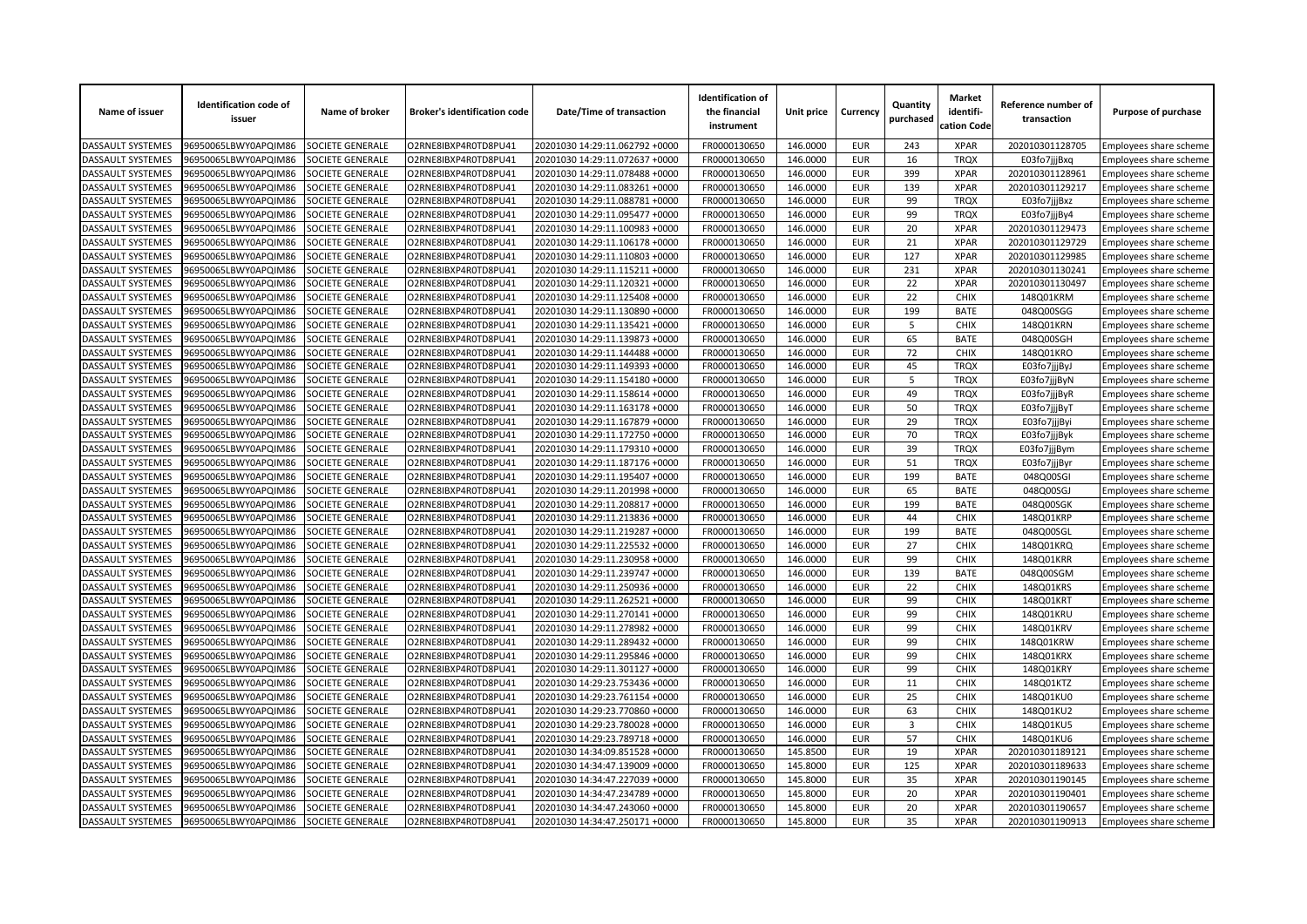| Name of issuer | Identification code of issuer | Name of broker | Broker's identification code | Date/Time of transaction | Identification of the financial instrument | Unit price | Currency | Quantity purchased | Market identifi-cation Code | Reference number of transaction | Purpose of purchase |
|---|---|---|---|---|---|---|---|---|---|---|---|
| DASSAULT SYSTEMES | 96950065LBWY0APQIM86 | SOCIETE GENERALE | O2RNE8IBXP4R0TD8PU41 | 20201030 14:29:11.062792 +0000 | FR0000130650 | 146.0000 | EUR | 243 | XPAR | 202010301128705 | Employees share scheme |
| DASSAULT SYSTEMES | 96950065LBWY0APQIM86 | SOCIETE GENERALE | O2RNE8IBXP4R0TD8PU41 | 20201030 14:29:11.072637 +0000 | FR0000130650 | 146.0000 | EUR | 16 | TRQX | E03fo7jjjBxq | Employees share scheme |
| DASSAULT SYSTEMES | 96950065LBWY0APQIM86 | SOCIETE GENERALE | O2RNE8IBXP4R0TD8PU41 | 20201030 14:29:11.078488 +0000 | FR0000130650 | 146.0000 | EUR | 399 | XPAR | 202010301128961 | Employees share scheme |
| DASSAULT SYSTEMES | 96950065LBWY0APQIM86 | SOCIETE GENERALE | O2RNE8IBXP4R0TD8PU41 | 20201030 14:29:11.083261 +0000 | FR0000130650 | 146.0000 | EUR | 139 | XPAR | 202010301129217 | Employees share scheme |
| DASSAULT SYSTEMES | 96950065LBWY0APQIM86 | SOCIETE GENERALE | O2RNE8IBXP4R0TD8PU41 | 20201030 14:29:11.088781 +0000 | FR0000130650 | 146.0000 | EUR | 99 | TRQX | E03fo7jjjBxz | Employees share scheme |
| DASSAULT SYSTEMES | 96950065LBWY0APQIM86 | SOCIETE GENERALE | O2RNE8IBXP4R0TD8PU41 | 20201030 14:29:11.095477 +0000 | FR0000130650 | 146.0000 | EUR | 99 | TRQX | E03fo7jjjBy4 | Employees share scheme |
| DASSAULT SYSTEMES | 96950065LBWY0APQIM86 | SOCIETE GENERALE | O2RNE8IBXP4R0TD8PU41 | 20201030 14:29:11.100983 +0000 | FR0000130650 | 146.0000 | EUR | 20 | XPAR | 202010301129473 | Employees share scheme |
| DASSAULT SYSTEMES | 96950065LBWY0APQIM86 | SOCIETE GENERALE | O2RNE8IBXP4R0TD8PU41 | 20201030 14:29:11.106178 +0000 | FR0000130650 | 146.0000 | EUR | 21 | XPAR | 202010301129729 | Employees share scheme |
| DASSAULT SYSTEMES | 96950065LBWY0APQIM86 | SOCIETE GENERALE | O2RNE8IBXP4R0TD8PU41 | 20201030 14:29:11.110803 +0000 | FR0000130650 | 146.0000 | EUR | 127 | XPAR | 202010301129985 | Employees share scheme |
| DASSAULT SYSTEMES | 96950065LBWY0APQIM86 | SOCIETE GENERALE | O2RNE8IBXP4R0TD8PU41 | 20201030 14:29:11.115211 +0000 | FR0000130650 | 146.0000 | EUR | 231 | XPAR | 202010301130241 | Employees share scheme |
| DASSAULT SYSTEMES | 96950065LBWY0APQIM86 | SOCIETE GENERALE | O2RNE8IBXP4R0TD8PU41 | 20201030 14:29:11.120321 +0000 | FR0000130650 | 146.0000 | EUR | 22 | XPAR | 202010301130497 | Employees share scheme |
| DASSAULT SYSTEMES | 96950065LBWY0APQIM86 | SOCIETE GENERALE | O2RNE8IBXP4R0TD8PU41 | 20201030 14:29:11.125408 +0000 | FR0000130650 | 146.0000 | EUR | 22 | CHIX | 148Q01KRM | Employees share scheme |
| DASSAULT SYSTEMES | 96950065LBWY0APQIM86 | SOCIETE GENERALE | O2RNE8IBXP4R0TD8PU41 | 20201030 14:29:11.130890 +0000 | FR0000130650 | 146.0000 | EUR | 199 | BATE | 048Q00SGG | Employees share scheme |
| DASSAULT SYSTEMES | 96950065LBWY0APQIM86 | SOCIETE GENERALE | O2RNE8IBXP4R0TD8PU41 | 20201030 14:29:11.135421 +0000 | FR0000130650 | 146.0000 | EUR | 5 | CHIX | 148Q01KRN | Employees share scheme |
| DASSAULT SYSTEMES | 96950065LBWY0APQIM86 | SOCIETE GENERALE | O2RNE8IBXP4R0TD8PU41 | 20201030 14:29:11.139873 +0000 | FR0000130650 | 146.0000 | EUR | 65 | BATE | 048Q00SGH | Employees share scheme |
| DASSAULT SYSTEMES | 96950065LBWY0APQIM86 | SOCIETE GENERALE | O2RNE8IBXP4R0TD8PU41 | 20201030 14:29:11.144488 +0000 | FR0000130650 | 146.0000 | EUR | 72 | CHIX | 148Q01KRO | Employees share scheme |
| DASSAULT SYSTEMES | 96950065LBWY0APQIM86 | SOCIETE GENERALE | O2RNE8IBXP4R0TD8PU41 | 20201030 14:29:11.149393 +0000 | FR0000130650 | 146.0000 | EUR | 45 | TRQX | E03fo7jjjByJ | Employees share scheme |
| DASSAULT SYSTEMES | 96950065LBWY0APQIM86 | SOCIETE GENERALE | O2RNE8IBXP4R0TD8PU41 | 20201030 14:29:11.154180 +0000 | FR0000130650 | 146.0000 | EUR | 5 | TRQX | E03fo7jjjByN | Employees share scheme |
| DASSAULT SYSTEMES | 96950065LBWY0APQIM86 | SOCIETE GENERALE | O2RNE8IBXP4R0TD8PU41 | 20201030 14:29:11.158614 +0000 | FR0000130650 | 146.0000 | EUR | 49 | TRQX | E03fo7jjjByR | Employees share scheme |
| DASSAULT SYSTEMES | 96950065LBWY0APQIM86 | SOCIETE GENERALE | O2RNE8IBXP4R0TD8PU41 | 20201030 14:29:11.163178 +0000 | FR0000130650 | 146.0000 | EUR | 50 | TRQX | E03fo7jjjByT | Employees share scheme |
| DASSAULT SYSTEMES | 96950065LBWY0APQIM86 | SOCIETE GENERALE | O2RNE8IBXP4R0TD8PU41 | 20201030 14:29:11.167879 +0000 | FR0000130650 | 146.0000 | EUR | 29 | TRQX | E03fo7jjjByi | Employees share scheme |
| DASSAULT SYSTEMES | 96950065LBWY0APQIM86 | SOCIETE GENERALE | O2RNE8IBXP4R0TD8PU41 | 20201030 14:29:11.172750 +0000 | FR0000130650 | 146.0000 | EUR | 70 | TRQX | E03fo7jjjByk | Employees share scheme |
| DASSAULT SYSTEMES | 96950065LBWY0APQIM86 | SOCIETE GENERALE | O2RNE8IBXP4R0TD8PU41 | 20201030 14:29:11.179310 +0000 | FR0000130650 | 146.0000 | EUR | 39 | TRQX | E03fo7jjjBym | Employees share scheme |
| DASSAULT SYSTEMES | 96950065LBWY0APQIM86 | SOCIETE GENERALE | O2RNE8IBXP4R0TD8PU41 | 20201030 14:29:11.187176 +0000 | FR0000130650 | 146.0000 | EUR | 51 | TRQX | E03fo7jjjByr | Employees share scheme |
| DASSAULT SYSTEMES | 96950065LBWY0APQIM86 | SOCIETE GENERALE | O2RNE8IBXP4R0TD8PU41 | 20201030 14:29:11.195407 +0000 | FR0000130650 | 146.0000 | EUR | 199 | BATE | 048Q00SGI | Employees share scheme |
| DASSAULT SYSTEMES | 96950065LBWY0APQIM86 | SOCIETE GENERALE | O2RNE8IBXP4R0TD8PU41 | 20201030 14:29:11.201998 +0000 | FR0000130650 | 146.0000 | EUR | 65 | BATE | 048Q00SGJ | Employees share scheme |
| DASSAULT SYSTEMES | 96950065LBWY0APQIM86 | SOCIETE GENERALE | O2RNE8IBXP4R0TD8PU41 | 20201030 14:29:11.208817 +0000 | FR0000130650 | 146.0000 | EUR | 199 | BATE | 048Q00SGK | Employees share scheme |
| DASSAULT SYSTEMES | 96950065LBWY0APQIM86 | SOCIETE GENERALE | O2RNE8IBXP4R0TD8PU41 | 20201030 14:29:11.213836 +0000 | FR0000130650 | 146.0000 | EUR | 44 | CHIX | 148Q01KRP | Employees share scheme |
| DASSAULT SYSTEMES | 96950065LBWY0APQIM86 | SOCIETE GENERALE | O2RNE8IBXP4R0TD8PU41 | 20201030 14:29:11.219287 +0000 | FR0000130650 | 146.0000 | EUR | 199 | BATE | 048Q00SGL | Employees share scheme |
| DASSAULT SYSTEMES | 96950065LBWY0APQIM86 | SOCIETE GENERALE | O2RNE8IBXP4R0TD8PU41 | 20201030 14:29:11.225532 +0000 | FR0000130650 | 146.0000 | EUR | 27 | CHIX | 148Q01KRQ | Employees share scheme |
| DASSAULT SYSTEMES | 96950065LBWY0APQIM86 | SOCIETE GENERALE | O2RNE8IBXP4R0TD8PU41 | 20201030 14:29:11.230958 +0000 | FR0000130650 | 146.0000 | EUR | 99 | CHIX | 148Q01KRR | Employees share scheme |
| DASSAULT SYSTEMES | 96950065LBWY0APQIM86 | SOCIETE GENERALE | O2RNE8IBXP4R0TD8PU41 | 20201030 14:29:11.239747 +0000 | FR0000130650 | 146.0000 | EUR | 139 | BATE | 048Q00SGM | Employees share scheme |
| DASSAULT SYSTEMES | 96950065LBWY0APQIM86 | SOCIETE GENERALE | O2RNE8IBXP4R0TD8PU41 | 20201030 14:29:11.250936 +0000 | FR0000130650 | 146.0000 | EUR | 22 | CHIX | 148Q01KRS | Employees share scheme |
| DASSAULT SYSTEMES | 96950065LBWY0APQIM86 | SOCIETE GENERALE | O2RNE8IBXP4R0TD8PU41 | 20201030 14:29:11.262521 +0000 | FR0000130650 | 146.0000 | EUR | 99 | CHIX | 148Q01KRT | Employees share scheme |
| DASSAULT SYSTEMES | 96950065LBWY0APQIM86 | SOCIETE GENERALE | O2RNE8IBXP4R0TD8PU41 | 20201030 14:29:11.270141 +0000 | FR0000130650 | 146.0000 | EUR | 99 | CHIX | 148Q01KRU | Employees share scheme |
| DASSAULT SYSTEMES | 96950065LBWY0APQIM86 | SOCIETE GENERALE | O2RNE8IBXP4R0TD8PU41 | 20201030 14:29:11.278982 +0000 | FR0000130650 | 146.0000 | EUR | 99 | CHIX | 148Q01KRV | Employees share scheme |
| DASSAULT SYSTEMES | 96950065LBWY0APQIM86 | SOCIETE GENERALE | O2RNE8IBXP4R0TD8PU41 | 20201030 14:29:11.289432 +0000 | FR0000130650 | 146.0000 | EUR | 99 | CHIX | 148Q01KRW | Employees share scheme |
| DASSAULT SYSTEMES | 96950065LBWY0APQIM86 | SOCIETE GENERALE | O2RNE8IBXP4R0TD8PU41 | 20201030 14:29:11.295846 +0000 | FR0000130650 | 146.0000 | EUR | 99 | CHIX | 148Q01KRX | Employees share scheme |
| DASSAULT SYSTEMES | 96950065LBWY0APQIM86 | SOCIETE GENERALE | O2RNE8IBXP4R0TD8PU41 | 20201030 14:29:11.301127 +0000 | FR0000130650 | 146.0000 | EUR | 99 | CHIX | 148Q01KRY | Employees share scheme |
| DASSAULT SYSTEMES | 96950065LBWY0APQIM86 | SOCIETE GENERALE | O2RNE8IBXP4R0TD8PU41 | 20201030 14:29:23.753436 +0000 | FR0000130650 | 146.0000 | EUR | 11 | CHIX | 148Q01KTZ | Employees share scheme |
| DASSAULT SYSTEMES | 96950065LBWY0APQIM86 | SOCIETE GENERALE | O2RNE8IBXP4R0TD8PU41 | 20201030 14:29:23.761154 +0000 | FR0000130650 | 146.0000 | EUR | 25 | CHIX | 148Q01KU0 | Employees share scheme |
| DASSAULT SYSTEMES | 96950065LBWY0APQIM86 | SOCIETE GENERALE | O2RNE8IBXP4R0TD8PU41 | 20201030 14:29:23.770860 +0000 | FR0000130650 | 146.0000 | EUR | 63 | CHIX | 148Q01KU2 | Employees share scheme |
| DASSAULT SYSTEMES | 96950065LBWY0APQIM86 | SOCIETE GENERALE | O2RNE8IBXP4R0TD8PU41 | 20201030 14:29:23.780028 +0000 | FR0000130650 | 146.0000 | EUR | 3 | CHIX | 148Q01KU5 | Employees share scheme |
| DASSAULT SYSTEMES | 96950065LBWY0APQIM86 | SOCIETE GENERALE | O2RNE8IBXP4R0TD8PU41 | 20201030 14:29:23.789718 +0000 | FR0000130650 | 146.0000 | EUR | 57 | CHIX | 148Q01KU6 | Employees share scheme |
| DASSAULT SYSTEMES | 96950065LBWY0APQIM86 | SOCIETE GENERALE | O2RNE8IBXP4R0TD8PU41 | 20201030 14:34:09.851528 +0000 | FR0000130650 | 145.8500 | EUR | 19 | XPAR | 202010301189121 | Employees share scheme |
| DASSAULT SYSTEMES | 96950065LBWY0APQIM86 | SOCIETE GENERALE | O2RNE8IBXP4R0TD8PU41 | 20201030 14:34:47.139009 +0000 | FR0000130650 | 145.8000 | EUR | 125 | XPAR | 202010301189633 | Employees share scheme |
| DASSAULT SYSTEMES | 96950065LBWY0APQIM86 | SOCIETE GENERALE | O2RNE8IBXP4R0TD8PU41 | 20201030 14:34:47.227039 +0000 | FR0000130650 | 145.8000 | EUR | 35 | XPAR | 202010301190145 | Employees share scheme |
| DASSAULT SYSTEMES | 96950065LBWY0APQIM86 | SOCIETE GENERALE | O2RNE8IBXP4R0TD8PU41 | 20201030 14:34:47.234789 +0000 | FR0000130650 | 145.8000 | EUR | 20 | XPAR | 202010301190401 | Employees share scheme |
| DASSAULT SYSTEMES | 96950065LBWY0APQIM86 | SOCIETE GENERALE | O2RNE8IBXP4R0TD8PU41 | 20201030 14:34:47.243060 +0000 | FR0000130650 | 145.8000 | EUR | 20 | XPAR | 202010301190657 | Employees share scheme |
| DASSAULT SYSTEMES | 96950065LBWY0APQIM86 | SOCIETE GENERALE | O2RNE8IBXP4R0TD8PU41 | 20201030 14:34:47.250171 +0000 | FR0000130650 | 145.8000 | EUR | 35 | XPAR | 202010301190913 | Employees share scheme |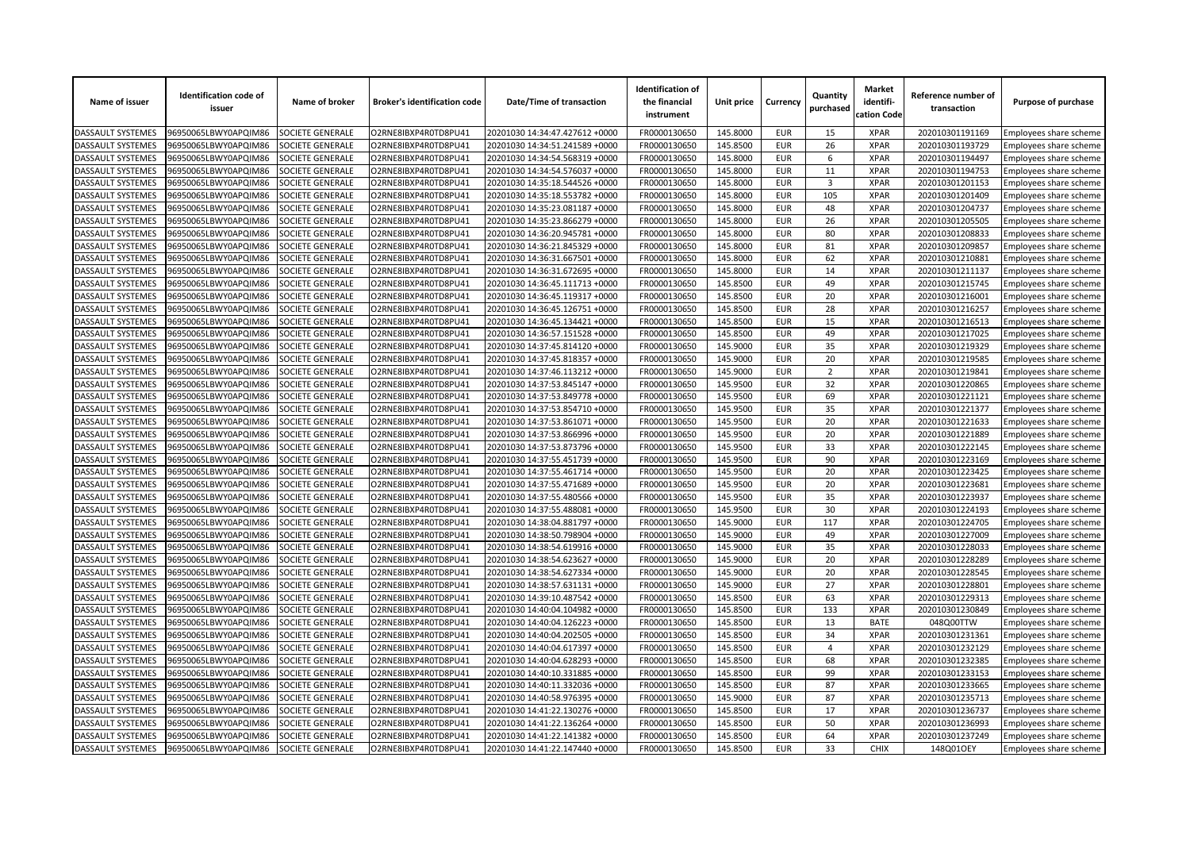| Name of issuer | Identification code of issuer | Name of broker | Broker's identification code | Date/Time of transaction | Identification of the financial instrument | Unit price | Currency | Quantity purchased | Market identifi-cation Code | Reference number of transaction | Purpose of purchase |
|---|---|---|---|---|---|---|---|---|---|---|---|
| DASSAULT SYSTEMES | 96950065LBWY0APQIM86 | SOCIETE GENERALE | O2RNE8IBXP4R0TD8PU41 | 20201030 14:34:47.427612 +0000 | FR0000130650 | 145.8000 | EUR | 15 | XPAR | 202010301191169 | Employees share scheme |
| DASSAULT SYSTEMES | 96950065LBWY0APQIM86 | SOCIETE GENERALE | O2RNE8IBXP4R0TD8PU41 | 20201030 14:34:51.241589 +0000 | FR0000130650 | 145.8500 | EUR | 26 | XPAR | 202010301193729 | Employees share scheme |
| DASSAULT SYSTEMES | 96950065LBWY0APQIM86 | SOCIETE GENERALE | O2RNE8IBXP4R0TD8PU41 | 20201030 14:34:54.568319 +0000 | FR0000130650 | 145.8000 | EUR | 6 | XPAR | 202010301194497 | Employees share scheme |
| DASSAULT SYSTEMES | 96950065LBWY0APQIM86 | SOCIETE GENERALE | O2RNE8IBXP4R0TD8PU41 | 20201030 14:34:54.576037 +0000 | FR0000130650 | 145.8000 | EUR | 11 | XPAR | 202010301194753 | Employees share scheme |
| DASSAULT SYSTEMES | 96950065LBWY0APQIM86 | SOCIETE GENERALE | O2RNE8IBXP4R0TD8PU41 | 20201030 14:35:18.544526 +0000 | FR0000130650 | 145.8000 | EUR | 3 | XPAR | 202010301201153 | Employees share scheme |
| DASSAULT SYSTEMES | 96950065LBWY0APQIM86 | SOCIETE GENERALE | O2RNE8IBXP4R0TD8PU41 | 20201030 14:35:18.553782 +0000 | FR0000130650 | 145.8000 | EUR | 105 | XPAR | 202010301201409 | Employees share scheme |
| DASSAULT SYSTEMES | 96950065LBWY0APQIM86 | SOCIETE GENERALE | O2RNE8IBXP4R0TD8PU41 | 20201030 14:35:23.081187 +0000 | FR0000130650 | 145.8000 | EUR | 48 | XPAR | 202010301204737 | Employees share scheme |
| DASSAULT SYSTEMES | 96950065LBWY0APQIM86 | SOCIETE GENERALE | O2RNE8IBXP4R0TD8PU41 | 20201030 14:35:23.866279 +0000 | FR0000130650 | 145.8000 | EUR | 26 | XPAR | 202010301205505 | Employees share scheme |
| DASSAULT SYSTEMES | 96950065LBWY0APQIM86 | SOCIETE GENERALE | O2RNE8IBXP4R0TD8PU41 | 20201030 14:36:20.945781 +0000 | FR0000130650 | 145.8000 | EUR | 80 | XPAR | 202010301208833 | Employees share scheme |
| DASSAULT SYSTEMES | 96950065LBWY0APQIM86 | SOCIETE GENERALE | O2RNE8IBXP4R0TD8PU41 | 20201030 14:36:21.845329 +0000 | FR0000130650 | 145.8000 | EUR | 81 | XPAR | 202010301209857 | Employees share scheme |
| DASSAULT SYSTEMES | 96950065LBWY0APQIM86 | SOCIETE GENERALE | O2RNE8IBXP4R0TD8PU41 | 20201030 14:36:31.667501 +0000 | FR0000130650 | 145.8000 | EUR | 62 | XPAR | 202010301210881 | Employees share scheme |
| DASSAULT SYSTEMES | 96950065LBWY0APQIM86 | SOCIETE GENERALE | O2RNE8IBXP4R0TD8PU41 | 20201030 14:36:31.672695 +0000 | FR0000130650 | 145.8000 | EUR | 14 | XPAR | 202010301211137 | Employees share scheme |
| DASSAULT SYSTEMES | 96950065LBWY0APQIM86 | SOCIETE GENERALE | O2RNE8IBXP4R0TD8PU41 | 20201030 14:36:45.111713 +0000 | FR0000130650 | 145.8500 | EUR | 49 | XPAR | 202010301215745 | Employees share scheme |
| DASSAULT SYSTEMES | 96950065LBWY0APQIM86 | SOCIETE GENERALE | O2RNE8IBXP4R0TD8PU41 | 20201030 14:36:45.119317 +0000 | FR0000130650 | 145.8500 | EUR | 20 | XPAR | 202010301216001 | Employees share scheme |
| DASSAULT SYSTEMES | 96950065LBWY0APQIM86 | SOCIETE GENERALE | O2RNE8IBXP4R0TD8PU41 | 20201030 14:36:45.126751 +0000 | FR0000130650 | 145.8500 | EUR | 28 | XPAR | 202010301216257 | Employees share scheme |
| DASSAULT SYSTEMES | 96950065LBWY0APQIM86 | SOCIETE GENERALE | O2RNE8IBXP4R0TD8PU41 | 20201030 14:36:45.134421 +0000 | FR0000130650 | 145.8500 | EUR | 15 | XPAR | 202010301216513 | Employees share scheme |
| DASSAULT SYSTEMES | 96950065LBWY0APQIM86 | SOCIETE GENERALE | O2RNE8IBXP4R0TD8PU41 | 20201030 14:36:57.151528 +0000 | FR0000130650 | 145.8500 | EUR | 49 | XPAR | 202010301217025 | Employees share scheme |
| DASSAULT SYSTEMES | 96950065LBWY0APQIM86 | SOCIETE GENERALE | O2RNE8IBXP4R0TD8PU41 | 20201030 14:37:45.814120 +0000 | FR0000130650 | 145.9000 | EUR | 35 | XPAR | 202010301219329 | Employees share scheme |
| DASSAULT SYSTEMES | 96950065LBWY0APQIM86 | SOCIETE GENERALE | O2RNE8IBXP4R0TD8PU41 | 20201030 14:37:45.818357 +0000 | FR0000130650 | 145.9000 | EUR | 20 | XPAR | 202010301219585 | Employees share scheme |
| DASSAULT SYSTEMES | 96950065LBWY0APQIM86 | SOCIETE GENERALE | O2RNE8IBXP4R0TD8PU41 | 20201030 14:37:46.113212 +0000 | FR0000130650 | 145.9000 | EUR | 2 | XPAR | 202010301219841 | Employees share scheme |
| DASSAULT SYSTEMES | 96950065LBWY0APQIM86 | SOCIETE GENERALE | O2RNE8IBXP4R0TD8PU41 | 20201030 14:37:53.845147 +0000 | FR0000130650 | 145.9500 | EUR | 32 | XPAR | 202010301220865 | Employees share scheme |
| DASSAULT SYSTEMES | 96950065LBWY0APQIM86 | SOCIETE GENERALE | O2RNE8IBXP4R0TD8PU41 | 20201030 14:37:53.849778 +0000 | FR0000130650 | 145.9500 | EUR | 69 | XPAR | 202010301221121 | Employees share scheme |
| DASSAULT SYSTEMES | 96950065LBWY0APQIM86 | SOCIETE GENERALE | O2RNE8IBXP4R0TD8PU41 | 20201030 14:37:53.854710 +0000 | FR0000130650 | 145.9500 | EUR | 35 | XPAR | 202010301221377 | Employees share scheme |
| DASSAULT SYSTEMES | 96950065LBWY0APQIM86 | SOCIETE GENERALE | O2RNE8IBXP4R0TD8PU41 | 20201030 14:37:53.861071 +0000 | FR0000130650 | 145.9500 | EUR | 20 | XPAR | 202010301221633 | Employees share scheme |
| DASSAULT SYSTEMES | 96950065LBWY0APQIM86 | SOCIETE GENERALE | O2RNE8IBXP4R0TD8PU41 | 20201030 14:37:53.866996 +0000 | FR0000130650 | 145.9500 | EUR | 20 | XPAR | 202010301221889 | Employees share scheme |
| DASSAULT SYSTEMES | 96950065LBWY0APQIM86 | SOCIETE GENERALE | O2RNE8IBXP4R0TD8PU41 | 20201030 14:37:53.873796 +0000 | FR0000130650 | 145.9500 | EUR | 33 | XPAR | 202010301222145 | Employees share scheme |
| DASSAULT SYSTEMES | 96950065LBWY0APQIM86 | SOCIETE GENERALE | O2RNE8IBXP4R0TD8PU41 | 20201030 14:37:55.451739 +0000 | FR0000130650 | 145.9500 | EUR | 90 | XPAR | 202010301223169 | Employees share scheme |
| DASSAULT SYSTEMES | 96950065LBWY0APQIM86 | SOCIETE GENERALE | O2RNE8IBXP4R0TD8PU41 | 20201030 14:37:55.461714 +0000 | FR0000130650 | 145.9500 | EUR | 20 | XPAR | 202010301223425 | Employees share scheme |
| DASSAULT SYSTEMES | 96950065LBWY0APQIM86 | SOCIETE GENERALE | O2RNE8IBXP4R0TD8PU41 | 20201030 14:37:55.471689 +0000 | FR0000130650 | 145.9500 | EUR | 20 | XPAR | 202010301223681 | Employees share scheme |
| DASSAULT SYSTEMES | 96950065LBWY0APQIM86 | SOCIETE GENERALE | O2RNE8IBXP4R0TD8PU41 | 20201030 14:37:55.480566 +0000 | FR0000130650 | 145.9500 | EUR | 35 | XPAR | 202010301223937 | Employees share scheme |
| DASSAULT SYSTEMES | 96950065LBWY0APQIM86 | SOCIETE GENERALE | O2RNE8IBXP4R0TD8PU41 | 20201030 14:37:55.488081 +0000 | FR0000130650 | 145.9500 | EUR | 30 | XPAR | 202010301224193 | Employees share scheme |
| DASSAULT SYSTEMES | 96950065LBWY0APQIM86 | SOCIETE GENERALE | O2RNE8IBXP4R0TD8PU41 | 20201030 14:38:04.881797 +0000 | FR0000130650 | 145.9000 | EUR | 117 | XPAR | 202010301224705 | Employees share scheme |
| DASSAULT SYSTEMES | 96950065LBWY0APQIM86 | SOCIETE GENERALE | O2RNE8IBXP4R0TD8PU41 | 20201030 14:38:50.798904 +0000 | FR0000130650 | 145.9000 | EUR | 49 | XPAR | 202010301227009 | Employees share scheme |
| DASSAULT SYSTEMES | 96950065LBWY0APQIM86 | SOCIETE GENERALE | O2RNE8IBXP4R0TD8PU41 | 20201030 14:38:54.619916 +0000 | FR0000130650 | 145.9000 | EUR | 35 | XPAR | 202010301228033 | Employees share scheme |
| DASSAULT SYSTEMES | 96950065LBWY0APQIM86 | SOCIETE GENERALE | O2RNE8IBXP4R0TD8PU41 | 20201030 14:38:54.623627 +0000 | FR0000130650 | 145.9000 | EUR | 20 | XPAR | 202010301228289 | Employees share scheme |
| DASSAULT SYSTEMES | 96950065LBWY0APQIM86 | SOCIETE GENERALE | O2RNE8IBXP4R0TD8PU41 | 20201030 14:38:54.627334 +0000 | FR0000130650 | 145.9000 | EUR | 20 | XPAR | 202010301228545 | Employees share scheme |
| DASSAULT SYSTEMES | 96950065LBWY0APQIM86 | SOCIETE GENERALE | O2RNE8IBXP4R0TD8PU41 | 20201030 14:38:57.631131 +0000 | FR0000130650 | 145.9000 | EUR | 27 | XPAR | 202010301228801 | Employees share scheme |
| DASSAULT SYSTEMES | 96950065LBWY0APQIM86 | SOCIETE GENERALE | O2RNE8IBXP4R0TD8PU41 | 20201030 14:39:10.487542 +0000 | FR0000130650 | 145.8500 | EUR | 63 | XPAR | 202010301229313 | Employees share scheme |
| DASSAULT SYSTEMES | 96950065LBWY0APQIM86 | SOCIETE GENERALE | O2RNE8IBXP4R0TD8PU41 | 20201030 14:40:04.104982 +0000 | FR0000130650 | 145.8500 | EUR | 133 | XPAR | 202010301230849 | Employees share scheme |
| DASSAULT SYSTEMES | 96950065LBWY0APQIM86 | SOCIETE GENERALE | O2RNE8IBXP4R0TD8PU41 | 20201030 14:40:04.126223 +0000 | FR0000130650 | 145.8500 | EUR | 13 | BATE | 048Q00TTW | Employees share scheme |
| DASSAULT SYSTEMES | 96950065LBWY0APQIM86 | SOCIETE GENERALE | O2RNE8IBXP4R0TD8PU41 | 20201030 14:40:04.202505 +0000 | FR0000130650 | 145.8500 | EUR | 34 | XPAR | 202010301231361 | Employees share scheme |
| DASSAULT SYSTEMES | 96950065LBWY0APQIM86 | SOCIETE GENERALE | O2RNE8IBXP4R0TD8PU41 | 20201030 14:40:04.617397 +0000 | FR0000130650 | 145.8500 | EUR | 4 | XPAR | 202010301232129 | Employees share scheme |
| DASSAULT SYSTEMES | 96950065LBWY0APQIM86 | SOCIETE GENERALE | O2RNE8IBXP4R0TD8PU41 | 20201030 14:40:04.628293 +0000 | FR0000130650 | 145.8500 | EUR | 68 | XPAR | 202010301232385 | Employees share scheme |
| DASSAULT SYSTEMES | 96950065LBWY0APQIM86 | SOCIETE GENERALE | O2RNE8IBXP4R0TD8PU41 | 20201030 14:40:10.331885 +0000 | FR0000130650 | 145.8500 | EUR | 99 | XPAR | 202010301233153 | Employees share scheme |
| DASSAULT SYSTEMES | 96950065LBWY0APQIM86 | SOCIETE GENERALE | O2RNE8IBXP4R0TD8PU41 | 20201030 14:40:11.332036 +0000 | FR0000130650 | 145.8500 | EUR | 87 | XPAR | 202010301233665 | Employees share scheme |
| DASSAULT SYSTEMES | 96950065LBWY0APQIM86 | SOCIETE GENERALE | O2RNE8IBXP4R0TD8PU41 | 20201030 14:40:58.976395 +0000 | FR0000130650 | 145.9000 | EUR | 87 | XPAR | 202010301235713 | Employees share scheme |
| DASSAULT SYSTEMES | 96950065LBWY0APQIM86 | SOCIETE GENERALE | O2RNE8IBXP4R0TD8PU41 | 20201030 14:41:22.130276 +0000 | FR0000130650 | 145.8500 | EUR | 17 | XPAR | 202010301236737 | Employees share scheme |
| DASSAULT SYSTEMES | 96950065LBWY0APQIM86 | SOCIETE GENERALE | O2RNE8IBXP4R0TD8PU41 | 20201030 14:41:22.136264 +0000 | FR0000130650 | 145.8500 | EUR | 50 | XPAR | 202010301236993 | Employees share scheme |
| DASSAULT SYSTEMES | 96950065LBWY0APQIM86 | SOCIETE GENERALE | O2RNE8IBXP4R0TD8PU41 | 20201030 14:41:22.141382 +0000 | FR0000130650 | 145.8500 | EUR | 64 | XPAR | 202010301237249 | Employees share scheme |
| DASSAULT SYSTEMES | 96950065LBWY0APQIM86 | SOCIETE GENERALE | O2RNE8IBXP4R0TD8PU41 | 20201030 14:41:22.147440 +0000 | FR0000130650 | 145.8500 | EUR | 33 | CHIX | 148Q01OEY | Employees share scheme |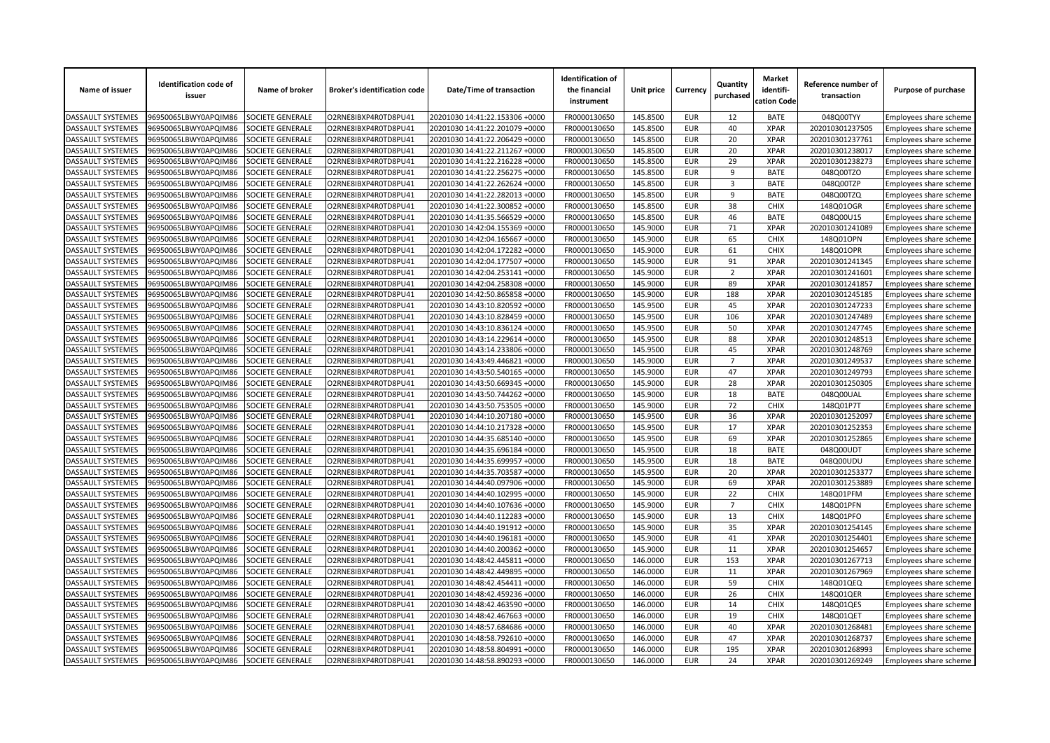| Name of issuer | Identification code of issuer | Name of broker | Broker's identification code | Date/Time of transaction | Identification of the financial instrument | Unit price | Currency | Quantity purchased | Market identifi-cation Code | Reference number of transaction | Purpose of purchase |
|---|---|---|---|---|---|---|---|---|---|---|---|
| DASSAULT SYSTEMES | 96950065LBWY0APQIM86 | SOCIETE GENERALE | O2RNE8IBXP4R0TD8PU41 | 20201030 14:41:22.153306 +0000 | FR0000130650 | 145.8500 | EUR | 12 | BATE | 048Q00TYY | Employees share scheme |
| DASSAULT SYSTEMES | 96950065LBWY0APQIM86 | SOCIETE GENERALE | O2RNE8IBXP4R0TD8PU41 | 20201030 14:41:22.201079 +0000 | FR0000130650 | 145.8500 | EUR | 40 | XPAR | 202010301237505 | Employees share scheme |
| DASSAULT SYSTEMES | 96950065LBWY0APQIM86 | SOCIETE GENERALE | O2RNE8IBXP4R0TD8PU41 | 20201030 14:41:22.206429 +0000 | FR0000130650 | 145.8500 | EUR | 20 | XPAR | 202010301237761 | Employees share scheme |
| DASSAULT SYSTEMES | 96950065LBWY0APQIM86 | SOCIETE GENERALE | O2RNE8IBXP4R0TD8PU41 | 20201030 14:41:22.211267 +0000 | FR0000130650 | 145.8500 | EUR | 20 | XPAR | 202010301238017 | Employees share scheme |
| DASSAULT SYSTEMES | 96950065LBWY0APQIM86 | SOCIETE GENERALE | O2RNE8IBXP4R0TD8PU41 | 20201030 14:41:22.216228 +0000 | FR0000130650 | 145.8500 | EUR | 29 | XPAR | 202010301238273 | Employees share scheme |
| DASSAULT SYSTEMES | 96950065LBWY0APQIM86 | SOCIETE GENERALE | O2RNE8IBXP4R0TD8PU41 | 20201030 14:41:22.256275 +0000 | FR0000130650 | 145.8500 | EUR | 9 | BATE | 048Q00TZO | Employees share scheme |
| DASSAULT SYSTEMES | 96950065LBWY0APQIM86 | SOCIETE GENERALE | O2RNE8IBXP4R0TD8PU41 | 20201030 14:41:22.262624 +0000 | FR0000130650 | 145.8500 | EUR | 3 | BATE | 048Q00TZP | Employees share scheme |
| DASSAULT SYSTEMES | 96950065LBWY0APQIM86 | SOCIETE GENERALE | O2RNE8IBXP4R0TD8PU41 | 20201030 14:41:22.282013 +0000 | FR0000130650 | 145.8500 | EUR | 9 | BATE | 048Q00TZQ | Employees share scheme |
| DASSAULT SYSTEMES | 96950065LBWY0APQIM86 | SOCIETE GENERALE | O2RNE8IBXP4R0TD8PU41 | 20201030 14:41:22.300852 +0000 | FR0000130650 | 145.8500 | EUR | 38 | CHIX | 148Q01OGR | Employees share scheme |
| DASSAULT SYSTEMES | 96950065LBWY0APQIM86 | SOCIETE GENERALE | O2RNE8IBXP4R0TD8PU41 | 20201030 14:41:35.566529 +0000 | FR0000130650 | 145.8500 | EUR | 46 | BATE | 048Q00U15 | Employees share scheme |
| DASSAULT SYSTEMES | 96950065LBWY0APQIM86 | SOCIETE GENERALE | O2RNE8IBXP4R0TD8PU41 | 20201030 14:42:04.155369 +0000 | FR0000130650 | 145.9000 | EUR | 71 | XPAR | 202010301241089 | Employees share scheme |
| DASSAULT SYSTEMES | 96950065LBWY0APQIM86 | SOCIETE GENERALE | O2RNE8IBXP4R0TD8PU41 | 20201030 14:42:04.165667 +0000 | FR0000130650 | 145.9000 | EUR | 65 | CHIX | 148Q01OPN | Employees share scheme |
| DASSAULT SYSTEMES | 96950065LBWY0APQIM86 | SOCIETE GENERALE | O2RNE8IBXP4R0TD8PU41 | 20201030 14:42:04.172282 +0000 | FR0000130650 | 145.9000 | EUR | 61 | CHIX | 148Q01OPR | Employees share scheme |
| DASSAULT SYSTEMES | 96950065LBWY0APQIM86 | SOCIETE GENERALE | O2RNE8IBXP4R0TD8PU41 | 20201030 14:42:04.177507 +0000 | FR0000130650 | 145.9000 | EUR | 91 | XPAR | 202010301241345 | Employees share scheme |
| DASSAULT SYSTEMES | 96950065LBWY0APQIM86 | SOCIETE GENERALE | O2RNE8IBXP4R0TD8PU41 | 20201030 14:42:04.253141 +0000 | FR0000130650 | 145.9000 | EUR | 2 | XPAR | 202010301241601 | Employees share scheme |
| DASSAULT SYSTEMES | 96950065LBWY0APQIM86 | SOCIETE GENERALE | O2RNE8IBXP4R0TD8PU41 | 20201030 14:42:04.258308 +0000 | FR0000130650 | 145.9000 | EUR | 89 | XPAR | 202010301241857 | Employees share scheme |
| DASSAULT SYSTEMES | 96950065LBWY0APQIM86 | SOCIETE GENERALE | O2RNE8IBXP4R0TD8PU41 | 20201030 14:42:50.865858 +0000 | FR0000130650 | 145.9000 | EUR | 188 | XPAR | 202010301245185 | Employees share scheme |
| DASSAULT SYSTEMES | 96950065LBWY0APQIM86 | SOCIETE GENERALE | O2RNE8IBXP4R0TD8PU41 | 20201030 14:43:10.820592 +0000 | FR0000130650 | 145.9500 | EUR | 45 | XPAR | 202010301247233 | Employees share scheme |
| DASSAULT SYSTEMES | 96950065LBWY0APQIM86 | SOCIETE GENERALE | O2RNE8IBXP4R0TD8PU41 | 20201030 14:43:10.828459 +0000 | FR0000130650 | 145.9500 | EUR | 106 | XPAR | 202010301247489 | Employees share scheme |
| DASSAULT SYSTEMES | 96950065LBWY0APQIM86 | SOCIETE GENERALE | O2RNE8IBXP4R0TD8PU41 | 20201030 14:43:10.836124 +0000 | FR0000130650 | 145.9500 | EUR | 50 | XPAR | 202010301247745 | Employees share scheme |
| DASSAULT SYSTEMES | 96950065LBWY0APQIM86 | SOCIETE GENERALE | O2RNE8IBXP4R0TD8PU41 | 20201030 14:43:14.229614 +0000 | FR0000130650 | 145.9500 | EUR | 88 | XPAR | 202010301248513 | Employees share scheme |
| DASSAULT SYSTEMES | 96950065LBWY0APQIM86 | SOCIETE GENERALE | O2RNE8IBXP4R0TD8PU41 | 20201030 14:43:14.233806 +0000 | FR0000130650 | 145.9500 | EUR | 45 | XPAR | 202010301248769 | Employees share scheme |
| DASSAULT SYSTEMES | 96950065LBWY0APQIM86 | SOCIETE GENERALE | O2RNE8IBXP4R0TD8PU41 | 20201030 14:43:49.446821 +0000 | FR0000130650 | 145.9000 | EUR | 7 | XPAR | 202010301249537 | Employees share scheme |
| DASSAULT SYSTEMES | 96950065LBWY0APQIM86 | SOCIETE GENERALE | O2RNE8IBXP4R0TD8PU41 | 20201030 14:43:50.540165 +0000 | FR0000130650 | 145.9000 | EUR | 47 | XPAR | 202010301249793 | Employees share scheme |
| DASSAULT SYSTEMES | 96950065LBWY0APQIM86 | SOCIETE GENERALE | O2RNE8IBXP4R0TD8PU41 | 20201030 14:43:50.669345 +0000 | FR0000130650 | 145.9000 | EUR | 28 | XPAR | 202010301250305 | Employees share scheme |
| DASSAULT SYSTEMES | 96950065LBWY0APQIM86 | SOCIETE GENERALE | O2RNE8IBXP4R0TD8PU41 | 20201030 14:43:50.744262 +0000 | FR0000130650 | 145.9000 | EUR | 18 | BATE | 048Q00UAL | Employees share scheme |
| DASSAULT SYSTEMES | 96950065LBWY0APQIM86 | SOCIETE GENERALE | O2RNE8IBXP4R0TD8PU41 | 20201030 14:43:50.753505 +0000 | FR0000130650 | 145.9000 | EUR | 72 | CHIX | 148Q01P7T | Employees share scheme |
| DASSAULT SYSTEMES | 96950065LBWY0APQIM86 | SOCIETE GENERALE | O2RNE8IBXP4R0TD8PU41 | 20201030 14:44:10.207180 +0000 | FR0000130650 | 145.9500 | EUR | 36 | XPAR | 202010301252097 | Employees share scheme |
| DASSAULT SYSTEMES | 96950065LBWY0APQIM86 | SOCIETE GENERALE | O2RNE8IBXP4R0TD8PU41 | 20201030 14:44:10.217328 +0000 | FR0000130650 | 145.9500 | EUR | 17 | XPAR | 202010301252353 | Employees share scheme |
| DASSAULT SYSTEMES | 96950065LBWY0APQIM86 | SOCIETE GENERALE | O2RNE8IBXP4R0TD8PU41 | 20201030 14:44:35.685140 +0000 | FR0000130650 | 145.9500 | EUR | 69 | XPAR | 202010301252865 | Employees share scheme |
| DASSAULT SYSTEMES | 96950065LBWY0APQIM86 | SOCIETE GENERALE | O2RNE8IBXP4R0TD8PU41 | 20201030 14:44:35.696184 +0000 | FR0000130650 | 145.9500 | EUR | 18 | BATE | 048Q00UDT | Employees share scheme |
| DASSAULT SYSTEMES | 96950065LBWY0APQIM86 | SOCIETE GENERALE | O2RNE8IBXP4R0TD8PU41 | 20201030 14:44:35.699957 +0000 | FR0000130650 | 145.9500 | EUR | 18 | BATE | 048Q00UDU | Employees share scheme |
| DASSAULT SYSTEMES | 96950065LBWY0APQIM86 | SOCIETE GENERALE | O2RNE8IBXP4R0TD8PU41 | 20201030 14:44:35.703587 +0000 | FR0000130650 | 145.9500 | EUR | 20 | XPAR | 202010301253377 | Employees share scheme |
| DASSAULT SYSTEMES | 96950065LBWY0APQIM86 | SOCIETE GENERALE | O2RNE8IBXP4R0TD8PU41 | 20201030 14:44:40.097906 +0000 | FR0000130650 | 145.9000 | EUR | 69 | XPAR | 202010301253889 | Employees share scheme |
| DASSAULT SYSTEMES | 96950065LBWY0APQIM86 | SOCIETE GENERALE | O2RNE8IBXP4R0TD8PU41 | 20201030 14:44:40.102995 +0000 | FR0000130650 | 145.9000 | EUR | 22 | CHIX | 148Q01PFM | Employees share scheme |
| DASSAULT SYSTEMES | 96950065LBWY0APQIM86 | SOCIETE GENERALE | O2RNE8IBXP4R0TD8PU41 | 20201030 14:44:40.107636 +0000 | FR0000130650 | 145.9000 | EUR | 7 | CHIX | 148Q01PFN | Employees share scheme |
| DASSAULT SYSTEMES | 96950065LBWY0APQIM86 | SOCIETE GENERALE | O2RNE8IBXP4R0TD8PU41 | 20201030 14:44:40.112283 +0000 | FR0000130650 | 145.9000 | EUR | 13 | CHIX | 148Q01PFO | Employees share scheme |
| DASSAULT SYSTEMES | 96950065LBWY0APQIM86 | SOCIETE GENERALE | O2RNE8IBXP4R0TD8PU41 | 20201030 14:44:40.191912 +0000 | FR0000130650 | 145.9000 | EUR | 35 | XPAR | 202010301254145 | Employees share scheme |
| DASSAULT SYSTEMES | 96950065LBWY0APQIM86 | SOCIETE GENERALE | O2RNE8IBXP4R0TD8PU41 | 20201030 14:44:40.196181 +0000 | FR0000130650 | 145.9000 | EUR | 41 | XPAR | 202010301254401 | Employees share scheme |
| DASSAULT SYSTEMES | 96950065LBWY0APQIM86 | SOCIETE GENERALE | O2RNE8IBXP4R0TD8PU41 | 20201030 14:44:40.200362 +0000 | FR0000130650 | 145.9000 | EUR | 11 | XPAR | 202010301254657 | Employees share scheme |
| DASSAULT SYSTEMES | 96950065LBWY0APQIM86 | SOCIETE GENERALE | O2RNE8IBXP4R0TD8PU41 | 20201030 14:48:42.445811 +0000 | FR0000130650 | 146.0000 | EUR | 153 | XPAR | 202010301267713 | Employees share scheme |
| DASSAULT SYSTEMES | 96950065LBWY0APQIM86 | SOCIETE GENERALE | O2RNE8IBXP4R0TD8PU41 | 20201030 14:48:42.449895 +0000 | FR0000130650 | 146.0000 | EUR | 11 | XPAR | 202010301267969 | Employees share scheme |
| DASSAULT SYSTEMES | 96950065LBWY0APQIM86 | SOCIETE GENERALE | O2RNE8IBXP4R0TD8PU41 | 20201030 14:48:42.454411 +0000 | FR0000130650 | 146.0000 | EUR | 59 | CHIX | 148Q01QEQ | Employees share scheme |
| DASSAULT SYSTEMES | 96950065LBWY0APQIM86 | SOCIETE GENERALE | O2RNE8IBXP4R0TD8PU41 | 20201030 14:48:42.459236 +0000 | FR0000130650 | 146.0000 | EUR | 26 | CHIX | 148Q01QER | Employees share scheme |
| DASSAULT SYSTEMES | 96950065LBWY0APQIM86 | SOCIETE GENERALE | O2RNE8IBXP4R0TD8PU41 | 20201030 14:48:42.463590 +0000 | FR0000130650 | 146.0000 | EUR | 14 | CHIX | 148Q01QES | Employees share scheme |
| DASSAULT SYSTEMES | 96950065LBWY0APQIM86 | SOCIETE GENERALE | O2RNE8IBXP4R0TD8PU41 | 20201030 14:48:42.467663 +0000 | FR0000130650 | 146.0000 | EUR | 19 | CHIX | 148Q01QET | Employees share scheme |
| DASSAULT SYSTEMES | 96950065LBWY0APQIM86 | SOCIETE GENERALE | O2RNE8IBXP4R0TD8PU41 | 20201030 14:48:57.684686 +0000 | FR0000130650 | 146.0000 | EUR | 40 | XPAR | 202010301268481 | Employees share scheme |
| DASSAULT SYSTEMES | 96950065LBWY0APQIM86 | SOCIETE GENERALE | O2RNE8IBXP4R0TD8PU41 | 20201030 14:48:58.792610 +0000 | FR0000130650 | 146.0000 | EUR | 47 | XPAR | 202010301268737 | Employees share scheme |
| DASSAULT SYSTEMES | 96950065LBWY0APQIM86 | SOCIETE GENERALE | O2RNE8IBXP4R0TD8PU41 | 20201030 14:48:58.804991 +0000 | FR0000130650 | 146.0000 | EUR | 195 | XPAR | 202010301268993 | Employees share scheme |
| DASSAULT SYSTEMES | 96950065LBWY0APQIM86 | SOCIETE GENERALE | O2RNE8IBXP4R0TD8PU41 | 20201030 14:48:58.890293 +0000 | FR0000130650 | 146.0000 | EUR | 24 | XPAR | 202010301269249 | Employees share scheme |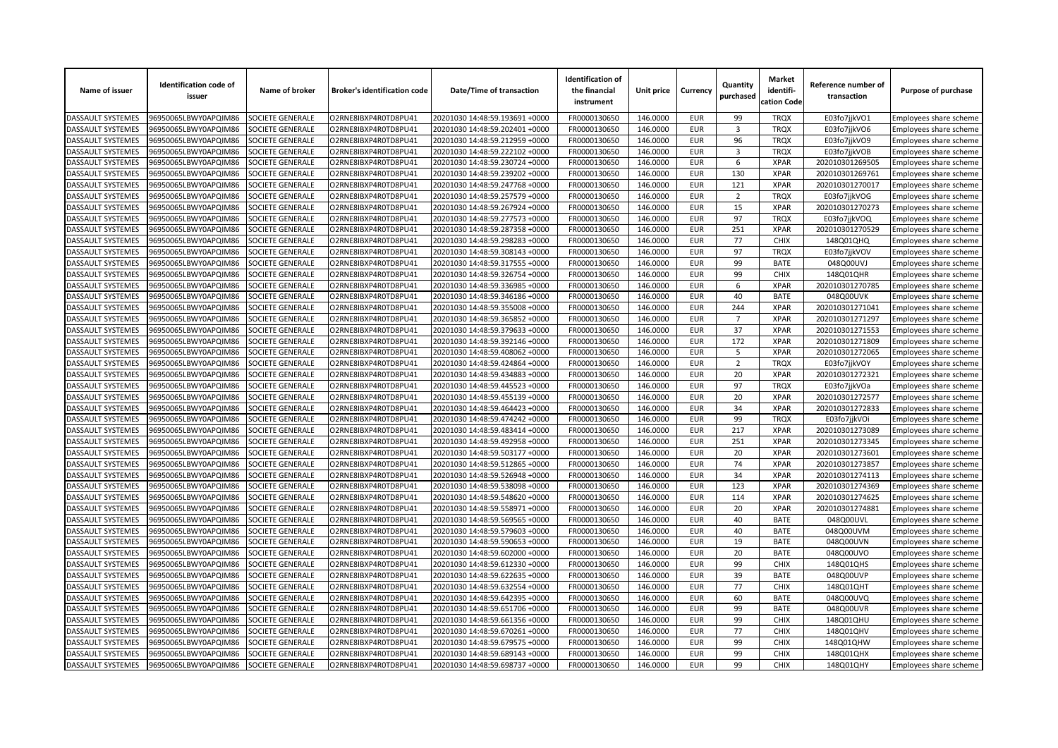| Name of issuer | Identification code of issuer | Name of broker | Broker's identification code | Date/Time of transaction | Identification of the financial instrument | Unit price | Currency | Quantity purchased | Market identifi-cation Code | Reference number of transaction | Purpose of purchase |
|---|---|---|---|---|---|---|---|---|---|---|---|
| DASSAULT SYSTEMES | 96950065LBWY0APQIM86 | SOCIETE GENERALE | O2RNE8IBXP4R0TD8PU41 | 20201030 14:48:59.193691 +0000 | FR0000130650 | 146.0000 | EUR | 99 | TRQX | E03fo7jjkVO1 | Employees share scheme |
| DASSAULT SYSTEMES | 96950065LBWY0APQIM86 | SOCIETE GENERALE | O2RNE8IBXP4R0TD8PU41 | 20201030 14:48:59.202401 +0000 | FR0000130650 | 146.0000 | EUR | 3 | TRQX | E03fo7jjkVO6 | Employees share scheme |
| DASSAULT SYSTEMES | 96950065LBWY0APQIM86 | SOCIETE GENERALE | O2RNE8IBXP4R0TD8PU41 | 20201030 14:48:59.212959 +0000 | FR0000130650 | 146.0000 | EUR | 96 | TRQX | E03fo7jjkVO9 | Employees share scheme |
| DASSAULT SYSTEMES | 96950065LBWY0APQIM86 | SOCIETE GENERALE | O2RNE8IBXP4R0TD8PU41 | 20201030 14:48:59.222102 +0000 | FR0000130650 | 146.0000 | EUR | 3 | TRQX | E03fo7jjkVOB | Employees share scheme |
| DASSAULT SYSTEMES | 96950065LBWY0APQIM86 | SOCIETE GENERALE | O2RNE8IBXP4R0TD8PU41 | 20201030 14:48:59.230724 +0000 | FR0000130650 | 146.0000 | EUR | 6 | XPAR | 202010301269505 | Employees share scheme |
| DASSAULT SYSTEMES | 96950065LBWY0APQIM86 | SOCIETE GENERALE | O2RNE8IBXP4R0TD8PU41 | 20201030 14:48:59.239202 +0000 | FR0000130650 | 146.0000 | EUR | 130 | XPAR | 202010301269761 | Employees share scheme |
| DASSAULT SYSTEMES | 96950065LBWY0APQIM86 | SOCIETE GENERALE | O2RNE8IBXP4R0TD8PU41 | 20201030 14:48:59.247768 +0000 | FR0000130650 | 146.0000 | EUR | 121 | XPAR | 202010301270017 | Employees share scheme |
| DASSAULT SYSTEMES | 96950065LBWY0APQIM86 | SOCIETE GENERALE | O2RNE8IBXP4R0TD8PU41 | 20201030 14:48:59.257579 +0000 | FR0000130650 | 146.0000 | EUR | 2 | TRQX | E03fo7jjkVOG | Employees share scheme |
| DASSAULT SYSTEMES | 96950065LBWY0APQIM86 | SOCIETE GENERALE | O2RNE8IBXP4R0TD8PU41 | 20201030 14:48:59.267924 +0000 | FR0000130650 | 146.0000 | EUR | 15 | XPAR | 202010301270273 | Employees share scheme |
| DASSAULT SYSTEMES | 96950065LBWY0APQIM86 | SOCIETE GENERALE | O2RNE8IBXP4R0TD8PU41 | 20201030 14:48:59.277573 +0000 | FR0000130650 | 146.0000 | EUR | 97 | TRQX | E03fo7jjkVOQ | Employees share scheme |
| DASSAULT SYSTEMES | 96950065LBWY0APQIM86 | SOCIETE GENERALE | O2RNE8IBXP4R0TD8PU41 | 20201030 14:48:59.287358 +0000 | FR0000130650 | 146.0000 | EUR | 251 | XPAR | 202010301270529 | Employees share scheme |
| DASSAULT SYSTEMES | 96950065LBWY0APQIM86 | SOCIETE GENERALE | O2RNE8IBXP4R0TD8PU41 | 20201030 14:48:59.298283 +0000 | FR0000130650 | 146.0000 | EUR | 77 | CHIX | 148Q01QHQ | Employees share scheme |
| DASSAULT SYSTEMES | 96950065LBWY0APQIM86 | SOCIETE GENERALE | O2RNE8IBXP4R0TD8PU41 | 20201030 14:48:59.308143 +0000 | FR0000130650 | 146.0000 | EUR | 97 | TRQX | E03fo7jjkVOV | Employees share scheme |
| DASSAULT SYSTEMES | 96950065LBWY0APQIM86 | SOCIETE GENERALE | O2RNE8IBXP4R0TD8PU41 | 20201030 14:48:59.317555 +0000 | FR0000130650 | 146.0000 | EUR | 99 | BATE | 048Q00UVJ | Employees share scheme |
| DASSAULT SYSTEMES | 96950065LBWY0APQIM86 | SOCIETE GENERALE | O2RNE8IBXP4R0TD8PU41 | 20201030 14:48:59.326754 +0000 | FR0000130650 | 146.0000 | EUR | 99 | CHIX | 148Q01QHR | Employees share scheme |
| DASSAULT SYSTEMES | 96950065LBWY0APQIM86 | SOCIETE GENERALE | O2RNE8IBXP4R0TD8PU41 | 20201030 14:48:59.336985 +0000 | FR0000130650 | 146.0000 | EUR | 6 | XPAR | 202010301270785 | Employees share scheme |
| DASSAULT SYSTEMES | 96950065LBWY0APQIM86 | SOCIETE GENERALE | O2RNE8IBXP4R0TD8PU41 | 20201030 14:48:59.346186 +0000 | FR0000130650 | 146.0000 | EUR | 40 | BATE | 048Q00UVK | Employees share scheme |
| DASSAULT SYSTEMES | 96950065LBWY0APQIM86 | SOCIETE GENERALE | O2RNE8IBXP4R0TD8PU41 | 20201030 14:48:59.355008 +0000 | FR0000130650 | 146.0000 | EUR | 244 | XPAR | 202010301271041 | Employees share scheme |
| DASSAULT SYSTEMES | 96950065LBWY0APQIM86 | SOCIETE GENERALE | O2RNE8IBXP4R0TD8PU41 | 20201030 14:48:59.365852 +0000 | FR0000130650 | 146.0000 | EUR | 7 | XPAR | 202010301271297 | Employees share scheme |
| DASSAULT SYSTEMES | 96950065LBWY0APQIM86 | SOCIETE GENERALE | O2RNE8IBXP4R0TD8PU41 | 20201030 14:48:59.379633 +0000 | FR0000130650 | 146.0000 | EUR | 37 | XPAR | 202010301271553 | Employees share scheme |
| DASSAULT SYSTEMES | 96950065LBWY0APQIM86 | SOCIETE GENERALE | O2RNE8IBXP4R0TD8PU41 | 20201030 14:48:59.392146 +0000 | FR0000130650 | 146.0000 | EUR | 172 | XPAR | 202010301271809 | Employees share scheme |
| DASSAULT SYSTEMES | 96950065LBWY0APQIM86 | SOCIETE GENERALE | O2RNE8IBXP4R0TD8PU41 | 20201030 14:48:59.408062 +0000 | FR0000130650 | 146.0000 | EUR | 5 | XPAR | 202010301272065 | Employees share scheme |
| DASSAULT SYSTEMES | 96950065LBWY0APQIM86 | SOCIETE GENERALE | O2RNE8IBXP4R0TD8PU41 | 20201030 14:48:59.424864 +0000 | FR0000130650 | 146.0000 | EUR | 2 | TRQX | E03fo7jjkVOY | Employees share scheme |
| DASSAULT SYSTEMES | 96950065LBWY0APQIM86 | SOCIETE GENERALE | O2RNE8IBXP4R0TD8PU41 | 20201030 14:48:59.434883 +0000 | FR0000130650 | 146.0000 | EUR | 20 | XPAR | 202010301272321 | Employees share scheme |
| DASSAULT SYSTEMES | 96950065LBWY0APQIM86 | SOCIETE GENERALE | O2RNE8IBXP4R0TD8PU41 | 20201030 14:48:59.445523 +0000 | FR0000130650 | 146.0000 | EUR | 97 | TRQX | E03fo7jjkVOa | Employees share scheme |
| DASSAULT SYSTEMES | 96950065LBWY0APQIM86 | SOCIETE GENERALE | O2RNE8IBXP4R0TD8PU41 | 20201030 14:48:59.455139 +0000 | FR0000130650 | 146.0000 | EUR | 20 | XPAR | 202010301272577 | Employees share scheme |
| DASSAULT SYSTEMES | 96950065LBWY0APQIM86 | SOCIETE GENERALE | O2RNE8IBXP4R0TD8PU41 | 20201030 14:48:59.464423 +0000 | FR0000130650 | 146.0000 | EUR | 34 | XPAR | 202010301272833 | Employees share scheme |
| DASSAULT SYSTEMES | 96950065LBWY0APQIM86 | SOCIETE GENERALE | O2RNE8IBXP4R0TD8PU41 | 20201030 14:48:59.474242 +0000 | FR0000130650 | 146.0000 | EUR | 99 | TRQX | E03fo7jjkVOi | Employees share scheme |
| DASSAULT SYSTEMES | 96950065LBWY0APQIM86 | SOCIETE GENERALE | O2RNE8IBXP4R0TD8PU41 | 20201030 14:48:59.483414 +0000 | FR0000130650 | 146.0000 | EUR | 217 | XPAR | 202010301273089 | Employees share scheme |
| DASSAULT SYSTEMES | 96950065LBWY0APQIM86 | SOCIETE GENERALE | O2RNE8IBXP4R0TD8PU41 | 20201030 14:48:59.492958 +0000 | FR0000130650 | 146.0000 | EUR | 251 | XPAR | 202010301273345 | Employees share scheme |
| DASSAULT SYSTEMES | 96950065LBWY0APQIM86 | SOCIETE GENERALE | O2RNE8IBXP4R0TD8PU41 | 20201030 14:48:59.503177 +0000 | FR0000130650 | 146.0000 | EUR | 20 | XPAR | 202010301273601 | Employees share scheme |
| DASSAULT SYSTEMES | 96950065LBWY0APQIM86 | SOCIETE GENERALE | O2RNE8IBXP4R0TD8PU41 | 20201030 14:48:59.512865 +0000 | FR0000130650 | 146.0000 | EUR | 74 | XPAR | 202010301273857 | Employees share scheme |
| DASSAULT SYSTEMES | 96950065LBWY0APQIM86 | SOCIETE GENERALE | O2RNE8IBXP4R0TD8PU41 | 20201030 14:48:59.526948 +0000 | FR0000130650 | 146.0000 | EUR | 34 | XPAR | 202010301274113 | Employees share scheme |
| DASSAULT SYSTEMES | 96950065LBWY0APQIM86 | SOCIETE GENERALE | O2RNE8IBXP4R0TD8PU41 | 20201030 14:48:59.538098 +0000 | FR0000130650 | 146.0000 | EUR | 123 | XPAR | 202010301274369 | Employees share scheme |
| DASSAULT SYSTEMES | 96950065LBWY0APQIM86 | SOCIETE GENERALE | O2RNE8IBXP4R0TD8PU41 | 20201030 14:48:59.548620 +0000 | FR0000130650 | 146.0000 | EUR | 114 | XPAR | 202010301274625 | Employees share scheme |
| DASSAULT SYSTEMES | 96950065LBWY0APQIM86 | SOCIETE GENERALE | O2RNE8IBXP4R0TD8PU41 | 20201030 14:48:59.558971 +0000 | FR0000130650 | 146.0000 | EUR | 20 | XPAR | 202010301274881 | Employees share scheme |
| DASSAULT SYSTEMES | 96950065LBWY0APQIM86 | SOCIETE GENERALE | O2RNE8IBXP4R0TD8PU41 | 20201030 14:48:59.569565 +0000 | FR0000130650 | 146.0000 | EUR | 40 | BATE | 048Q00UVL | Employees share scheme |
| DASSAULT SYSTEMES | 96950065LBWY0APQIM86 | SOCIETE GENERALE | O2RNE8IBXP4R0TD8PU41 | 20201030 14:48:59.579603 +0000 | FR0000130650 | 146.0000 | EUR | 40 | BATE | 048Q00UVM | Employees share scheme |
| DASSAULT SYSTEMES | 96950065LBWY0APQIM86 | SOCIETE GENERALE | O2RNE8IBXP4R0TD8PU41 | 20201030 14:48:59.590653 +0000 | FR0000130650 | 146.0000 | EUR | 19 | BATE | 048Q00UVN | Employees share scheme |
| DASSAULT SYSTEMES | 96950065LBWY0APQIM86 | SOCIETE GENERALE | O2RNE8IBXP4R0TD8PU41 | 20201030 14:48:59.602000 +0000 | FR0000130650 | 146.0000 | EUR | 20 | BATE | 048Q00UVO | Employees share scheme |
| DASSAULT SYSTEMES | 96950065LBWY0APQIM86 | SOCIETE GENERALE | O2RNE8IBXP4R0TD8PU41 | 20201030 14:48:59.612330 +0000 | FR0000130650 | 146.0000 | EUR | 99 | CHIX | 148Q01QHS | Employees share scheme |
| DASSAULT SYSTEMES | 96950065LBWY0APQIM86 | SOCIETE GENERALE | O2RNE8IBXP4R0TD8PU41 | 20201030 14:48:59.622635 +0000 | FR0000130650 | 146.0000 | EUR | 39 | BATE | 048Q00UVP | Employees share scheme |
| DASSAULT SYSTEMES | 96950065LBWY0APQIM86 | SOCIETE GENERALE | O2RNE8IBXP4R0TD8PU41 | 20201030 14:48:59.632554 +0000 | FR0000130650 | 146.0000 | EUR | 77 | CHIX | 148Q01QHT | Employees share scheme |
| DASSAULT SYSTEMES | 96950065LBWY0APQIM86 | SOCIETE GENERALE | O2RNE8IBXP4R0TD8PU41 | 20201030 14:48:59.642395 +0000 | FR0000130650 | 146.0000 | EUR | 60 | BATE | 048Q00UVQ | Employees share scheme |
| DASSAULT SYSTEMES | 96950065LBWY0APQIM86 | SOCIETE GENERALE | O2RNE8IBXP4R0TD8PU41 | 20201030 14:48:59.651706 +0000 | FR0000130650 | 146.0000 | EUR | 99 | BATE | 048Q00UVR | Employees share scheme |
| DASSAULT SYSTEMES | 96950065LBWY0APQIM86 | SOCIETE GENERALE | O2RNE8IBXP4R0TD8PU41 | 20201030 14:48:59.661356 +0000 | FR0000130650 | 146.0000 | EUR | 99 | CHIX | 148Q01QHU | Employees share scheme |
| DASSAULT SYSTEMES | 96950065LBWY0APQIM86 | SOCIETE GENERALE | O2RNE8IBXP4R0TD8PU41 | 20201030 14:48:59.670261 +0000 | FR0000130650 | 146.0000 | EUR | 77 | CHIX | 148Q01QHV | Employees share scheme |
| DASSAULT SYSTEMES | 96950065LBWY0APQIM86 | SOCIETE GENERALE | O2RNE8IBXP4R0TD8PU41 | 20201030 14:48:59.679575 +0000 | FR0000130650 | 146.0000 | EUR | 99 | CHIX | 148Q01QHW | Employees share scheme |
| DASSAULT SYSTEMES | 96950065LBWY0APQIM86 | SOCIETE GENERALE | O2RNE8IBXP4R0TD8PU41 | 20201030 14:48:59.689143 +0000 | FR0000130650 | 146.0000 | EUR | 99 | CHIX | 148Q01QHX | Employees share scheme |
| DASSAULT SYSTEMES | 96950065LBWY0APQIM86 | SOCIETE GENERALE | O2RNE8IBXP4R0TD8PU41 | 20201030 14:48:59.698737 +0000 | FR0000130650 | 146.0000 | EUR | 99 | CHIX | 148Q01QHY | Employees share scheme |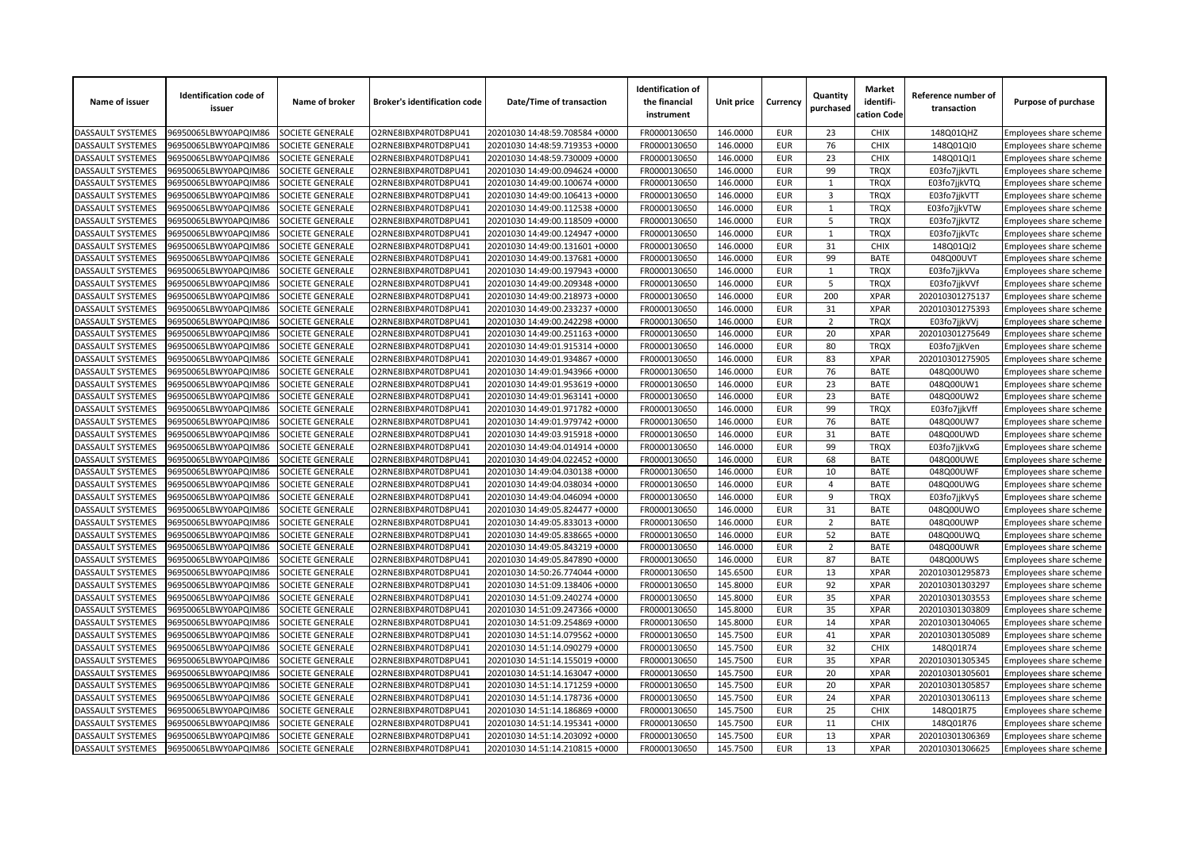| Name of issuer | Identification code of issuer | Name of broker | Broker's identification code | Date/Time of transaction | Identification of the financial instrument | Unit price | Currency | Quantity purchased | Market identifi-cation Code | Reference number of transaction | Purpose of purchase |
|---|---|---|---|---|---|---|---|---|---|---|---|
| DASSAULT SYSTEMES | 96950065LBWY0APQIM86 | SOCIETE GENERALE | O2RNE8IBXP4R0TD8PU41 | 20201030 14:48:59.708584 +0000 | FR0000130650 | 146.0000 | EUR | 23 | CHIX | 148Q01QHZ | Employees share scheme |
| DASSAULT SYSTEMES | 96950065LBWY0APQIM86 | SOCIETE GENERALE | O2RNE8IBXP4R0TD8PU41 | 20201030 14:48:59.719353 +0000 | FR0000130650 | 146.0000 | EUR | 76 | CHIX | 148Q01QI0 | Employees share scheme |
| DASSAULT SYSTEMES | 96950065LBWY0APQIM86 | SOCIETE GENERALE | O2RNE8IBXP4R0TD8PU41 | 20201030 14:48:59.730009 +0000 | FR0000130650 | 146.0000 | EUR | 23 | CHIX | 148Q01QI1 | Employees share scheme |
| DASSAULT SYSTEMES | 96950065LBWY0APQIM86 | SOCIETE GENERALE | O2RNE8IBXP4R0TD8PU41 | 20201030 14:49:00.094624 +0000 | FR0000130650 | 146.0000 | EUR | 99 | TRQX | E03fo7jjkVTL | Employees share scheme |
| DASSAULT SYSTEMES | 96950065LBWY0APQIM86 | SOCIETE GENERALE | O2RNE8IBXP4R0TD8PU41 | 20201030 14:49:00.100674 +0000 | FR0000130650 | 146.0000 | EUR | 1 | TRQX | E03fo7jjkVTQ | Employees share scheme |
| DASSAULT SYSTEMES | 96950065LBWY0APQIM86 | SOCIETE GENERALE | O2RNE8IBXP4R0TD8PU41 | 20201030 14:49:00.106413 +0000 | FR0000130650 | 146.0000 | EUR | 3 | TRQX | E03fo7jjkVTT | Employees share scheme |
| DASSAULT SYSTEMES | 96950065LBWY0APQIM86 | SOCIETE GENERALE | O2RNE8IBXP4R0TD8PU41 | 20201030 14:49:00.112538 +0000 | FR0000130650 | 146.0000 | EUR | 1 | TRQX | E03fo7jjkVTW | Employees share scheme |
| DASSAULT SYSTEMES | 96950065LBWY0APQIM86 | SOCIETE GENERALE | O2RNE8IBXP4R0TD8PU41 | 20201030 14:49:00.118509 +0000 | FR0000130650 | 146.0000 | EUR | 5 | TRQX | E03fo7jjkVTZ | Employees share scheme |
| DASSAULT SYSTEMES | 96950065LBWY0APQIM86 | SOCIETE GENERALE | O2RNE8IBXP4R0TD8PU41 | 20201030 14:49:00.124947 +0000 | FR0000130650 | 146.0000 | EUR | 1 | TRQX | E03fo7jjkVTc | Employees share scheme |
| DASSAULT SYSTEMES | 96950065LBWY0APQIM86 | SOCIETE GENERALE | O2RNE8IBXP4R0TD8PU41 | 20201030 14:49:00.131601 +0000 | FR0000130650 | 146.0000 | EUR | 31 | CHIX | 148Q01QI2 | Employees share scheme |
| DASSAULT SYSTEMES | 96950065LBWY0APQIM86 | SOCIETE GENERALE | O2RNE8IBXP4R0TD8PU41 | 20201030 14:49:00.137681 +0000 | FR0000130650 | 146.0000 | EUR | 99 | BATE | 048Q00UVT | Employees share scheme |
| DASSAULT SYSTEMES | 96950065LBWY0APQIM86 | SOCIETE GENERALE | O2RNE8IBXP4R0TD8PU41 | 20201030 14:49:00.197943 +0000 | FR0000130650 | 146.0000 | EUR | 1 | TRQX | E03fo7jjkVVa | Employees share scheme |
| DASSAULT SYSTEMES | 96950065LBWY0APQIM86 | SOCIETE GENERALE | O2RNE8IBXP4R0TD8PU41 | 20201030 14:49:00.209348 +0000 | FR0000130650 | 146.0000 | EUR | 5 | TRQX | E03fo7jjkVVf | Employees share scheme |
| DASSAULT SYSTEMES | 96950065LBWY0APQIM86 | SOCIETE GENERALE | O2RNE8IBXP4R0TD8PU41 | 20201030 14:49:00.218973 +0000 | FR0000130650 | 146.0000 | EUR | 200 | XPAR | 202010301275137 | Employees share scheme |
| DASSAULT SYSTEMES | 96950065LBWY0APQIM86 | SOCIETE GENERALE | O2RNE8IBXP4R0TD8PU41 | 20201030 14:49:00.233237 +0000 | FR0000130650 | 146.0000 | EUR | 31 | XPAR | 202010301275393 | Employees share scheme |
| DASSAULT SYSTEMES | 96950065LBWY0APQIM86 | SOCIETE GENERALE | O2RNE8IBXP4R0TD8PU41 | 20201030 14:49:00.242298 +0000 | FR0000130650 | 146.0000 | EUR | 2 | TRQX | E03fo7jjkVVj | Employees share scheme |
| DASSAULT SYSTEMES | 96950065LBWY0APQIM86 | SOCIETE GENERALE | O2RNE8IBXP4R0TD8PU41 | 20201030 14:49:00.251163 +0000 | FR0000130650 | 146.0000 | EUR | 20 | XPAR | 202010301275649 | Employees share scheme |
| DASSAULT SYSTEMES | 96950065LBWY0APQIM86 | SOCIETE GENERALE | O2RNE8IBXP4R0TD8PU41 | 20201030 14:49:01.915314 +0000 | FR0000130650 | 146.0000 | EUR | 80 | TRQX | E03fo7jjkVen | Employees share scheme |
| DASSAULT SYSTEMES | 96950065LBWY0APQIM86 | SOCIETE GENERALE | O2RNE8IBXP4R0TD8PU41 | 20201030 14:49:01.934867 +0000 | FR0000130650 | 146.0000 | EUR | 83 | XPAR | 202010301275905 | Employees share scheme |
| DASSAULT SYSTEMES | 96950065LBWY0APQIM86 | SOCIETE GENERALE | O2RNE8IBXP4R0TD8PU41 | 20201030 14:49:01.943966 +0000 | FR0000130650 | 146.0000 | EUR | 76 | BATE | 048Q00UW0 | Employees share scheme |
| DASSAULT SYSTEMES | 96950065LBWY0APQIM86 | SOCIETE GENERALE | O2RNE8IBXP4R0TD8PU41 | 20201030 14:49:01.953619 +0000 | FR0000130650 | 146.0000 | EUR | 23 | BATE | 048Q00UW1 | Employees share scheme |
| DASSAULT SYSTEMES | 96950065LBWY0APQIM86 | SOCIETE GENERALE | O2RNE8IBXP4R0TD8PU41 | 20201030 14:49:01.963141 +0000 | FR0000130650 | 146.0000 | EUR | 23 | BATE | 048Q00UW2 | Employees share scheme |
| DASSAULT SYSTEMES | 96950065LBWY0APQIM86 | SOCIETE GENERALE | O2RNE8IBXP4R0TD8PU41 | 20201030 14:49:01.971782 +0000 | FR0000130650 | 146.0000 | EUR | 99 | TRQX | E03fo7jjkVff | Employees share scheme |
| DASSAULT SYSTEMES | 96950065LBWY0APQIM86 | SOCIETE GENERALE | O2RNE8IBXP4R0TD8PU41 | 20201030 14:49:01.979742 +0000 | FR0000130650 | 146.0000 | EUR | 76 | BATE | 048Q00UW7 | Employees share scheme |
| DASSAULT SYSTEMES | 96950065LBWY0APQIM86 | SOCIETE GENERALE | O2RNE8IBXP4R0TD8PU41 | 20201030 14:49:03.915918 +0000 | FR0000130650 | 146.0000 | EUR | 31 | BATE | 048Q00UWD | Employees share scheme |
| DASSAULT SYSTEMES | 96950065LBWY0APQIM86 | SOCIETE GENERALE | O2RNE8IBXP4R0TD8PU41 | 20201030 14:49:04.014914 +0000 | FR0000130650 | 146.0000 | EUR | 99 | TRQX | E03fo7jjkVxG | Employees share scheme |
| DASSAULT SYSTEMES | 96950065LBWY0APQIM86 | SOCIETE GENERALE | O2RNE8IBXP4R0TD8PU41 | 20201030 14:49:04.022452 +0000 | FR0000130650 | 146.0000 | EUR | 68 | BATE | 048Q00UWE | Employees share scheme |
| DASSAULT SYSTEMES | 96950065LBWY0APQIM86 | SOCIETE GENERALE | O2RNE8IBXP4R0TD8PU41 | 20201030 14:49:04.030138 +0000 | FR0000130650 | 146.0000 | EUR | 10 | BATE | 048Q00UWF | Employees share scheme |
| DASSAULT SYSTEMES | 96950065LBWY0APQIM86 | SOCIETE GENERALE | O2RNE8IBXP4R0TD8PU41 | 20201030 14:49:04.038034 +0000 | FR0000130650 | 146.0000 | EUR | 4 | BATE | 048Q00UWG | Employees share scheme |
| DASSAULT SYSTEMES | 96950065LBWY0APQIM86 | SOCIETE GENERALE | O2RNE8IBXP4R0TD8PU41 | 20201030 14:49:04.046094 +0000 | FR0000130650 | 146.0000 | EUR | 9 | TRQX | E03fo7jjkVyS | Employees share scheme |
| DASSAULT SYSTEMES | 96950065LBWY0APQIM86 | SOCIETE GENERALE | O2RNE8IBXP4R0TD8PU41 | 20201030 14:49:05.824477 +0000 | FR0000130650 | 146.0000 | EUR | 31 | BATE | 048Q00UWO | Employees share scheme |
| DASSAULT SYSTEMES | 96950065LBWY0APQIM86 | SOCIETE GENERALE | O2RNE8IBXP4R0TD8PU41 | 20201030 14:49:05.833013 +0000 | FR0000130650 | 146.0000 | EUR | 2 | BATE | 048Q00UWP | Employees share scheme |
| DASSAULT SYSTEMES | 96950065LBWY0APQIM86 | SOCIETE GENERALE | O2RNE8IBXP4R0TD8PU41 | 20201030 14:49:05.838665 +0000 | FR0000130650 | 146.0000 | EUR | 52 | BATE | 048Q00UWQ | Employees share scheme |
| DASSAULT SYSTEMES | 96950065LBWY0APQIM86 | SOCIETE GENERALE | O2RNE8IBXP4R0TD8PU41 | 20201030 14:49:05.843219 +0000 | FR0000130650 | 146.0000 | EUR | 2 | BATE | 048Q00UWR | Employees share scheme |
| DASSAULT SYSTEMES | 96950065LBWY0APQIM86 | SOCIETE GENERALE | O2RNE8IBXP4R0TD8PU41 | 20201030 14:49:05.847890 +0000 | FR0000130650 | 146.0000 | EUR | 87 | BATE | 048Q00UWS | Employees share scheme |
| DASSAULT SYSTEMES | 96950065LBWY0APQIM86 | SOCIETE GENERALE | O2RNE8IBXP4R0TD8PU41 | 20201030 14:50:26.774044 +0000 | FR0000130650 | 145.6500 | EUR | 13 | XPAR | 202010301295873 | Employees share scheme |
| DASSAULT SYSTEMES | 96950065LBWY0APQIM86 | SOCIETE GENERALE | O2RNE8IBXP4R0TD8PU41 | 20201030 14:51:09.138406 +0000 | FR0000130650 | 145.8000 | EUR | 92 | XPAR | 202010301303297 | Employees share scheme |
| DASSAULT SYSTEMES | 96950065LBWY0APQIM86 | SOCIETE GENERALE | O2RNE8IBXP4R0TD8PU41 | 20201030 14:51:09.240274 +0000 | FR0000130650 | 145.8000 | EUR | 35 | XPAR | 202010301303553 | Employees share scheme |
| DASSAULT SYSTEMES | 96950065LBWY0APQIM86 | SOCIETE GENERALE | O2RNE8IBXP4R0TD8PU41 | 20201030 14:51:09.247366 +0000 | FR0000130650 | 145.8000 | EUR | 35 | XPAR | 202010301303809 | Employees share scheme |
| DASSAULT SYSTEMES | 96950065LBWY0APQIM86 | SOCIETE GENERALE | O2RNE8IBXP4R0TD8PU41 | 20201030 14:51:09.254869 +0000 | FR0000130650 | 145.8000 | EUR | 14 | XPAR | 202010301304065 | Employees share scheme |
| DASSAULT SYSTEMES | 96950065LBWY0APQIM86 | SOCIETE GENERALE | O2RNE8IBXP4R0TD8PU41 | 20201030 14:51:14.079562 +0000 | FR0000130650 | 145.7500 | EUR | 41 | XPAR | 202010301305089 | Employees share scheme |
| DASSAULT SYSTEMES | 96950065LBWY0APQIM86 | SOCIETE GENERALE | O2RNE8IBXP4R0TD8PU41 | 20201030 14:51:14.090279 +0000 | FR0000130650 | 145.7500 | EUR | 32 | CHIX | 148Q01R74 | Employees share scheme |
| DASSAULT SYSTEMES | 96950065LBWY0APQIM86 | SOCIETE GENERALE | O2RNE8IBXP4R0TD8PU41 | 20201030 14:51:14.155019 +0000 | FR0000130650 | 145.7500 | EUR | 35 | XPAR | 202010301305345 | Employees share scheme |
| DASSAULT SYSTEMES | 96950065LBWY0APQIM86 | SOCIETE GENERALE | O2RNE8IBXP4R0TD8PU41 | 20201030 14:51:14.163047 +0000 | FR0000130650 | 145.7500 | EUR | 20 | XPAR | 202010301305601 | Employees share scheme |
| DASSAULT SYSTEMES | 96950065LBWY0APQIM86 | SOCIETE GENERALE | O2RNE8IBXP4R0TD8PU41 | 20201030 14:51:14.171259 +0000 | FR0000130650 | 145.7500 | EUR | 20 | XPAR | 202010301305857 | Employees share scheme |
| DASSAULT SYSTEMES | 96950065LBWY0APQIM86 | SOCIETE GENERALE | O2RNE8IBXP4R0TD8PU41 | 20201030 14:51:14.178736 +0000 | FR0000130650 | 145.7500 | EUR | 24 | XPAR | 202010301306113 | Employees share scheme |
| DASSAULT SYSTEMES | 96950065LBWY0APQIM86 | SOCIETE GENERALE | O2RNE8IBXP4R0TD8PU41 | 20201030 14:51:14.186869 +0000 | FR0000130650 | 145.7500 | EUR | 25 | CHIX | 148Q01R75 | Employees share scheme |
| DASSAULT SYSTEMES | 96950065LBWY0APQIM86 | SOCIETE GENERALE | O2RNE8IBXP4R0TD8PU41 | 20201030 14:51:14.195341 +0000 | FR0000130650 | 145.7500 | EUR | 11 | CHIX | 148Q01R76 | Employees share scheme |
| DASSAULT SYSTEMES | 96950065LBWY0APQIM86 | SOCIETE GENERALE | O2RNE8IBXP4R0TD8PU41 | 20201030 14:51:14.203092 +0000 | FR0000130650 | 145.7500 | EUR | 13 | XPAR | 202010301306369 | Employees share scheme |
| DASSAULT SYSTEMES | 96950065LBWY0APQIM86 | SOCIETE GENERALE | O2RNE8IBXP4R0TD8PU41 | 20201030 14:51:14.210815 +0000 | FR0000130650 | 145.7500 | EUR | 13 | XPAR | 202010301306625 | Employees share scheme |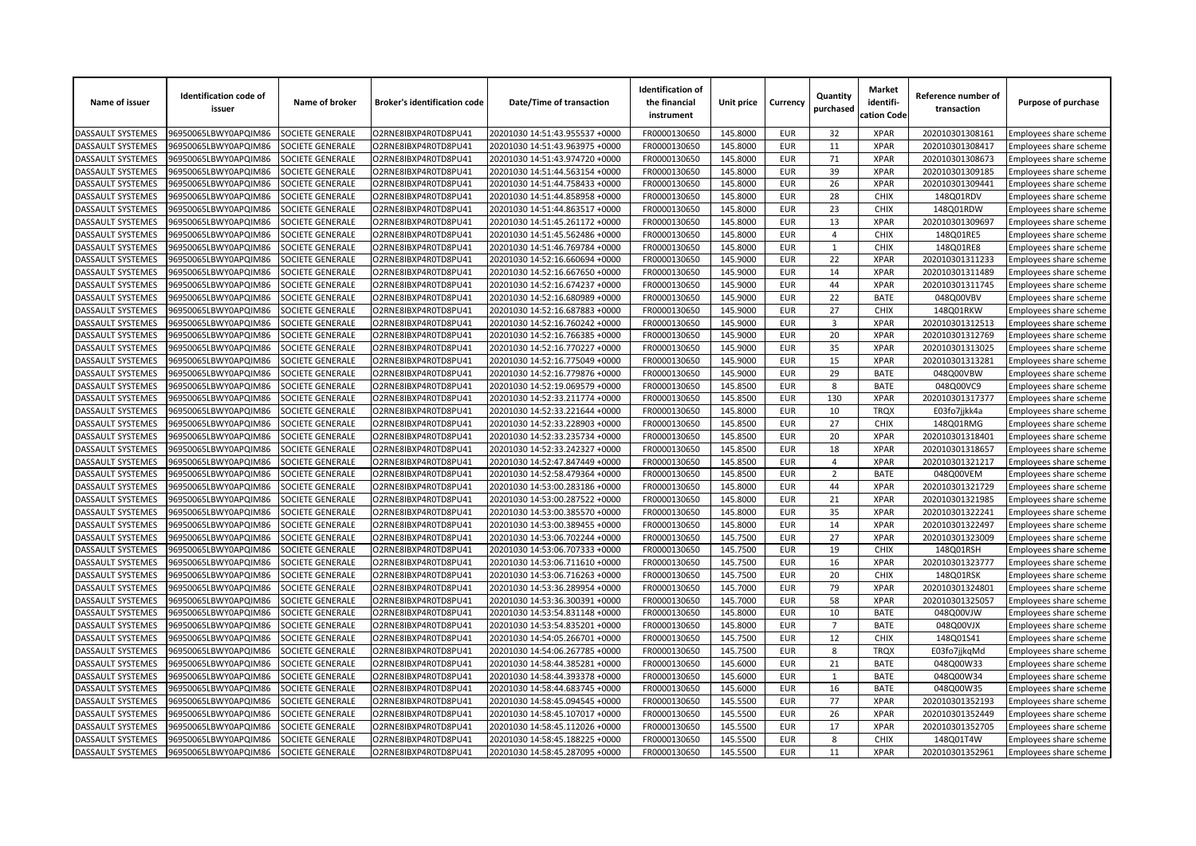| Name of issuer | Identification code of issuer | Name of broker | Broker's identification code | Date/Time of transaction | Identification of the financial instrument | Unit price | Currency | Quantity purchased | Market identifi-cation Code | Reference number of transaction | Purpose of purchase |
|---|---|---|---|---|---|---|---|---|---|---|---|
| DASSAULT SYSTEMES | 96950065LBWY0APQIM86 | SOCIETE GENERALE | O2RNE8IBXP4R0TD8PU41 | 20201030 14:51:43.955537 +0000 | FR0000130650 | 145.8000 | EUR | 32 | XPAR | 202010301308161 | Employees share scheme |
| DASSAULT SYSTEMES | 96950065LBWY0APQIM86 | SOCIETE GENERALE | O2RNE8IBXP4R0TD8PU41 | 20201030 14:51:43.963975 +0000 | FR0000130650 | 145.8000 | EUR | 11 | XPAR | 202010301308417 | Employees share scheme |
| DASSAULT SYSTEMES | 96950065LBWY0APQIM86 | SOCIETE GENERALE | O2RNE8IBXP4R0TD8PU41 | 20201030 14:51:43.974720 +0000 | FR0000130650 | 145.8000 | EUR | 71 | XPAR | 202010301308673 | Employees share scheme |
| DASSAULT SYSTEMES | 96950065LBWY0APQIM86 | SOCIETE GENERALE | O2RNE8IBXP4R0TD8PU41 | 20201030 14:51:44.563154 +0000 | FR0000130650 | 145.8000 | EUR | 39 | XPAR | 202010301309185 | Employees share scheme |
| DASSAULT SYSTEMES | 96950065LBWY0APQIM86 | SOCIETE GENERALE | O2RNE8IBXP4R0TD8PU41 | 20201030 14:51:44.758433 +0000 | FR0000130650 | 145.8000 | EUR | 26 | XPAR | 202010301309441 | Employees share scheme |
| DASSAULT SYSTEMES | 96950065LBWY0APQIM86 | SOCIETE GENERALE | O2RNE8IBXP4R0TD8PU41 | 20201030 14:51:44.858958 +0000 | FR0000130650 | 145.8000 | EUR | 28 | CHIX | 148Q01RDV | Employees share scheme |
| DASSAULT SYSTEMES | 96950065LBWY0APQIM86 | SOCIETE GENERALE | O2RNE8IBXP4R0TD8PU41 | 20201030 14:51:44.863517 +0000 | FR0000130650 | 145.8000 | EUR | 23 | CHIX | 148Q01RDW | Employees share scheme |
| DASSAULT SYSTEMES | 96950065LBWY0APQIM86 | SOCIETE GENERALE | O2RNE8IBXP4R0TD8PU41 | 20201030 14:51:45.261172 +0000 | FR0000130650 | 145.8000 | EUR | 13 | XPAR | 202010301309697 | Employees share scheme |
| DASSAULT SYSTEMES | 96950065LBWY0APQIM86 | SOCIETE GENERALE | O2RNE8IBXP4R0TD8PU41 | 20201030 14:51:45.562486 +0000 | FR0000130650 | 145.8000 | EUR | 4 | CHIX | 148Q01RE5 | Employees share scheme |
| DASSAULT SYSTEMES | 96950065LBWY0APQIM86 | SOCIETE GENERALE | O2RNE8IBXP4R0TD8PU41 | 20201030 14:51:46.769784 +0000 | FR0000130650 | 145.8000 | EUR | 1 | CHIX | 148Q01RE8 | Employees share scheme |
| DASSAULT SYSTEMES | 96950065LBWY0APQIM86 | SOCIETE GENERALE | O2RNE8IBXP4R0TD8PU41 | 20201030 14:52:16.660694 +0000 | FR0000130650 | 145.9000 | EUR | 22 | XPAR | 202010301311233 | Employees share scheme |
| DASSAULT SYSTEMES | 96950065LBWY0APQIM86 | SOCIETE GENERALE | O2RNE8IBXP4R0TD8PU41 | 20201030 14:52:16.667650 +0000 | FR0000130650 | 145.9000 | EUR | 14 | XPAR | 202010301311489 | Employees share scheme |
| DASSAULT SYSTEMES | 96950065LBWY0APQIM86 | SOCIETE GENERALE | O2RNE8IBXP4R0TD8PU41 | 20201030 14:52:16.674237 +0000 | FR0000130650 | 145.9000 | EUR | 44 | XPAR | 202010301311745 | Employees share scheme |
| DASSAULT SYSTEMES | 96950065LBWY0APQIM86 | SOCIETE GENERALE | O2RNE8IBXP4R0TD8PU41 | 20201030 14:52:16.680989 +0000 | FR0000130650 | 145.9000 | EUR | 22 | BATE | 048Q00VBV | Employees share scheme |
| DASSAULT SYSTEMES | 96950065LBWY0APQIM86 | SOCIETE GENERALE | O2RNE8IBXP4R0TD8PU41 | 20201030 14:52:16.687883 +0000 | FR0000130650 | 145.9000 | EUR | 27 | CHIX | 148Q01RKW | Employees share scheme |
| DASSAULT SYSTEMES | 96950065LBWY0APQIM86 | SOCIETE GENERALE | O2RNE8IBXP4R0TD8PU41 | 20201030 14:52:16.760242 +0000 | FR0000130650 | 145.9000 | EUR | 3 | XPAR | 202010301312513 | Employees share scheme |
| DASSAULT SYSTEMES | 96950065LBWY0APQIM86 | SOCIETE GENERALE | O2RNE8IBXP4R0TD8PU41 | 20201030 14:52:16.766385 +0000 | FR0000130650 | 145.9000 | EUR | 20 | XPAR | 202010301312769 | Employees share scheme |
| DASSAULT SYSTEMES | 96950065LBWY0APQIM86 | SOCIETE GENERALE | O2RNE8IBXP4R0TD8PU41 | 20201030 14:52:16.770227 +0000 | FR0000130650 | 145.9000 | EUR | 35 | XPAR | 202010301313025 | Employees share scheme |
| DASSAULT SYSTEMES | 96950065LBWY0APQIM86 | SOCIETE GENERALE | O2RNE8IBXP4R0TD8PU41 | 20201030 14:52:16.775049 +0000 | FR0000130650 | 145.9000 | EUR | 15 | XPAR | 202010301313281 | Employees share scheme |
| DASSAULT SYSTEMES | 96950065LBWY0APQIM86 | SOCIETE GENERALE | O2RNE8IBXP4R0TD8PU41 | 20201030 14:52:16.779876 +0000 | FR0000130650 | 145.9000 | EUR | 29 | BATE | 048Q00VBW | Employees share scheme |
| DASSAULT SYSTEMES | 96950065LBWY0APQIM86 | SOCIETE GENERALE | O2RNE8IBXP4R0TD8PU41 | 20201030 14:52:19.069579 +0000 | FR0000130650 | 145.8500 | EUR | 8 | BATE | 048Q00VC9 | Employees share scheme |
| DASSAULT SYSTEMES | 96950065LBWY0APQIM86 | SOCIETE GENERALE | O2RNE8IBXP4R0TD8PU41 | 20201030 14:52:33.211774 +0000 | FR0000130650 | 145.8500 | EUR | 130 | XPAR | 202010301317377 | Employees share scheme |
| DASSAULT SYSTEMES | 96950065LBWY0APQIM86 | SOCIETE GENERALE | O2RNE8IBXP4R0TD8PU41 | 20201030 14:52:33.221644 +0000 | FR0000130650 | 145.8000 | EUR | 10 | TRQX | E03fo7jjkk4a | Employees share scheme |
| DASSAULT SYSTEMES | 96950065LBWY0APQIM86 | SOCIETE GENERALE | O2RNE8IBXP4R0TD8PU41 | 20201030 14:52:33.228903 +0000 | FR0000130650 | 145.8500 | EUR | 27 | CHIX | 148Q01RMG | Employees share scheme |
| DASSAULT SYSTEMES | 96950065LBWY0APQIM86 | SOCIETE GENERALE | O2RNE8IBXP4R0TD8PU41 | 20201030 14:52:33.235734 +0000 | FR0000130650 | 145.8500 | EUR | 20 | XPAR | 202010301318401 | Employees share scheme |
| DASSAULT SYSTEMES | 96950065LBWY0APQIM86 | SOCIETE GENERALE | O2RNE8IBXP4R0TD8PU41 | 20201030 14:52:33.242327 +0000 | FR0000130650 | 145.8500 | EUR | 18 | XPAR | 202010301318657 | Employees share scheme |
| DASSAULT SYSTEMES | 96950065LBWY0APQIM86 | SOCIETE GENERALE | O2RNE8IBXP4R0TD8PU41 | 20201030 14:52:47.847449 +0000 | FR0000130650 | 145.8500 | EUR | 4 | XPAR | 202010301321217 | Employees share scheme |
| DASSAULT SYSTEMES | 96950065LBWY0APQIM86 | SOCIETE GENERALE | O2RNE8IBXP4R0TD8PU41 | 20201030 14:52:58.479364 +0000 | FR0000130650 | 145.8500 | EUR | 2 | BATE | 048Q00VEM | Employees share scheme |
| DASSAULT SYSTEMES | 96950065LBWY0APQIM86 | SOCIETE GENERALE | O2RNE8IBXP4R0TD8PU41 | 20201030 14:53:00.283186 +0000 | FR0000130650 | 145.8000 | EUR | 44 | XPAR | 202010301321729 | Employees share scheme |
| DASSAULT SYSTEMES | 96950065LBWY0APQIM86 | SOCIETE GENERALE | O2RNE8IBXP4R0TD8PU41 | 20201030 14:53:00.287522 +0000 | FR0000130650 | 145.8000 | EUR | 21 | XPAR | 202010301321985 | Employees share scheme |
| DASSAULT SYSTEMES | 96950065LBWY0APQIM86 | SOCIETE GENERALE | O2RNE8IBXP4R0TD8PU41 | 20201030 14:53:00.385570 +0000 | FR0000130650 | 145.8000 | EUR | 35 | XPAR | 202010301322241 | Employees share scheme |
| DASSAULT SYSTEMES | 96950065LBWY0APQIM86 | SOCIETE GENERALE | O2RNE8IBXP4R0TD8PU41 | 20201030 14:53:00.389455 +0000 | FR0000130650 | 145.8000 | EUR | 14 | XPAR | 202010301322497 | Employees share scheme |
| DASSAULT SYSTEMES | 96950065LBWY0APQIM86 | SOCIETE GENERALE | O2RNE8IBXP4R0TD8PU41 | 20201030 14:53:06.702244 +0000 | FR0000130650 | 145.7500 | EUR | 27 | XPAR | 202010301323009 | Employees share scheme |
| DASSAULT SYSTEMES | 96950065LBWY0APQIM86 | SOCIETE GENERALE | O2RNE8IBXP4R0TD8PU41 | 20201030 14:53:06.707333 +0000 | FR0000130650 | 145.7500 | EUR | 19 | CHIX | 148Q01RSH | Employees share scheme |
| DASSAULT SYSTEMES | 96950065LBWY0APQIM86 | SOCIETE GENERALE | O2RNE8IBXP4R0TD8PU41 | 20201030 14:53:06.711610 +0000 | FR0000130650 | 145.7500 | EUR | 16 | XPAR | 202010301323777 | Employees share scheme |
| DASSAULT SYSTEMES | 96950065LBWY0APQIM86 | SOCIETE GENERALE | O2RNE8IBXP4R0TD8PU41 | 20201030 14:53:06.716263 +0000 | FR0000130650 | 145.7500 | EUR | 20 | CHIX | 148Q01RSK | Employees share scheme |
| DASSAULT SYSTEMES | 96950065LBWY0APQIM86 | SOCIETE GENERALE | O2RNE8IBXP4R0TD8PU41 | 20201030 14:53:36.289954 +0000 | FR0000130650 | 145.7000 | EUR | 79 | XPAR | 202010301324801 | Employees share scheme |
| DASSAULT SYSTEMES | 96950065LBWY0APQIM86 | SOCIETE GENERALE | O2RNE8IBXP4R0TD8PU41 | 20201030 14:53:36.300391 +0000 | FR0000130650 | 145.7000 | EUR | 58 | XPAR | 202010301325057 | Employees share scheme |
| DASSAULT SYSTEMES | 96950065LBWY0APQIM86 | SOCIETE GENERALE | O2RNE8IBXP4R0TD8PU41 | 20201030 14:53:54.831148 +0000 | FR0000130650 | 145.8000 | EUR | 10 | BATE | 048Q00VJW | Employees share scheme |
| DASSAULT SYSTEMES | 96950065LBWY0APQIM86 | SOCIETE GENERALE | O2RNE8IBXP4R0TD8PU41 | 20201030 14:53:54.835201 +0000 | FR0000130650 | 145.8000 | EUR | 7 | BATE | 048Q00VJX | Employees share scheme |
| DASSAULT SYSTEMES | 96950065LBWY0APQIM86 | SOCIETE GENERALE | O2RNE8IBXP4R0TD8PU41 | 20201030 14:54:05.266701 +0000 | FR0000130650 | 145.7500 | EUR | 12 | CHIX | 148Q01S41 | Employees share scheme |
| DASSAULT SYSTEMES | 96950065LBWY0APQIM86 | SOCIETE GENERALE | O2RNE8IBXP4R0TD8PU41 | 20201030 14:54:06.267785 +0000 | FR0000130650 | 145.7500 | EUR | 8 | TRQX | E03fo7jjkqMd | Employees share scheme |
| DASSAULT SYSTEMES | 96950065LBWY0APQIM86 | SOCIETE GENERALE | O2RNE8IBXP4R0TD8PU41 | 20201030 14:58:44.385281 +0000 | FR0000130650 | 145.6000 | EUR | 21 | BATE | 048Q00W33 | Employees share scheme |
| DASSAULT SYSTEMES | 96950065LBWY0APQIM86 | SOCIETE GENERALE | O2RNE8IBXP4R0TD8PU41 | 20201030 14:58:44.393378 +0000 | FR0000130650 | 145.6000 | EUR | 1 | BATE | 048Q00W34 | Employees share scheme |
| DASSAULT SYSTEMES | 96950065LBWY0APQIM86 | SOCIETE GENERALE | O2RNE8IBXP4R0TD8PU41 | 20201030 14:58:44.683745 +0000 | FR0000130650 | 145.6000 | EUR | 16 | BATE | 048Q00W35 | Employees share scheme |
| DASSAULT SYSTEMES | 96950065LBWY0APQIM86 | SOCIETE GENERALE | O2RNE8IBXP4R0TD8PU41 | 20201030 14:58:45.094545 +0000 | FR0000130650 | 145.5500 | EUR | 77 | XPAR | 202010301352193 | Employees share scheme |
| DASSAULT SYSTEMES | 96950065LBWY0APQIM86 | SOCIETE GENERALE | O2RNE8IBXP4R0TD8PU41 | 20201030 14:58:45.107017 +0000 | FR0000130650 | 145.5500 | EUR | 26 | XPAR | 202010301352449 | Employees share scheme |
| DASSAULT SYSTEMES | 96950065LBWY0APQIM86 | SOCIETE GENERALE | O2RNE8IBXP4R0TD8PU41 | 20201030 14:58:45.112026 +0000 | FR0000130650 | 145.5500 | EUR | 17 | XPAR | 202010301352705 | Employees share scheme |
| DASSAULT SYSTEMES | 96950065LBWY0APQIM86 | SOCIETE GENERALE | O2RNE8IBXP4R0TD8PU41 | 20201030 14:58:45.188225 +0000 | FR0000130650 | 145.5500 | EUR | 8 | CHIX | 148Q01T4W | Employees share scheme |
| DASSAULT SYSTEMES | 96950065LBWY0APQIM86 | SOCIETE GENERALE | O2RNE8IBXP4R0TD8PU41 | 20201030 14:58:45.287095 +0000 | FR0000130650 | 145.5500 | EUR | 11 | XPAR | 202010301352961 | Employees share scheme |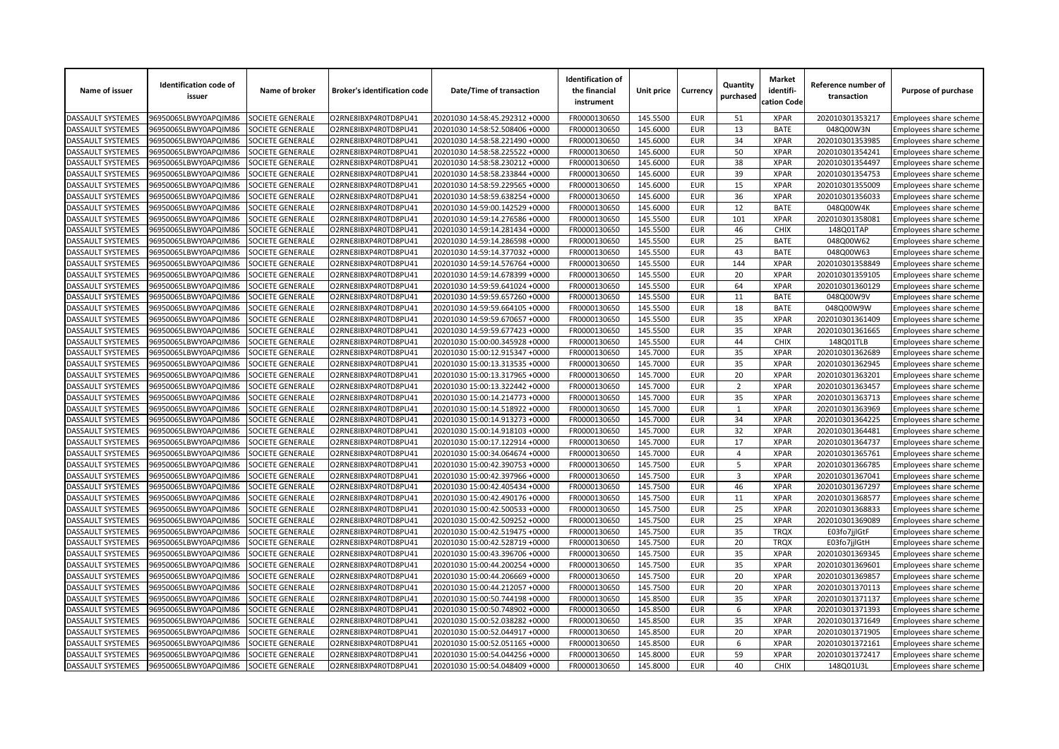| Name of issuer | Identification code of issuer | Name of broker | Broker's identification code | Date/Time of transaction | Identification of the financial instrument | Unit price | Currency | Quantity purchased | Market identifi-cation Code | Reference number of transaction | Purpose of purchase |
|---|---|---|---|---|---|---|---|---|---|---|---|
| DASSAULT SYSTEMES | 96950065LBWY0APQIM86 | SOCIETE GENERALE | O2RNE8IBXP4R0TD8PU41 | 20201030 14:58:45.292312 +0000 | FR0000130650 | 145.5500 | EUR | 51 | XPAR | 202010301353217 | Employees share scheme |
| DASSAULT SYSTEMES | 96950065LBWY0APQIM86 | SOCIETE GENERALE | O2RNE8IBXP4R0TD8PU41 | 20201030 14:58:52.508406 +0000 | FR0000130650 | 145.6000 | EUR | 13 | BATE | 048Q00W3N | Employees share scheme |
| DASSAULT SYSTEMES | 96950065LBWY0APQIM86 | SOCIETE GENERALE | O2RNE8IBXP4R0TD8PU41 | 20201030 14:58:58.221490 +0000 | FR0000130650 | 145.6000 | EUR | 34 | XPAR | 202010301353985 | Employees share scheme |
| DASSAULT SYSTEMES | 96950065LBWY0APQIM86 | SOCIETE GENERALE | O2RNE8IBXP4R0TD8PU41 | 20201030 14:58:58.225522 +0000 | FR0000130650 | 145.6000 | EUR | 50 | XPAR | 202010301354241 | Employees share scheme |
| DASSAULT SYSTEMES | 96950065LBWY0APQIM86 | SOCIETE GENERALE | O2RNE8IBXP4R0TD8PU41 | 20201030 14:58:58.230212 +0000 | FR0000130650 | 145.6000 | EUR | 38 | XPAR | 202010301354497 | Employees share scheme |
| DASSAULT SYSTEMES | 96950065LBWY0APQIM86 | SOCIETE GENERALE | O2RNE8IBXP4R0TD8PU41 | 20201030 14:58:58.233844 +0000 | FR0000130650 | 145.6000 | EUR | 39 | XPAR | 202010301354753 | Employees share scheme |
| DASSAULT SYSTEMES | 96950065LBWY0APQIM86 | SOCIETE GENERALE | O2RNE8IBXP4R0TD8PU41 | 20201030 14:58:59.229565 +0000 | FR0000130650 | 145.6000 | EUR | 15 | XPAR | 202010301355009 | Employees share scheme |
| DASSAULT SYSTEMES | 96950065LBWY0APQIM86 | SOCIETE GENERALE | O2RNE8IBXP4R0TD8PU41 | 20201030 14:58:59.638254 +0000 | FR0000130650 | 145.6000 | EUR | 36 | XPAR | 202010301356033 | Employees share scheme |
| DASSAULT SYSTEMES | 96950065LBWY0APQIM86 | SOCIETE GENERALE | O2RNE8IBXP4R0TD8PU41 | 20201030 14:59:00.142529 +0000 | FR0000130650 | 145.6000 | EUR | 12 | BATE | 048Q00W4K | Employees share scheme |
| DASSAULT SYSTEMES | 96950065LBWY0APQIM86 | SOCIETE GENERALE | O2RNE8IBXP4R0TD8PU41 | 20201030 14:59:14.276586 +0000 | FR0000130650 | 145.5500 | EUR | 101 | XPAR | 202010301358081 | Employees share scheme |
| DASSAULT SYSTEMES | 96950065LBWY0APQIM86 | SOCIETE GENERALE | O2RNE8IBXP4R0TD8PU41 | 20201030 14:59:14.281434 +0000 | FR0000130650 | 145.5500 | EUR | 46 | CHIX | 148Q01TAP | Employees share scheme |
| DASSAULT SYSTEMES | 96950065LBWY0APQIM86 | SOCIETE GENERALE | O2RNE8IBXP4R0TD8PU41 | 20201030 14:59:14.286598 +0000 | FR0000130650 | 145.5500 | EUR | 25 | BATE | 048Q00W62 | Employees share scheme |
| DASSAULT SYSTEMES | 96950065LBWY0APQIM86 | SOCIETE GENERALE | O2RNE8IBXP4R0TD8PU41 | 20201030 14:59:14.377032 +0000 | FR0000130650 | 145.5500 | EUR | 43 | BATE | 048Q00W63 | Employees share scheme |
| DASSAULT SYSTEMES | 96950065LBWY0APQIM86 | SOCIETE GENERALE | O2RNE8IBXP4R0TD8PU41 | 20201030 14:59:14.576764 +0000 | FR0000130650 | 145.5500 | EUR | 144 | XPAR | 202010301358849 | Employees share scheme |
| DASSAULT SYSTEMES | 96950065LBWY0APQIM86 | SOCIETE GENERALE | O2RNE8IBXP4R0TD8PU41 | 20201030 14:59:14.678399 +0000 | FR0000130650 | 145.5500 | EUR | 20 | XPAR | 202010301359105 | Employees share scheme |
| DASSAULT SYSTEMES | 96950065LBWY0APQIM86 | SOCIETE GENERALE | O2RNE8IBXP4R0TD8PU41 | 20201030 14:59:59.641024 +0000 | FR0000130650 | 145.5500 | EUR | 64 | XPAR | 202010301360129 | Employees share scheme |
| DASSAULT SYSTEMES | 96950065LBWY0APQIM86 | SOCIETE GENERALE | O2RNE8IBXP4R0TD8PU41 | 20201030 14:59:59.657260 +0000 | FR0000130650 | 145.5500 | EUR | 11 | BATE | 048Q00W9V | Employees share scheme |
| DASSAULT SYSTEMES | 96950065LBWY0APQIM86 | SOCIETE GENERALE | O2RNE8IBXP4R0TD8PU41 | 20201030 14:59:59.664105 +0000 | FR0000130650 | 145.5500 | EUR | 18 | BATE | 048Q00W9W | Employees share scheme |
| DASSAULT SYSTEMES | 96950065LBWY0APQIM86 | SOCIETE GENERALE | O2RNE8IBXP4R0TD8PU41 | 20201030 14:59:59.670657 +0000 | FR0000130650 | 145.5500 | EUR | 35 | XPAR | 202010301361409 | Employees share scheme |
| DASSAULT SYSTEMES | 96950065LBWY0APQIM86 | SOCIETE GENERALE | O2RNE8IBXP4R0TD8PU41 | 20201030 14:59:59.677423 +0000 | FR0000130650 | 145.5500 | EUR | 35 | XPAR | 202010301361665 | Employees share scheme |
| DASSAULT SYSTEMES | 96950065LBWY0APQIM86 | SOCIETE GENERALE | O2RNE8IBXP4R0TD8PU41 | 20201030 15:00:00.345928 +0000 | FR0000130650 | 145.5500 | EUR | 44 | CHIX | 148Q01TLB | Employees share scheme |
| DASSAULT SYSTEMES | 96950065LBWY0APQIM86 | SOCIETE GENERALE | O2RNE8IBXP4R0TD8PU41 | 20201030 15:00:12.915347 +0000 | FR0000130650 | 145.7000 | EUR | 35 | XPAR | 202010301362689 | Employees share scheme |
| DASSAULT SYSTEMES | 96950065LBWY0APQIM86 | SOCIETE GENERALE | O2RNE8IBXP4R0TD8PU41 | 20201030 15:00:13.313535 +0000 | FR0000130650 | 145.7000 | EUR | 35 | XPAR | 202010301362945 | Employees share scheme |
| DASSAULT SYSTEMES | 96950065LBWY0APQIM86 | SOCIETE GENERALE | O2RNE8IBXP4R0TD8PU41 | 20201030 15:00:13.317965 +0000 | FR0000130650 | 145.7000 | EUR | 20 | XPAR | 202010301363201 | Employees share scheme |
| DASSAULT SYSTEMES | 96950065LBWY0APQIM86 | SOCIETE GENERALE | O2RNE8IBXP4R0TD8PU41 | 20201030 15:00:13.322442 +0000 | FR0000130650 | 145.7000 | EUR | 2 | XPAR | 202010301363457 | Employees share scheme |
| DASSAULT SYSTEMES | 96950065LBWY0APQIM86 | SOCIETE GENERALE | O2RNE8IBXP4R0TD8PU41 | 20201030 15:00:14.214773 +0000 | FR0000130650 | 145.7000 | EUR | 35 | XPAR | 202010301363713 | Employees share scheme |
| DASSAULT SYSTEMES | 96950065LBWY0APQIM86 | SOCIETE GENERALE | O2RNE8IBXP4R0TD8PU41 | 20201030 15:00:14.518922 +0000 | FR0000130650 | 145.7000 | EUR | 1 | XPAR | 202010301363969 | Employees share scheme |
| DASSAULT SYSTEMES | 96950065LBWY0APQIM86 | SOCIETE GENERALE | O2RNE8IBXP4R0TD8PU41 | 20201030 15:00:14.913273 +0000 | FR0000130650 | 145.7000 | EUR | 34 | XPAR | 202010301364225 | Employees share scheme |
| DASSAULT SYSTEMES | 96950065LBWY0APQIM86 | SOCIETE GENERALE | O2RNE8IBXP4R0TD8PU41 | 20201030 15:00:14.918103 +0000 | FR0000130650 | 145.7000 | EUR | 32 | XPAR | 202010301364481 | Employees share scheme |
| DASSAULT SYSTEMES | 96950065LBWY0APQIM86 | SOCIETE GENERALE | O2RNE8IBXP4R0TD8PU41 | 20201030 15:00:17.122914 +0000 | FR0000130650 | 145.7000 | EUR | 17 | XPAR | 202010301364737 | Employees share scheme |
| DASSAULT SYSTEMES | 96950065LBWY0APQIM86 | SOCIETE GENERALE | O2RNE8IBXP4R0TD8PU41 | 20201030 15:00:34.064674 +0000 | FR0000130650 | 145.7000 | EUR | 4 | XPAR | 202010301365761 | Employees share scheme |
| DASSAULT SYSTEMES | 96950065LBWY0APQIM86 | SOCIETE GENERALE | O2RNE8IBXP4R0TD8PU41 | 20201030 15:00:42.390753 +0000 | FR0000130650 | 145.7500 | EUR | 5 | XPAR | 202010301366785 | Employees share scheme |
| DASSAULT SYSTEMES | 96950065LBWY0APQIM86 | SOCIETE GENERALE | O2RNE8IBXP4R0TD8PU41 | 20201030 15:00:42.397966 +0000 | FR0000130650 | 145.7500 | EUR | 3 | XPAR | 202010301367041 | Employees share scheme |
| DASSAULT SYSTEMES | 96950065LBWY0APQIM86 | SOCIETE GENERALE | O2RNE8IBXP4R0TD8PU41 | 20201030 15:00:42.405434 +0000 | FR0000130650 | 145.7500 | EUR | 46 | XPAR | 202010301367297 | Employees share scheme |
| DASSAULT SYSTEMES | 96950065LBWY0APQIM86 | SOCIETE GENERALE | O2RNE8IBXP4R0TD8PU41 | 20201030 15:00:42.490176 +0000 | FR0000130650 | 145.7500 | EUR | 11 | XPAR | 202010301368577 | Employees share scheme |
| DASSAULT SYSTEMES | 96950065LBWY0APQIM86 | SOCIETE GENERALE | O2RNE8IBXP4R0TD8PU41 | 20201030 15:00:42.500533 +0000 | FR0000130650 | 145.7500 | EUR | 25 | XPAR | 202010301368833 | Employees share scheme |
| DASSAULT SYSTEMES | 96950065LBWY0APQIM86 | SOCIETE GENERALE | O2RNE8IBXP4R0TD8PU41 | 20201030 15:00:42.509252 +0000 | FR0000130650 | 145.7500 | EUR | 25 | XPAR | 202010301369089 | Employees share scheme |
| DASSAULT SYSTEMES | 96950065LBWY0APQIM86 | SOCIETE GENERALE | O2RNE8IBXP4R0TD8PU41 | 20201030 15:00:42.519475 +0000 | FR0000130650 | 145.7500 | EUR | 35 | TRQX | E03fo7jjlGtF | Employees share scheme |
| DASSAULT SYSTEMES | 96950065LBWY0APQIM86 | SOCIETE GENERALE | O2RNE8IBXP4R0TD8PU41 | 20201030 15:00:42.528719 +0000 | FR0000130650 | 145.7500 | EUR | 20 | TRQX | E03fo7jjlGtH | Employees share scheme |
| DASSAULT SYSTEMES | 96950065LBWY0APQIM86 | SOCIETE GENERALE | O2RNE8IBXP4R0TD8PU41 | 20201030 15:00:43.396706 +0000 | FR0000130650 | 145.7500 | EUR | 35 | XPAR | 202010301369345 | Employees share scheme |
| DASSAULT SYSTEMES | 96950065LBWY0APQIM86 | SOCIETE GENERALE | O2RNE8IBXP4R0TD8PU41 | 20201030 15:00:44.200254 +0000 | FR0000130650 | 145.7500 | EUR | 35 | XPAR | 202010301369601 | Employees share scheme |
| DASSAULT SYSTEMES | 96950065LBWY0APQIM86 | SOCIETE GENERALE | O2RNE8IBXP4R0TD8PU41 | 20201030 15:00:44.206669 +0000 | FR0000130650 | 145.7500 | EUR | 20 | XPAR | 202010301369857 | Employees share scheme |
| DASSAULT SYSTEMES | 96950065LBWY0APQIM86 | SOCIETE GENERALE | O2RNE8IBXP4R0TD8PU41 | 20201030 15:00:44.212057 +0000 | FR0000130650 | 145.7500 | EUR | 20 | XPAR | 202010301370113 | Employees share scheme |
| DASSAULT SYSTEMES | 96950065LBWY0APQIM86 | SOCIETE GENERALE | O2RNE8IBXP4R0TD8PU41 | 20201030 15:00:50.744198 +0000 | FR0000130650 | 145.8500 | EUR | 35 | XPAR | 202010301371137 | Employees share scheme |
| DASSAULT SYSTEMES | 96950065LBWY0APQIM86 | SOCIETE GENERALE | O2RNE8IBXP4R0TD8PU41 | 20201030 15:00:50.748902 +0000 | FR0000130650 | 145.8500 | EUR | 6 | XPAR | 202010301371393 | Employees share scheme |
| DASSAULT SYSTEMES | 96950065LBWY0APQIM86 | SOCIETE GENERALE | O2RNE8IBXP4R0TD8PU41 | 20201030 15:00:52.038282 +0000 | FR0000130650 | 145.8500 | EUR | 35 | XPAR | 202010301371649 | Employees share scheme |
| DASSAULT SYSTEMES | 96950065LBWY0APQIM86 | SOCIETE GENERALE | O2RNE8IBXP4R0TD8PU41 | 20201030 15:00:52.044917 +0000 | FR0000130650 | 145.8500 | EUR | 20 | XPAR | 202010301371905 | Employees share scheme |
| DASSAULT SYSTEMES | 96950065LBWY0APQIM86 | SOCIETE GENERALE | O2RNE8IBXP4R0TD8PU41 | 20201030 15:00:52.051165 +0000 | FR0000130650 | 145.8500 | EUR | 6 | XPAR | 202010301372161 | Employees share scheme |
| DASSAULT SYSTEMES | 96950065LBWY0APQIM86 | SOCIETE GENERALE | O2RNE8IBXP4R0TD8PU41 | 20201030 15:00:54.044256 +0000 | FR0000130650 | 145.8000 | EUR | 59 | XPAR | 202010301372417 | Employees share scheme |
| DASSAULT SYSTEMES | 96950065LBWY0APQIM86 | SOCIETE GENERALE | O2RNE8IBXP4R0TD8PU41 | 20201030 15:00:54.048409 +0000 | FR0000130650 | 145.8000 | EUR | 40 | CHIX | 148Q01U3L | Employees share scheme |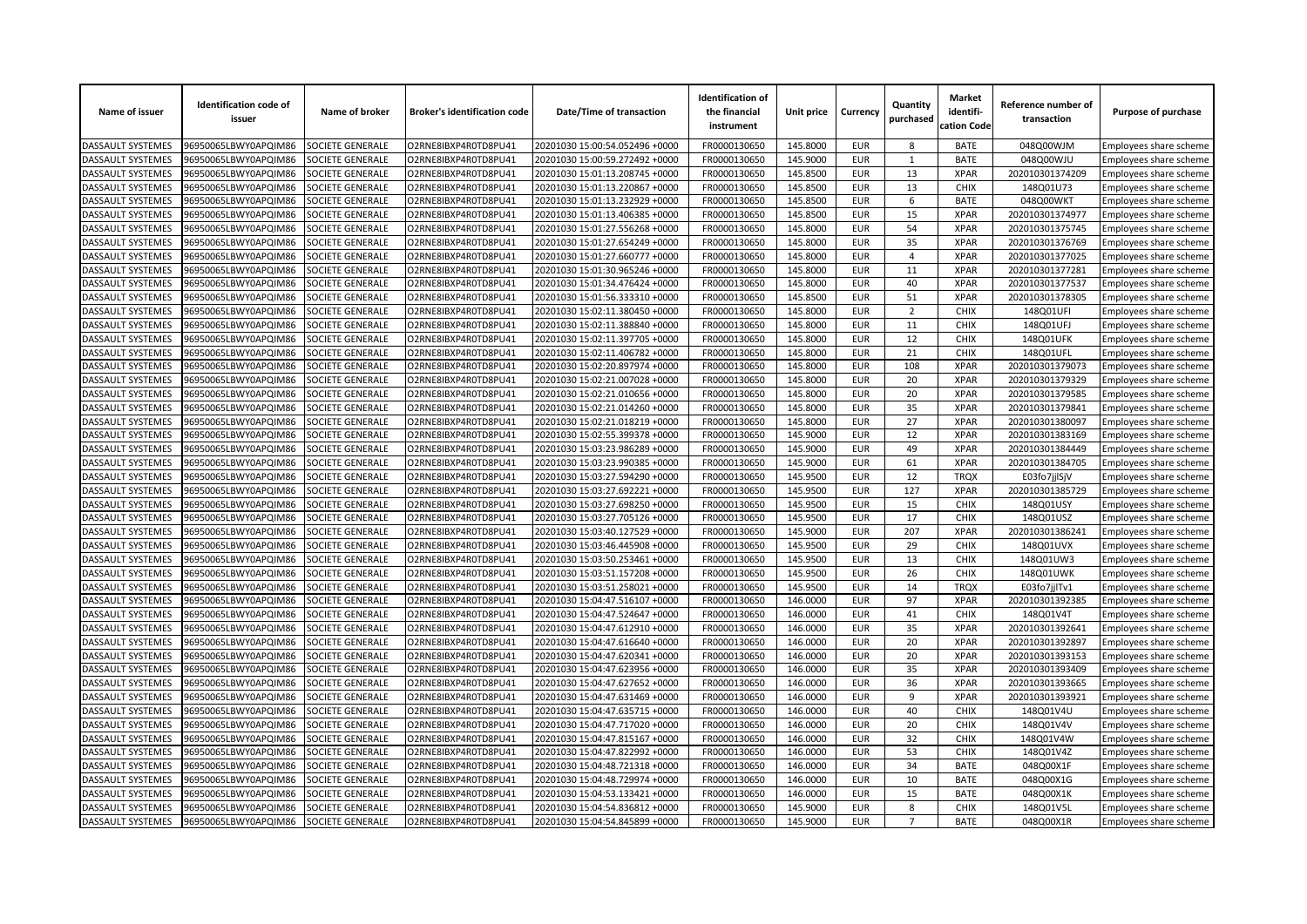| Name of issuer | Identification code of issuer | Name of broker | Broker's identification code | Date/Time of transaction | Identification of the financial instrument | Unit price | Currency | Quantity purchased | Market identifi-cation Code | Reference number of transaction | Purpose of purchase |
|---|---|---|---|---|---|---|---|---|---|---|---|
| DASSAULT SYSTEMES | 96950065LBWY0APQIM86 | SOCIETE GENERALE | O2RNE8IBXP4R0TD8PU41 | 20201030 15:00:54.052496 +0000 | FR0000130650 | 145.8000 | EUR | 8 | BATE | 048Q00WJM | Employees share scheme |
| DASSAULT SYSTEMES | 96950065LBWY0APQIM86 | SOCIETE GENERALE | O2RNE8IBXP4R0TD8PU41 | 20201030 15:00:59.272492 +0000 | FR0000130650 | 145.9000 | EUR | 1 | BATE | 048Q00WJU | Employees share scheme |
| DASSAULT SYSTEMES | 96950065LBWY0APQIM86 | SOCIETE GENERALE | O2RNE8IBXP4R0TD8PU41 | 20201030 15:01:13.208745 +0000 | FR0000130650 | 145.8500 | EUR | 13 | XPAR | 202010301374209 | Employees share scheme |
| DASSAULT SYSTEMES | 96950065LBWY0APQIM86 | SOCIETE GENERALE | O2RNE8IBXP4R0TD8PU41 | 20201030 15:01:13.220867 +0000 | FR0000130650 | 145.8500 | EUR | 13 | CHIX | 148Q01U73 | Employees share scheme |
| DASSAULT SYSTEMES | 96950065LBWY0APQIM86 | SOCIETE GENERALE | O2RNE8IBXP4R0TD8PU41 | 20201030 15:01:13.232929 +0000 | FR0000130650 | 145.8500 | EUR | 6 | BATE | 048Q00WKT | Employees share scheme |
| DASSAULT SYSTEMES | 96950065LBWY0APQIM86 | SOCIETE GENERALE | O2RNE8IBXP4R0TD8PU41 | 20201030 15:01:13.406385 +0000 | FR0000130650 | 145.8500 | EUR | 15 | XPAR | 202010301374977 | Employees share scheme |
| DASSAULT SYSTEMES | 96950065LBWY0APQIM86 | SOCIETE GENERALE | O2RNE8IBXP4R0TD8PU41 | 20201030 15:01:27.556268 +0000 | FR0000130650 | 145.8000 | EUR | 54 | XPAR | 202010301375745 | Employees share scheme |
| DASSAULT SYSTEMES | 96950065LBWY0APQIM86 | SOCIETE GENERALE | O2RNE8IBXP4R0TD8PU41 | 20201030 15:01:27.654249 +0000 | FR0000130650 | 145.8000 | EUR | 35 | XPAR | 202010301376769 | Employees share scheme |
| DASSAULT SYSTEMES | 96950065LBWY0APQIM86 | SOCIETE GENERALE | O2RNE8IBXP4R0TD8PU41 | 20201030 15:01:27.660777 +0000 | FR0000130650 | 145.8000 | EUR | 4 | XPAR | 202010301377025 | Employees share scheme |
| DASSAULT SYSTEMES | 96950065LBWY0APQIM86 | SOCIETE GENERALE | O2RNE8IBXP4R0TD8PU41 | 20201030 15:01:30.965246 +0000 | FR0000130650 | 145.8000 | EUR | 11 | XPAR | 202010301377281 | Employees share scheme |
| DASSAULT SYSTEMES | 96950065LBWY0APQIM86 | SOCIETE GENERALE | O2RNE8IBXP4R0TD8PU41 | 20201030 15:01:34.476424 +0000 | FR0000130650 | 145.8000 | EUR | 40 | XPAR | 202010301377537 | Employees share scheme |
| DASSAULT SYSTEMES | 96950065LBWY0APQIM86 | SOCIETE GENERALE | O2RNE8IBXP4R0TD8PU41 | 20201030 15:01:56.333310 +0000 | FR0000130650 | 145.8500 | EUR | 51 | XPAR | 202010301378305 | Employees share scheme |
| DASSAULT SYSTEMES | 96950065LBWY0APQIM86 | SOCIETE GENERALE | O2RNE8IBXP4R0TD8PU41 | 20201030 15:02:11.380450 +0000 | FR0000130650 | 145.8000 | EUR | 2 | CHIX | 148Q01UFI | Employees share scheme |
| DASSAULT SYSTEMES | 96950065LBWY0APQIM86 | SOCIETE GENERALE | O2RNE8IBXP4R0TD8PU41 | 20201030 15:02:11.388840 +0000 | FR0000130650 | 145.8000 | EUR | 11 | CHIX | 148Q01UFJ | Employees share scheme |
| DASSAULT SYSTEMES | 96950065LBWY0APQIM86 | SOCIETE GENERALE | O2RNE8IBXP4R0TD8PU41 | 20201030 15:02:11.397705 +0000 | FR0000130650 | 145.8000 | EUR | 12 | CHIX | 148Q01UFK | Employees share scheme |
| DASSAULT SYSTEMES | 96950065LBWY0APQIM86 | SOCIETE GENERALE | O2RNE8IBXP4R0TD8PU41 | 20201030 15:02:11.406782 +0000 | FR0000130650 | 145.8000 | EUR | 21 | CHIX | 148Q01UFL | Employees share scheme |
| DASSAULT SYSTEMES | 96950065LBWY0APQIM86 | SOCIETE GENERALE | O2RNE8IBXP4R0TD8PU41 | 20201030 15:02:20.897974 +0000 | FR0000130650 | 145.8000 | EUR | 108 | XPAR | 202010301379073 | Employees share scheme |
| DASSAULT SYSTEMES | 96950065LBWY0APQIM86 | SOCIETE GENERALE | O2RNE8IBXP4R0TD8PU41 | 20201030 15:02:21.007028 +0000 | FR0000130650 | 145.8000 | EUR | 20 | XPAR | 202010301379329 | Employees share scheme |
| DASSAULT SYSTEMES | 96950065LBWY0APQIM86 | SOCIETE GENERALE | O2RNE8IBXP4R0TD8PU41 | 20201030 15:02:21.010656 +0000 | FR0000130650 | 145.8000 | EUR | 20 | XPAR | 202010301379585 | Employees share scheme |
| DASSAULT SYSTEMES | 96950065LBWY0APQIM86 | SOCIETE GENERALE | O2RNE8IBXP4R0TD8PU41 | 20201030 15:02:21.014260 +0000 | FR0000130650 | 145.8000 | EUR | 35 | XPAR | 202010301379841 | Employees share scheme |
| DASSAULT SYSTEMES | 96950065LBWY0APQIM86 | SOCIETE GENERALE | O2RNE8IBXP4R0TD8PU41 | 20201030 15:02:21.018219 +0000 | FR0000130650 | 145.8000 | EUR | 27 | XPAR | 202010301380097 | Employees share scheme |
| DASSAULT SYSTEMES | 96950065LBWY0APQIM86 | SOCIETE GENERALE | O2RNE8IBXP4R0TD8PU41 | 20201030 15:02:55.399378 +0000 | FR0000130650 | 145.9000 | EUR | 12 | XPAR | 202010301383169 | Employees share scheme |
| DASSAULT SYSTEMES | 96950065LBWY0APQIM86 | SOCIETE GENERALE | O2RNE8IBXP4R0TD8PU41 | 20201030 15:03:23.986289 +0000 | FR0000130650 | 145.9000 | EUR | 49 | XPAR | 202010301384449 | Employees share scheme |
| DASSAULT SYSTEMES | 96950065LBWY0APQIM86 | SOCIETE GENERALE | O2RNE8IBXP4R0TD8PU41 | 20201030 15:03:23.990385 +0000 | FR0000130650 | 145.9000 | EUR | 61 | XPAR | 202010301384705 | Employees share scheme |
| DASSAULT SYSTEMES | 96950065LBWY0APQIM86 | SOCIETE GENERALE | O2RNE8IBXP4R0TD8PU41 | 20201030 15:03:27.594290 +0000 | FR0000130650 | 145.9500 | EUR | 12 | TRQX | E03fo7jjlSjV | Employees share scheme |
| DASSAULT SYSTEMES | 96950065LBWY0APQIM86 | SOCIETE GENERALE | O2RNE8IBXP4R0TD8PU41 | 20201030 15:03:27.692221 +0000 | FR0000130650 | 145.9500 | EUR | 127 | XPAR | 202010301385729 | Employees share scheme |
| DASSAULT SYSTEMES | 96950065LBWY0APQIM86 | SOCIETE GENERALE | O2RNE8IBXP4R0TD8PU41 | 20201030 15:03:27.698250 +0000 | FR0000130650 | 145.9500 | EUR | 15 | CHIX | 148Q01USY | Employees share scheme |
| DASSAULT SYSTEMES | 96950065LBWY0APQIM86 | SOCIETE GENERALE | O2RNE8IBXP4R0TD8PU41 | 20201030 15:03:27.705126 +0000 | FR0000130650 | 145.9500 | EUR | 17 | CHIX | 148Q01USZ | Employees share scheme |
| DASSAULT SYSTEMES | 96950065LBWY0APQIM86 | SOCIETE GENERALE | O2RNE8IBXP4R0TD8PU41 | 20201030 15:03:40.127529 +0000 | FR0000130650 | 145.9000 | EUR | 207 | XPAR | 202010301386241 | Employees share scheme |
| DASSAULT SYSTEMES | 96950065LBWY0APQIM86 | SOCIETE GENERALE | O2RNE8IBXP4R0TD8PU41 | 20201030 15:03:46.445908 +0000 | FR0000130650 | 145.9500 | EUR | 29 | CHIX | 148Q01UVX | Employees share scheme |
| DASSAULT SYSTEMES | 96950065LBWY0APQIM86 | SOCIETE GENERALE | O2RNE8IBXP4R0TD8PU41 | 20201030 15:03:50.253461 +0000 | FR0000130650 | 145.9500 | EUR | 13 | CHIX | 148Q01UW3 | Employees share scheme |
| DASSAULT SYSTEMES | 96950065LBWY0APQIM86 | SOCIETE GENERALE | O2RNE8IBXP4R0TD8PU41 | 20201030 15:03:51.157208 +0000 | FR0000130650 | 145.9500 | EUR | 26 | CHIX | 148Q01UWK | Employees share scheme |
| DASSAULT SYSTEMES | 96950065LBWY0APQIM86 | SOCIETE GENERALE | O2RNE8IBXP4R0TD8PU41 | 20201030 15:03:51.258021 +0000 | FR0000130650 | 145.9500 | EUR | 14 | TRQX | E03fo7jjlTv1 | Employees share scheme |
| DASSAULT SYSTEMES | 96950065LBWY0APQIM86 | SOCIETE GENERALE | O2RNE8IBXP4R0TD8PU41 | 20201030 15:04:47.516107 +0000 | FR0000130650 | 146.0000 | EUR | 97 | XPAR | 202010301392385 | Employees share scheme |
| DASSAULT SYSTEMES | 96950065LBWY0APQIM86 | SOCIETE GENERALE | O2RNE8IBXP4R0TD8PU41 | 20201030 15:04:47.524647 +0000 | FR0000130650 | 146.0000 | EUR | 41 | CHIX | 148Q01V4T | Employees share scheme |
| DASSAULT SYSTEMES | 96950065LBWY0APQIM86 | SOCIETE GENERALE | O2RNE8IBXP4R0TD8PU41 | 20201030 15:04:47.612910 +0000 | FR0000130650 | 146.0000 | EUR | 35 | XPAR | 202010301392641 | Employees share scheme |
| DASSAULT SYSTEMES | 96950065LBWY0APQIM86 | SOCIETE GENERALE | O2RNE8IBXP4R0TD8PU41 | 20201030 15:04:47.616640 +0000 | FR0000130650 | 146.0000 | EUR | 20 | XPAR | 202010301392897 | Employees share scheme |
| DASSAULT SYSTEMES | 96950065LBWY0APQIM86 | SOCIETE GENERALE | O2RNE8IBXP4R0TD8PU41 | 20201030 15:04:47.620341 +0000 | FR0000130650 | 146.0000 | EUR | 20 | XPAR | 202010301393153 | Employees share scheme |
| DASSAULT SYSTEMES | 96950065LBWY0APQIM86 | SOCIETE GENERALE | O2RNE8IBXP4R0TD8PU41 | 20201030 15:04:47.623956 +0000 | FR0000130650 | 146.0000 | EUR | 35 | XPAR | 202010301393409 | Employees share scheme |
| DASSAULT SYSTEMES | 96950065LBWY0APQIM86 | SOCIETE GENERALE | O2RNE8IBXP4R0TD8PU41 | 20201030 15:04:47.627652 +0000 | FR0000130650 | 146.0000 | EUR | 36 | XPAR | 202010301393665 | Employees share scheme |
| DASSAULT SYSTEMES | 96950065LBWY0APQIM86 | SOCIETE GENERALE | O2RNE8IBXP4R0TD8PU41 | 20201030 15:04:47.631469 +0000 | FR0000130650 | 146.0000 | EUR | 9 | XPAR | 202010301393921 | Employees share scheme |
| DASSAULT SYSTEMES | 96950065LBWY0APQIM86 | SOCIETE GENERALE | O2RNE8IBXP4R0TD8PU41 | 20201030 15:04:47.635715 +0000 | FR0000130650 | 146.0000 | EUR | 40 | CHIX | 148Q01V4U | Employees share scheme |
| DASSAULT SYSTEMES | 96950065LBWY0APQIM86 | SOCIETE GENERALE | O2RNE8IBXP4R0TD8PU41 | 20201030 15:04:47.717020 +0000 | FR0000130650 | 146.0000 | EUR | 20 | CHIX | 148Q01V4V | Employees share scheme |
| DASSAULT SYSTEMES | 96950065LBWY0APQIM86 | SOCIETE GENERALE | O2RNE8IBXP4R0TD8PU41 | 20201030 15:04:47.815167 +0000 | FR0000130650 | 146.0000 | EUR | 32 | CHIX | 148Q01V4W | Employees share scheme |
| DASSAULT SYSTEMES | 96950065LBWY0APQIM86 | SOCIETE GENERALE | O2RNE8IBXP4R0TD8PU41 | 20201030 15:04:47.822992 +0000 | FR0000130650 | 146.0000 | EUR | 53 | CHIX | 148Q01V4Z | Employees share scheme |
| DASSAULT SYSTEMES | 96950065LBWY0APQIM86 | SOCIETE GENERALE | O2RNE8IBXP4R0TD8PU41 | 20201030 15:04:48.721318 +0000 | FR0000130650 | 146.0000 | EUR | 34 | BATE | 048Q00X1F | Employees share scheme |
| DASSAULT SYSTEMES | 96950065LBWY0APQIM86 | SOCIETE GENERALE | O2RNE8IBXP4R0TD8PU41 | 20201030 15:04:48.729974 +0000 | FR0000130650 | 146.0000 | EUR | 10 | BATE | 048Q00X1G | Employees share scheme |
| DASSAULT SYSTEMES | 96950065LBWY0APQIM86 | SOCIETE GENERALE | O2RNE8IBXP4R0TD8PU41 | 20201030 15:04:53.133421 +0000 | FR0000130650 | 146.0000 | EUR | 15 | BATE | 048Q00X1K | Employees share scheme |
| DASSAULT SYSTEMES | 96950065LBWY0APQIM86 | SOCIETE GENERALE | O2RNE8IBXP4R0TD8PU41 | 20201030 15:04:54.836812 +0000 | FR0000130650 | 145.9000 | EUR | 8 | CHIX | 148Q01V5L | Employees share scheme |
| DASSAULT SYSTEMES | 96950065LBWY0APQIM86 | SOCIETE GENERALE | O2RNE8IBXP4R0TD8PU41 | 20201030 15:04:54.845899 +0000 | FR0000130650 | 145.9000 | EUR | 7 | BATE | 048Q00X1R | Employees share scheme |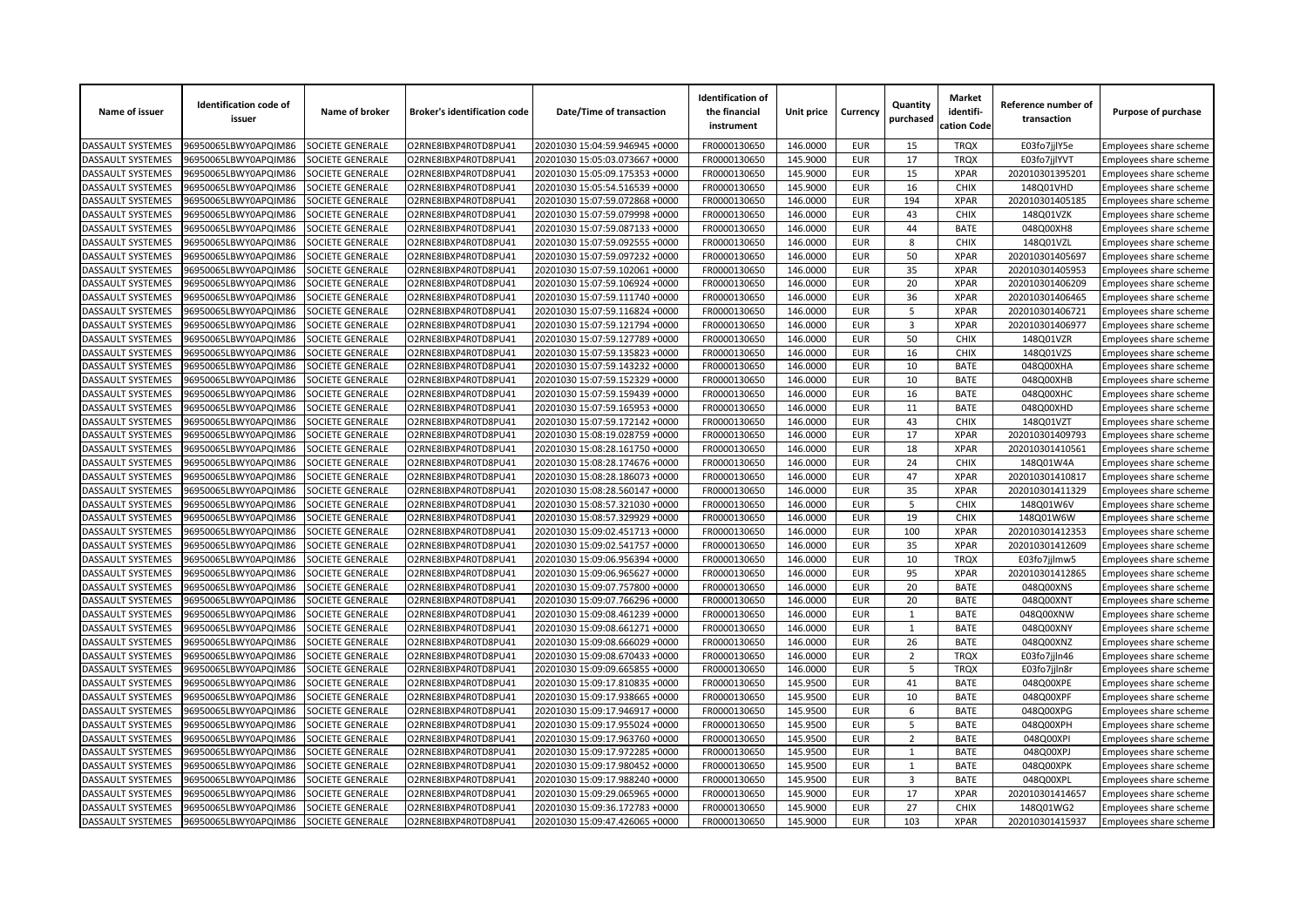| Name of issuer | Identification code of issuer | Name of broker | Broker's identification code | Date/Time of transaction | Identification of the financial instrument | Unit price | Currency | Quantity purchased | Market identifi-cation Code | Reference number of transaction | Purpose of purchase |
|---|---|---|---|---|---|---|---|---|---|---|---|
| DASSAULT SYSTEMES | 96950065LBWY0APQIM86 | SOCIETE GENERALE | O2RNE8IBXP4R0TD8PU41 | 20201030 15:04:59.946945 +0000 | FR0000130650 | 146.0000 | EUR | 15 | TRQX | E03fo7jjlY5e | Employees share scheme |
| DASSAULT SYSTEMES | 96950065LBWY0APQIM86 | SOCIETE GENERALE | O2RNE8IBXP4R0TD8PU41 | 20201030 15:05:03.073667 +0000 | FR0000130650 | 145.9000 | EUR | 17 | TRQX | E03fo7jjlYVT | Employees share scheme |
| DASSAULT SYSTEMES | 96950065LBWY0APQIM86 | SOCIETE GENERALE | O2RNE8IBXP4R0TD8PU41 | 20201030 15:05:09.175353 +0000 | FR0000130650 | 145.9000 | EUR | 15 | XPAR | 202010301395201 | Employees share scheme |
| DASSAULT SYSTEMES | 96950065LBWY0APQIM86 | SOCIETE GENERALE | O2RNE8IBXP4R0TD8PU41 | 20201030 15:05:54.516539 +0000 | FR0000130650 | 145.9000 | EUR | 16 | CHIX | 148Q01VHD | Employees share scheme |
| DASSAULT SYSTEMES | 96950065LBWY0APQIM86 | SOCIETE GENERALE | O2RNE8IBXP4R0TD8PU41 | 20201030 15:07:59.072868 +0000 | FR0000130650 | 146.0000 | EUR | 194 | XPAR | 202010301405185 | Employees share scheme |
| DASSAULT SYSTEMES | 96950065LBWY0APQIM86 | SOCIETE GENERALE | O2RNE8IBXP4R0TD8PU41 | 20201030 15:07:59.079998 +0000 | FR0000130650 | 146.0000 | EUR | 43 | CHIX | 148Q01VZK | Employees share scheme |
| DASSAULT SYSTEMES | 96950065LBWY0APQIM86 | SOCIETE GENERALE | O2RNE8IBXP4R0TD8PU41 | 20201030 15:07:59.087133 +0000 | FR0000130650 | 146.0000 | EUR | 44 | BATE | 048Q00XH8 | Employees share scheme |
| DASSAULT SYSTEMES | 96950065LBWY0APQIM86 | SOCIETE GENERALE | O2RNE8IBXP4R0TD8PU41 | 20201030 15:07:59.092555 +0000 | FR0000130650 | 146.0000 | EUR | 8 | CHIX | 148Q01VZL | Employees share scheme |
| DASSAULT SYSTEMES | 96950065LBWY0APQIM86 | SOCIETE GENERALE | O2RNE8IBXP4R0TD8PU41 | 20201030 15:07:59.097232 +0000 | FR0000130650 | 146.0000 | EUR | 50 | XPAR | 202010301405697 | Employees share scheme |
| DASSAULT SYSTEMES | 96950065LBWY0APQIM86 | SOCIETE GENERALE | O2RNE8IBXP4R0TD8PU41 | 20201030 15:07:59.102061 +0000 | FR0000130650 | 146.0000 | EUR | 35 | XPAR | 202010301405953 | Employees share scheme |
| DASSAULT SYSTEMES | 96950065LBWY0APQIM86 | SOCIETE GENERALE | O2RNE8IBXP4R0TD8PU41 | 20201030 15:07:59.106924 +0000 | FR0000130650 | 146.0000 | EUR | 20 | XPAR | 202010301406209 | Employees share scheme |
| DASSAULT SYSTEMES | 96950065LBWY0APQIM86 | SOCIETE GENERALE | O2RNE8IBXP4R0TD8PU41 | 20201030 15:07:59.111740 +0000 | FR0000130650 | 146.0000 | EUR | 36 | XPAR | 202010301406465 | Employees share scheme |
| DASSAULT SYSTEMES | 96950065LBWY0APQIM86 | SOCIETE GENERALE | O2RNE8IBXP4R0TD8PU41 | 20201030 15:07:59.116824 +0000 | FR0000130650 | 146.0000 | EUR | 5 | XPAR | 202010301406721 | Employees share scheme |
| DASSAULT SYSTEMES | 96950065LBWY0APQIM86 | SOCIETE GENERALE | O2RNE8IBXP4R0TD8PU41 | 20201030 15:07:59.121794 +0000 | FR0000130650 | 146.0000 | EUR | 3 | XPAR | 202010301406977 | Employees share scheme |
| DASSAULT SYSTEMES | 96950065LBWY0APQIM86 | SOCIETE GENERALE | O2RNE8IBXP4R0TD8PU41 | 20201030 15:07:59.127789 +0000 | FR0000130650 | 146.0000 | EUR | 50 | CHIX | 148Q01VZR | Employees share scheme |
| DASSAULT SYSTEMES | 96950065LBWY0APQIM86 | SOCIETE GENERALE | O2RNE8IBXP4R0TD8PU41 | 20201030 15:07:59.135823 +0000 | FR0000130650 | 146.0000 | EUR | 16 | CHIX | 148Q01VZS | Employees share scheme |
| DASSAULT SYSTEMES | 96950065LBWY0APQIM86 | SOCIETE GENERALE | O2RNE8IBXP4R0TD8PU41 | 20201030 15:07:59.143232 +0000 | FR0000130650 | 146.0000 | EUR | 10 | BATE | 048Q00XHA | Employees share scheme |
| DASSAULT SYSTEMES | 96950065LBWY0APQIM86 | SOCIETE GENERALE | O2RNE8IBXP4R0TD8PU41 | 20201030 15:07:59.152329 +0000 | FR0000130650 | 146.0000 | EUR | 10 | BATE | 048Q00XHB | Employees share scheme |
| DASSAULT SYSTEMES | 96950065LBWY0APQIM86 | SOCIETE GENERALE | O2RNE8IBXP4R0TD8PU41 | 20201030 15:07:59.159439 +0000 | FR0000130650 | 146.0000 | EUR | 16 | BATE | 048Q00XHC | Employees share scheme |
| DASSAULT SYSTEMES | 96950065LBWY0APQIM86 | SOCIETE GENERALE | O2RNE8IBXP4R0TD8PU41 | 20201030 15:07:59.165953 +0000 | FR0000130650 | 146.0000 | EUR | 11 | BATE | 048Q00XHD | Employees share scheme |
| DASSAULT SYSTEMES | 96950065LBWY0APQIM86 | SOCIETE GENERALE | O2RNE8IBXP4R0TD8PU41 | 20201030 15:07:59.172142 +0000 | FR0000130650 | 146.0000 | EUR | 43 | CHIX | 148Q01VZT | Employees share scheme |
| DASSAULT SYSTEMES | 96950065LBWY0APQIM86 | SOCIETE GENERALE | O2RNE8IBXP4R0TD8PU41 | 20201030 15:08:19.028759 +0000 | FR0000130650 | 146.0000 | EUR | 17 | XPAR | 202010301409793 | Employees share scheme |
| DASSAULT SYSTEMES | 96950065LBWY0APQIM86 | SOCIETE GENERALE | O2RNE8IBXP4R0TD8PU41 | 20201030 15:08:28.161750 +0000 | FR0000130650 | 146.0000 | EUR | 18 | XPAR | 202010301410561 | Employees share scheme |
| DASSAULT SYSTEMES | 96950065LBWY0APQIM86 | SOCIETE GENERALE | O2RNE8IBXP4R0TD8PU41 | 20201030 15:08:28.174676 +0000 | FR0000130650 | 146.0000 | EUR | 24 | CHIX | 148Q01W4A | Employees share scheme |
| DASSAULT SYSTEMES | 96950065LBWY0APQIM86 | SOCIETE GENERALE | O2RNE8IBXP4R0TD8PU41 | 20201030 15:08:28.186073 +0000 | FR0000130650 | 146.0000 | EUR | 47 | XPAR | 202010301410817 | Employees share scheme |
| DASSAULT SYSTEMES | 96950065LBWY0APQIM86 | SOCIETE GENERALE | O2RNE8IBXP4R0TD8PU41 | 20201030 15:08:28.560147 +0000 | FR0000130650 | 146.0000 | EUR | 35 | XPAR | 202010301411329 | Employees share scheme |
| DASSAULT SYSTEMES | 96950065LBWY0APQIM86 | SOCIETE GENERALE | O2RNE8IBXP4R0TD8PU41 | 20201030 15:08:57.321030 +0000 | FR0000130650 | 146.0000 | EUR | 5 | CHIX | 148Q01W6V | Employees share scheme |
| DASSAULT SYSTEMES | 96950065LBWY0APQIM86 | SOCIETE GENERALE | O2RNE8IBXP4R0TD8PU41 | 20201030 15:08:57.329929 +0000 | FR0000130650 | 146.0000 | EUR | 19 | CHIX | 148Q01W6W | Employees share scheme |
| DASSAULT SYSTEMES | 96950065LBWY0APQIM86 | SOCIETE GENERALE | O2RNE8IBXP4R0TD8PU41 | 20201030 15:09:02.451713 +0000 | FR0000130650 | 146.0000 | EUR | 100 | XPAR | 202010301412353 | Employees share scheme |
| DASSAULT SYSTEMES | 96950065LBWY0APQIM86 | SOCIETE GENERALE | O2RNE8IBXP4R0TD8PU41 | 20201030 15:09:02.541757 +0000 | FR0000130650 | 146.0000 | EUR | 35 | XPAR | 202010301412609 | Employees share scheme |
| DASSAULT SYSTEMES | 96950065LBWY0APQIM86 | SOCIETE GENERALE | O2RNE8IBXP4R0TD8PU41 | 20201030 15:09:06.956394 +0000 | FR0000130650 | 146.0000 | EUR | 10 | TRQX | E03fo7jjlmw5 | Employees share scheme |
| DASSAULT SYSTEMES | 96950065LBWY0APQIM86 | SOCIETE GENERALE | O2RNE8IBXP4R0TD8PU41 | 20201030 15:09:06.965627 +0000 | FR0000130650 | 146.0000 | EUR | 95 | XPAR | 202010301412865 | Employees share scheme |
| DASSAULT SYSTEMES | 96950065LBWY0APQIM86 | SOCIETE GENERALE | O2RNE8IBXP4R0TD8PU41 | 20201030 15:09:07.757800 +0000 | FR0000130650 | 146.0000 | EUR | 20 | BATE | 048Q00XNS | Employees share scheme |
| DASSAULT SYSTEMES | 96950065LBWY0APQIM86 | SOCIETE GENERALE | O2RNE8IBXP4R0TD8PU41 | 20201030 15:09:07.766296 +0000 | FR0000130650 | 146.0000 | EUR | 20 | BATE | 048Q00XNT | Employees share scheme |
| DASSAULT SYSTEMES | 96950065LBWY0APQIM86 | SOCIETE GENERALE | O2RNE8IBXP4R0TD8PU41 | 20201030 15:09:08.461239 +0000 | FR0000130650 | 146.0000 | EUR | 1 | BATE | 048Q00XNW | Employees share scheme |
| DASSAULT SYSTEMES | 96950065LBWY0APQIM86 | SOCIETE GENERALE | O2RNE8IBXP4R0TD8PU41 | 20201030 15:09:08.661271 +0000 | FR0000130650 | 146.0000 | EUR | 1 | BATE | 048Q00XNY | Employees share scheme |
| DASSAULT SYSTEMES | 96950065LBWY0APQIM86 | SOCIETE GENERALE | O2RNE8IBXP4R0TD8PU41 | 20201030 15:09:08.666029 +0000 | FR0000130650 | 146.0000 | EUR | 26 | BATE | 048Q00XNZ | Employees share scheme |
| DASSAULT SYSTEMES | 96950065LBWY0APQIM86 | SOCIETE GENERALE | O2RNE8IBXP4R0TD8PU41 | 20201030 15:09:08.670433 +0000 | FR0000130650 | 146.0000 | EUR | 2 | TRQX | E03fo7jjln46 | Employees share scheme |
| DASSAULT SYSTEMES | 96950065LBWY0APQIM86 | SOCIETE GENERALE | O2RNE8IBXP4R0TD8PU41 | 20201030 15:09:09.665855 +0000 | FR0000130650 | 146.0000 | EUR | 5 | TRQX | E03fo7jjln8r | Employees share scheme |
| DASSAULT SYSTEMES | 96950065LBWY0APQIM86 | SOCIETE GENERALE | O2RNE8IBXP4R0TD8PU41 | 20201030 15:09:17.810835 +0000 | FR0000130650 | 145.9500 | EUR | 41 | BATE | 048Q00XPE | Employees share scheme |
| DASSAULT SYSTEMES | 96950065LBWY0APQIM86 | SOCIETE GENERALE | O2RNE8IBXP4R0TD8PU41 | 20201030 15:09:17.938665 +0000 | FR0000130650 | 145.9500 | EUR | 10 | BATE | 048Q00XPF | Employees share scheme |
| DASSAULT SYSTEMES | 96950065LBWY0APQIM86 | SOCIETE GENERALE | O2RNE8IBXP4R0TD8PU41 | 20201030 15:09:17.946917 +0000 | FR0000130650 | 145.9500 | EUR | 6 | BATE | 048Q00XPG | Employees share scheme |
| DASSAULT SYSTEMES | 96950065LBWY0APQIM86 | SOCIETE GENERALE | O2RNE8IBXP4R0TD8PU41 | 20201030 15:09:17.955024 +0000 | FR0000130650 | 145.9500 | EUR | 5 | BATE | 048Q00XPH | Employees share scheme |
| DASSAULT SYSTEMES | 96950065LBWY0APQIM86 | SOCIETE GENERALE | O2RNE8IBXP4R0TD8PU41 | 20201030 15:09:17.963760 +0000 | FR0000130650 | 145.9500 | EUR | 2 | BATE | 048Q00XPI | Employees share scheme |
| DASSAULT SYSTEMES | 96950065LBWY0APQIM86 | SOCIETE GENERALE | O2RNE8IBXP4R0TD8PU41 | 20201030 15:09:17.972285 +0000 | FR0000130650 | 145.9500 | EUR | 1 | BATE | 048Q00XPJ | Employees share scheme |
| DASSAULT SYSTEMES | 96950065LBWY0APQIM86 | SOCIETE GENERALE | O2RNE8IBXP4R0TD8PU41 | 20201030 15:09:17.980452 +0000 | FR0000130650 | 145.9500 | EUR | 1 | BATE | 048Q00XPK | Employees share scheme |
| DASSAULT SYSTEMES | 96950065LBWY0APQIM86 | SOCIETE GENERALE | O2RNE8IBXP4R0TD8PU41 | 20201030 15:09:17.988240 +0000 | FR0000130650 | 145.9500 | EUR | 3 | BATE | 048Q00XPL | Employees share scheme |
| DASSAULT SYSTEMES | 96950065LBWY0APQIM86 | SOCIETE GENERALE | O2RNE8IBXP4R0TD8PU41 | 20201030 15:09:29.065965 +0000 | FR0000130650 | 145.9000 | EUR | 17 | XPAR | 202010301414657 | Employees share scheme |
| DASSAULT SYSTEMES | 96950065LBWY0APQIM86 | SOCIETE GENERALE | O2RNE8IBXP4R0TD8PU41 | 20201030 15:09:36.172783 +0000 | FR0000130650 | 145.9000 | EUR | 27 | CHIX | 148Q01WG2 | Employees share scheme |
| DASSAULT SYSTEMES | 96950065LBWY0APQIM86 | SOCIETE GENERALE | O2RNE8IBXP4R0TD8PU41 | 20201030 15:09:47.426065 +0000 | FR0000130650 | 145.9000 | EUR | 103 | XPAR | 202010301415937 | Employees share scheme |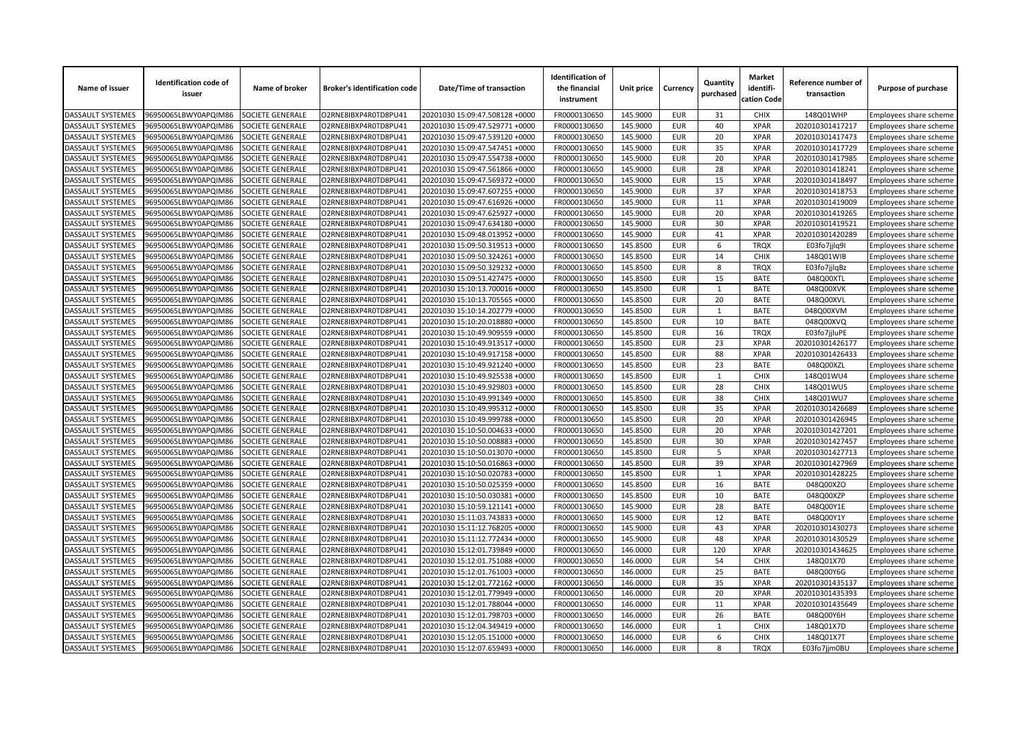| Name of issuer | Identification code of issuer | Name of broker | Broker's identification code | Date/Time of transaction | Identification of the financial instrument | Unit price | Currency | Quantity purchased | Market identifi-cation Code | Reference number of transaction | Purpose of purchase |
|---|---|---|---|---|---|---|---|---|---|---|---|
| DASSAULT SYSTEMES | 96950065LBWY0APQIM86 | SOCIETE GENERALE | O2RNE8IBXP4R0TD8PU41 | 20201030 15:09:47.508128 +0000 | FR0000130650 | 145.9000 | EUR | 31 | CHIX | 148Q01WHP | Employees share scheme |
| DASSAULT SYSTEMES | 96950065LBWY0APQIM86 | SOCIETE GENERALE | O2RNE8IBXP4R0TD8PU41 | 20201030 15:09:47.529771 +0000 | FR0000130650 | 145.9000 | EUR | 40 | XPAR | 202010301417217 | Employees share scheme |
| DASSAULT SYSTEMES | 96950065LBWY0APQIM86 | SOCIETE GENERALE | O2RNE8IBXP4R0TD8PU41 | 20201030 15:09:47.539120 +0000 | FR0000130650 | 145.9000 | EUR | 20 | XPAR | 202010301417473 | Employees share scheme |
| DASSAULT SYSTEMES | 96950065LBWY0APQIM86 | SOCIETE GENERALE | O2RNE8IBXP4R0TD8PU41 | 20201030 15:09:47.547451 +0000 | FR0000130650 | 145.9000 | EUR | 35 | XPAR | 202010301417729 | Employees share scheme |
| DASSAULT SYSTEMES | 96950065LBWY0APQIM86 | SOCIETE GENERALE | O2RNE8IBXP4R0TD8PU41 | 20201030 15:09:47.554738 +0000 | FR0000130650 | 145.9000 | EUR | 20 | XPAR | 202010301417985 | Employees share scheme |
| DASSAULT SYSTEMES | 96950065LBWY0APQIM86 | SOCIETE GENERALE | O2RNE8IBXP4R0TD8PU41 | 20201030 15:09:47.561866 +0000 | FR0000130650 | 145.9000 | EUR | 28 | XPAR | 202010301418241 | Employees share scheme |
| DASSAULT SYSTEMES | 96950065LBWY0APQIM86 | SOCIETE GENERALE | O2RNE8IBXP4R0TD8PU41 | 20201030 15:09:47.569372 +0000 | FR0000130650 | 145.9000 | EUR | 15 | XPAR | 202010301418497 | Employees share scheme |
| DASSAULT SYSTEMES | 96950065LBWY0APQIM86 | SOCIETE GENERALE | O2RNE8IBXP4R0TD8PU41 | 20201030 15:09:47.607255 +0000 | FR0000130650 | 145.9000 | EUR | 37 | XPAR | 202010301418753 | Employees share scheme |
| DASSAULT SYSTEMES | 96950065LBWY0APQIM86 | SOCIETE GENERALE | O2RNE8IBXP4R0TD8PU41 | 20201030 15:09:47.616926 +0000 | FR0000130650 | 145.9000 | EUR | 11 | XPAR | 202010301419009 | Employees share scheme |
| DASSAULT SYSTEMES | 96950065LBWY0APQIM86 | SOCIETE GENERALE | O2RNE8IBXP4R0TD8PU41 | 20201030 15:09:47.625927 +0000 | FR0000130650 | 145.9000 | EUR | 20 | XPAR | 202010301419265 | Employees share scheme |
| DASSAULT SYSTEMES | 96950065LBWY0APQIM86 | SOCIETE GENERALE | O2RNE8IBXP4R0TD8PU41 | 20201030 15:09:47.634180 +0000 | FR0000130650 | 145.9000 | EUR | 30 | XPAR | 202010301419521 | Employees share scheme |
| DASSAULT SYSTEMES | 96950065LBWY0APQIM86 | SOCIETE GENERALE | O2RNE8IBXP4R0TD8PU41 | 20201030 15:09:48.013952 +0000 | FR0000130650 | 145.9000 | EUR | 41 | XPAR | 202010301420289 | Employees share scheme |
| DASSAULT SYSTEMES | 96950065LBWY0APQIM86 | SOCIETE GENERALE | O2RNE8IBXP4R0TD8PU41 | 20201030 15:09:50.319513 +0000 | FR0000130650 | 145.8500 | EUR | 6 | TRQX | E03fo7jjlq9I | Employees share scheme |
| DASSAULT SYSTEMES | 96950065LBWY0APQIM86 | SOCIETE GENERALE | O2RNE8IBXP4R0TD8PU41 | 20201030 15:09:50.324261 +0000 | FR0000130650 | 145.8500 | EUR | 14 | CHIX | 148Q01WIB | Employees share scheme |
| DASSAULT SYSTEMES | 96950065LBWY0APQIM86 | SOCIETE GENERALE | O2RNE8IBXP4R0TD8PU41 | 20201030 15:09:50.329232 +0000 | FR0000130650 | 145.8500 | EUR | 8 | TRQX | E03fo7jjlqBz | Employees share scheme |
| DASSAULT SYSTEMES | 96950065LBWY0APQIM86 | SOCIETE GENERALE | O2RNE8IBXP4R0TD8PU41 | 20201030 15:09:51.427475 +0000 | FR0000130650 | 145.8500 | EUR | 15 | BATE | 048Q00XTL | Employees share scheme |
| DASSAULT SYSTEMES | 96950065LBWY0APQIM86 | SOCIETE GENERALE | O2RNE8IBXP4R0TD8PU41 | 20201030 15:10:13.700016 +0000 | FR0000130650 | 145.8500 | EUR | 1 | BATE | 048Q00XVK | Employees share scheme |
| DASSAULT SYSTEMES | 96950065LBWY0APQIM86 | SOCIETE GENERALE | O2RNE8IBXP4R0TD8PU41 | 20201030 15:10:13.705565 +0000 | FR0000130650 | 145.8500 | EUR | 20 | BATE | 048Q00XVL | Employees share scheme |
| DASSAULT SYSTEMES | 96950065LBWY0APQIM86 | SOCIETE GENERALE | O2RNE8IBXP4R0TD8PU41 | 20201030 15:10:14.202779 +0000 | FR0000130650 | 145.8500 | EUR | 1 | BATE | 048Q00XVM | Employees share scheme |
| DASSAULT SYSTEMES | 96950065LBWY0APQIM86 | SOCIETE GENERALE | O2RNE8IBXP4R0TD8PU41 | 20201030 15:10:20.018880 +0000 | FR0000130650 | 145.8500 | EUR | 10 | BATE | 048Q00XVQ | Employees share scheme |
| DASSAULT SYSTEMES | 96950065LBWY0APQIM86 | SOCIETE GENERALE | O2RNE8IBXP4R0TD8PU41 | 20201030 15:10:49.909559 +0000 | FR0000130650 | 145.8500 | EUR | 16 | TRQX | E03fo7jjluPE | Employees share scheme |
| DASSAULT SYSTEMES | 96950065LBWY0APQIM86 | SOCIETE GENERALE | O2RNE8IBXP4R0TD8PU41 | 20201030 15:10:49.913517 +0000 | FR0000130650 | 145.8500 | EUR | 23 | XPAR | 202010301426177 | Employees share scheme |
| DASSAULT SYSTEMES | 96950065LBWY0APQIM86 | SOCIETE GENERALE | O2RNE8IBXP4R0TD8PU41 | 20201030 15:10:49.917158 +0000 | FR0000130650 | 145.8500 | EUR | 88 | XPAR | 202010301426433 | Employees share scheme |
| DASSAULT SYSTEMES | 96950065LBWY0APQIM86 | SOCIETE GENERALE | O2RNE8IBXP4R0TD8PU41 | 20201030 15:10:49.921240 +0000 | FR0000130650 | 145.8500 | EUR | 23 | BATE | 048Q00XZL | Employees share scheme |
| DASSAULT SYSTEMES | 96950065LBWY0APQIM86 | SOCIETE GENERALE | O2RNE8IBXP4R0TD8PU41 | 20201030 15:10:49.925538 +0000 | FR0000130650 | 145.8500 | EUR | 1 | CHIX | 148Q01WU4 | Employees share scheme |
| DASSAULT SYSTEMES | 96950065LBWY0APQIM86 | SOCIETE GENERALE | O2RNE8IBXP4R0TD8PU41 | 20201030 15:10:49.929803 +0000 | FR0000130650 | 145.8500 | EUR | 28 | CHIX | 148Q01WU5 | Employees share scheme |
| DASSAULT SYSTEMES | 96950065LBWY0APQIM86 | SOCIETE GENERALE | O2RNE8IBXP4R0TD8PU41 | 20201030 15:10:49.991349 +0000 | FR0000130650 | 145.8500 | EUR | 38 | CHIX | 148Q01WU7 | Employees share scheme |
| DASSAULT SYSTEMES | 96950065LBWY0APQIM86 | SOCIETE GENERALE | O2RNE8IBXP4R0TD8PU41 | 20201030 15:10:49.995312 +0000 | FR0000130650 | 145.8500 | EUR | 35 | XPAR | 202010301426689 | Employees share scheme |
| DASSAULT SYSTEMES | 96950065LBWY0APQIM86 | SOCIETE GENERALE | O2RNE8IBXP4R0TD8PU41 | 20201030 15:10:49.999788 +0000 | FR0000130650 | 145.8500 | EUR | 20 | XPAR | 202010301426945 | Employees share scheme |
| DASSAULT SYSTEMES | 96950065LBWY0APQIM86 | SOCIETE GENERALE | O2RNE8IBXP4R0TD8PU41 | 20201030 15:10:50.004633 +0000 | FR0000130650 | 145.8500 | EUR | 20 | XPAR | 202010301427201 | Employees share scheme |
| DASSAULT SYSTEMES | 96950065LBWY0APQIM86 | SOCIETE GENERALE | O2RNE8IBXP4R0TD8PU41 | 20201030 15:10:50.008883 +0000 | FR0000130650 | 145.8500 | EUR | 30 | XPAR | 202010301427457 | Employees share scheme |
| DASSAULT SYSTEMES | 96950065LBWY0APQIM86 | SOCIETE GENERALE | O2RNE8IBXP4R0TD8PU41 | 20201030 15:10:50.013070 +0000 | FR0000130650 | 145.8500 | EUR | 5 | XPAR | 202010301427713 | Employees share scheme |
| DASSAULT SYSTEMES | 96950065LBWY0APQIM86 | SOCIETE GENERALE | O2RNE8IBXP4R0TD8PU41 | 20201030 15:10:50.016863 +0000 | FR0000130650 | 145.8500 | EUR | 39 | XPAR | 202010301427969 | Employees share scheme |
| DASSAULT SYSTEMES | 96950065LBWY0APQIM86 | SOCIETE GENERALE | O2RNE8IBXP4R0TD8PU41 | 20201030 15:10:50.020783 +0000 | FR0000130650 | 145.8500 | EUR | 1 | XPAR | 202010301428225 | Employees share scheme |
| DASSAULT SYSTEMES | 96950065LBWY0APQIM86 | SOCIETE GENERALE | O2RNE8IBXP4R0TD8PU41 | 20201030 15:10:50.025359 +0000 | FR0000130650 | 145.8500 | EUR | 16 | BATE | 048Q00XZO | Employees share scheme |
| DASSAULT SYSTEMES | 96950065LBWY0APQIM86 | SOCIETE GENERALE | O2RNE8IBXP4R0TD8PU41 | 20201030 15:10:50.030381 +0000 | FR0000130650 | 145.8500 | EUR | 10 | BATE | 048Q00XZP | Employees share scheme |
| DASSAULT SYSTEMES | 96950065LBWY0APQIM86 | SOCIETE GENERALE | O2RNE8IBXP4R0TD8PU41 | 20201030 15:10:59.121141 +0000 | FR0000130650 | 145.9000 | EUR | 28 | BATE | 048Q00Y1E | Employees share scheme |
| DASSAULT SYSTEMES | 96950065LBWY0APQIM86 | SOCIETE GENERALE | O2RNE8IBXP4R0TD8PU41 | 20201030 15:11:03.743833 +0000 | FR0000130650 | 145.9000 | EUR | 12 | BATE | 048Q00Y1Y | Employees share scheme |
| DASSAULT SYSTEMES | 96950065LBWY0APQIM86 | SOCIETE GENERALE | O2RNE8IBXP4R0TD8PU41 | 20201030 15:11:12.768205 +0000 | FR0000130650 | 145.9000 | EUR | 43 | XPAR | 202010301430273 | Employees share scheme |
| DASSAULT SYSTEMES | 96950065LBWY0APQIM86 | SOCIETE GENERALE | O2RNE8IBXP4R0TD8PU41 | 20201030 15:11:12.772434 +0000 | FR0000130650 | 145.9000 | EUR | 48 | XPAR | 202010301430529 | Employees share scheme |
| DASSAULT SYSTEMES | 96950065LBWY0APQIM86 | SOCIETE GENERALE | O2RNE8IBXP4R0TD8PU41 | 20201030 15:12:01.739849 +0000 | FR0000130650 | 146.0000 | EUR | 120 | XPAR | 202010301434625 | Employees share scheme |
| DASSAULT SYSTEMES | 96950065LBWY0APQIM86 | SOCIETE GENERALE | O2RNE8IBXP4R0TD8PU41 | 20201030 15:12:01.751088 +0000 | FR0000130650 | 146.0000 | EUR | 54 | CHIX | 148Q01X70 | Employees share scheme |
| DASSAULT SYSTEMES | 96950065LBWY0APQIM86 | SOCIETE GENERALE | O2RNE8IBXP4R0TD8PU41 | 20201030 15:12:01.761003 +0000 | FR0000130650 | 146.0000 | EUR | 25 | BATE | 048Q00Y6G | Employees share scheme |
| DASSAULT SYSTEMES | 96950065LBWY0APQIM86 | SOCIETE GENERALE | O2RNE8IBXP4R0TD8PU41 | 20201030 15:12:01.772162 +0000 | FR0000130650 | 146.0000 | EUR | 35 | XPAR | 202010301435137 | Employees share scheme |
| DASSAULT SYSTEMES | 96950065LBWY0APQIM86 | SOCIETE GENERALE | O2RNE8IBXP4R0TD8PU41 | 20201030 15:12:01.779949 +0000 | FR0000130650 | 146.0000 | EUR | 20 | XPAR | 202010301435393 | Employees share scheme |
| DASSAULT SYSTEMES | 96950065LBWY0APQIM86 | SOCIETE GENERALE | O2RNE8IBXP4R0TD8PU41 | 20201030 15:12:01.788044 +0000 | FR0000130650 | 146.0000 | EUR | 11 | XPAR | 202010301435649 | Employees share scheme |
| DASSAULT SYSTEMES | 96950065LBWY0APQIM86 | SOCIETE GENERALE | O2RNE8IBXP4R0TD8PU41 | 20201030 15:12:01.798703 +0000 | FR0000130650 | 146.0000 | EUR | 26 | BATE | 048Q00Y6H | Employees share scheme |
| DASSAULT SYSTEMES | 96950065LBWY0APQIM86 | SOCIETE GENERALE | O2RNE8IBXP4R0TD8PU41 | 20201030 15:12:04.349419 +0000 | FR0000130650 | 146.0000 | EUR | 1 | CHIX | 148Q01X7D | Employees share scheme |
| DASSAULT SYSTEMES | 96950065LBWY0APQIM86 | SOCIETE GENERALE | O2RNE8IBXP4R0TD8PU41 | 20201030 15:12:05.151000 +0000 | FR0000130650 | 146.0000 | EUR | 6 | CHIX | 148Q01X7T | Employees share scheme |
| DASSAULT SYSTEMES | 96950065LBWY0APQIM86 | SOCIETE GENERALE | O2RNE8IBXP4R0TD8PU41 | 20201030 15:12:07.659493 +0000 | FR0000130650 | 146.0000 | EUR | 8 | TRQX | E03fo7jjm0BU | Employees share scheme |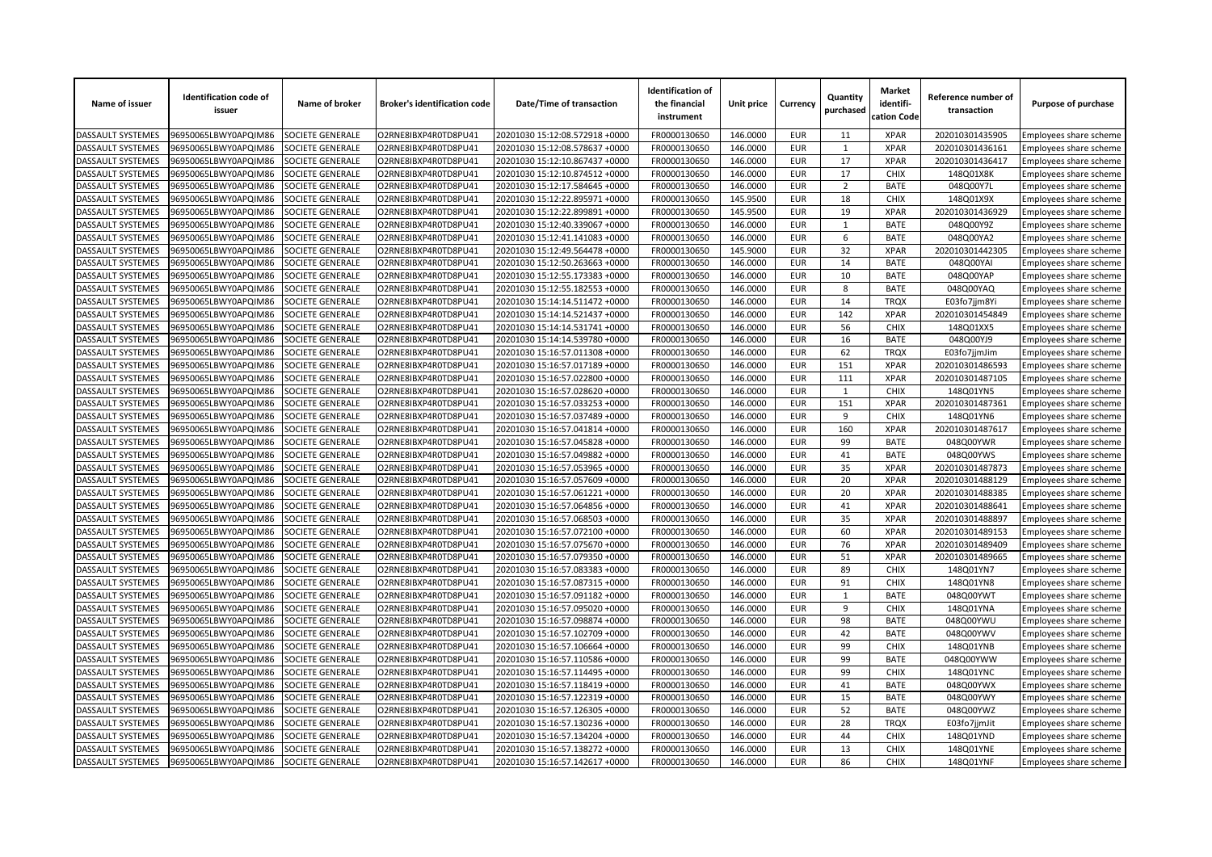| Name of issuer | Identification code of issuer | Name of broker | Broker's identification code | Date/Time of transaction | Identification of the financial instrument | Unit price | Currency | Quantity purchased | Market identifi-cation Code | Reference number of transaction | Purpose of purchase |
|---|---|---|---|---|---|---|---|---|---|---|---|
| DASSAULT SYSTEMES | 96950065LBWY0APQIM86 | SOCIETE GENERALE | O2RNE8IBXP4R0TD8PU41 | 20201030 15:12:08.572918 +0000 | FR0000130650 | 146.0000 | EUR | 11 | XPAR | 202010301435905 | Employees share scheme |
| DASSAULT SYSTEMES | 96950065LBWY0APQIM86 | SOCIETE GENERALE | O2RNE8IBXP4R0TD8PU41 | 20201030 15:12:08.578637 +0000 | FR0000130650 | 146.0000 | EUR | 1 | XPAR | 202010301436161 | Employees share scheme |
| DASSAULT SYSTEMES | 96950065LBWY0APQIM86 | SOCIETE GENERALE | O2RNE8IBXP4R0TD8PU41 | 20201030 15:12:10.867437 +0000 | FR0000130650 | 146.0000 | EUR | 17 | XPAR | 202010301436417 | Employees share scheme |
| DASSAULT SYSTEMES | 96950065LBWY0APQIM86 | SOCIETE GENERALE | O2RNE8IBXP4R0TD8PU41 | 20201030 15:12:10.874512 +0000 | FR0000130650 | 146.0000 | EUR | 17 | CHIX | 148Q01X8K | Employees share scheme |
| DASSAULT SYSTEMES | 96950065LBWY0APQIM86 | SOCIETE GENERALE | O2RNE8IBXP4R0TD8PU41 | 20201030 15:12:17.584645 +0000 | FR0000130650 | 146.0000 | EUR | 2 | BATE | 048Q00Y7L | Employees share scheme |
| DASSAULT SYSTEMES | 96950065LBWY0APQIM86 | SOCIETE GENERALE | O2RNE8IBXP4R0TD8PU41 | 20201030 15:12:22.895971 +0000 | FR0000130650 | 145.9500 | EUR | 18 | CHIX | 148Q01X9X | Employees share scheme |
| DASSAULT SYSTEMES | 96950065LBWY0APQIM86 | SOCIETE GENERALE | O2RNE8IBXP4R0TD8PU41 | 20201030 15:12:22.899891 +0000 | FR0000130650 | 145.9500 | EUR | 19 | XPAR | 202010301436929 | Employees share scheme |
| DASSAULT SYSTEMES | 96950065LBWY0APQIM86 | SOCIETE GENERALE | O2RNE8IBXP4R0TD8PU41 | 20201030 15:12:40.339067 +0000 | FR0000130650 | 146.0000 | EUR | 1 | BATE | 048Q00Y9Z | Employees share scheme |
| DASSAULT SYSTEMES | 96950065LBWY0APQIM86 | SOCIETE GENERALE | O2RNE8IBXP4R0TD8PU41 | 20201030 15:12:41.141083 +0000 | FR0000130650 | 146.0000 | EUR | 6 | BATE | 048Q00YA2 | Employees share scheme |
| DASSAULT SYSTEMES | 96950065LBWY0APQIM86 | SOCIETE GENERALE | O2RNE8IBXP4R0TD8PU41 | 20201030 15:12:49.564478 +0000 | FR0000130650 | 145.9000 | EUR | 32 | XPAR | 202010301442305 | Employees share scheme |
| DASSAULT SYSTEMES | 96950065LBWY0APQIM86 | SOCIETE GENERALE | O2RNE8IBXP4R0TD8PU41 | 20201030 15:12:50.263663 +0000 | FR0000130650 | 146.0000 | EUR | 14 | BATE | 048Q00YAI | Employees share scheme |
| DASSAULT SYSTEMES | 96950065LBWY0APQIM86 | SOCIETE GENERALE | O2RNE8IBXP4R0TD8PU41 | 20201030 15:12:55.173383 +0000 | FR0000130650 | 146.0000 | EUR | 10 | BATE | 048Q00YAP | Employees share scheme |
| DASSAULT SYSTEMES | 96950065LBWY0APQIM86 | SOCIETE GENERALE | O2RNE8IBXP4R0TD8PU41 | 20201030 15:12:55.182553 +0000 | FR0000130650 | 146.0000 | EUR | 8 | BATE | 048Q00YAQ | Employees share scheme |
| DASSAULT SYSTEMES | 96950065LBWY0APQIM86 | SOCIETE GENERALE | O2RNE8IBXP4R0TD8PU41 | 20201030 15:14:14.511472 +0000 | FR0000130650 | 146.0000 | EUR | 14 | TRQX | E03fo7jjm8Yi | Employees share scheme |
| DASSAULT SYSTEMES | 96950065LBWY0APQIM86 | SOCIETE GENERALE | O2RNE8IBXP4R0TD8PU41 | 20201030 15:14:14.521437 +0000 | FR0000130650 | 146.0000 | EUR | 142 | XPAR | 202010301454849 | Employees share scheme |
| DASSAULT SYSTEMES | 96950065LBWY0APQIM86 | SOCIETE GENERALE | O2RNE8IBXP4R0TD8PU41 | 20201030 15:14:14.531741 +0000 | FR0000130650 | 146.0000 | EUR | 56 | CHIX | 148Q01XX5 | Employees share scheme |
| DASSAULT SYSTEMES | 96950065LBWY0APQIM86 | SOCIETE GENERALE | O2RNE8IBXP4R0TD8PU41 | 20201030 15:14:14.539780 +0000 | FR0000130650 | 146.0000 | EUR | 16 | BATE | 048Q00YJ9 | Employees share scheme |
| DASSAULT SYSTEMES | 96950065LBWY0APQIM86 | SOCIETE GENERALE | O2RNE8IBXP4R0TD8PU41 | 20201030 15:16:57.011308 +0000 | FR0000130650 | 146.0000 | EUR | 62 | TRQX | E03fo7jjmJim | Employees share scheme |
| DASSAULT SYSTEMES | 96950065LBWY0APQIM86 | SOCIETE GENERALE | O2RNE8IBXP4R0TD8PU41 | 20201030 15:16:57.017189 +0000 | FR0000130650 | 146.0000 | EUR | 151 | XPAR | 202010301486593 | Employees share scheme |
| DASSAULT SYSTEMES | 96950065LBWY0APQIM86 | SOCIETE GENERALE | O2RNE8IBXP4R0TD8PU41 | 20201030 15:16:57.022800 +0000 | FR0000130650 | 146.0000 | EUR | 111 | XPAR | 202010301487105 | Employees share scheme |
| DASSAULT SYSTEMES | 96950065LBWY0APQIM86 | SOCIETE GENERALE | O2RNE8IBXP4R0TD8PU41 | 20201030 15:16:57.028620 +0000 | FR0000130650 | 146.0000 | EUR | 1 | CHIX | 148Q01YN5 | Employees share scheme |
| DASSAULT SYSTEMES | 96950065LBWY0APQIM86 | SOCIETE GENERALE | O2RNE8IBXP4R0TD8PU41 | 20201030 15:16:57.033253 +0000 | FR0000130650 | 146.0000 | EUR | 151 | XPAR | 202010301487361 | Employees share scheme |
| DASSAULT SYSTEMES | 96950065LBWY0APQIM86 | SOCIETE GENERALE | O2RNE8IBXP4R0TD8PU41 | 20201030 15:16:57.037489 +0000 | FR0000130650 | 146.0000 | EUR | 9 | CHIX | 148Q01YN6 | Employees share scheme |
| DASSAULT SYSTEMES | 96950065LBWY0APQIM86 | SOCIETE GENERALE | O2RNE8IBXP4R0TD8PU41 | 20201030 15:16:57.041814 +0000 | FR0000130650 | 146.0000 | EUR | 160 | XPAR | 202010301487617 | Employees share scheme |
| DASSAULT SYSTEMES | 96950065LBWY0APQIM86 | SOCIETE GENERALE | O2RNE8IBXP4R0TD8PU41 | 20201030 15:16:57.045828 +0000 | FR0000130650 | 146.0000 | EUR | 99 | BATE | 048Q00YWR | Employees share scheme |
| DASSAULT SYSTEMES | 96950065LBWY0APQIM86 | SOCIETE GENERALE | O2RNE8IBXP4R0TD8PU41 | 20201030 15:16:57.049882 +0000 | FR0000130650 | 146.0000 | EUR | 41 | BATE | 048Q00YWS | Employees share scheme |
| DASSAULT SYSTEMES | 96950065LBWY0APQIM86 | SOCIETE GENERALE | O2RNE8IBXP4R0TD8PU41 | 20201030 15:16:57.053965 +0000 | FR0000130650 | 146.0000 | EUR | 35 | XPAR | 202010301487873 | Employees share scheme |
| DASSAULT SYSTEMES | 96950065LBWY0APQIM86 | SOCIETE GENERALE | O2RNE8IBXP4R0TD8PU41 | 20201030 15:16:57.057609 +0000 | FR0000130650 | 146.0000 | EUR | 20 | XPAR | 202010301488129 | Employees share scheme |
| DASSAULT SYSTEMES | 96950065LBWY0APQIM86 | SOCIETE GENERALE | O2RNE8IBXP4R0TD8PU41 | 20201030 15:16:57.061221 +0000 | FR0000130650 | 146.0000 | EUR | 20 | XPAR | 202010301488385 | Employees share scheme |
| DASSAULT SYSTEMES | 96950065LBWY0APQIM86 | SOCIETE GENERALE | O2RNE8IBXP4R0TD8PU41 | 20201030 15:16:57.064856 +0000 | FR0000130650 | 146.0000 | EUR | 41 | XPAR | 202010301488641 | Employees share scheme |
| DASSAULT SYSTEMES | 96950065LBWY0APQIM86 | SOCIETE GENERALE | O2RNE8IBXP4R0TD8PU41 | 20201030 15:16:57.068503 +0000 | FR0000130650 | 146.0000 | EUR | 35 | XPAR | 202010301488897 | Employees share scheme |
| DASSAULT SYSTEMES | 96950065LBWY0APQIM86 | SOCIETE GENERALE | O2RNE8IBXP4R0TD8PU41 | 20201030 15:16:57.072100 +0000 | FR0000130650 | 146.0000 | EUR | 60 | XPAR | 202010301489153 | Employees share scheme |
| DASSAULT SYSTEMES | 96950065LBWY0APQIM86 | SOCIETE GENERALE | O2RNE8IBXP4R0TD8PU41 | 20201030 15:16:57.075670 +0000 | FR0000130650 | 146.0000 | EUR | 76 | XPAR | 202010301489409 | Employees share scheme |
| DASSAULT SYSTEMES | 96950065LBWY0APQIM86 | SOCIETE GENERALE | O2RNE8IBXP4R0TD8PU41 | 20201030 15:16:57.079350 +0000 | FR0000130650 | 146.0000 | EUR | 51 | XPAR | 202010301489665 | Employees share scheme |
| DASSAULT SYSTEMES | 96950065LBWY0APQIM86 | SOCIETE GENERALE | O2RNE8IBXP4R0TD8PU41 | 20201030 15:16:57.083383 +0000 | FR0000130650 | 146.0000 | EUR | 89 | CHIX | 148Q01YN7 | Employees share scheme |
| DASSAULT SYSTEMES | 96950065LBWY0APQIM86 | SOCIETE GENERALE | O2RNE8IBXP4R0TD8PU41 | 20201030 15:16:57.087315 +0000 | FR0000130650 | 146.0000 | EUR | 91 | CHIX | 148Q01YN8 | Employees share scheme |
| DASSAULT SYSTEMES | 96950065LBWY0APQIM86 | SOCIETE GENERALE | O2RNE8IBXP4R0TD8PU41 | 20201030 15:16:57.091182 +0000 | FR0000130650 | 146.0000 | EUR | 1 | BATE | 048Q00YWT | Employees share scheme |
| DASSAULT SYSTEMES | 96950065LBWY0APQIM86 | SOCIETE GENERALE | O2RNE8IBXP4R0TD8PU41 | 20201030 15:16:57.095020 +0000 | FR0000130650 | 146.0000 | EUR | 9 | CHIX | 148Q01YNA | Employees share scheme |
| DASSAULT SYSTEMES | 96950065LBWY0APQIM86 | SOCIETE GENERALE | O2RNE8IBXP4R0TD8PU41 | 20201030 15:16:57.098874 +0000 | FR0000130650 | 146.0000 | EUR | 98 | BATE | 048Q00YWU | Employees share scheme |
| DASSAULT SYSTEMES | 96950065LBWY0APQIM86 | SOCIETE GENERALE | O2RNE8IBXP4R0TD8PU41 | 20201030 15:16:57.102709 +0000 | FR0000130650 | 146.0000 | EUR | 42 | BATE | 048Q00YWV | Employees share scheme |
| DASSAULT SYSTEMES | 96950065LBWY0APQIM86 | SOCIETE GENERALE | O2RNE8IBXP4R0TD8PU41 | 20201030 15:16:57.106664 +0000 | FR0000130650 | 146.0000 | EUR | 99 | CHIX | 148Q01YNB | Employees share scheme |
| DASSAULT SYSTEMES | 96950065LBWY0APQIM86 | SOCIETE GENERALE | O2RNE8IBXP4R0TD8PU41 | 20201030 15:16:57.110586 +0000 | FR0000130650 | 146.0000 | EUR | 99 | BATE | 048Q00YWW | Employees share scheme |
| DASSAULT SYSTEMES | 96950065LBWY0APQIM86 | SOCIETE GENERALE | O2RNE8IBXP4R0TD8PU41 | 20201030 15:16:57.114495 +0000 | FR0000130650 | 146.0000 | EUR | 99 | CHIX | 148Q01YNC | Employees share scheme |
| DASSAULT SYSTEMES | 96950065LBWY0APQIM86 | SOCIETE GENERALE | O2RNE8IBXP4R0TD8PU41 | 20201030 15:16:57.118419 +0000 | FR0000130650 | 146.0000 | EUR | 41 | BATE | 048Q00YWX | Employees share scheme |
| DASSAULT SYSTEMES | 96950065LBWY0APQIM86 | SOCIETE GENERALE | O2RNE8IBXP4R0TD8PU41 | 20201030 15:16:57.122319 +0000 | FR0000130650 | 146.0000 | EUR | 15 | BATE | 048Q00YWY | Employees share scheme |
| DASSAULT SYSTEMES | 96950065LBWY0APQIM86 | SOCIETE GENERALE | O2RNE8IBXP4R0TD8PU41 | 20201030 15:16:57.126305 +0000 | FR0000130650 | 146.0000 | EUR | 52 | BATE | 048Q00YWZ | Employees share scheme |
| DASSAULT SYSTEMES | 96950065LBWY0APQIM86 | SOCIETE GENERALE | O2RNE8IBXP4R0TD8PU41 | 20201030 15:16:57.130236 +0000 | FR0000130650 | 146.0000 | EUR | 28 | TRQX | E03fo7jjmJit | Employees share scheme |
| DASSAULT SYSTEMES | 96950065LBWY0APQIM86 | SOCIETE GENERALE | O2RNE8IBXP4R0TD8PU41 | 20201030 15:16:57.134204 +0000 | FR0000130650 | 146.0000 | EUR | 44 | CHIX | 148Q01YND | Employees share scheme |
| DASSAULT SYSTEMES | 96950065LBWY0APQIM86 | SOCIETE GENERALE | O2RNE8IBXP4R0TD8PU41 | 20201030 15:16:57.138272 +0000 | FR0000130650 | 146.0000 | EUR | 13 | CHIX | 148Q01YNE | Employees share scheme |
| DASSAULT SYSTEMES | 96950065LBWY0APQIM86 | SOCIETE GENERALE | O2RNE8IBXP4R0TD8PU41 | 20201030 15:16:57.142617 +0000 | FR0000130650 | 146.0000 | EUR | 86 | CHIX | 148Q01YNF | Employees share scheme |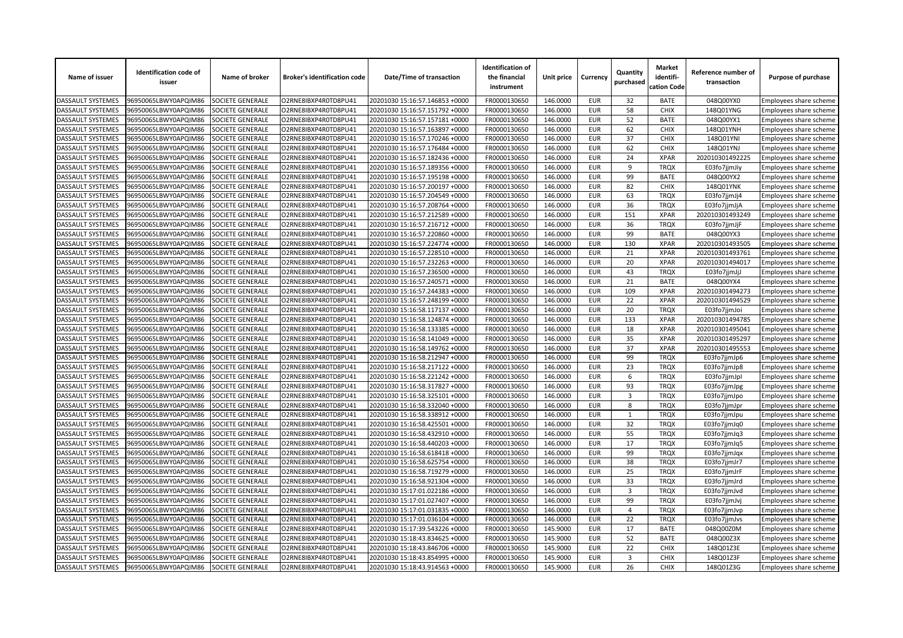| Name of issuer | Identification code of issuer | Name of broker | Broker's identification code | Date/Time of transaction | Identification of the financial instrument | Unit price | Currency | Quantity purchased | Market identifi-cation Code | Reference number of transaction | Purpose of purchase |
|---|---|---|---|---|---|---|---|---|---|---|---|
| DASSAULT SYSTEMES | 96950065LBWY0APQIM86 | SOCIETE GENERALE | O2RNE8IBXP4R0TD8PU41 | 20201030 15:16:57.146853 +0000 | FR0000130650 | 146.0000 | EUR | 32 | BATE | 048Q00YX0 | Employees share scheme |
| DASSAULT SYSTEMES | 96950065LBWY0APQIM86 | SOCIETE GENERALE | O2RNE8IBXP4R0TD8PU41 | 20201030 15:16:57.151792 +0000 | FR0000130650 | 146.0000 | EUR | 58 | CHIX | 148Q01YNG | Employees share scheme |
| DASSAULT SYSTEMES | 96950065LBWY0APQIM86 | SOCIETE GENERALE | O2RNE8IBXP4R0TD8PU41 | 20201030 15:16:57.157181 +0000 | FR0000130650 | 146.0000 | EUR | 52 | BATE | 048Q00YX1 | Employees share scheme |
| DASSAULT SYSTEMES | 96950065LBWY0APQIM86 | SOCIETE GENERALE | O2RNE8IBXP4R0TD8PU41 | 20201030 15:16:57.163897 +0000 | FR0000130650 | 146.0000 | EUR | 62 | CHIX | 148Q01YNH | Employees share scheme |
| DASSAULT SYSTEMES | 96950065LBWY0APQIM86 | SOCIETE GENERALE | O2RNE8IBXP4R0TD8PU41 | 20201030 15:16:57.170246 +0000 | FR0000130650 | 146.0000 | EUR | 37 | CHIX | 148Q01YNI | Employees share scheme |
| DASSAULT SYSTEMES | 96950065LBWY0APQIM86 | SOCIETE GENERALE | O2RNE8IBXP4R0TD8PU41 | 20201030 15:16:57.176484 +0000 | FR0000130650 | 146.0000 | EUR | 62 | CHIX | 148Q01YNJ | Employees share scheme |
| DASSAULT SYSTEMES | 96950065LBWY0APQIM86 | SOCIETE GENERALE | O2RNE8IBXP4R0TD8PU41 | 20201030 15:16:57.182436 +0000 | FR0000130650 | 146.0000 | EUR | 24 | XPAR | 202010301492225 | Employees share scheme |
| DASSAULT SYSTEMES | 96950065LBWY0APQIM86 | SOCIETE GENERALE | O2RNE8IBXP4R0TD8PU41 | 20201030 15:16:57.189356 +0000 | FR0000130650 | 146.0000 | EUR | 9 | TRQX | E03fo7jjmJiy | Employees share scheme |
| DASSAULT SYSTEMES | 96950065LBWY0APQIM86 | SOCIETE GENERALE | O2RNE8IBXP4R0TD8PU41 | 20201030 15:16:57.195198 +0000 | FR0000130650 | 146.0000 | EUR | 99 | BATE | 048Q00YX2 | Employees share scheme |
| DASSAULT SYSTEMES | 96950065LBWY0APQIM86 | SOCIETE GENERALE | O2RNE8IBXP4R0TD8PU41 | 20201030 15:16:57.200197 +0000 | FR0000130650 | 146.0000 | EUR | 82 | CHIX | 148Q01YNK | Employees share scheme |
| DASSAULT SYSTEMES | 96950065LBWY0APQIM86 | SOCIETE GENERALE | O2RNE8IBXP4R0TD8PU41 | 20201030 15:16:57.204549 +0000 | FR0000130650 | 146.0000 | EUR | 63 | TRQX | E03fo7jjmJj4 | Employees share scheme |
| DASSAULT SYSTEMES | 96950065LBWY0APQIM86 | SOCIETE GENERALE | O2RNE8IBXP4R0TD8PU41 | 20201030 15:16:57.208764 +0000 | FR0000130650 | 146.0000 | EUR | 36 | TRQX | E03fo7jjmJjA | Employees share scheme |
| DASSAULT SYSTEMES | 96950065LBWY0APQIM86 | SOCIETE GENERALE | O2RNE8IBXP4R0TD8PU41 | 20201030 15:16:57.212589 +0000 | FR0000130650 | 146.0000 | EUR | 151 | XPAR | 202010301493249 | Employees share scheme |
| DASSAULT SYSTEMES | 96950065LBWY0APQIM86 | SOCIETE GENERALE | O2RNE8IBXP4R0TD8PU41 | 20201030 15:16:57.216712 +0000 | FR0000130650 | 146.0000 | EUR | 36 | TRQX | E03fo7jjmJjF | Employees share scheme |
| DASSAULT SYSTEMES | 96950065LBWY0APQIM86 | SOCIETE GENERALE | O2RNE8IBXP4R0TD8PU41 | 20201030 15:16:57.220860 +0000 | FR0000130650 | 146.0000 | EUR | 99 | BATE | 048Q00YX3 | Employees share scheme |
| DASSAULT SYSTEMES | 96950065LBWY0APQIM86 | SOCIETE GENERALE | O2RNE8IBXP4R0TD8PU41 | 20201030 15:16:57.224774 +0000 | FR0000130650 | 146.0000 | EUR | 130 | XPAR | 202010301493505 | Employees share scheme |
| DASSAULT SYSTEMES | 96950065LBWY0APQIM86 | SOCIETE GENERALE | O2RNE8IBXP4R0TD8PU41 | 20201030 15:16:57.228510 +0000 | FR0000130650 | 146.0000 | EUR | 21 | XPAR | 202010301493761 | Employees share scheme |
| DASSAULT SYSTEMES | 96950065LBWY0APQIM86 | SOCIETE GENERALE | O2RNE8IBXP4R0TD8PU41 | 20201030 15:16:57.232263 +0000 | FR0000130650 | 146.0000 | EUR | 20 | XPAR | 202010301494017 | Employees share scheme |
| DASSAULT SYSTEMES | 96950065LBWY0APQIM86 | SOCIETE GENERALE | O2RNE8IBXP4R0TD8PU41 | 20201030 15:16:57.236500 +0000 | FR0000130650 | 146.0000 | EUR | 43 | TRQX | E03fo7jjmJjJ | Employees share scheme |
| DASSAULT SYSTEMES | 96950065LBWY0APQIM86 | SOCIETE GENERALE | O2RNE8IBXP4R0TD8PU41 | 20201030 15:16:57.240571 +0000 | FR0000130650 | 146.0000 | EUR | 21 | BATE | 048Q00YX4 | Employees share scheme |
| DASSAULT SYSTEMES | 96950065LBWY0APQIM86 | SOCIETE GENERALE | O2RNE8IBXP4R0TD8PU41 | 20201030 15:16:57.244383 +0000 | FR0000130650 | 146.0000 | EUR | 109 | XPAR | 202010301494273 | Employees share scheme |
| DASSAULT SYSTEMES | 96950065LBWY0APQIM86 | SOCIETE GENERALE | O2RNE8IBXP4R0TD8PU41 | 20201030 15:16:57.248199 +0000 | FR0000130650 | 146.0000 | EUR | 22 | XPAR | 202010301494529 | Employees share scheme |
| DASSAULT SYSTEMES | 96950065LBWY0APQIM86 | SOCIETE GENERALE | O2RNE8IBXP4R0TD8PU41 | 20201030 15:16:58.117137 +0000 | FR0000130650 | 146.0000 | EUR | 20 | TRQX | E03fo7jjmJoi | Employees share scheme |
| DASSAULT SYSTEMES | 96950065LBWY0APQIM86 | SOCIETE GENERALE | O2RNE8IBXP4R0TD8PU41 | 20201030 15:16:58.124874 +0000 | FR0000130650 | 146.0000 | EUR | 133 | XPAR | 202010301494785 | Employees share scheme |
| DASSAULT SYSTEMES | 96950065LBWY0APQIM86 | SOCIETE GENERALE | O2RNE8IBXP4R0TD8PU41 | 20201030 15:16:58.133385 +0000 | FR0000130650 | 146.0000 | EUR | 18 | XPAR | 202010301495041 | Employees share scheme |
| DASSAULT SYSTEMES | 96950065LBWY0APQIM86 | SOCIETE GENERALE | O2RNE8IBXP4R0TD8PU41 | 20201030 15:16:58.141049 +0000 | FR0000130650 | 146.0000 | EUR | 35 | XPAR | 202010301495297 | Employees share scheme |
| DASSAULT SYSTEMES | 96950065LBWY0APQIM86 | SOCIETE GENERALE | O2RNE8IBXP4R0TD8PU41 | 20201030 15:16:58.149762 +0000 | FR0000130650 | 146.0000 | EUR | 37 | XPAR | 202010301495553 | Employees share scheme |
| DASSAULT SYSTEMES | 96950065LBWY0APQIM86 | SOCIETE GENERALE | O2RNE8IBXP4R0TD8PU41 | 20201030 15:16:58.212947 +0000 | FR0000130650 | 146.0000 | EUR | 99 | TRQX | E03fo7jjmJp6 | Employees share scheme |
| DASSAULT SYSTEMES | 96950065LBWY0APQIM86 | SOCIETE GENERALE | O2RNE8IBXP4R0TD8PU41 | 20201030 15:16:58.217122 +0000 | FR0000130650 | 146.0000 | EUR | 23 | TRQX | E03fo7jjmJp8 | Employees share scheme |
| DASSAULT SYSTEMES | 96950065LBWY0APQIM86 | SOCIETE GENERALE | O2RNE8IBXP4R0TD8PU41 | 20201030 15:16:58.221242 +0000 | FR0000130650 | 146.0000 | EUR | 6 | TRQX | E03fo7jjmJpl | Employees share scheme |
| DASSAULT SYSTEMES | 96950065LBWY0APQIM86 | SOCIETE GENERALE | O2RNE8IBXP4R0TD8PU41 | 20201030 15:16:58.317827 +0000 | FR0000130650 | 146.0000 | EUR | 93 | TRQX | E03fo7jjmJpg | Employees share scheme |
| DASSAULT SYSTEMES | 96950065LBWY0APQIM86 | SOCIETE GENERALE | O2RNE8IBXP4R0TD8PU41 | 20201030 15:16:58.325101 +0000 | FR0000130650 | 146.0000 | EUR | 3 | TRQX | E03fo7jjmJpo | Employees share scheme |
| DASSAULT SYSTEMES | 96950065LBWY0APQIM86 | SOCIETE GENERALE | O2RNE8IBXP4R0TD8PU41 | 20201030 15:16:58.332040 +0000 | FR0000130650 | 146.0000 | EUR | 8 | TRQX | E03fo7jjmJpr | Employees share scheme |
| DASSAULT SYSTEMES | 96950065LBWY0APQIM86 | SOCIETE GENERALE | O2RNE8IBXP4R0TD8PU41 | 20201030 15:16:58.338912 +0000 | FR0000130650 | 146.0000 | EUR | 1 | TRQX | E03fo7jjmJpu | Employees share scheme |
| DASSAULT SYSTEMES | 96950065LBWY0APQIM86 | SOCIETE GENERALE | O2RNE8IBXP4R0TD8PU41 | 20201030 15:16:58.425501 +0000 | FR0000130650 | 146.0000 | EUR | 32 | TRQX | E03fo7jjmJq0 | Employees share scheme |
| DASSAULT SYSTEMES | 96950065LBWY0APQIM86 | SOCIETE GENERALE | O2RNE8IBXP4R0TD8PU41 | 20201030 15:16:58.432910 +0000 | FR0000130650 | 146.0000 | EUR | 55 | TRQX | E03fo7jjmJq3 | Employees share scheme |
| DASSAULT SYSTEMES | 96950065LBWY0APQIM86 | SOCIETE GENERALE | O2RNE8IBXP4R0TD8PU41 | 20201030 15:16:58.440203 +0000 | FR0000130650 | 146.0000 | EUR | 17 | TRQX | E03fo7jjmJq5 | Employees share scheme |
| DASSAULT SYSTEMES | 96950065LBWY0APQIM86 | SOCIETE GENERALE | O2RNE8IBXP4R0TD8PU41 | 20201030 15:16:58.618418 +0000 | FR0000130650 | 146.0000 | EUR | 99 | TRQX | E03fo7jjmJqx | Employees share scheme |
| DASSAULT SYSTEMES | 96950065LBWY0APQIM86 | SOCIETE GENERALE | O2RNE8IBXP4R0TD8PU41 | 20201030 15:16:58.625754 +0000 | FR0000130650 | 146.0000 | EUR | 38 | TRQX | E03fo7jjmJr7 | Employees share scheme |
| DASSAULT SYSTEMES | 96950065LBWY0APQIM86 | SOCIETE GENERALE | O2RNE8IBXP4R0TD8PU41 | 20201030 15:16:58.719279 +0000 | FR0000130650 | 146.0000 | EUR | 25 | TRQX | E03fo7jjmJrF | Employees share scheme |
| DASSAULT SYSTEMES | 96950065LBWY0APQIM86 | SOCIETE GENERALE | O2RNE8IBXP4R0TD8PU41 | 20201030 15:16:58.921304 +0000 | FR0000130650 | 146.0000 | EUR | 33 | TRQX | E03fo7jjmJrd | Employees share scheme |
| DASSAULT SYSTEMES | 96950065LBWY0APQIM86 | SOCIETE GENERALE | O2RNE8IBXP4R0TD8PU41 | 20201030 15:17:01.022186 +0000 | FR0000130650 | 146.0000 | EUR | 3 | TRQX | E03fo7jjmJvd | Employees share scheme |
| DASSAULT SYSTEMES | 96950065LBWY0APQIM86 | SOCIETE GENERALE | O2RNE8IBXP4R0TD8PU41 | 20201030 15:17:01.027407 +0000 | FR0000130650 | 146.0000 | EUR | 99 | TRQX | E03fo7jjmJvj | Employees share scheme |
| DASSAULT SYSTEMES | 96950065LBWY0APQIM86 | SOCIETE GENERALE | O2RNE8IBXP4R0TD8PU41 | 20201030 15:17:01.031835 +0000 | FR0000130650 | 146.0000 | EUR | 4 | TRQX | E03fo7jjmJvp | Employees share scheme |
| DASSAULT SYSTEMES | 96950065LBWY0APQIM86 | SOCIETE GENERALE | O2RNE8IBXP4R0TD8PU41 | 20201030 15:17:01.036104 +0000 | FR0000130650 | 146.0000 | EUR | 22 | TRQX | E03fo7jjmJvs | Employees share scheme |
| DASSAULT SYSTEMES | 96950065LBWY0APQIM86 | SOCIETE GENERALE | O2RNE8IBXP4R0TD8PU41 | 20201030 15:17:39.543226 +0000 | FR0000130650 | 145.9000 | EUR | 17 | BATE | 048Q00Z0M | Employees share scheme |
| DASSAULT SYSTEMES | 96950065LBWY0APQIM86 | SOCIETE GENERALE | O2RNE8IBXP4R0TD8PU41 | 20201030 15:18:43.834625 +0000 | FR0000130650 | 145.9000 | EUR | 52 | BATE | 048Q00Z3X | Employees share scheme |
| DASSAULT SYSTEMES | 96950065LBWY0APQIM86 | SOCIETE GENERALE | O2RNE8IBXP4R0TD8PU41 | 20201030 15:18:43.846706 +0000 | FR0000130650 | 145.9000 | EUR | 22 | CHIX | 148Q01Z3E | Employees share scheme |
| DASSAULT SYSTEMES | 96950065LBWY0APQIM86 | SOCIETE GENERALE | O2RNE8IBXP4R0TD8PU41 | 20201030 15:18:43.854995 +0000 | FR0000130650 | 145.9000 | EUR | 3 | CHIX | 148Q01Z3F | Employees share scheme |
| DASSAULT SYSTEMES | 96950065LBWY0APQIM86 | SOCIETE GENERALE | O2RNE8IBXP4R0TD8PU41 | 20201030 15:18:43.914563 +0000 | FR0000130650 | 145.9000 | EUR | 26 | CHIX | 148Q01Z3G | Employees share scheme |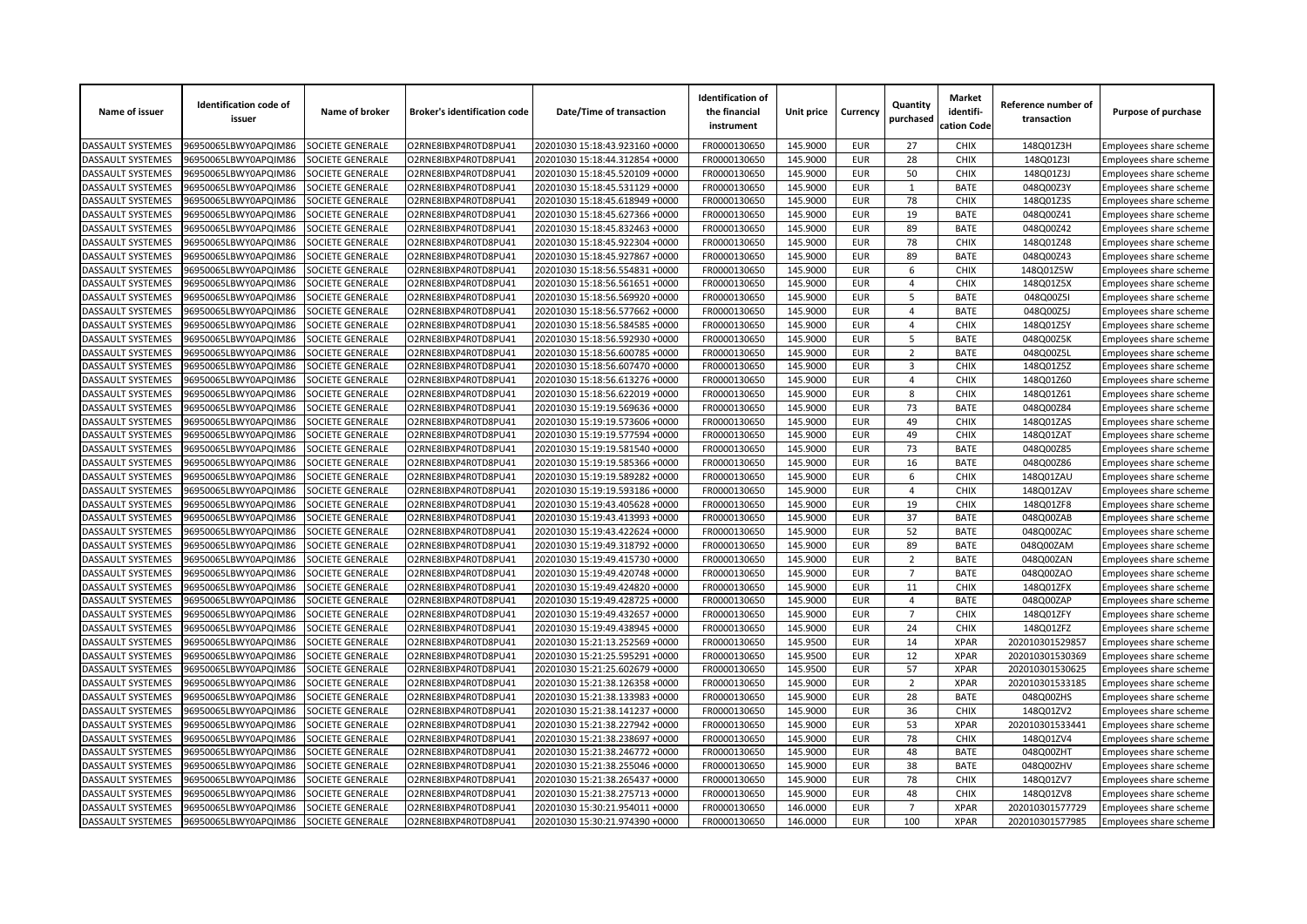| Name of issuer | Identification code of issuer | Name of broker | Broker's identification code | Date/Time of transaction | Identification of the financial instrument | Unit price | Currency | Quantity purchased | Market identifi-cation Code | Reference number of transaction | Purpose of purchase |
|---|---|---|---|---|---|---|---|---|---|---|---|
| DASSAULT SYSTEMES | 96950065LBWY0APQIM86 | SOCIETE GENERALE | O2RNE8IBXP4R0TD8PU41 | 20201030 15:18:43.923160 +0000 | FR0000130650 | 145.9000 | EUR | 27 | CHIX | 148Q01Z3H | Employees share scheme |
| DASSAULT SYSTEMES | 96950065LBWY0APQIM86 | SOCIETE GENERALE | O2RNE8IBXP4R0TD8PU41 | 20201030 15:18:44.312854 +0000 | FR0000130650 | 145.9000 | EUR | 28 | CHIX | 148Q01Z3I | Employees share scheme |
| DASSAULT SYSTEMES | 96950065LBWY0APQIM86 | SOCIETE GENERALE | O2RNE8IBXP4R0TD8PU41 | 20201030 15:18:45.520109 +0000 | FR0000130650 | 145.9000 | EUR | 50 | CHIX | 148Q01Z3J | Employees share scheme |
| DASSAULT SYSTEMES | 96950065LBWY0APQIM86 | SOCIETE GENERALE | O2RNE8IBXP4R0TD8PU41 | 20201030 15:18:45.531129 +0000 | FR0000130650 | 145.9000 | EUR | 1 | BATE | 048Q00Z3Y | Employees share scheme |
| DASSAULT SYSTEMES | 96950065LBWY0APQIM86 | SOCIETE GENERALE | O2RNE8IBXP4R0TD8PU41 | 20201030 15:18:45.618949 +0000 | FR0000130650 | 145.9000 | EUR | 78 | CHIX | 148Q01Z3S | Employees share scheme |
| DASSAULT SYSTEMES | 96950065LBWY0APQIM86 | SOCIETE GENERALE | O2RNE8IBXP4R0TD8PU41 | 20201030 15:18:45.627366 +0000 | FR0000130650 | 145.9000 | EUR | 19 | BATE | 048Q00Z41 | Employees share scheme |
| DASSAULT SYSTEMES | 96950065LBWY0APQIM86 | SOCIETE GENERALE | O2RNE8IBXP4R0TD8PU41 | 20201030 15:18:45.832463 +0000 | FR0000130650 | 145.9000 | EUR | 89 | BATE | 048Q00Z42 | Employees share scheme |
| DASSAULT SYSTEMES | 96950065LBWY0APQIM86 | SOCIETE GENERALE | O2RNE8IBXP4R0TD8PU41 | 20201030 15:18:45.922304 +0000 | FR0000130650 | 145.9000 | EUR | 78 | CHIX | 148Q01Z48 | Employees share scheme |
| DASSAULT SYSTEMES | 96950065LBWY0APQIM86 | SOCIETE GENERALE | O2RNE8IBXP4R0TD8PU41 | 20201030 15:18:45.927867 +0000 | FR0000130650 | 145.9000 | EUR | 89 | BATE | 048Q00Z43 | Employees share scheme |
| DASSAULT SYSTEMES | 96950065LBWY0APQIM86 | SOCIETE GENERALE | O2RNE8IBXP4R0TD8PU41 | 20201030 15:18:56.554831 +0000 | FR0000130650 | 145.9000 | EUR | 6 | CHIX | 148Q01Z5W | Employees share scheme |
| DASSAULT SYSTEMES | 96950065LBWY0APQIM86 | SOCIETE GENERALE | O2RNE8IBXP4R0TD8PU41 | 20201030 15:18:56.561651 +0000 | FR0000130650 | 145.9000 | EUR | 4 | CHIX | 148Q01Z5X | Employees share scheme |
| DASSAULT SYSTEMES | 96950065LBWY0APQIM86 | SOCIETE GENERALE | O2RNE8IBXP4R0TD8PU41 | 20201030 15:18:56.569920 +0000 | FR0000130650 | 145.9000 | EUR | 5 | BATE | 048Q00Z5I | Employees share scheme |
| DASSAULT SYSTEMES | 96950065LBWY0APQIM86 | SOCIETE GENERALE | O2RNE8IBXP4R0TD8PU41 | 20201030 15:18:56.577662 +0000 | FR0000130650 | 145.9000 | EUR | 4 | BATE | 048Q00Z5J | Employees share scheme |
| DASSAULT SYSTEMES | 96950065LBWY0APQIM86 | SOCIETE GENERALE | O2RNE8IBXP4R0TD8PU41 | 20201030 15:18:56.584585 +0000 | FR0000130650 | 145.9000 | EUR | 4 | CHIX | 148Q01Z5Y | Employees share scheme |
| DASSAULT SYSTEMES | 96950065LBWY0APQIM86 | SOCIETE GENERALE | O2RNE8IBXP4R0TD8PU41 | 20201030 15:18:56.592930 +0000 | FR0000130650 | 145.9000 | EUR | 5 | BATE | 048Q00Z5K | Employees share scheme |
| DASSAULT SYSTEMES | 96950065LBWY0APQIM86 | SOCIETE GENERALE | O2RNE8IBXP4R0TD8PU41 | 20201030 15:18:56.600785 +0000 | FR0000130650 | 145.9000 | EUR | 2 | BATE | 048Q00Z5L | Employees share scheme |
| DASSAULT SYSTEMES | 96950065LBWY0APQIM86 | SOCIETE GENERALE | O2RNE8IBXP4R0TD8PU41 | 20201030 15:18:56.607470 +0000 | FR0000130650 | 145.9000 | EUR | 3 | CHIX | 148Q01Z5Z | Employees share scheme |
| DASSAULT SYSTEMES | 96950065LBWY0APQIM86 | SOCIETE GENERALE | O2RNE8IBXP4R0TD8PU41 | 20201030 15:18:56.613276 +0000 | FR0000130650 | 145.9000 | EUR | 4 | CHIX | 148Q01Z60 | Employees share scheme |
| DASSAULT SYSTEMES | 96950065LBWY0APQIM86 | SOCIETE GENERALE | O2RNE8IBXP4R0TD8PU41 | 20201030 15:18:56.622019 +0000 | FR0000130650 | 145.9000 | EUR | 8 | CHIX | 148Q01Z61 | Employees share scheme |
| DASSAULT SYSTEMES | 96950065LBWY0APQIM86 | SOCIETE GENERALE | O2RNE8IBXP4R0TD8PU41 | 20201030 15:19:19.569636 +0000 | FR0000130650 | 145.9000 | EUR | 73 | BATE | 048Q00Z84 | Employees share scheme |
| DASSAULT SYSTEMES | 96950065LBWY0APQIM86 | SOCIETE GENERALE | O2RNE8IBXP4R0TD8PU41 | 20201030 15:19:19.573606 +0000 | FR0000130650 | 145.9000 | EUR | 49 | CHIX | 148Q01ZAS | Employees share scheme |
| DASSAULT SYSTEMES | 96950065LBWY0APQIM86 | SOCIETE GENERALE | O2RNE8IBXP4R0TD8PU41 | 20201030 15:19:19.577594 +0000 | FR0000130650 | 145.9000 | EUR | 49 | CHIX | 148Q01ZAT | Employees share scheme |
| DASSAULT SYSTEMES | 96950065LBWY0APQIM86 | SOCIETE GENERALE | O2RNE8IBXP4R0TD8PU41 | 20201030 15:19:19.581540 +0000 | FR0000130650 | 145.9000 | EUR | 73 | BATE | 048Q00Z85 | Employees share scheme |
| DASSAULT SYSTEMES | 96950065LBWY0APQIM86 | SOCIETE GENERALE | O2RNE8IBXP4R0TD8PU41 | 20201030 15:19:19.585366 +0000 | FR0000130650 | 145.9000 | EUR | 16 | BATE | 048Q00Z86 | Employees share scheme |
| DASSAULT SYSTEMES | 96950065LBWY0APQIM86 | SOCIETE GENERALE | O2RNE8IBXP4R0TD8PU41 | 20201030 15:19:19.589282 +0000 | FR0000130650 | 145.9000 | EUR | 6 | CHIX | 148Q01ZAU | Employees share scheme |
| DASSAULT SYSTEMES | 96950065LBWY0APQIM86 | SOCIETE GENERALE | O2RNE8IBXP4R0TD8PU41 | 20201030 15:19:19.593186 +0000 | FR0000130650 | 145.9000 | EUR | 4 | CHIX | 148Q01ZAV | Employees share scheme |
| DASSAULT SYSTEMES | 96950065LBWY0APQIM86 | SOCIETE GENERALE | O2RNE8IBXP4R0TD8PU41 | 20201030 15:19:43.405628 +0000 | FR0000130650 | 145.9000 | EUR | 19 | CHIX | 148Q01ZF8 | Employees share scheme |
| DASSAULT SYSTEMES | 96950065LBWY0APQIM86 | SOCIETE GENERALE | O2RNE8IBXP4R0TD8PU41 | 20201030 15:19:43.413993 +0000 | FR0000130650 | 145.9000 | EUR | 37 | BATE | 048Q00ZAB | Employees share scheme |
| DASSAULT SYSTEMES | 96950065LBWY0APQIM86 | SOCIETE GENERALE | O2RNE8IBXP4R0TD8PU41 | 20201030 15:19:43.422624 +0000 | FR0000130650 | 145.9000 | EUR | 52 | BATE | 048Q00ZAC | Employees share scheme |
| DASSAULT SYSTEMES | 96950065LBWY0APQIM86 | SOCIETE GENERALE | O2RNE8IBXP4R0TD8PU41 | 20201030 15:19:49.318792 +0000 | FR0000130650 | 145.9000 | EUR | 89 | BATE | 048Q00ZAM | Employees share scheme |
| DASSAULT SYSTEMES | 96950065LBWY0APQIM86 | SOCIETE GENERALE | O2RNE8IBXP4R0TD8PU41 | 20201030 15:19:49.415730 +0000 | FR0000130650 | 145.9000 | EUR | 2 | BATE | 048Q00ZAN | Employees share scheme |
| DASSAULT SYSTEMES | 96950065LBWY0APQIM86 | SOCIETE GENERALE | O2RNE8IBXP4R0TD8PU41 | 20201030 15:19:49.420748 +0000 | FR0000130650 | 145.9000 | EUR | 7 | BATE | 048Q00ZAO | Employees share scheme |
| DASSAULT SYSTEMES | 96950065LBWY0APQIM86 | SOCIETE GENERALE | O2RNE8IBXP4R0TD8PU41 | 20201030 15:19:49.424820 +0000 | FR0000130650 | 145.9000 | EUR | 11 | CHIX | 148Q01ZFX | Employees share scheme |
| DASSAULT SYSTEMES | 96950065LBWY0APQIM86 | SOCIETE GENERALE | O2RNE8IBXP4R0TD8PU41 | 20201030 15:19:49.428725 +0000 | FR0000130650 | 145.9000 | EUR | 4 | BATE | 048Q00ZAP | Employees share scheme |
| DASSAULT SYSTEMES | 96950065LBWY0APQIM86 | SOCIETE GENERALE | O2RNE8IBXP4R0TD8PU41 | 20201030 15:19:49.432657 +0000 | FR0000130650 | 145.9000 | EUR | 7 | CHIX | 148Q01ZFY | Employees share scheme |
| DASSAULT SYSTEMES | 96950065LBWY0APQIM86 | SOCIETE GENERALE | O2RNE8IBXP4R0TD8PU41 | 20201030 15:19:49.438945 +0000 | FR0000130650 | 145.9000 | EUR | 24 | CHIX | 148Q01ZFZ | Employees share scheme |
| DASSAULT SYSTEMES | 96950065LBWY0APQIM86 | SOCIETE GENERALE | O2RNE8IBXP4R0TD8PU41 | 20201030 15:21:13.252569 +0000 | FR0000130650 | 145.9500 | EUR | 14 | XPAR | 202010301529857 | Employees share scheme |
| DASSAULT SYSTEMES | 96950065LBWY0APQIM86 | SOCIETE GENERALE | O2RNE8IBXP4R0TD8PU41 | 20201030 15:21:25.595291 +0000 | FR0000130650 | 145.9500 | EUR | 12 | XPAR | 202010301530369 | Employees share scheme |
| DASSAULT SYSTEMES | 96950065LBWY0APQIM86 | SOCIETE GENERALE | O2RNE8IBXP4R0TD8PU41 | 20201030 15:21:25.602679 +0000 | FR0000130650 | 145.9500 | EUR | 57 | XPAR | 202010301530625 | Employees share scheme |
| DASSAULT SYSTEMES | 96950065LBWY0APQIM86 | SOCIETE GENERALE | O2RNE8IBXP4R0TD8PU41 | 20201030 15:21:38.126358 +0000 | FR0000130650 | 145.9000 | EUR | 2 | XPAR | 202010301533185 | Employees share scheme |
| DASSAULT SYSTEMES | 96950065LBWY0APQIM86 | SOCIETE GENERALE | O2RNE8IBXP4R0TD8PU41 | 20201030 15:21:38.133983 +0000 | FR0000130650 | 145.9000 | EUR | 28 | BATE | 048Q00ZHS | Employees share scheme |
| DASSAULT SYSTEMES | 96950065LBWY0APQIM86 | SOCIETE GENERALE | O2RNE8IBXP4R0TD8PU41 | 20201030 15:21:38.141237 +0000 | FR0000130650 | 145.9000 | EUR | 36 | CHIX | 148Q01ZV2 | Employees share scheme |
| DASSAULT SYSTEMES | 96950065LBWY0APQIM86 | SOCIETE GENERALE | O2RNE8IBXP4R0TD8PU41 | 20201030 15:21:38.227942 +0000 | FR0000130650 | 145.9000 | EUR | 53 | XPAR | 202010301533441 | Employees share scheme |
| DASSAULT SYSTEMES | 96950065LBWY0APQIM86 | SOCIETE GENERALE | O2RNE8IBXP4R0TD8PU41 | 20201030 15:21:38.238697 +0000 | FR0000130650 | 145.9000 | EUR | 78 | CHIX | 148Q01ZV4 | Employees share scheme |
| DASSAULT SYSTEMES | 96950065LBWY0APQIM86 | SOCIETE GENERALE | O2RNE8IBXP4R0TD8PU41 | 20201030 15:21:38.246772 +0000 | FR0000130650 | 145.9000 | EUR | 48 | BATE | 048Q00ZHT | Employees share scheme |
| DASSAULT SYSTEMES | 96950065LBWY0APQIM86 | SOCIETE GENERALE | O2RNE8IBXP4R0TD8PU41 | 20201030 15:21:38.255046 +0000 | FR0000130650 | 145.9000 | EUR | 38 | BATE | 048Q00ZHV | Employees share scheme |
| DASSAULT SYSTEMES | 96950065LBWY0APQIM86 | SOCIETE GENERALE | O2RNE8IBXP4R0TD8PU41 | 20201030 15:21:38.265437 +0000 | FR0000130650 | 145.9000 | EUR | 78 | CHIX | 148Q01ZV7 | Employees share scheme |
| DASSAULT SYSTEMES | 96950065LBWY0APQIM86 | SOCIETE GENERALE | O2RNE8IBXP4R0TD8PU41 | 20201030 15:21:38.275713 +0000 | FR0000130650 | 145.9000 | EUR | 48 | CHIX | 148Q01ZV8 | Employees share scheme |
| DASSAULT SYSTEMES | 96950065LBWY0APQIM86 | SOCIETE GENERALE | O2RNE8IBXP4R0TD8PU41 | 20201030 15:30:21.954011 +0000 | FR0000130650 | 146.0000 | EUR | 7 | XPAR | 202010301577729 | Employees share scheme |
| DASSAULT SYSTEMES | 96950065LBWY0APQIM86 | SOCIETE GENERALE | O2RNE8IBXP4R0TD8PU41 | 20201030 15:30:21.974390 +0000 | FR0000130650 | 146.0000 | EUR | 100 | XPAR | 202010301577985 | Employees share scheme |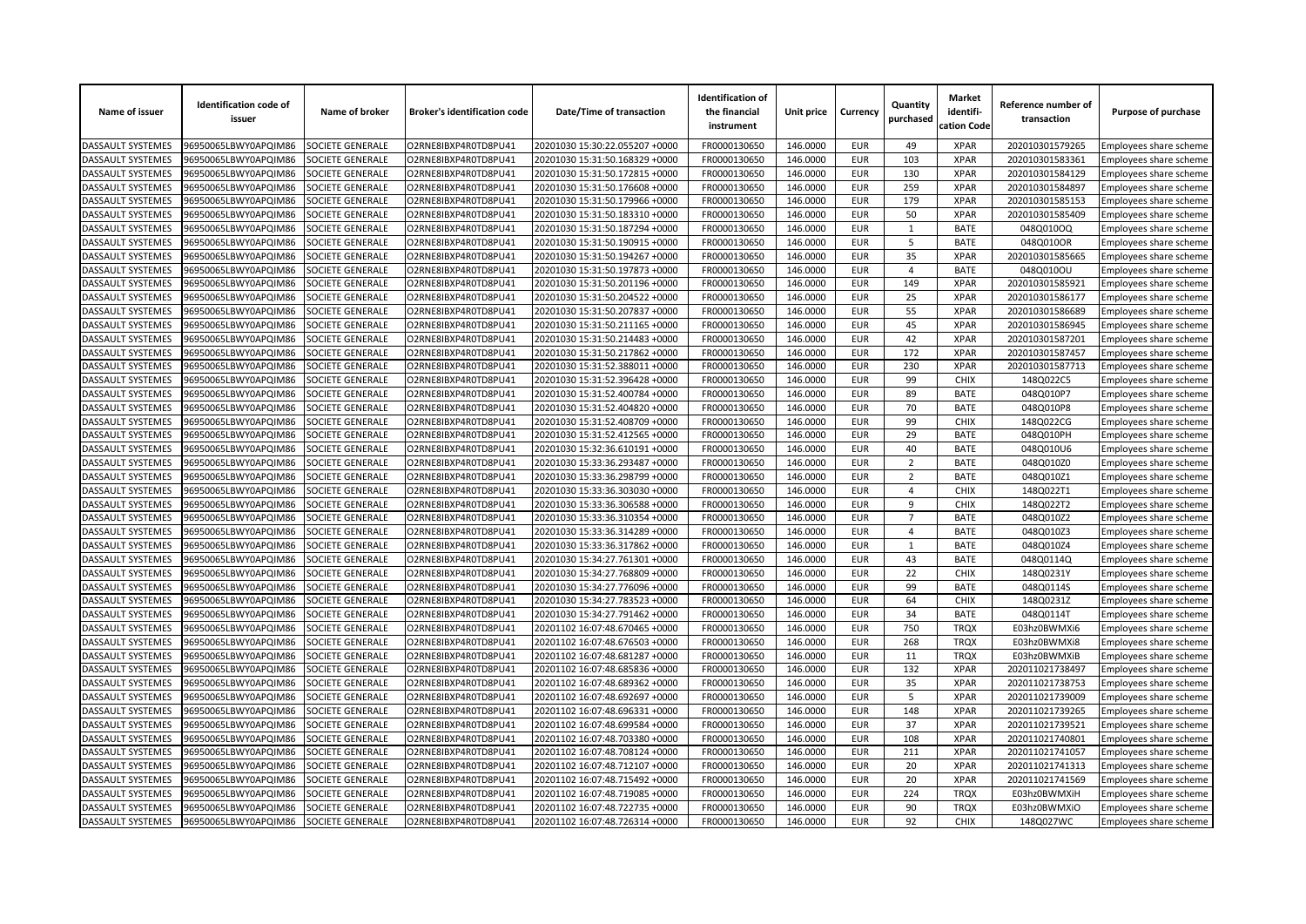| Name of issuer | Identification code of issuer | Name of broker | Broker's identification code | Date/Time of transaction | Identification of the financial instrument | Unit price | Currency | Quantity purchased | Market identifi-cation Code | Reference number of transaction | Purpose of purchase |
|---|---|---|---|---|---|---|---|---|---|---|---|
| DASSAULT SYSTEMES | 96950065LBWY0APQIM86 | SOCIETE GENERALE | O2RNE8IBXP4R0TD8PU41 | 20201030 15:30:22.055207 +0000 | FR0000130650 | 146.0000 | EUR | 49 | XPAR | 202010301579265 | Employees share scheme |
| DASSAULT SYSTEMES | 96950065LBWY0APQIM86 | SOCIETE GENERALE | O2RNE8IBXP4R0TD8PU41 | 20201030 15:31:50.168329 +0000 | FR0000130650 | 146.0000 | EUR | 103 | XPAR | 202010301583361 | Employees share scheme |
| DASSAULT SYSTEMES | 96950065LBWY0APQIM86 | SOCIETE GENERALE | O2RNE8IBXP4R0TD8PU41 | 20201030 15:31:50.172815 +0000 | FR0000130650 | 146.0000 | EUR | 130 | XPAR | 202010301584129 | Employees share scheme |
| DASSAULT SYSTEMES | 96950065LBWY0APQIM86 | SOCIETE GENERALE | O2RNE8IBXP4R0TD8PU41 | 20201030 15:31:50.176608 +0000 | FR0000130650 | 146.0000 | EUR | 259 | XPAR | 202010301584897 | Employees share scheme |
| DASSAULT SYSTEMES | 96950065LBWY0APQIM86 | SOCIETE GENERALE | O2RNE8IBXP4R0TD8PU41 | 20201030 15:31:50.179966 +0000 | FR0000130650 | 146.0000 | EUR | 179 | XPAR | 202010301585153 | Employees share scheme |
| DASSAULT SYSTEMES | 96950065LBWY0APQIM86 | SOCIETE GENERALE | O2RNE8IBXP4R0TD8PU41 | 20201030 15:31:50.183310 +0000 | FR0000130650 | 146.0000 | EUR | 50 | XPAR | 202010301585409 | Employees share scheme |
| DASSAULT SYSTEMES | 96950065LBWY0APQIM86 | SOCIETE GENERALE | O2RNE8IBXP4R0TD8PU41 | 20201030 15:31:50.187294 +0000 | FR0000130650 | 146.0000 | EUR | 1 | BATE | 048Q010OQ | Employees share scheme |
| DASSAULT SYSTEMES | 96950065LBWY0APQIM86 | SOCIETE GENERALE | O2RNE8IBXP4R0TD8PU41 | 20201030 15:31:50.190915 +0000 | FR0000130650 | 146.0000 | EUR | 5 | BATE | 048Q010OR | Employees share scheme |
| DASSAULT SYSTEMES | 96950065LBWY0APQIM86 | SOCIETE GENERALE | O2RNE8IBXP4R0TD8PU41 | 20201030 15:31:50.194267 +0000 | FR0000130650 | 146.0000 | EUR | 35 | XPAR | 202010301585665 | Employees share scheme |
| DASSAULT SYSTEMES | 96950065LBWY0APQIM86 | SOCIETE GENERALE | O2RNE8IBXP4R0TD8PU41 | 20201030 15:31:50.197873 +0000 | FR0000130650 | 146.0000 | EUR | 4 | BATE | 048Q010OU | Employees share scheme |
| DASSAULT SYSTEMES | 96950065LBWY0APQIM86 | SOCIETE GENERALE | O2RNE8IBXP4R0TD8PU41 | 20201030 15:31:50.201196 +0000 | FR0000130650 | 146.0000 | EUR | 149 | XPAR | 202010301585921 | Employees share scheme |
| DASSAULT SYSTEMES | 96950065LBWY0APQIM86 | SOCIETE GENERALE | O2RNE8IBXP4R0TD8PU41 | 20201030 15:31:50.204522 +0000 | FR0000130650 | 146.0000 | EUR | 25 | XPAR | 202010301586177 | Employees share scheme |
| DASSAULT SYSTEMES | 96950065LBWY0APQIM86 | SOCIETE GENERALE | O2RNE8IBXP4R0TD8PU41 | 20201030 15:31:50.207837 +0000 | FR0000130650 | 146.0000 | EUR | 55 | XPAR | 202010301586689 | Employees share scheme |
| DASSAULT SYSTEMES | 96950065LBWY0APQIM86 | SOCIETE GENERALE | O2RNE8IBXP4R0TD8PU41 | 20201030 15:31:50.211165 +0000 | FR0000130650 | 146.0000 | EUR | 45 | XPAR | 202010301586945 | Employees share scheme |
| DASSAULT SYSTEMES | 96950065LBWY0APQIM86 | SOCIETE GENERALE | O2RNE8IBXP4R0TD8PU41 | 20201030 15:31:50.214483 +0000 | FR0000130650 | 146.0000 | EUR | 42 | XPAR | 202010301587201 | Employees share scheme |
| DASSAULT SYSTEMES | 96950065LBWY0APQIM86 | SOCIETE GENERALE | O2RNE8IBXP4R0TD8PU41 | 20201030 15:31:50.217862 +0000 | FR0000130650 | 146.0000 | EUR | 172 | XPAR | 202010301587457 | Employees share scheme |
| DASSAULT SYSTEMES | 96950065LBWY0APQIM86 | SOCIETE GENERALE | O2RNE8IBXP4R0TD8PU41 | 20201030 15:31:52.388011 +0000 | FR0000130650 | 146.0000 | EUR | 230 | XPAR | 202010301587713 | Employees share scheme |
| DASSAULT SYSTEMES | 96950065LBWY0APQIM86 | SOCIETE GENERALE | O2RNE8IBXP4R0TD8PU41 | 20201030 15:31:52.396428 +0000 | FR0000130650 | 146.0000 | EUR | 99 | CHIX | 148Q022C5 | Employees share scheme |
| DASSAULT SYSTEMES | 96950065LBWY0APQIM86 | SOCIETE GENERALE | O2RNE8IBXP4R0TD8PU41 | 20201030 15:31:52.400784 +0000 | FR0000130650 | 146.0000 | EUR | 89 | BATE | 048Q010P7 | Employees share scheme |
| DASSAULT SYSTEMES | 96950065LBWY0APQIM86 | SOCIETE GENERALE | O2RNE8IBXP4R0TD8PU41 | 20201030 15:31:52.404820 +0000 | FR0000130650 | 146.0000 | EUR | 70 | BATE | 048Q010P8 | Employees share scheme |
| DASSAULT SYSTEMES | 96950065LBWY0APQIM86 | SOCIETE GENERALE | O2RNE8IBXP4R0TD8PU41 | 20201030 15:31:52.408709 +0000 | FR0000130650 | 146.0000 | EUR | 99 | CHIX | 148Q022CG | Employees share scheme |
| DASSAULT SYSTEMES | 96950065LBWY0APQIM86 | SOCIETE GENERALE | O2RNE8IBXP4R0TD8PU41 | 20201030 15:31:52.412565 +0000 | FR0000130650 | 146.0000 | EUR | 29 | BATE | 048Q010PH | Employees share scheme |
| DASSAULT SYSTEMES | 96950065LBWY0APQIM86 | SOCIETE GENERALE | O2RNE8IBXP4R0TD8PU41 | 20201030 15:32:36.610191 +0000 | FR0000130650 | 146.0000 | EUR | 40 | BATE | 048Q010U6 | Employees share scheme |
| DASSAULT SYSTEMES | 96950065LBWY0APQIM86 | SOCIETE GENERALE | O2RNE8IBXP4R0TD8PU41 | 20201030 15:33:36.293487 +0000 | FR0000130650 | 146.0000 | EUR | 2 | BATE | 048Q010Z0 | Employees share scheme |
| DASSAULT SYSTEMES | 96950065LBWY0APQIM86 | SOCIETE GENERALE | O2RNE8IBXP4R0TD8PU41 | 20201030 15:33:36.298799 +0000 | FR0000130650 | 146.0000 | EUR | 2 | BATE | 048Q010Z1 | Employees share scheme |
| DASSAULT SYSTEMES | 96950065LBWY0APQIM86 | SOCIETE GENERALE | O2RNE8IBXP4R0TD8PU41 | 20201030 15:33:36.303030 +0000 | FR0000130650 | 146.0000 | EUR | 4 | CHIX | 148Q022T1 | Employees share scheme |
| DASSAULT SYSTEMES | 96950065LBWY0APQIM86 | SOCIETE GENERALE | O2RNE8IBXP4R0TD8PU41 | 20201030 15:33:36.306588 +0000 | FR0000130650 | 146.0000 | EUR | 9 | CHIX | 148Q022T2 | Employees share scheme |
| DASSAULT SYSTEMES | 96950065LBWY0APQIM86 | SOCIETE GENERALE | O2RNE8IBXP4R0TD8PU41 | 20201030 15:33:36.310354 +0000 | FR0000130650 | 146.0000 | EUR | 7 | BATE | 048Q010Z2 | Employees share scheme |
| DASSAULT SYSTEMES | 96950065LBWY0APQIM86 | SOCIETE GENERALE | O2RNE8IBXP4R0TD8PU41 | 20201030 15:33:36.314289 +0000 | FR0000130650 | 146.0000 | EUR | 4 | BATE | 048Q010Z3 | Employees share scheme |
| DASSAULT SYSTEMES | 96950065LBWY0APQIM86 | SOCIETE GENERALE | O2RNE8IBXP4R0TD8PU41 | 20201030 15:33:36.317862 +0000 | FR0000130650 | 146.0000 | EUR | 1 | BATE | 048Q010Z4 | Employees share scheme |
| DASSAULT SYSTEMES | 96950065LBWY0APQIM86 | SOCIETE GENERALE | O2RNE8IBXP4R0TD8PU41 | 20201030 15:34:27.761301 +0000 | FR0000130650 | 146.0000 | EUR | 43 | BATE | 048Q0114Q | Employees share scheme |
| DASSAULT SYSTEMES | 96950065LBWY0APQIM86 | SOCIETE GENERALE | O2RNE8IBXP4R0TD8PU41 | 20201030 15:34:27.768809 +0000 | FR0000130650 | 146.0000 | EUR | 22 | CHIX | 148Q0231Y | Employees share scheme |
| DASSAULT SYSTEMES | 96950065LBWY0APQIM86 | SOCIETE GENERALE | O2RNE8IBXP4R0TD8PU41 | 20201030 15:34:27.776096 +0000 | FR0000130650 | 146.0000 | EUR | 99 | BATE | 048Q0114S | Employees share scheme |
| DASSAULT SYSTEMES | 96950065LBWY0APQIM86 | SOCIETE GENERALE | O2RNE8IBXP4R0TD8PU41 | 20201030 15:34:27.783523 +0000 | FR0000130650 | 146.0000 | EUR | 64 | CHIX | 148Q0231Z | Employees share scheme |
| DASSAULT SYSTEMES | 96950065LBWY0APQIM86 | SOCIETE GENERALE | O2RNE8IBXP4R0TD8PU41 | 20201030 15:34:27.791462 +0000 | FR0000130650 | 146.0000 | EUR | 34 | BATE | 048Q0114T | Employees share scheme |
| DASSAULT SYSTEMES | 96950065LBWY0APQIM86 | SOCIETE GENERALE | O2RNE8IBXP4R0TD8PU41 | 20201102 16:07:48.670465 +0000 | FR0000130650 | 146.0000 | EUR | 750 | TRQX | E03hz0BWMXi6 | Employees share scheme |
| DASSAULT SYSTEMES | 96950065LBWY0APQIM86 | SOCIETE GENERALE | O2RNE8IBXP4R0TD8PU41 | 20201102 16:07:48.676503 +0000 | FR0000130650 | 146.0000 | EUR | 268 | TRQX | E03hz0BWMXi8 | Employees share scheme |
| DASSAULT SYSTEMES | 96950065LBWY0APQIM86 | SOCIETE GENERALE | O2RNE8IBXP4R0TD8PU41 | 20201102 16:07:48.681287 +0000 | FR0000130650 | 146.0000 | EUR | 11 | TRQX | E03hz0BWMXiB | Employees share scheme |
| DASSAULT SYSTEMES | 96950065LBWY0APQIM86 | SOCIETE GENERALE | O2RNE8IBXP4R0TD8PU41 | 20201102 16:07:48.685836 +0000 | FR0000130650 | 146.0000 | EUR | 132 | XPAR | 202011021738497 | Employees share scheme |
| DASSAULT SYSTEMES | 96950065LBWY0APQIM86 | SOCIETE GENERALE | O2RNE8IBXP4R0TD8PU41 | 20201102 16:07:48.689362 +0000 | FR0000130650 | 146.0000 | EUR | 35 | XPAR | 202011021738753 | Employees share scheme |
| DASSAULT SYSTEMES | 96950065LBWY0APQIM86 | SOCIETE GENERALE | O2RNE8IBXP4R0TD8PU41 | 20201102 16:07:48.692697 +0000 | FR0000130650 | 146.0000 | EUR | 5 | XPAR | 202011021739009 | Employees share scheme |
| DASSAULT SYSTEMES | 96950065LBWY0APQIM86 | SOCIETE GENERALE | O2RNE8IBXP4R0TD8PU41 | 20201102 16:07:48.696331 +0000 | FR0000130650 | 146.0000 | EUR | 148 | XPAR | 202011021739265 | Employees share scheme |
| DASSAULT SYSTEMES | 96950065LBWY0APQIM86 | SOCIETE GENERALE | O2RNE8IBXP4R0TD8PU41 | 20201102 16:07:48.699584 +0000 | FR0000130650 | 146.0000 | EUR | 37 | XPAR | 202011021739521 | Employees share scheme |
| DASSAULT SYSTEMES | 96950065LBWY0APQIM86 | SOCIETE GENERALE | O2RNE8IBXP4R0TD8PU41 | 20201102 16:07:48.703380 +0000 | FR0000130650 | 146.0000 | EUR | 108 | XPAR | 202011021740801 | Employees share scheme |
| DASSAULT SYSTEMES | 96950065LBWY0APQIM86 | SOCIETE GENERALE | O2RNE8IBXP4R0TD8PU41 | 20201102 16:07:48.708124 +0000 | FR0000130650 | 146.0000 | EUR | 211 | XPAR | 202011021741057 | Employees share scheme |
| DASSAULT SYSTEMES | 96950065LBWY0APQIM86 | SOCIETE GENERALE | O2RNE8IBXP4R0TD8PU41 | 20201102 16:07:48.712107 +0000 | FR0000130650 | 146.0000 | EUR | 20 | XPAR | 202011021741313 | Employees share scheme |
| DASSAULT SYSTEMES | 96950065LBWY0APQIM86 | SOCIETE GENERALE | O2RNE8IBXP4R0TD8PU41 | 20201102 16:07:48.715492 +0000 | FR0000130650 | 146.0000 | EUR | 20 | XPAR | 202011021741569 | Employees share scheme |
| DASSAULT SYSTEMES | 96950065LBWY0APQIM86 | SOCIETE GENERALE | O2RNE8IBXP4R0TD8PU41 | 20201102 16:07:48.719085 +0000 | FR0000130650 | 146.0000 | EUR | 224 | TRQX | E03hz0BWMXiH | Employees share scheme |
| DASSAULT SYSTEMES | 96950065LBWY0APQIM86 | SOCIETE GENERALE | O2RNE8IBXP4R0TD8PU41 | 20201102 16:07:48.722735 +0000 | FR0000130650 | 146.0000 | EUR | 90 | TRQX | E03hz0BWMXiO | Employees share scheme |
| DASSAULT SYSTEMES | 96950065LBWY0APQIM86 | SOCIETE GENERALE | O2RNE8IBXP4R0TD8PU41 | 20201102 16:07:48.726314 +0000 | FR0000130650 | 146.0000 | EUR | 92 | CHIX | 148Q027WC | Employees share scheme |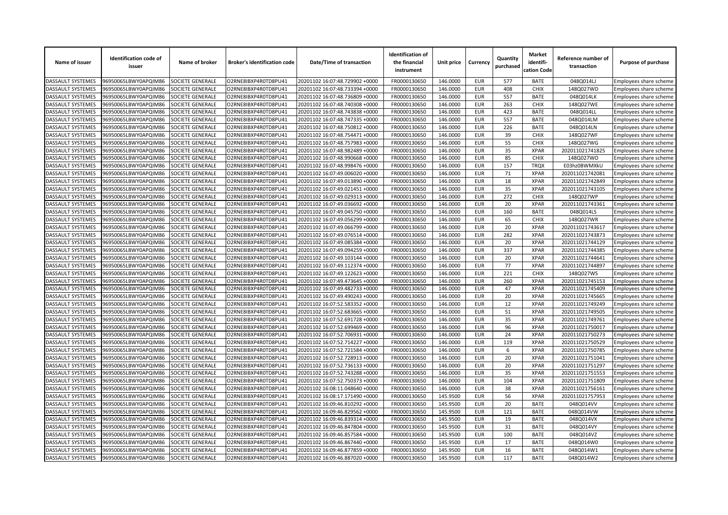| Name of issuer | Identification code of issuer | Name of broker | Broker's identification code | Date/Time of transaction | Identification of the financial instrument | Unit price | Currency | Quantity purchased | Market identifi-cation Code | Reference number of transaction | Purpose of purchase |
|---|---|---|---|---|---|---|---|---|---|---|---|
| DASSAULT SYSTEMES | 96950065LBWY0APQIM86 | SOCIETE GENERALE | O2RNE8IBXP4R0TD8PU41 | 20201102 16:07:48.729902 +0000 | FR0000130650 | 146.0000 | EUR | 577 | BATE | 048Q014LJ | Employees share scheme |
| DASSAULT SYSTEMES | 96950065LBWY0APQIM86 | SOCIETE GENERALE | O2RNE8IBXP4R0TD8PU41 | 20201102 16:07:48.733394 +0000 | FR0000130650 | 146.0000 | EUR | 408 | CHIX | 148Q027WD | Employees share scheme |
| DASSAULT SYSTEMES | 96950065LBWY0APQIM86 | SOCIETE GENERALE | O2RNE8IBXP4R0TD8PU41 | 20201102 16:07:48.736809 +0000 | FR0000130650 | 146.0000 | EUR | 557 | BATE | 048Q014LK | Employees share scheme |
| DASSAULT SYSTEMES | 96950065LBWY0APQIM86 | SOCIETE GENERALE | O2RNE8IBXP4R0TD8PU41 | 20201102 16:07:48.740308 +0000 | FR0000130650 | 146.0000 | EUR | 263 | CHIX | 148Q027WE | Employees share scheme |
| DASSAULT SYSTEMES | 96950065LBWY0APQIM86 | SOCIETE GENERALE | O2RNE8IBXP4R0TD8PU41 | 20201102 16:07:48.743838 +0000 | FR0000130650 | 146.0000 | EUR | 423 | BATE | 048Q014LL | Employees share scheme |
| DASSAULT SYSTEMES | 96950065LBWY0APQIM86 | SOCIETE GENERALE | O2RNE8IBXP4R0TD8PU41 | 20201102 16:07:48.747335 +0000 | FR0000130650 | 146.0000 | EUR | 557 | BATE | 048Q014LM | Employees share scheme |
| DASSAULT SYSTEMES | 96950065LBWY0APQIM86 | SOCIETE GENERALE | O2RNE8IBXP4R0TD8PU41 | 20201102 16:07:48.750812 +0000 | FR0000130650 | 146.0000 | EUR | 226 | BATE | 048Q014LN | Employees share scheme |
| DASSAULT SYSTEMES | 96950065LBWY0APQIM86 | SOCIETE GENERALE | O2RNE8IBXP4R0TD8PU41 | 20201102 16:07:48.754471 +0000 | FR0000130650 | 146.0000 | EUR | 39 | CHIX | 148Q027WF | Employees share scheme |
| DASSAULT SYSTEMES | 96950065LBWY0APQIM86 | SOCIETE GENERALE | O2RNE8IBXP4R0TD8PU41 | 20201102 16:07:48.757983 +0000 | FR0000130650 | 146.0000 | EUR | 55 | CHIX | 148Q027WG | Employees share scheme |
| DASSAULT SYSTEMES | 96950065LBWY0APQIM86 | SOCIETE GENERALE | O2RNE8IBXP4R0TD8PU41 | 20201102 16:07:48.982489 +0000 | FR0000130650 | 146.0000 | EUR | 35 | XPAR | 202011021741825 | Employees share scheme |
| DASSAULT SYSTEMES | 96950065LBWY0APQIM86 | SOCIETE GENERALE | O2RNE8IBXP4R0TD8PU41 | 20201102 16:07:48.990668 +0000 | FR0000130650 | 146.0000 | EUR | 85 | CHIX | 148Q027WO | Employees share scheme |
| DASSAULT SYSTEMES | 96950065LBWY0APQIM86 | SOCIETE GENERALE | O2RNE8IBXP4R0TD8PU41 | 20201102 16:07:48.998476 +0000 | FR0000130650 | 146.0000 | EUR | 157 | TRQX | E03hz0BWMXkU | Employees share scheme |
| DASSAULT SYSTEMES | 96950065LBWY0APQIM86 | SOCIETE GENERALE | O2RNE8IBXP4R0TD8PU41 | 20201102 16:07:49.006020 +0000 | FR0000130650 | 146.0000 | EUR | 71 | XPAR | 202011021742081 | Employees share scheme |
| DASSAULT SYSTEMES | 96950065LBWY0APQIM86 | SOCIETE GENERALE | O2RNE8IBXP4R0TD8PU41 | 20201102 16:07:49.013890 +0000 | FR0000130650 | 146.0000 | EUR | 18 | XPAR | 202011021742849 | Employees share scheme |
| DASSAULT SYSTEMES | 96950065LBWY0APQIM86 | SOCIETE GENERALE | O2RNE8IBXP4R0TD8PU41 | 20201102 16:07:49.021451 +0000 | FR0000130650 | 146.0000 | EUR | 35 | XPAR | 202011021743105 | Employees share scheme |
| DASSAULT SYSTEMES | 96950065LBWY0APQIM86 | SOCIETE GENERALE | O2RNE8IBXP4R0TD8PU41 | 20201102 16:07:49.029313 +0000 | FR0000130650 | 146.0000 | EUR | 272 | CHIX | 148Q027WP | Employees share scheme |
| DASSAULT SYSTEMES | 96950065LBWY0APQIM86 | SOCIETE GENERALE | O2RNE8IBXP4R0TD8PU41 | 20201102 16:07:49.036692 +0000 | FR0000130650 | 146.0000 | EUR | 20 | XPAR | 202011021743361 | Employees share scheme |
| DASSAULT SYSTEMES | 96950065LBWY0APQIM86 | SOCIETE GENERALE | O2RNE8IBXP4R0TD8PU41 | 20201102 16:07:49.045750 +0000 | FR0000130650 | 146.0000 | EUR | 160 | BATE | 048Q014LS | Employees share scheme |
| DASSAULT SYSTEMES | 96950065LBWY0APQIM86 | SOCIETE GENERALE | O2RNE8IBXP4R0TD8PU41 | 20201102 16:07:49.056299 +0000 | FR0000130650 | 146.0000 | EUR | 65 | CHIX | 148Q027WR | Employees share scheme |
| DASSAULT SYSTEMES | 96950065LBWY0APQIM86 | SOCIETE GENERALE | O2RNE8IBXP4R0TD8PU41 | 20201102 16:07:49.066799 +0000 | FR0000130650 | 146.0000 | EUR | 20 | XPAR | 202011021743617 | Employees share scheme |
| DASSAULT SYSTEMES | 96950065LBWY0APQIM86 | SOCIETE GENERALE | O2RNE8IBXP4R0TD8PU41 | 20201102 16:07:49.076514 +0000 | FR0000130650 | 146.0000 | EUR | 282 | XPAR | 202011021743873 | Employees share scheme |
| DASSAULT SYSTEMES | 96950065LBWY0APQIM86 | SOCIETE GENERALE | O2RNE8IBXP4R0TD8PU41 | 20201102 16:07:49.085384 +0000 | FR0000130650 | 146.0000 | EUR | 20 | XPAR | 202011021744129 | Employees share scheme |
| DASSAULT SYSTEMES | 96950065LBWY0APQIM86 | SOCIETE GENERALE | O2RNE8IBXP4R0TD8PU41 | 20201102 16:07:49.094259 +0000 | FR0000130650 | 146.0000 | EUR | 337 | XPAR | 202011021744385 | Employees share scheme |
| DASSAULT SYSTEMES | 96950065LBWY0APQIM86 | SOCIETE GENERALE | O2RNE8IBXP4R0TD8PU41 | 20201102 16:07:49.103144 +0000 | FR0000130650 | 146.0000 | EUR | 20 | XPAR | 202011021744641 | Employees share scheme |
| DASSAULT SYSTEMES | 96950065LBWY0APQIM86 | SOCIETE GENERALE | O2RNE8IBXP4R0TD8PU41 | 20201102 16:07:49.112374 +0000 | FR0000130650 | 146.0000 | EUR | 77 | XPAR | 202011021744897 | Employees share scheme |
| DASSAULT SYSTEMES | 96950065LBWY0APQIM86 | SOCIETE GENERALE | O2RNE8IBXP4R0TD8PU41 | 20201102 16:07:49.122623 +0000 | FR0000130650 | 146.0000 | EUR | 221 | CHIX | 148Q027WS | Employees share scheme |
| DASSAULT SYSTEMES | 96950065LBWY0APQIM86 | SOCIETE GENERALE | O2RNE8IBXP4R0TD8PU41 | 20201102 16:07:49.473645 +0000 | FR0000130650 | 146.0000 | EUR | 260 | XPAR | 202011021745153 | Employees share scheme |
| DASSAULT SYSTEMES | 96950065LBWY0APQIM86 | SOCIETE GENERALE | O2RNE8IBXP4R0TD8PU41 | 20201102 16:07:49.482733 +0000 | FR0000130650 | 146.0000 | EUR | 47 | XPAR | 202011021745409 | Employees share scheme |
| DASSAULT SYSTEMES | 96950065LBWY0APQIM86 | SOCIETE GENERALE | O2RNE8IBXP4R0TD8PU41 | 20201102 16:07:49.490243 +0000 | FR0000130650 | 146.0000 | EUR | 20 | XPAR | 202011021745665 | Employees share scheme |
| DASSAULT SYSTEMES | 96950065LBWY0APQIM86 | SOCIETE GENERALE | O2RNE8IBXP4R0TD8PU41 | 20201102 16:07:52.583352 +0000 | FR0000130650 | 146.0000 | EUR | 12 | XPAR | 202011021749249 | Employees share scheme |
| DASSAULT SYSTEMES | 96950065LBWY0APQIM86 | SOCIETE GENERALE | O2RNE8IBXP4R0TD8PU41 | 20201102 16:07:52.683665 +0000 | FR0000130650 | 146.0000 | EUR | 51 | XPAR | 202011021749505 | Employees share scheme |
| DASSAULT SYSTEMES | 96950065LBWY0APQIM86 | SOCIETE GENERALE | O2RNE8IBXP4R0TD8PU41 | 20201102 16:07:52.691728 +0000 | FR0000130650 | 146.0000 | EUR | 35 | XPAR | 202011021749761 | Employees share scheme |
| DASSAULT SYSTEMES | 96950065LBWY0APQIM86 | SOCIETE GENERALE | O2RNE8IBXP4R0TD8PU41 | 20201102 16:07:52.699469 +0000 | FR0000130650 | 146.0000 | EUR | 96 | XPAR | 202011021750017 | Employees share scheme |
| DASSAULT SYSTEMES | 96950065LBWY0APQIM86 | SOCIETE GENERALE | O2RNE8IBXP4R0TD8PU41 | 20201102 16:07:52.706931 +0000 | FR0000130650 | 146.0000 | EUR | 24 | XPAR | 202011021750273 | Employees share scheme |
| DASSAULT SYSTEMES | 96950065LBWY0APQIM86 | SOCIETE GENERALE | O2RNE8IBXP4R0TD8PU41 | 20201102 16:07:52.714227 +0000 | FR0000130650 | 146.0000 | EUR | 119 | XPAR | 202011021750529 | Employees share scheme |
| DASSAULT SYSTEMES | 96950065LBWY0APQIM86 | SOCIETE GENERALE | O2RNE8IBXP4R0TD8PU41 | 20201102 16:07:52.721584 +0000 | FR0000130650 | 146.0000 | EUR | 6 | XPAR | 202011021750785 | Employees share scheme |
| DASSAULT SYSTEMES | 96950065LBWY0APQIM86 | SOCIETE GENERALE | O2RNE8IBXP4R0TD8PU41 | 20201102 16:07:52.728913 +0000 | FR0000130650 | 146.0000 | EUR | 20 | XPAR | 202011021751041 | Employees share scheme |
| DASSAULT SYSTEMES | 96950065LBWY0APQIM86 | SOCIETE GENERALE | O2RNE8IBXP4R0TD8PU41 | 20201102 16:07:52.736133 +0000 | FR0000130650 | 146.0000 | EUR | 20 | XPAR | 202011021751297 | Employees share scheme |
| DASSAULT SYSTEMES | 96950065LBWY0APQIM86 | SOCIETE GENERALE | O2RNE8IBXP4R0TD8PU41 | 20201102 16:07:52.743288 +0000 | FR0000130650 | 146.0000 | EUR | 35 | XPAR | 202011021751553 | Employees share scheme |
| DASSAULT SYSTEMES | 96950065LBWY0APQIM86 | SOCIETE GENERALE | O2RNE8IBXP4R0TD8PU41 | 20201102 16:07:52.750373 +0000 | FR0000130650 | 146.0000 | EUR | 104 | XPAR | 202011021751809 | Employees share scheme |
| DASSAULT SYSTEMES | 96950065LBWY0APQIM86 | SOCIETE GENERALE | O2RNE8IBXP4R0TD8PU41 | 20201102 16:08:11.048640 +0000 | FR0000130650 | 146.0000 | EUR | 38 | XPAR | 202011021756161 | Employees share scheme |
| DASSAULT SYSTEMES | 96950065LBWY0APQIM86 | SOCIETE GENERALE | O2RNE8IBXP4R0TD8PU41 | 20201102 16:08:17.171490 +0000 | FR0000130650 | 145.9500 | EUR | 56 | XPAR | 202011021757953 | Employees share scheme |
| DASSAULT SYSTEMES | 96950065LBWY0APQIM86 | SOCIETE GENERALE | O2RNE8IBXP4R0TD8PU41 | 20201102 16:09:46.810292 +0000 | FR0000130650 | 145.9500 | EUR | 20 | BATE | 048Q014VV | Employees share scheme |
| DASSAULT SYSTEMES | 96950065LBWY0APQIM86 | SOCIETE GENERALE | O2RNE8IBXP4R0TD8PU41 | 20201102 16:09:46.829562 +0000 | FR0000130650 | 145.9500 | EUR | 121 | BATE | 048Q014VW | Employees share scheme |
| DASSAULT SYSTEMES | 96950065LBWY0APQIM86 | SOCIETE GENERALE | O2RNE8IBXP4R0TD8PU41 | 20201102 16:09:46.839314 +0000 | FR0000130650 | 145.9500 | EUR | 19 | BATE | 048Q014VX | Employees share scheme |
| DASSAULT SYSTEMES | 96950065LBWY0APQIM86 | SOCIETE GENERALE | O2RNE8IBXP4R0TD8PU41 | 20201102 16:09:46.847804 +0000 | FR0000130650 | 145.9500 | EUR | 31 | BATE | 048Q014VY | Employees share scheme |
| DASSAULT SYSTEMES | 96950065LBWY0APQIM86 | SOCIETE GENERALE | O2RNE8IBXP4R0TD8PU41 | 20201102 16:09:46.857584 +0000 | FR0000130650 | 145.9500 | EUR | 100 | BATE | 048Q014VZ | Employees share scheme |
| DASSAULT SYSTEMES | 96950065LBWY0APQIM86 | SOCIETE GENERALE | O2RNE8IBXP4R0TD8PU41 | 20201102 16:09:46.867440 +0000 | FR0000130650 | 145.9500 | EUR | 17 | BATE | 048Q014W0 | Employees share scheme |
| DASSAULT SYSTEMES | 96950065LBWY0APQIM86 | SOCIETE GENERALE | O2RNE8IBXP4R0TD8PU41 | 20201102 16:09:46.877859 +0000 | FR0000130650 | 145.9500 | EUR | 16 | BATE | 048Q014W1 | Employees share scheme |
| DASSAULT SYSTEMES | 96950065LBWY0APQIM86 | SOCIETE GENERALE | O2RNE8IBXP4R0TD8PU41 | 20201102 16:09:46.887020 +0000 | FR0000130650 | 145.9500 | EUR | 117 | BATE | 048Q014W2 | Employees share scheme |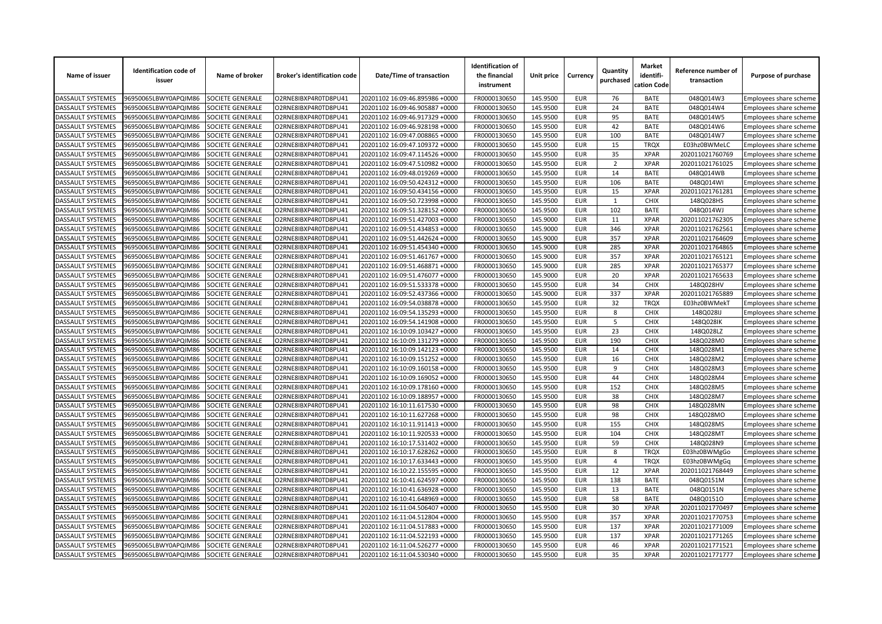| Name of issuer | Identification code of issuer | Name of broker | Broker's identification code | Date/Time of transaction | Identification of the financial instrument | Unit price | Currency | Quantity purchased | Market identifi-cation Code | Reference number of transaction | Purpose of purchase |
|---|---|---|---|---|---|---|---|---|---|---|---|
| DASSAULT SYSTEMES | 96950065LBWY0APQIM86 | SOCIETE GENERALE | O2RNE8IBXP4R0TD8PU41 | 20201102 16:09:46.895986 +0000 | FR0000130650 | 145.9500 | EUR | 76 | BATE | 048Q014W3 | Employees share scheme |
| DASSAULT SYSTEMES | 96950065LBWY0APQIM86 | SOCIETE GENERALE | O2RNE8IBXP4R0TD8PU41 | 20201102 16:09:46.905887 +0000 | FR0000130650 | 145.9500 | EUR | 24 | BATE | 048Q014W4 | Employees share scheme |
| DASSAULT SYSTEMES | 96950065LBWY0APQIM86 | SOCIETE GENERALE | O2RNE8IBXP4R0TD8PU41 | 20201102 16:09:46.917329 +0000 | FR0000130650 | 145.9500 | EUR | 95 | BATE | 048Q014W5 | Employees share scheme |
| DASSAULT SYSTEMES | 96950065LBWY0APQIM86 | SOCIETE GENERALE | O2RNE8IBXP4R0TD8PU41 | 20201102 16:09:46.928198 +0000 | FR0000130650 | 145.9500 | EUR | 42 | BATE | 048Q014W6 | Employees share scheme |
| DASSAULT SYSTEMES | 96950065LBWY0APQIM86 | SOCIETE GENERALE | O2RNE8IBXP4R0TD8PU41 | 20201102 16:09:47.008865 +0000 | FR0000130650 | 145.9500 | EUR | 100 | BATE | 048Q014W7 | Employees share scheme |
| DASSAULT SYSTEMES | 96950065LBWY0APQIM86 | SOCIETE GENERALE | O2RNE8IBXP4R0TD8PU41 | 20201102 16:09:47.109372 +0000 | FR0000130650 | 145.9500 | EUR | 15 | TRQX | E03hz0BWMeLC | Employees share scheme |
| DASSAULT SYSTEMES | 96950065LBWY0APQIM86 | SOCIETE GENERALE | O2RNE8IBXP4R0TD8PU41 | 20201102 16:09:47.114526 +0000 | FR0000130650 | 145.9500 | EUR | 35 | XPAR | 202011021760769 | Employees share scheme |
| DASSAULT SYSTEMES | 96950065LBWY0APQIM86 | SOCIETE GENERALE | O2RNE8IBXP4R0TD8PU41 | 20201102 16:09:47.510982 +0000 | FR0000130650 | 145.9500 | EUR | 2 | XPAR | 202011021761025 | Employees share scheme |
| DASSAULT SYSTEMES | 96950065LBWY0APQIM86 | SOCIETE GENERALE | O2RNE8IBXP4R0TD8PU41 | 20201102 16:09:48.019269 +0000 | FR0000130650 | 145.9500 | EUR | 14 | BATE | 048Q014WB | Employees share scheme |
| DASSAULT SYSTEMES | 96950065LBWY0APQIM86 | SOCIETE GENERALE | O2RNE8IBXP4R0TD8PU41 | 20201102 16:09:50.424312 +0000 | FR0000130650 | 145.9500 | EUR | 106 | BATE | 048Q014WI | Employees share scheme |
| DASSAULT SYSTEMES | 96950065LBWY0APQIM86 | SOCIETE GENERALE | O2RNE8IBXP4R0TD8PU41 | 20201102 16:09:50.434156 +0000 | FR0000130650 | 145.9500 | EUR | 15 | XPAR | 202011021761281 | Employees share scheme |
| DASSAULT SYSTEMES | 96950065LBWY0APQIM86 | SOCIETE GENERALE | O2RNE8IBXP4R0TD8PU41 | 20201102 16:09:50.723998 +0000 | FR0000130650 | 145.9500 | EUR | 1 | CHIX | 148Q028HS | Employees share scheme |
| DASSAULT SYSTEMES | 96950065LBWY0APQIM86 | SOCIETE GENERALE | O2RNE8IBXP4R0TD8PU41 | 20201102 16:09:51.328152 +0000 | FR0000130650 | 145.9500 | EUR | 102 | BATE | 048Q014WJ | Employees share scheme |
| DASSAULT SYSTEMES | 96950065LBWY0APQIM86 | SOCIETE GENERALE | O2RNE8IBXP4R0TD8PU41 | 20201102 16:09:51.427003 +0000 | FR0000130650 | 145.9000 | EUR | 11 | XPAR | 202011021762305 | Employees share scheme |
| DASSAULT SYSTEMES | 96950065LBWY0APQIM86 | SOCIETE GENERALE | O2RNE8IBXP4R0TD8PU41 | 20201102 16:09:51.434853 +0000 | FR0000130650 | 145.9000 | EUR | 346 | XPAR | 202011021762561 | Employees share scheme |
| DASSAULT SYSTEMES | 96950065LBWY0APQIM86 | SOCIETE GENERALE | O2RNE8IBXP4R0TD8PU41 | 20201102 16:09:51.442624 +0000 | FR0000130650 | 145.9000 | EUR | 357 | XPAR | 202011021764609 | Employees share scheme |
| DASSAULT SYSTEMES | 96950065LBWY0APQIM86 | SOCIETE GENERALE | O2RNE8IBXP4R0TD8PU41 | 20201102 16:09:51.454340 +0000 | FR0000130650 | 145.9000 | EUR | 285 | XPAR | 202011021764865 | Employees share scheme |
| DASSAULT SYSTEMES | 96950065LBWY0APQIM86 | SOCIETE GENERALE | O2RNE8IBXP4R0TD8PU41 | 20201102 16:09:51.461767 +0000 | FR0000130650 | 145.9000 | EUR | 357 | XPAR | 202011021765121 | Employees share scheme |
| DASSAULT SYSTEMES | 96950065LBWY0APQIM86 | SOCIETE GENERALE | O2RNE8IBXP4R0TD8PU41 | 20201102 16:09:51.468871 +0000 | FR0000130650 | 145.9000 | EUR | 285 | XPAR | 202011021765377 | Employees share scheme |
| DASSAULT SYSTEMES | 96950065LBWY0APQIM86 | SOCIETE GENERALE | O2RNE8IBXP4R0TD8PU41 | 20201102 16:09:51.476077 +0000 | FR0000130650 | 145.9000 | EUR | 20 | XPAR | 202011021765633 | Employees share scheme |
| DASSAULT SYSTEMES | 96950065LBWY0APQIM86 | SOCIETE GENERALE | O2RNE8IBXP4R0TD8PU41 | 20201102 16:09:51.533378 +0000 | FR0000130650 | 145.9500 | EUR | 34 | CHIX | 148Q028HV | Employees share scheme |
| DASSAULT SYSTEMES | 96950065LBWY0APQIM86 | SOCIETE GENERALE | O2RNE8IBXP4R0TD8PU41 | 20201102 16:09:52.437366 +0000 | FR0000130650 | 145.9000 | EUR | 337 | XPAR | 202011021765889 | Employees share scheme |
| DASSAULT SYSTEMES | 96950065LBWY0APQIM86 | SOCIETE GENERALE | O2RNE8IBXP4R0TD8PU41 | 20201102 16:09:54.038878 +0000 | FR0000130650 | 145.9500 | EUR | 32 | TRQX | E03hz0BWMekT | Employees share scheme |
| DASSAULT SYSTEMES | 96950065LBWY0APQIM86 | SOCIETE GENERALE | O2RNE8IBXP4R0TD8PU41 | 20201102 16:09:54.135293 +0000 | FR0000130650 | 145.9500 | EUR | 8 | CHIX | 148Q028IJ | Employees share scheme |
| DASSAULT SYSTEMES | 96950065LBWY0APQIM86 | SOCIETE GENERALE | O2RNE8IBXP4R0TD8PU41 | 20201102 16:09:54.141908 +0000 | FR0000130650 | 145.9500 | EUR | 5 | CHIX | 148Q028IK | Employees share scheme |
| DASSAULT SYSTEMES | 96950065LBWY0APQIM86 | SOCIETE GENERALE | O2RNE8IBXP4R0TD8PU41 | 20201102 16:10:09.103427 +0000 | FR0000130650 | 145.9500 | EUR | 23 | CHIX | 148Q028LZ | Employees share scheme |
| DASSAULT SYSTEMES | 96950065LBWY0APQIM86 | SOCIETE GENERALE | O2RNE8IBXP4R0TD8PU41 | 20201102 16:10:09.131279 +0000 | FR0000130650 | 145.9500 | EUR | 190 | CHIX | 148Q028M0 | Employees share scheme |
| DASSAULT SYSTEMES | 96950065LBWY0APQIM86 | SOCIETE GENERALE | O2RNE8IBXP4R0TD8PU41 | 20201102 16:10:09.142123 +0000 | FR0000130650 | 145.9500 | EUR | 14 | CHIX | 148Q028M1 | Employees share scheme |
| DASSAULT SYSTEMES | 96950065LBWY0APQIM86 | SOCIETE GENERALE | O2RNE8IBXP4R0TD8PU41 | 20201102 16:10:09.151252 +0000 | FR0000130650 | 145.9500 | EUR | 16 | CHIX | 148Q028M2 | Employees share scheme |
| DASSAULT SYSTEMES | 96950065LBWY0APQIM86 | SOCIETE GENERALE | O2RNE8IBXP4R0TD8PU41 | 20201102 16:10:09.160158 +0000 | FR0000130650 | 145.9500 | EUR | 9 | CHIX | 148Q028M3 | Employees share scheme |
| DASSAULT SYSTEMES | 96950065LBWY0APQIM86 | SOCIETE GENERALE | O2RNE8IBXP4R0TD8PU41 | 20201102 16:10:09.169052 +0000 | FR0000130650 | 145.9500 | EUR | 44 | CHIX | 148Q028M4 | Employees share scheme |
| DASSAULT SYSTEMES | 96950065LBWY0APQIM86 | SOCIETE GENERALE | O2RNE8IBXP4R0TD8PU41 | 20201102 16:10:09.178160 +0000 | FR0000130650 | 145.9500 | EUR | 152 | CHIX | 148Q028M5 | Employees share scheme |
| DASSAULT SYSTEMES | 96950065LBWY0APQIM86 | SOCIETE GENERALE | O2RNE8IBXP4R0TD8PU41 | 20201102 16:10:09.188957 +0000 | FR0000130650 | 145.9500 | EUR | 38 | CHIX | 148Q028M7 | Employees share scheme |
| DASSAULT SYSTEMES | 96950065LBWY0APQIM86 | SOCIETE GENERALE | O2RNE8IBXP4R0TD8PU41 | 20201102 16:10:11.617530 +0000 | FR0000130650 | 145.9500 | EUR | 98 | CHIX | 148Q028MN | Employees share scheme |
| DASSAULT SYSTEMES | 96950065LBWY0APQIM86 | SOCIETE GENERALE | O2RNE8IBXP4R0TD8PU41 | 20201102 16:10:11.627268 +0000 | FR0000130650 | 145.9500 | EUR | 98 | CHIX | 148Q028MO | Employees share scheme |
| DASSAULT SYSTEMES | 96950065LBWY0APQIM86 | SOCIETE GENERALE | O2RNE8IBXP4R0TD8PU41 | 20201102 16:10:11.911413 +0000 | FR0000130650 | 145.9500 | EUR | 155 | CHIX | 148Q028MS | Employees share scheme |
| DASSAULT SYSTEMES | 96950065LBWY0APQIM86 | SOCIETE GENERALE | O2RNE8IBXP4R0TD8PU41 | 20201102 16:10:11.920533 +0000 | FR0000130650 | 145.9500 | EUR | 104 | CHIX | 148Q028MT | Employees share scheme |
| DASSAULT SYSTEMES | 96950065LBWY0APQIM86 | SOCIETE GENERALE | O2RNE8IBXP4R0TD8PU41 | 20201102 16:10:17.531402 +0000 | FR0000130650 | 145.9500 | EUR | 59 | CHIX | 148Q028N9 | Employees share scheme |
| DASSAULT SYSTEMES | 96950065LBWY0APQIM86 | SOCIETE GENERALE | O2RNE8IBXP4R0TD8PU41 | 20201102 16:10:17.628262 +0000 | FR0000130650 | 145.9500 | EUR | 8 | TRQX | E03hz0BWMgGo | Employees share scheme |
| DASSAULT SYSTEMES | 96950065LBWY0APQIM86 | SOCIETE GENERALE | O2RNE8IBXP4R0TD8PU41 | 20201102 16:10:17.633443 +0000 | FR0000130650 | 145.9500 | EUR | 4 | TRQX | E03hz0BWMgGq | Employees share scheme |
| DASSAULT SYSTEMES | 96950065LBWY0APQIM86 | SOCIETE GENERALE | O2RNE8IBXP4R0TD8PU41 | 20201102 16:10:22.155595 +0000 | FR0000130650 | 145.9500 | EUR | 12 | XPAR | 202011021768449 | Employees share scheme |
| DASSAULT SYSTEMES | 96950065LBWY0APQIM86 | SOCIETE GENERALE | O2RNE8IBXP4R0TD8PU41 | 20201102 16:10:41.624597 +0000 | FR0000130650 | 145.9500 | EUR | 138 | BATE | 048Q0151M | Employees share scheme |
| DASSAULT SYSTEMES | 96950065LBWY0APQIM86 | SOCIETE GENERALE | O2RNE8IBXP4R0TD8PU41 | 20201102 16:10:41.636928 +0000 | FR0000130650 | 145.9500 | EUR | 13 | BATE | 048Q0151N | Employees share scheme |
| DASSAULT SYSTEMES | 96950065LBWY0APQIM86 | SOCIETE GENERALE | O2RNE8IBXP4R0TD8PU41 | 20201102 16:10:41.648969 +0000 | FR0000130650 | 145.9500 | EUR | 58 | BATE | 048Q0151O | Employees share scheme |
| DASSAULT SYSTEMES | 96950065LBWY0APQIM86 | SOCIETE GENERALE | O2RNE8IBXP4R0TD8PU41 | 20201102 16:11:04.506407 +0000 | FR0000130650 | 145.9500 | EUR | 30 | XPAR | 202011021770497 | Employees share scheme |
| DASSAULT SYSTEMES | 96950065LBWY0APQIM86 | SOCIETE GENERALE | O2RNE8IBXP4R0TD8PU41 | 20201102 16:11:04.512804 +0000 | FR0000130650 | 145.9500 | EUR | 357 | XPAR | 202011021770753 | Employees share scheme |
| DASSAULT SYSTEMES | 96950065LBWY0APQIM86 | SOCIETE GENERALE | O2RNE8IBXP4R0TD8PU41 | 20201102 16:11:04.517883 +0000 | FR0000130650 | 145.9500 | EUR | 137 | XPAR | 202011021771009 | Employees share scheme |
| DASSAULT SYSTEMES | 96950065LBWY0APQIM86 | SOCIETE GENERALE | O2RNE8IBXP4R0TD8PU41 | 20201102 16:11:04.522193 +0000 | FR0000130650 | 145.9500 | EUR | 137 | XPAR | 202011021771265 | Employees share scheme |
| DASSAULT SYSTEMES | 96950065LBWY0APQIM86 | SOCIETE GENERALE | O2RNE8IBXP4R0TD8PU41 | 20201102 16:11:04.526277 +0000 | FR0000130650 | 145.9500 | EUR | 46 | XPAR | 202011021771521 | Employees share scheme |
| DASSAULT SYSTEMES | 96950065LBWY0APQIM86 | SOCIETE GENERALE | O2RNE8IBXP4R0TD8PU41 | 20201102 16:11:04.530340 +0000 | FR0000130650 | 145.9500 | EUR | 35 | XPAR | 202011021771777 | Employees share scheme |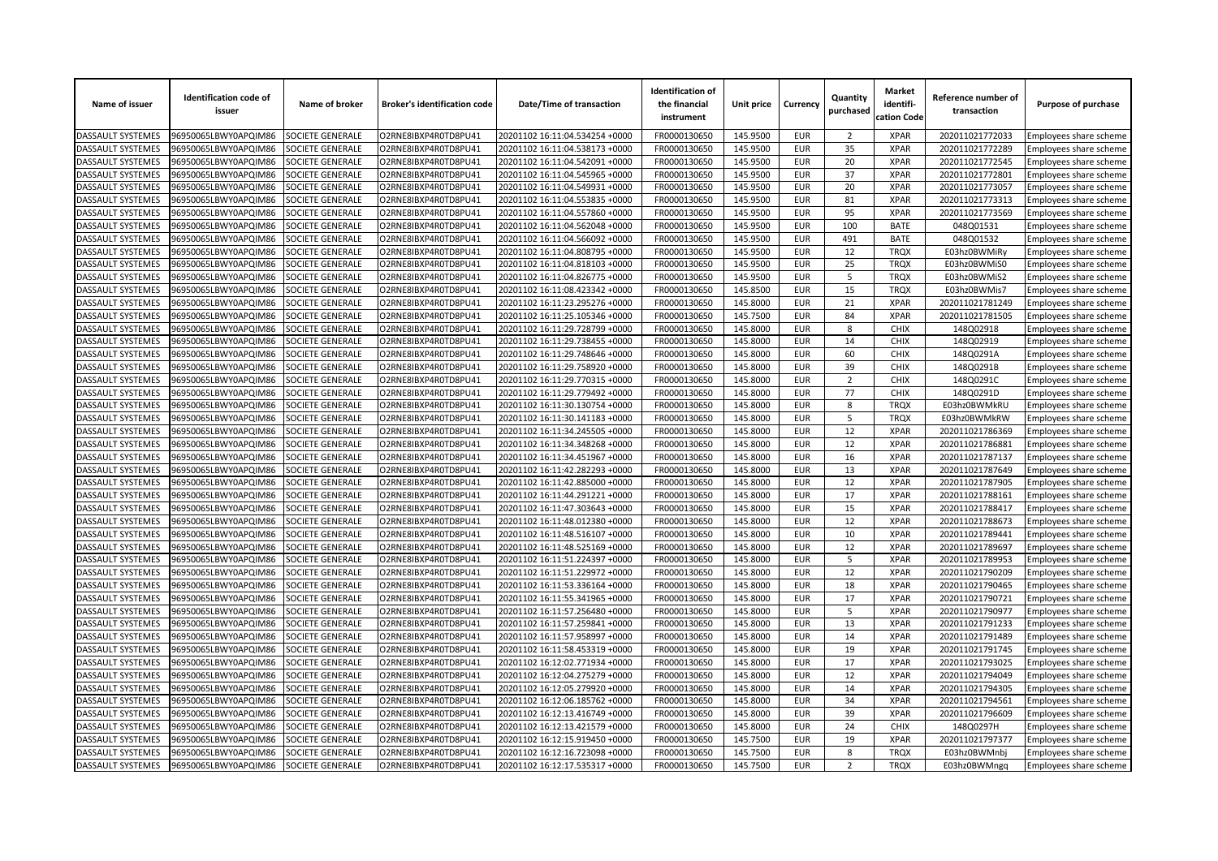| Name of issuer | Identification code of issuer | Name of broker | Broker's identification code | Date/Time of transaction | Identification of the financial instrument | Unit price | Currency | Quantity purchased | Market identifi-cation Code | Reference number of transaction | Purpose of purchase |
|---|---|---|---|---|---|---|---|---|---|---|---|
| DASSAULT SYSTEMES | 96950065LBWY0APQIM86 | SOCIETE GENERALE | O2RNE8IBXP4R0TD8PU41 | 20201102 16:11:04.534254 +0000 | FR0000130650 | 145.9500 | EUR | 2 | XPAR | 202011021772033 | Employees share scheme |
| DASSAULT SYSTEMES | 96950065LBWY0APQIM86 | SOCIETE GENERALE | O2RNE8IBXP4R0TD8PU41 | 20201102 16:11:04.538173 +0000 | FR0000130650 | 145.9500 | EUR | 35 | XPAR | 202011021772289 | Employees share scheme |
| DASSAULT SYSTEMES | 96950065LBWY0APQIM86 | SOCIETE GENERALE | O2RNE8IBXP4R0TD8PU41 | 20201102 16:11:04.542091 +0000 | FR0000130650 | 145.9500 | EUR | 20 | XPAR | 202011021772545 | Employees share scheme |
| DASSAULT SYSTEMES | 96950065LBWY0APQIM86 | SOCIETE GENERALE | O2RNE8IBXP4R0TD8PU41 | 20201102 16:11:04.545965 +0000 | FR0000130650 | 145.9500 | EUR | 37 | XPAR | 202011021772801 | Employees share scheme |
| DASSAULT SYSTEMES | 96950065LBWY0APQIM86 | SOCIETE GENERALE | O2RNE8IBXP4R0TD8PU41 | 20201102 16:11:04.549931 +0000 | FR0000130650 | 145.9500 | EUR | 20 | XPAR | 202011021773057 | Employees share scheme |
| DASSAULT SYSTEMES | 96950065LBWY0APQIM86 | SOCIETE GENERALE | O2RNE8IBXP4R0TD8PU41 | 20201102 16:11:04.553835 +0000 | FR0000130650 | 145.9500 | EUR | 81 | XPAR | 202011021773313 | Employees share scheme |
| DASSAULT SYSTEMES | 96950065LBWY0APQIM86 | SOCIETE GENERALE | O2RNE8IBXP4R0TD8PU41 | 20201102 16:11:04.557860 +0000 | FR0000130650 | 145.9500 | EUR | 95 | XPAR | 202011021773569 | Employees share scheme |
| DASSAULT SYSTEMES | 96950065LBWY0APQIM86 | SOCIETE GENERALE | O2RNE8IBXP4R0TD8PU41 | 20201102 16:11:04.562048 +0000 | FR0000130650 | 145.9500 | EUR | 100 | BATE | 048Q01531 | Employees share scheme |
| DASSAULT SYSTEMES | 96950065LBWY0APQIM86 | SOCIETE GENERALE | O2RNE8IBXP4R0TD8PU41 | 20201102 16:11:04.566092 +0000 | FR0000130650 | 145.9500 | EUR | 491 | BATE | 048Q01532 | Employees share scheme |
| DASSAULT SYSTEMES | 96950065LBWY0APQIM86 | SOCIETE GENERALE | O2RNE8IBXP4R0TD8PU41 | 20201102 16:11:04.808795 +0000 | FR0000130650 | 145.9500 | EUR | 12 | TRQX | E03hz0BWMiRy | Employees share scheme |
| DASSAULT SYSTEMES | 96950065LBWY0APQIM86 | SOCIETE GENERALE | O2RNE8IBXP4R0TD8PU41 | 20201102 16:11:04.818103 +0000 | FR0000130650 | 145.9500 | EUR | 25 | TRQX | E03hz0BWMiS0 | Employees share scheme |
| DASSAULT SYSTEMES | 96950065LBWY0APQIM86 | SOCIETE GENERALE | O2RNE8IBXP4R0TD8PU41 | 20201102 16:11:04.826775 +0000 | FR0000130650 | 145.9500 | EUR | 5 | TRQX | E03hz0BWMiS2 | Employees share scheme |
| DASSAULT SYSTEMES | 96950065LBWY0APQIM86 | SOCIETE GENERALE | O2RNE8IBXP4R0TD8PU41 | 20201102 16:11:08.423342 +0000 | FR0000130650 | 145.8500 | EUR | 15 | TRQX | E03hz0BWMis7 | Employees share scheme |
| DASSAULT SYSTEMES | 96950065LBWY0APQIM86 | SOCIETE GENERALE | O2RNE8IBXP4R0TD8PU41 | 20201102 16:11:23.295276 +0000 | FR0000130650 | 145.8000 | EUR | 21 | XPAR | 202011021781249 | Employees share scheme |
| DASSAULT SYSTEMES | 96950065LBWY0APQIM86 | SOCIETE GENERALE | O2RNE8IBXP4R0TD8PU41 | 20201102 16:11:25.105346 +0000 | FR0000130650 | 145.7500 | EUR | 84 | XPAR | 202011021781505 | Employees share scheme |
| DASSAULT SYSTEMES | 96950065LBWY0APQIM86 | SOCIETE GENERALE | O2RNE8IBXP4R0TD8PU41 | 20201102 16:11:29.728799 +0000 | FR0000130650 | 145.8000 | EUR | 8 | CHIX | 148Q02918 | Employees share scheme |
| DASSAULT SYSTEMES | 96950065LBWY0APQIM86 | SOCIETE GENERALE | O2RNE8IBXP4R0TD8PU41 | 20201102 16:11:29.738455 +0000 | FR0000130650 | 145.8000 | EUR | 14 | CHIX | 148Q02919 | Employees share scheme |
| DASSAULT SYSTEMES | 96950065LBWY0APQIM86 | SOCIETE GENERALE | O2RNE8IBXP4R0TD8PU41 | 20201102 16:11:29.748646 +0000 | FR0000130650 | 145.8000 | EUR | 60 | CHIX | 148Q0291A | Employees share scheme |
| DASSAULT SYSTEMES | 96950065LBWY0APQIM86 | SOCIETE GENERALE | O2RNE8IBXP4R0TD8PU41 | 20201102 16:11:29.758920 +0000 | FR0000130650 | 145.8000 | EUR | 39 | CHIX | 148Q0291B | Employees share scheme |
| DASSAULT SYSTEMES | 96950065LBWY0APQIM86 | SOCIETE GENERALE | O2RNE8IBXP4R0TD8PU41 | 20201102 16:11:29.770315 +0000 | FR0000130650 | 145.8000 | EUR | 2 | CHIX | 148Q0291C | Employees share scheme |
| DASSAULT SYSTEMES | 96950065LBWY0APQIM86 | SOCIETE GENERALE | O2RNE8IBXP4R0TD8PU41 | 20201102 16:11:29.779492 +0000 | FR0000130650 | 145.8000 | EUR | 77 | CHIX | 148Q0291D | Employees share scheme |
| DASSAULT SYSTEMES | 96950065LBWY0APQIM86 | SOCIETE GENERALE | O2RNE8IBXP4R0TD8PU41 | 20201102 16:11:30.130754 +0000 | FR0000130650 | 145.8000 | EUR | 8 | TRQX | E03hz0BWMkRU | Employees share scheme |
| DASSAULT SYSTEMES | 96950065LBWY0APQIM86 | SOCIETE GENERALE | O2RNE8IBXP4R0TD8PU41 | 20201102 16:11:30.141183 +0000 | FR0000130650 | 145.8000 | EUR | 5 | TRQX | E03hz0BWMkRW | Employees share scheme |
| DASSAULT SYSTEMES | 96950065LBWY0APQIM86 | SOCIETE GENERALE | O2RNE8IBXP4R0TD8PU41 | 20201102 16:11:34.245505 +0000 | FR0000130650 | 145.8000 | EUR | 12 | XPAR | 202011021786369 | Employees share scheme |
| DASSAULT SYSTEMES | 96950065LBWY0APQIM86 | SOCIETE GENERALE | O2RNE8IBXP4R0TD8PU41 | 20201102 16:11:34.348268 +0000 | FR0000130650 | 145.8000 | EUR | 12 | XPAR | 202011021786881 | Employees share scheme |
| DASSAULT SYSTEMES | 96950065LBWY0APQIM86 | SOCIETE GENERALE | O2RNE8IBXP4R0TD8PU41 | 20201102 16:11:34.451967 +0000 | FR0000130650 | 145.8000 | EUR | 16 | XPAR | 202011021787137 | Employees share scheme |
| DASSAULT SYSTEMES | 96950065LBWY0APQIM86 | SOCIETE GENERALE | O2RNE8IBXP4R0TD8PU41 | 20201102 16:11:42.282293 +0000 | FR0000130650 | 145.8000 | EUR | 13 | XPAR | 202011021787649 | Employees share scheme |
| DASSAULT SYSTEMES | 96950065LBWY0APQIM86 | SOCIETE GENERALE | O2RNE8IBXP4R0TD8PU41 | 20201102 16:11:42.885000 +0000 | FR0000130650 | 145.8000 | EUR | 12 | XPAR | 202011021787905 | Employees share scheme |
| DASSAULT SYSTEMES | 96950065LBWY0APQIM86 | SOCIETE GENERALE | O2RNE8IBXP4R0TD8PU41 | 20201102 16:11:44.291221 +0000 | FR0000130650 | 145.8000 | EUR | 17 | XPAR | 202011021788161 | Employees share scheme |
| DASSAULT SYSTEMES | 96950065LBWY0APQIM86 | SOCIETE GENERALE | O2RNE8IBXP4R0TD8PU41 | 20201102 16:11:47.303643 +0000 | FR0000130650 | 145.8000 | EUR | 15 | XPAR | 202011021788417 | Employees share scheme |
| DASSAULT SYSTEMES | 96950065LBWY0APQIM86 | SOCIETE GENERALE | O2RNE8IBXP4R0TD8PU41 | 20201102 16:11:48.012380 +0000 | FR0000130650 | 145.8000 | EUR | 12 | XPAR | 202011021788673 | Employees share scheme |
| DASSAULT SYSTEMES | 96950065LBWY0APQIM86 | SOCIETE GENERALE | O2RNE8IBXP4R0TD8PU41 | 20201102 16:11:48.516107 +0000 | FR0000130650 | 145.8000 | EUR | 10 | XPAR | 202011021789441 | Employees share scheme |
| DASSAULT SYSTEMES | 96950065LBWY0APQIM86 | SOCIETE GENERALE | O2RNE8IBXP4R0TD8PU41 | 20201102 16:11:48.525169 +0000 | FR0000130650 | 145.8000 | EUR | 12 | XPAR | 202011021789697 | Employees share scheme |
| DASSAULT SYSTEMES | 96950065LBWY0APQIM86 | SOCIETE GENERALE | O2RNE8IBXP4R0TD8PU41 | 20201102 16:11:51.224397 +0000 | FR0000130650 | 145.8000 | EUR | 5 | XPAR | 202011021789953 | Employees share scheme |
| DASSAULT SYSTEMES | 96950065LBWY0APQIM86 | SOCIETE GENERALE | O2RNE8IBXP4R0TD8PU41 | 20201102 16:11:51.229972 +0000 | FR0000130650 | 145.8000 | EUR | 12 | XPAR | 202011021790209 | Employees share scheme |
| DASSAULT SYSTEMES | 96950065LBWY0APQIM86 | SOCIETE GENERALE | O2RNE8IBXP4R0TD8PU41 | 20201102 16:11:53.336164 +0000 | FR0000130650 | 145.8000 | EUR | 18 | XPAR | 202011021790465 | Employees share scheme |
| DASSAULT SYSTEMES | 96950065LBWY0APQIM86 | SOCIETE GENERALE | O2RNE8IBXP4R0TD8PU41 | 20201102 16:11:55.341965 +0000 | FR0000130650 | 145.8000 | EUR | 17 | XPAR | 202011021790721 | Employees share scheme |
| DASSAULT SYSTEMES | 96950065LBWY0APQIM86 | SOCIETE GENERALE | O2RNE8IBXP4R0TD8PU41 | 20201102 16:11:57.256480 +0000 | FR0000130650 | 145.8000 | EUR | 5 | XPAR | 202011021790977 | Employees share scheme |
| DASSAULT SYSTEMES | 96950065LBWY0APQIM86 | SOCIETE GENERALE | O2RNE8IBXP4R0TD8PU41 | 20201102 16:11:57.259841 +0000 | FR0000130650 | 145.8000 | EUR | 13 | XPAR | 202011021791233 | Employees share scheme |
| DASSAULT SYSTEMES | 96950065LBWY0APQIM86 | SOCIETE GENERALE | O2RNE8IBXP4R0TD8PU41 | 20201102 16:11:57.958997 +0000 | FR0000130650 | 145.8000 | EUR | 14 | XPAR | 202011021791489 | Employees share scheme |
| DASSAULT SYSTEMES | 96950065LBWY0APQIM86 | SOCIETE GENERALE | O2RNE8IBXP4R0TD8PU41 | 20201102 16:11:58.453319 +0000 | FR0000130650 | 145.8000 | EUR | 19 | XPAR | 202011021791745 | Employees share scheme |
| DASSAULT SYSTEMES | 96950065LBWY0APQIM86 | SOCIETE GENERALE | O2RNE8IBXP4R0TD8PU41 | 20201102 16:12:02.771934 +0000 | FR0000130650 | 145.8000 | EUR | 17 | XPAR | 202011021793025 | Employees share scheme |
| DASSAULT SYSTEMES | 96950065LBWY0APQIM86 | SOCIETE GENERALE | O2RNE8IBXP4R0TD8PU41 | 20201102 16:12:04.275279 +0000 | FR0000130650 | 145.8000 | EUR | 12 | XPAR | 202011021794049 | Employees share scheme |
| DASSAULT SYSTEMES | 96950065LBWY0APQIM86 | SOCIETE GENERALE | O2RNE8IBXP4R0TD8PU41 | 20201102 16:12:05.279920 +0000 | FR0000130650 | 145.8000 | EUR | 14 | XPAR | 202011021794305 | Employees share scheme |
| DASSAULT SYSTEMES | 96950065LBWY0APQIM86 | SOCIETE GENERALE | O2RNE8IBXP4R0TD8PU41 | 20201102 16:12:06.185762 +0000 | FR0000130650 | 145.8000 | EUR | 34 | XPAR | 202011021794561 | Employees share scheme |
| DASSAULT SYSTEMES | 96950065LBWY0APQIM86 | SOCIETE GENERALE | O2RNE8IBXP4R0TD8PU41 | 20201102 16:12:13.416749 +0000 | FR0000130650 | 145.8000 | EUR | 39 | XPAR | 202011021796609 | Employees share scheme |
| DASSAULT SYSTEMES | 96950065LBWY0APQIM86 | SOCIETE GENERALE | O2RNE8IBXP4R0TD8PU41 | 20201102 16:12:13.421579 +0000 | FR0000130650 | 145.8000 | EUR | 24 | CHIX | 148Q0297H | Employees share scheme |
| DASSAULT SYSTEMES | 96950065LBWY0APQIM86 | SOCIETE GENERALE | O2RNE8IBXP4R0TD8PU41 | 20201102 16:12:15.919450 +0000 | FR0000130650 | 145.7500 | EUR | 19 | XPAR | 202011021797377 | Employees share scheme |
| DASSAULT SYSTEMES | 96950065LBWY0APQIM86 | SOCIETE GENERALE | O2RNE8IBXP4R0TD8PU41 | 20201102 16:12:16.723098 +0000 | FR0000130650 | 145.7500 | EUR | 8 | TRQX | E03hz0BWMnbj | Employees share scheme |
| DASSAULT SYSTEMES | 96950065LBWY0APQIM86 | SOCIETE GENERALE | O2RNE8IBXP4R0TD8PU41 | 20201102 16:12:17.535317 +0000 | FR0000130650 | 145.7500 | EUR | 2 | TRQX | E03hz0BWMngq | Employees share scheme |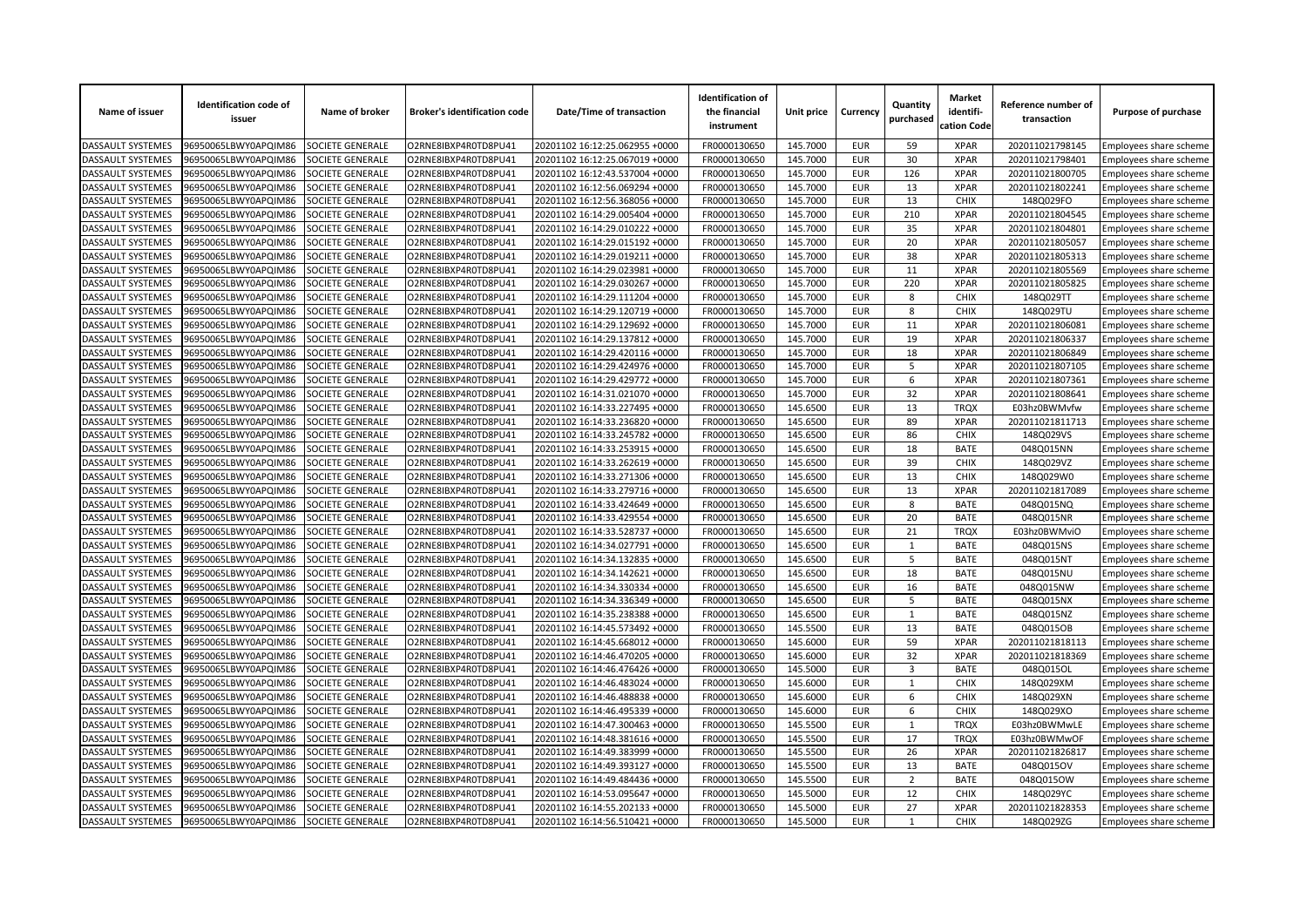| Name of issuer | Identification code of issuer | Name of broker | Broker's identification code | Date/Time of transaction | Identification of the financial instrument | Unit price | Currency | Quantity purchased | Market identifi-cation Code | Reference number of transaction | Purpose of purchase |
|---|---|---|---|---|---|---|---|---|---|---|---|
| DASSAULT SYSTEMES | 96950065LBWY0APQIM86 | SOCIETE GENERALE | O2RNE8IBXP4R0TD8PU41 | 20201102 16:12:25.062955 +0000 | FR0000130650 | 145.7000 | EUR | 59 | XPAR | 202011021798145 | Employees share scheme |
| DASSAULT SYSTEMES | 96950065LBWY0APQIM86 | SOCIETE GENERALE | O2RNE8IBXP4R0TD8PU41 | 20201102 16:12:25.067019 +0000 | FR0000130650 | 145.7000 | EUR | 30 | XPAR | 202011021798401 | Employees share scheme |
| DASSAULT SYSTEMES | 96950065LBWY0APQIM86 | SOCIETE GENERALE | O2RNE8IBXP4R0TD8PU41 | 20201102 16:12:43.537004 +0000 | FR0000130650 | 145.7000 | EUR | 126 | XPAR | 202011021800705 | Employees share scheme |
| DASSAULT SYSTEMES | 96950065LBWY0APQIM86 | SOCIETE GENERALE | O2RNE8IBXP4R0TD8PU41 | 20201102 16:12:56.069294 +0000 | FR0000130650 | 145.7000 | EUR | 13 | XPAR | 202011021802241 | Employees share scheme |
| DASSAULT SYSTEMES | 96950065LBWY0APQIM86 | SOCIETE GENERALE | O2RNE8IBXP4R0TD8PU41 | 20201102 16:12:56.368056 +0000 | FR0000130650 | 145.7000 | EUR | 13 | CHIX | 148Q029FO | Employees share scheme |
| DASSAULT SYSTEMES | 96950065LBWY0APQIM86 | SOCIETE GENERALE | O2RNE8IBXP4R0TD8PU41 | 20201102 16:14:29.005404 +0000 | FR0000130650 | 145.7000 | EUR | 210 | XPAR | 202011021804545 | Employees share scheme |
| DASSAULT SYSTEMES | 96950065LBWY0APQIM86 | SOCIETE GENERALE | O2RNE8IBXP4R0TD8PU41 | 20201102 16:14:29.010222 +0000 | FR0000130650 | 145.7000 | EUR | 35 | XPAR | 202011021804801 | Employees share scheme |
| DASSAULT SYSTEMES | 96950065LBWY0APQIM86 | SOCIETE GENERALE | O2RNE8IBXP4R0TD8PU41 | 20201102 16:14:29.015192 +0000 | FR0000130650 | 145.7000 | EUR | 20 | XPAR | 202011021805057 | Employees share scheme |
| DASSAULT SYSTEMES | 96950065LBWY0APQIM86 | SOCIETE GENERALE | O2RNE8IBXP4R0TD8PU41 | 20201102 16:14:29.019211 +0000 | FR0000130650 | 145.7000 | EUR | 38 | XPAR | 202011021805313 | Employees share scheme |
| DASSAULT SYSTEMES | 96950065LBWY0APQIM86 | SOCIETE GENERALE | O2RNE8IBXP4R0TD8PU41 | 20201102 16:14:29.023981 +0000 | FR0000130650 | 145.7000 | EUR | 11 | XPAR | 202011021805569 | Employees share scheme |
| DASSAULT SYSTEMES | 96950065LBWY0APQIM86 | SOCIETE GENERALE | O2RNE8IBXP4R0TD8PU41 | 20201102 16:14:29.030267 +0000 | FR0000130650 | 145.7000 | EUR | 220 | XPAR | 202011021805825 | Employees share scheme |
| DASSAULT SYSTEMES | 96950065LBWY0APQIM86 | SOCIETE GENERALE | O2RNE8IBXP4R0TD8PU41 | 20201102 16:14:29.111204 +0000 | FR0000130650 | 145.7000 | EUR | 8 | CHIX | 148Q029TT | Employees share scheme |
| DASSAULT SYSTEMES | 96950065LBWY0APQIM86 | SOCIETE GENERALE | O2RNE8IBXP4R0TD8PU41 | 20201102 16:14:29.120719 +0000 | FR0000130650 | 145.7000 | EUR | 8 | CHIX | 148Q029TU | Employees share scheme |
| DASSAULT SYSTEMES | 96950065LBWY0APQIM86 | SOCIETE GENERALE | O2RNE8IBXP4R0TD8PU41 | 20201102 16:14:29.129692 +0000 | FR0000130650 | 145.7000 | EUR | 11 | XPAR | 202011021806081 | Employees share scheme |
| DASSAULT SYSTEMES | 96950065LBWY0APQIM86 | SOCIETE GENERALE | O2RNE8IBXP4R0TD8PU41 | 20201102 16:14:29.137812 +0000 | FR0000130650 | 145.7000 | EUR | 19 | XPAR | 202011021806337 | Employees share scheme |
| DASSAULT SYSTEMES | 96950065LBWY0APQIM86 | SOCIETE GENERALE | O2RNE8IBXP4R0TD8PU41 | 20201102 16:14:29.420116 +0000 | FR0000130650 | 145.7000 | EUR | 18 | XPAR | 202011021806849 | Employees share scheme |
| DASSAULT SYSTEMES | 96950065LBWY0APQIM86 | SOCIETE GENERALE | O2RNE8IBXP4R0TD8PU41 | 20201102 16:14:29.424976 +0000 | FR0000130650 | 145.7000 | EUR | 5 | XPAR | 202011021807105 | Employees share scheme |
| DASSAULT SYSTEMES | 96950065LBWY0APQIM86 | SOCIETE GENERALE | O2RNE8IBXP4R0TD8PU41 | 20201102 16:14:29.429772 +0000 | FR0000130650 | 145.7000 | EUR | 6 | XPAR | 202011021807361 | Employees share scheme |
| DASSAULT SYSTEMES | 96950065LBWY0APQIM86 | SOCIETE GENERALE | O2RNE8IBXP4R0TD8PU41 | 20201102 16:14:31.021070 +0000 | FR0000130650 | 145.7000 | EUR | 32 | XPAR | 202011021808641 | Employees share scheme |
| DASSAULT SYSTEMES | 96950065LBWY0APQIM86 | SOCIETE GENERALE | O2RNE8IBXP4R0TD8PU41 | 20201102 16:14:33.227495 +0000 | FR0000130650 | 145.6500 | EUR | 13 | TRQX | E03hz0BWMvfw | Employees share scheme |
| DASSAULT SYSTEMES | 96950065LBWY0APQIM86 | SOCIETE GENERALE | O2RNE8IBXP4R0TD8PU41 | 20201102 16:14:33.236820 +0000 | FR0000130650 | 145.6500 | EUR | 89 | XPAR | 202011021811713 | Employees share scheme |
| DASSAULT SYSTEMES | 96950065LBWY0APQIM86 | SOCIETE GENERALE | O2RNE8IBXP4R0TD8PU41 | 20201102 16:14:33.245782 +0000 | FR0000130650 | 145.6500 | EUR | 86 | CHIX | 148Q029VS | Employees share scheme |
| DASSAULT SYSTEMES | 96950065LBWY0APQIM86 | SOCIETE GENERALE | O2RNE8IBXP4R0TD8PU41 | 20201102 16:14:33.253915 +0000 | FR0000130650 | 145.6500 | EUR | 18 | BATE | 048Q015NN | Employees share scheme |
| DASSAULT SYSTEMES | 96950065LBWY0APQIM86 | SOCIETE GENERALE | O2RNE8IBXP4R0TD8PU41 | 20201102 16:14:33.262619 +0000 | FR0000130650 | 145.6500 | EUR | 39 | CHIX | 148Q029VZ | Employees share scheme |
| DASSAULT SYSTEMES | 96950065LBWY0APQIM86 | SOCIETE GENERALE | O2RNE8IBXP4R0TD8PU41 | 20201102 16:14:33.271306 +0000 | FR0000130650 | 145.6500 | EUR | 13 | CHIX | 148Q029W0 | Employees share scheme |
| DASSAULT SYSTEMES | 96950065LBWY0APQIM86 | SOCIETE GENERALE | O2RNE8IBXP4R0TD8PU41 | 20201102 16:14:33.279716 +0000 | FR0000130650 | 145.6500 | EUR | 13 | XPAR | 202011021817089 | Employees share scheme |
| DASSAULT SYSTEMES | 96950065LBWY0APQIM86 | SOCIETE GENERALE | O2RNE8IBXP4R0TD8PU41 | 20201102 16:14:33.424649 +0000 | FR0000130650 | 145.6500 | EUR | 8 | BATE | 048Q015NQ | Employees share scheme |
| DASSAULT SYSTEMES | 96950065LBWY0APQIM86 | SOCIETE GENERALE | O2RNE8IBXP4R0TD8PU41 | 20201102 16:14:33.429554 +0000 | FR0000130650 | 145.6500 | EUR | 20 | BATE | 048Q015NR | Employees share scheme |
| DASSAULT SYSTEMES | 96950065LBWY0APQIM86 | SOCIETE GENERALE | O2RNE8IBXP4R0TD8PU41 | 20201102 16:14:33.528737 +0000 | FR0000130650 | 145.6500 | EUR | 21 | TRQX | E03hz0BWMviO | Employees share scheme |
| DASSAULT SYSTEMES | 96950065LBWY0APQIM86 | SOCIETE GENERALE | O2RNE8IBXP4R0TD8PU41 | 20201102 16:14:34.027791 +0000 | FR0000130650 | 145.6500 | EUR | 1 | BATE | 048Q015NS | Employees share scheme |
| DASSAULT SYSTEMES | 96950065LBWY0APQIM86 | SOCIETE GENERALE | O2RNE8IBXP4R0TD8PU41 | 20201102 16:14:34.132835 +0000 | FR0000130650 | 145.6500 | EUR | 5 | BATE | 048Q015NT | Employees share scheme |
| DASSAULT SYSTEMES | 96950065LBWY0APQIM86 | SOCIETE GENERALE | O2RNE8IBXP4R0TD8PU41 | 20201102 16:14:34.142621 +0000 | FR0000130650 | 145.6500 | EUR | 18 | BATE | 048Q015NU | Employees share scheme |
| DASSAULT SYSTEMES | 96950065LBWY0APQIM86 | SOCIETE GENERALE | O2RNE8IBXP4R0TD8PU41 | 20201102 16:14:34.330334 +0000 | FR0000130650 | 145.6500 | EUR | 16 | BATE | 048Q015NW | Employees share scheme |
| DASSAULT SYSTEMES | 96950065LBWY0APQIM86 | SOCIETE GENERALE | O2RNE8IBXP4R0TD8PU41 | 20201102 16:14:34.336349 +0000 | FR0000130650 | 145.6500 | EUR | 5 | BATE | 048Q015NX | Employees share scheme |
| DASSAULT SYSTEMES | 96950065LBWY0APQIM86 | SOCIETE GENERALE | O2RNE8IBXP4R0TD8PU41 | 20201102 16:14:35.238388 +0000 | FR0000130650 | 145.6500 | EUR | 1 | BATE | 048Q015NZ | Employees share scheme |
| DASSAULT SYSTEMES | 96950065LBWY0APQIM86 | SOCIETE GENERALE | O2RNE8IBXP4R0TD8PU41 | 20201102 16:14:45.573492 +0000 | FR0000130650 | 145.5500 | EUR | 13 | BATE | 048Q015OB | Employees share scheme |
| DASSAULT SYSTEMES | 96950065LBWY0APQIM86 | SOCIETE GENERALE | O2RNE8IBXP4R0TD8PU41 | 20201102 16:14:45.668012 +0000 | FR0000130650 | 145.6000 | EUR | 59 | XPAR | 202011021818113 | Employees share scheme |
| DASSAULT SYSTEMES | 96950065LBWY0APQIM86 | SOCIETE GENERALE | O2RNE8IBXP4R0TD8PU41 | 20201102 16:14:46.470205 +0000 | FR0000130650 | 145.6000 | EUR | 32 | XPAR | 202011021818369 | Employees share scheme |
| DASSAULT SYSTEMES | 96950065LBWY0APQIM86 | SOCIETE GENERALE | O2RNE8IBXP4R0TD8PU41 | 20201102 16:14:46.476426 +0000 | FR0000130650 | 145.5000 | EUR | 3 | BATE | 048Q015OL | Employees share scheme |
| DASSAULT SYSTEMES | 96950065LBWY0APQIM86 | SOCIETE GENERALE | O2RNE8IBXP4R0TD8PU41 | 20201102 16:14:46.483024 +0000 | FR0000130650 | 145.6000 | EUR | 1 | CHIX | 148Q029XM | Employees share scheme |
| DASSAULT SYSTEMES | 96950065LBWY0APQIM86 | SOCIETE GENERALE | O2RNE8IBXP4R0TD8PU41 | 20201102 16:14:46.488838 +0000 | FR0000130650 | 145.6000 | EUR | 6 | CHIX | 148Q029XN | Employees share scheme |
| DASSAULT SYSTEMES | 96950065LBWY0APQIM86 | SOCIETE GENERALE | O2RNE8IBXP4R0TD8PU41 | 20201102 16:14:46.495339 +0000 | FR0000130650 | 145.6000 | EUR | 6 | CHIX | 148Q029XO | Employees share scheme |
| DASSAULT SYSTEMES | 96950065LBWY0APQIM86 | SOCIETE GENERALE | O2RNE8IBXP4R0TD8PU41 | 20201102 16:14:47.300463 +0000 | FR0000130650 | 145.5500 | EUR | 1 | TRQX | E03hz0BWMwLE | Employees share scheme |
| DASSAULT SYSTEMES | 96950065LBWY0APQIM86 | SOCIETE GENERALE | O2RNE8IBXP4R0TD8PU41 | 20201102 16:14:48.381616 +0000 | FR0000130650 | 145.5500 | EUR | 17 | TRQX | E03hz0BWMwOF | Employees share scheme |
| DASSAULT SYSTEMES | 96950065LBWY0APQIM86 | SOCIETE GENERALE | O2RNE8IBXP4R0TD8PU41 | 20201102 16:14:49.383999 +0000 | FR0000130650 | 145.5500 | EUR | 26 | XPAR | 202011021826817 | Employees share scheme |
| DASSAULT SYSTEMES | 96950065LBWY0APQIM86 | SOCIETE GENERALE | O2RNE8IBXP4R0TD8PU41 | 20201102 16:14:49.393127 +0000 | FR0000130650 | 145.5500 | EUR | 13 | BATE | 048Q015OV | Employees share scheme |
| DASSAULT SYSTEMES | 96950065LBWY0APQIM86 | SOCIETE GENERALE | O2RNE8IBXP4R0TD8PU41 | 20201102 16:14:49.484436 +0000 | FR0000130650 | 145.5500 | EUR | 2 | BATE | 048Q015OW | Employees share scheme |
| DASSAULT SYSTEMES | 96950065LBWY0APQIM86 | SOCIETE GENERALE | O2RNE8IBXP4R0TD8PU41 | 20201102 16:14:53.095647 +0000 | FR0000130650 | 145.5000 | EUR | 12 | CHIX | 148Q029YC | Employees share scheme |
| DASSAULT SYSTEMES | 96950065LBWY0APQIM86 | SOCIETE GENERALE | O2RNE8IBXP4R0TD8PU41 | 20201102 16:14:55.202133 +0000 | FR0000130650 | 145.5000 | EUR | 27 | XPAR | 202011021828353 | Employees share scheme |
| DASSAULT SYSTEMES | 96950065LBWY0APQIM86 | SOCIETE GENERALE | O2RNE8IBXP4R0TD8PU41 | 20201102 16:14:56.510421 +0000 | FR0000130650 | 145.5000 | EUR | 1 | CHIX | 148Q029ZG | Employees share scheme |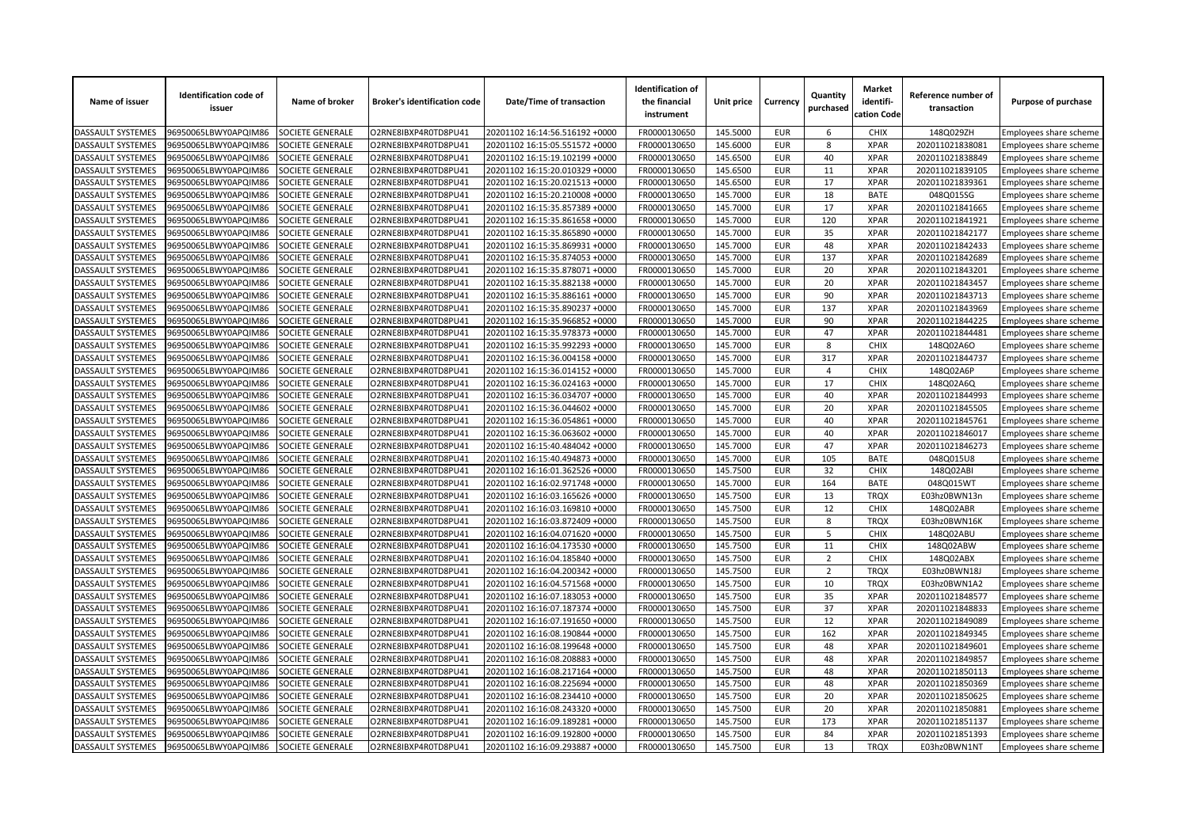| Name of issuer | Identification code of issuer | Name of broker | Broker's identification code | Date/Time of transaction | Identification of the financial instrument | Unit price | Currency | Quantity purchased | Market identifi-cation Code | Reference number of transaction | Purpose of purchase |
|---|---|---|---|---|---|---|---|---|---|---|---|
| DASSAULT SYSTEMES | 96950065LBWY0APQIM86 | SOCIETE GENERALE | O2RNE8IBXP4R0TD8PU41 | 20201102 16:14:56.516192 +0000 | FR0000130650 | 145.5000 | EUR | 6 | CHIX | 148Q029ZH | Employees share scheme |
| DASSAULT SYSTEMES | 96950065LBWY0APQIM86 | SOCIETE GENERALE | O2RNE8IBXP4R0TD8PU41 | 20201102 16:15:05.551572 +0000 | FR0000130650 | 145.6000 | EUR | 8 | XPAR | 202011021838081 | Employees share scheme |
| DASSAULT SYSTEMES | 96950065LBWY0APQIM86 | SOCIETE GENERALE | O2RNE8IBXP4R0TD8PU41 | 20201102 16:15:19.102199 +0000 | FR0000130650 | 145.6500 | EUR | 40 | XPAR | 202011021838849 | Employees share scheme |
| DASSAULT SYSTEMES | 96950065LBWY0APQIM86 | SOCIETE GENERALE | O2RNE8IBXP4R0TD8PU41 | 20201102 16:15:20.010329 +0000 | FR0000130650 | 145.6500 | EUR | 11 | XPAR | 202011021839105 | Employees share scheme |
| DASSAULT SYSTEMES | 96950065LBWY0APQIM86 | SOCIETE GENERALE | O2RNE8IBXP4R0TD8PU41 | 20201102 16:15:20.021513 +0000 | FR0000130650 | 145.6500 | EUR | 17 | XPAR | 202011021839361 | Employees share scheme |
| DASSAULT SYSTEMES | 96950065LBWY0APQIM86 | SOCIETE GENERALE | O2RNE8IBXP4R0TD8PU41 | 20201102 16:15:20.210008 +0000 | FR0000130650 | 145.7000 | EUR | 18 | BATE | 048Q015SG | Employees share scheme |
| DASSAULT SYSTEMES | 96950065LBWY0APQIM86 | SOCIETE GENERALE | O2RNE8IBXP4R0TD8PU41 | 20201102 16:15:35.857389 +0000 | FR0000130650 | 145.7000 | EUR | 17 | XPAR | 202011021841665 | Employees share scheme |
| DASSAULT SYSTEMES | 96950065LBWY0APQIM86 | SOCIETE GENERALE | O2RNE8IBXP4R0TD8PU41 | 20201102 16:15:35.861658 +0000 | FR0000130650 | 145.7000 | EUR | 120 | XPAR | 202011021841921 | Employees share scheme |
| DASSAULT SYSTEMES | 96950065LBWY0APQIM86 | SOCIETE GENERALE | O2RNE8IBXP4R0TD8PU41 | 20201102 16:15:35.865890 +0000 | FR0000130650 | 145.7000 | EUR | 35 | XPAR | 202011021842177 | Employees share scheme |
| DASSAULT SYSTEMES | 96950065LBWY0APQIM86 | SOCIETE GENERALE | O2RNE8IBXP4R0TD8PU41 | 20201102 16:15:35.869931 +0000 | FR0000130650 | 145.7000 | EUR | 48 | XPAR | 202011021842433 | Employees share scheme |
| DASSAULT SYSTEMES | 96950065LBWY0APQIM86 | SOCIETE GENERALE | O2RNE8IBXP4R0TD8PU41 | 20201102 16:15:35.874053 +0000 | FR0000130650 | 145.7000 | EUR | 137 | XPAR | 202011021842689 | Employees share scheme |
| DASSAULT SYSTEMES | 96950065LBWY0APQIM86 | SOCIETE GENERALE | O2RNE8IBXP4R0TD8PU41 | 20201102 16:15:35.878071 +0000 | FR0000130650 | 145.7000 | EUR | 20 | XPAR | 202011021843201 | Employees share scheme |
| DASSAULT SYSTEMES | 96950065LBWY0APQIM86 | SOCIETE GENERALE | O2RNE8IBXP4R0TD8PU41 | 20201102 16:15:35.882138 +0000 | FR0000130650 | 145.7000 | EUR | 20 | XPAR | 202011021843457 | Employees share scheme |
| DASSAULT SYSTEMES | 96950065LBWY0APQIM86 | SOCIETE GENERALE | O2RNE8IBXP4R0TD8PU41 | 20201102 16:15:35.886161 +0000 | FR0000130650 | 145.7000 | EUR | 90 | XPAR | 202011021843713 | Employees share scheme |
| DASSAULT SYSTEMES | 96950065LBWY0APQIM86 | SOCIETE GENERALE | O2RNE8IBXP4R0TD8PU41 | 20201102 16:15:35.890237 +0000 | FR0000130650 | 145.7000 | EUR | 137 | XPAR | 202011021843969 | Employees share scheme |
| DASSAULT SYSTEMES | 96950065LBWY0APQIM86 | SOCIETE GENERALE | O2RNE8IBXP4R0TD8PU41 | 20201102 16:15:35.966852 +0000 | FR0000130650 | 145.7000 | EUR | 90 | XPAR | 202011021844225 | Employees share scheme |
| DASSAULT SYSTEMES | 96950065LBWY0APQIM86 | SOCIETE GENERALE | O2RNE8IBXP4R0TD8PU41 | 20201102 16:15:35.978373 +0000 | FR0000130650 | 145.7000 | EUR | 47 | XPAR | 202011021844481 | Employees share scheme |
| DASSAULT SYSTEMES | 96950065LBWY0APQIM86 | SOCIETE GENERALE | O2RNE8IBXP4R0TD8PU41 | 20201102 16:15:35.992293 +0000 | FR0000130650 | 145.7000 | EUR | 8 | CHIX | 148Q02A6O | Employees share scheme |
| DASSAULT SYSTEMES | 96950065LBWY0APQIM86 | SOCIETE GENERALE | O2RNE8IBXP4R0TD8PU41 | 20201102 16:15:36.004158 +0000 | FR0000130650 | 145.7000 | EUR | 317 | XPAR | 202011021844737 | Employees share scheme |
| DASSAULT SYSTEMES | 96950065LBWY0APQIM86 | SOCIETE GENERALE | O2RNE8IBXP4R0TD8PU41 | 20201102 16:15:36.014152 +0000 | FR0000130650 | 145.7000 | EUR | 4 | CHIX | 148Q02A6P | Employees share scheme |
| DASSAULT SYSTEMES | 96950065LBWY0APQIM86 | SOCIETE GENERALE | O2RNE8IBXP4R0TD8PU41 | 20201102 16:15:36.024163 +0000 | FR0000130650 | 145.7000 | EUR | 17 | CHIX | 148Q02A6Q | Employees share scheme |
| DASSAULT SYSTEMES | 96950065LBWY0APQIM86 | SOCIETE GENERALE | O2RNE8IBXP4R0TD8PU41 | 20201102 16:15:36.034707 +0000 | FR0000130650 | 145.7000 | EUR | 40 | XPAR | 202011021844993 | Employees share scheme |
| DASSAULT SYSTEMES | 96950065LBWY0APQIM86 | SOCIETE GENERALE | O2RNE8IBXP4R0TD8PU41 | 20201102 16:15:36.044602 +0000 | FR0000130650 | 145.7000 | EUR | 20 | XPAR | 202011021845505 | Employees share scheme |
| DASSAULT SYSTEMES | 96950065LBWY0APQIM86 | SOCIETE GENERALE | O2RNE8IBXP4R0TD8PU41 | 20201102 16:15:36.054861 +0000 | FR0000130650 | 145.7000 | EUR | 40 | XPAR | 202011021845761 | Employees share scheme |
| DASSAULT SYSTEMES | 96950065LBWY0APQIM86 | SOCIETE GENERALE | O2RNE8IBXP4R0TD8PU41 | 20201102 16:15:36.063602 +0000 | FR0000130650 | 145.7000 | EUR | 40 | XPAR | 202011021846017 | Employees share scheme |
| DASSAULT SYSTEMES | 96950065LBWY0APQIM86 | SOCIETE GENERALE | O2RNE8IBXP4R0TD8PU41 | 20201102 16:15:40.484042 +0000 | FR0000130650 | 145.7000 | EUR | 47 | XPAR | 202011021846273 | Employees share scheme |
| DASSAULT SYSTEMES | 96950065LBWY0APQIM86 | SOCIETE GENERALE | O2RNE8IBXP4R0TD8PU41 | 20201102 16:15:40.494873 +0000 | FR0000130650 | 145.7000 | EUR | 105 | BATE | 048Q015U8 | Employees share scheme |
| DASSAULT SYSTEMES | 96950065LBWY0APQIM86 | SOCIETE GENERALE | O2RNE8IBXP4R0TD8PU41 | 20201102 16:16:01.362526 +0000 | FR0000130650 | 145.7500 | EUR | 32 | CHIX | 148Q02ABI | Employees share scheme |
| DASSAULT SYSTEMES | 96950065LBWY0APQIM86 | SOCIETE GENERALE | O2RNE8IBXP4R0TD8PU41 | 20201102 16:16:02.971748 +0000 | FR0000130650 | 145.7000 | EUR | 164 | BATE | 048Q015WT | Employees share scheme |
| DASSAULT SYSTEMES | 96950065LBWY0APQIM86 | SOCIETE GENERALE | O2RNE8IBXP4R0TD8PU41 | 20201102 16:16:03.165626 +0000 | FR0000130650 | 145.7500 | EUR | 13 | TRQX | E03hz0BWN13n | Employees share scheme |
| DASSAULT SYSTEMES | 96950065LBWY0APQIM86 | SOCIETE GENERALE | O2RNE8IBXP4R0TD8PU41 | 20201102 16:16:03.169810 +0000 | FR0000130650 | 145.7500 | EUR | 12 | CHIX | 148Q02ABR | Employees share scheme |
| DASSAULT SYSTEMES | 96950065LBWY0APQIM86 | SOCIETE GENERALE | O2RNE8IBXP4R0TD8PU41 | 20201102 16:16:03.872409 +0000 | FR0000130650 | 145.7500 | EUR | 8 | TRQX | E03hz0BWN16K | Employees share scheme |
| DASSAULT SYSTEMES | 96950065LBWY0APQIM86 | SOCIETE GENERALE | O2RNE8IBXP4R0TD8PU41 | 20201102 16:16:04.071620 +0000 | FR0000130650 | 145.7500 | EUR | 5 | CHIX | 148Q02ABU | Employees share scheme |
| DASSAULT SYSTEMES | 96950065LBWY0APQIM86 | SOCIETE GENERALE | O2RNE8IBXP4R0TD8PU41 | 20201102 16:16:04.173530 +0000 | FR0000130650 | 145.7500 | EUR | 11 | CHIX | 148Q02ABW | Employees share scheme |
| DASSAULT SYSTEMES | 96950065LBWY0APQIM86 | SOCIETE GENERALE | O2RNE8IBXP4R0TD8PU41 | 20201102 16:16:04.185840 +0000 | FR0000130650 | 145.7500 | EUR | 2 | CHIX | 148Q02ABX | Employees share scheme |
| DASSAULT SYSTEMES | 96950065LBWY0APQIM86 | SOCIETE GENERALE | O2RNE8IBXP4R0TD8PU41 | 20201102 16:16:04.200342 +0000 | FR0000130650 | 145.7500 | EUR | 2 | TRQX | E03hz0BWN18J | Employees share scheme |
| DASSAULT SYSTEMES | 96950065LBWY0APQIM86 | SOCIETE GENERALE | O2RNE8IBXP4R0TD8PU41 | 20201102 16:16:04.571568 +0000 | FR0000130650 | 145.7500 | EUR | 10 | TRQX | E03hz0BWN1A2 | Employees share scheme |
| DASSAULT SYSTEMES | 96950065LBWY0APQIM86 | SOCIETE GENERALE | O2RNE8IBXP4R0TD8PU41 | 20201102 16:16:07.183053 +0000 | FR0000130650 | 145.7500 | EUR | 35 | XPAR | 202011021848577 | Employees share scheme |
| DASSAULT SYSTEMES | 96950065LBWY0APQIM86 | SOCIETE GENERALE | O2RNE8IBXP4R0TD8PU41 | 20201102 16:16:07.187374 +0000 | FR0000130650 | 145.7500 | EUR | 37 | XPAR | 202011021848833 | Employees share scheme |
| DASSAULT SYSTEMES | 96950065LBWY0APQIM86 | SOCIETE GENERALE | O2RNE8IBXP4R0TD8PU41 | 20201102 16:16:07.191650 +0000 | FR0000130650 | 145.7500 | EUR | 12 | XPAR | 202011021849089 | Employees share scheme |
| DASSAULT SYSTEMES | 96950065LBWY0APQIM86 | SOCIETE GENERALE | O2RNE8IBXP4R0TD8PU41 | 20201102 16:16:08.190844 +0000 | FR0000130650 | 145.7500 | EUR | 162 | XPAR | 202011021849345 | Employees share scheme |
| DASSAULT SYSTEMES | 96950065LBWY0APQIM86 | SOCIETE GENERALE | O2RNE8IBXP4R0TD8PU41 | 20201102 16:16:08.199648 +0000 | FR0000130650 | 145.7500 | EUR | 48 | XPAR | 202011021849601 | Employees share scheme |
| DASSAULT SYSTEMES | 96950065LBWY0APQIM86 | SOCIETE GENERALE | O2RNE8IBXP4R0TD8PU41 | 20201102 16:16:08.208883 +0000 | FR0000130650 | 145.7500 | EUR | 48 | XPAR | 202011021849857 | Employees share scheme |
| DASSAULT SYSTEMES | 96950065LBWY0APQIM86 | SOCIETE GENERALE | O2RNE8IBXP4R0TD8PU41 | 20201102 16:16:08.217164 +0000 | FR0000130650 | 145.7500 | EUR | 48 | XPAR | 202011021850113 | Employees share scheme |
| DASSAULT SYSTEMES | 96950065LBWY0APQIM86 | SOCIETE GENERALE | O2RNE8IBXP4R0TD8PU41 | 20201102 16:16:08.225694 +0000 | FR0000130650 | 145.7500 | EUR | 48 | XPAR | 202011021850369 | Employees share scheme |
| DASSAULT SYSTEMES | 96950065LBWY0APQIM86 | SOCIETE GENERALE | O2RNE8IBXP4R0TD8PU41 | 20201102 16:16:08.234410 +0000 | FR0000130650 | 145.7500 | EUR | 20 | XPAR | 202011021850625 | Employees share scheme |
| DASSAULT SYSTEMES | 96950065LBWY0APQIM86 | SOCIETE GENERALE | O2RNE8IBXP4R0TD8PU41 | 20201102 16:16:08.243320 +0000 | FR0000130650 | 145.7500 | EUR | 20 | XPAR | 202011021850881 | Employees share scheme |
| DASSAULT SYSTEMES | 96950065LBWY0APQIM86 | SOCIETE GENERALE | O2RNE8IBXP4R0TD8PU41 | 20201102 16:16:09.189281 +0000 | FR0000130650 | 145.7500 | EUR | 173 | XPAR | 202011021851137 | Employees share scheme |
| DASSAULT SYSTEMES | 96950065LBWY0APQIM86 | SOCIETE GENERALE | O2RNE8IBXP4R0TD8PU41 | 20201102 16:16:09.192800 +0000 | FR0000130650 | 145.7500 | EUR | 84 | XPAR | 202011021851393 | Employees share scheme |
| DASSAULT SYSTEMES | 96950065LBWY0APQIM86 | SOCIETE GENERALE | O2RNE8IBXP4R0TD8PU41 | 20201102 16:16:09.293887 +0000 | FR0000130650 | 145.7500 | EUR | 13 | TRQX | E03hz0BWN1NT | Employees share scheme |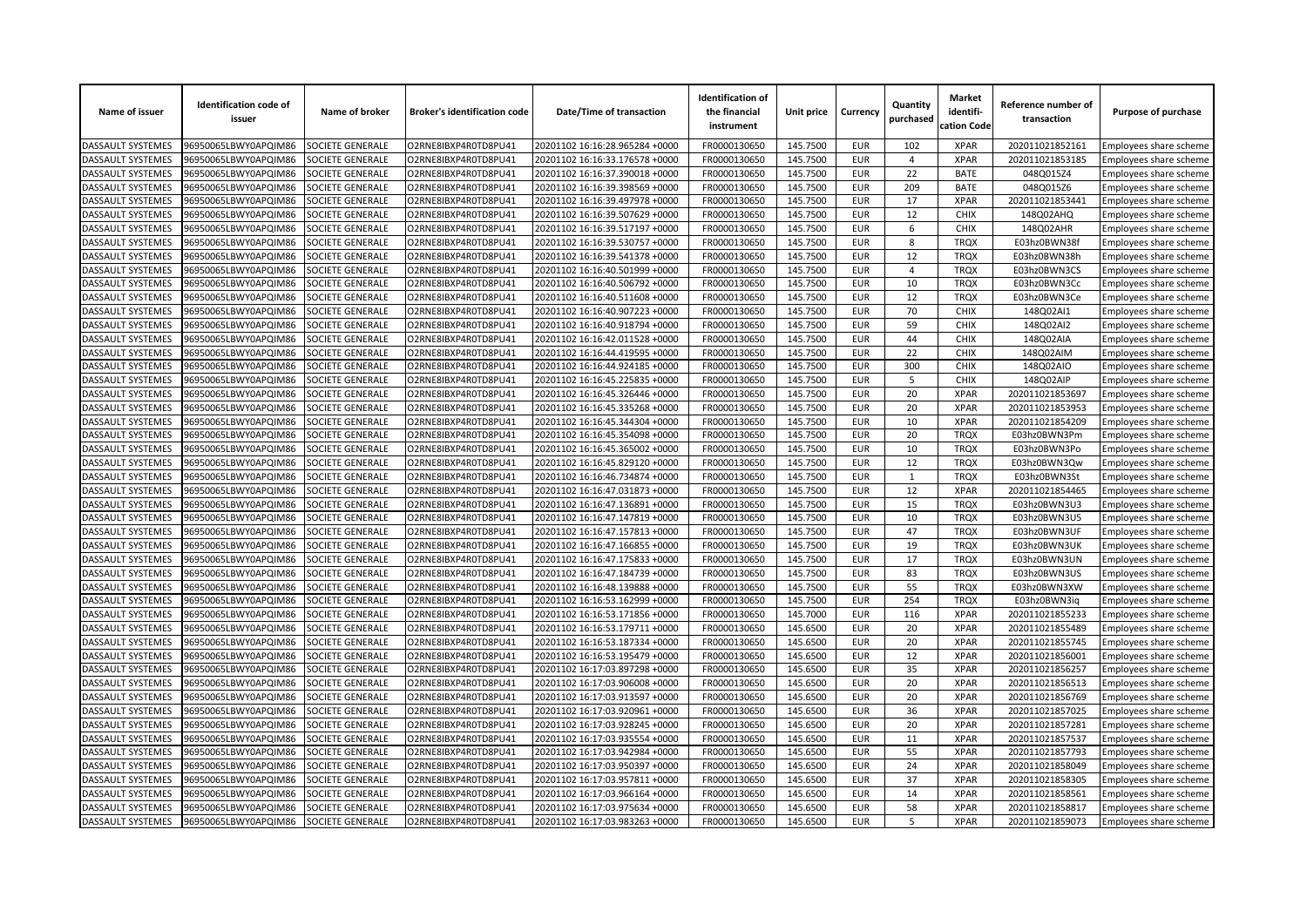| Name of issuer | Identification code of issuer | Name of broker | Broker's identification code | Date/Time of transaction | Identification of the financial instrument | Unit price | Currency | Quantity purchased | Market identifi-cation Code | Reference number of transaction | Purpose of purchase |
|---|---|---|---|---|---|---|---|---|---|---|---|
| DASSAULT SYSTEMES | 96950065LBWY0APQIM86 | SOCIETE GENERALE | O2RNE8IBXP4R0TD8PU41 | 20201102 16:16:28.965284 +0000 | FR0000130650 | 145.7500 | EUR | 102 | XPAR | 202011021852161 | Employees share scheme |
| DASSAULT SYSTEMES | 96950065LBWY0APQIM86 | SOCIETE GENERALE | O2RNE8IBXP4R0TD8PU41 | 20201102 16:16:33.176578 +0000 | FR0000130650 | 145.7500 | EUR | 4 | XPAR | 202011021853185 | Employees share scheme |
| DASSAULT SYSTEMES | 96950065LBWY0APQIM86 | SOCIETE GENERALE | O2RNE8IBXP4R0TD8PU41 | 20201102 16:16:37.390018 +0000 | FR0000130650 | 145.7500 | EUR | 22 | BATE | 048Q015Z4 | Employees share scheme |
| DASSAULT SYSTEMES | 96950065LBWY0APQIM86 | SOCIETE GENERALE | O2RNE8IBXP4R0TD8PU41 | 20201102 16:16:39.398569 +0000 | FR0000130650 | 145.7500 | EUR | 209 | BATE | 048Q015Z6 | Employees share scheme |
| DASSAULT SYSTEMES | 96950065LBWY0APQIM86 | SOCIETE GENERALE | O2RNE8IBXP4R0TD8PU41 | 20201102 16:16:39.497978 +0000 | FR0000130650 | 145.7500 | EUR | 17 | XPAR | 202011021853441 | Employees share scheme |
| DASSAULT SYSTEMES | 96950065LBWY0APQIM86 | SOCIETE GENERALE | O2RNE8IBXP4R0TD8PU41 | 20201102 16:16:39.507629 +0000 | FR0000130650 | 145.7500 | EUR | 12 | CHIX | 148Q02AHQ | Employees share scheme |
| DASSAULT SYSTEMES | 96950065LBWY0APQIM86 | SOCIETE GENERALE | O2RNE8IBXP4R0TD8PU41 | 20201102 16:16:39.517197 +0000 | FR0000130650 | 145.7500 | EUR | 6 | CHIX | 148Q02AHR | Employees share scheme |
| DASSAULT SYSTEMES | 96950065LBWY0APQIM86 | SOCIETE GENERALE | O2RNE8IBXP4R0TD8PU41 | 20201102 16:16:39.530757 +0000 | FR0000130650 | 145.7500 | EUR | 8 | TRQX | E03hz0BWN38f | Employees share scheme |
| DASSAULT SYSTEMES | 96950065LBWY0APQIM86 | SOCIETE GENERALE | O2RNE8IBXP4R0TD8PU41 | 20201102 16:16:39.541378 +0000 | FR0000130650 | 145.7500 | EUR | 12 | TRQX | E03hz0BWN38h | Employees share scheme |
| DASSAULT SYSTEMES | 96950065LBWY0APQIM86 | SOCIETE GENERALE | O2RNE8IBXP4R0TD8PU41 | 20201102 16:16:40.501999 +0000 | FR0000130650 | 145.7500 | EUR | 4 | TRQX | E03hz0BWN3CS | Employees share scheme |
| DASSAULT SYSTEMES | 96950065LBWY0APQIM86 | SOCIETE GENERALE | O2RNE8IBXP4R0TD8PU41 | 20201102 16:16:40.506792 +0000 | FR0000130650 | 145.7500 | EUR | 10 | TRQX | E03hz0BWN3Cc | Employees share scheme |
| DASSAULT SYSTEMES | 96950065LBWY0APQIM86 | SOCIETE GENERALE | O2RNE8IBXP4R0TD8PU41 | 20201102 16:16:40.511608 +0000 | FR0000130650 | 145.7500 | EUR | 12 | TRQX | E03hz0BWN3Ce | Employees share scheme |
| DASSAULT SYSTEMES | 96950065LBWY0APQIM86 | SOCIETE GENERALE | O2RNE8IBXP4R0TD8PU41 | 20201102 16:16:40.907223 +0000 | FR0000130650 | 145.7500 | EUR | 70 | CHIX | 148Q02AI1 | Employees share scheme |
| DASSAULT SYSTEMES | 96950065LBWY0APQIM86 | SOCIETE GENERALE | O2RNE8IBXP4R0TD8PU41 | 20201102 16:16:40.918794 +0000 | FR0000130650 | 145.7500 | EUR | 59 | CHIX | 148Q02AI2 | Employees share scheme |
| DASSAULT SYSTEMES | 96950065LBWY0APQIM86 | SOCIETE GENERALE | O2RNE8IBXP4R0TD8PU41 | 20201102 16:16:42.011528 +0000 | FR0000130650 | 145.7500 | EUR | 44 | CHIX | 148Q02AIA | Employees share scheme |
| DASSAULT SYSTEMES | 96950065LBWY0APQIM86 | SOCIETE GENERALE | O2RNE8IBXP4R0TD8PU41 | 20201102 16:16:44.419595 +0000 | FR0000130650 | 145.7500 | EUR | 22 | CHIX | 148Q02AIM | Employees share scheme |
| DASSAULT SYSTEMES | 96950065LBWY0APQIM86 | SOCIETE GENERALE | O2RNE8IBXP4R0TD8PU41 | 20201102 16:16:44.924185 +0000 | FR0000130650 | 145.7500 | EUR | 300 | CHIX | 148Q02AIO | Employees share scheme |
| DASSAULT SYSTEMES | 96950065LBWY0APQIM86 | SOCIETE GENERALE | O2RNE8IBXP4R0TD8PU41 | 20201102 16:16:45.225835 +0000 | FR0000130650 | 145.7500 | EUR | 5 | CHIX | 148Q02AIP | Employees share scheme |
| DASSAULT SYSTEMES | 96950065LBWY0APQIM86 | SOCIETE GENERALE | O2RNE8IBXP4R0TD8PU41 | 20201102 16:16:45.326446 +0000 | FR0000130650 | 145.7500 | EUR | 20 | XPAR | 202011021853697 | Employees share scheme |
| DASSAULT SYSTEMES | 96950065LBWY0APQIM86 | SOCIETE GENERALE | O2RNE8IBXP4R0TD8PU41 | 20201102 16:16:45.335268 +0000 | FR0000130650 | 145.7500 | EUR | 20 | XPAR | 202011021853953 | Employees share scheme |
| DASSAULT SYSTEMES | 96950065LBWY0APQIM86 | SOCIETE GENERALE | O2RNE8IBXP4R0TD8PU41 | 20201102 16:16:45.344304 +0000 | FR0000130650 | 145.7500 | EUR | 10 | XPAR | 202011021854209 | Employees share scheme |
| DASSAULT SYSTEMES | 96950065LBWY0APQIM86 | SOCIETE GENERALE | O2RNE8IBXP4R0TD8PU41 | 20201102 16:16:45.354098 +0000 | FR0000130650 | 145.7500 | EUR | 20 | TRQX | E03hz0BWN3Pm | Employees share scheme |
| DASSAULT SYSTEMES | 96950065LBWY0APQIM86 | SOCIETE GENERALE | O2RNE8IBXP4R0TD8PU41 | 20201102 16:16:45.365002 +0000 | FR0000130650 | 145.7500 | EUR | 10 | TRQX | E03hz0BWN3Po | Employees share scheme |
| DASSAULT SYSTEMES | 96950065LBWY0APQIM86 | SOCIETE GENERALE | O2RNE8IBXP4R0TD8PU41 | 20201102 16:16:45.829120 +0000 | FR0000130650 | 145.7500 | EUR | 12 | TRQX | E03hz0BWN3Qw | Employees share scheme |
| DASSAULT SYSTEMES | 96950065LBWY0APQIM86 | SOCIETE GENERALE | O2RNE8IBXP4R0TD8PU41 | 20201102 16:16:46.734874 +0000 | FR0000130650 | 145.7500 | EUR | 1 | TRQX | E03hz0BWN3St | Employees share scheme |
| DASSAULT SYSTEMES | 96950065LBWY0APQIM86 | SOCIETE GENERALE | O2RNE8IBXP4R0TD8PU41 | 20201102 16:16:47.031873 +0000 | FR0000130650 | 145.7500 | EUR | 12 | XPAR | 202011021854465 | Employees share scheme |
| DASSAULT SYSTEMES | 96950065LBWY0APQIM86 | SOCIETE GENERALE | O2RNE8IBXP4R0TD8PU41 | 20201102 16:16:47.136891 +0000 | FR0000130650 | 145.7500 | EUR | 15 | TRQX | E03hz0BWN3U3 | Employees share scheme |
| DASSAULT SYSTEMES | 96950065LBWY0APQIM86 | SOCIETE GENERALE | O2RNE8IBXP4R0TD8PU41 | 20201102 16:16:47.147819 +0000 | FR0000130650 | 145.7500 | EUR | 10 | TRQX | E03hz0BWN3U5 | Employees share scheme |
| DASSAULT SYSTEMES | 96950065LBWY0APQIM86 | SOCIETE GENERALE | O2RNE8IBXP4R0TD8PU41 | 20201102 16:16:47.157813 +0000 | FR0000130650 | 145.7500 | EUR | 47 | TRQX | E03hz0BWN3UF | Employees share scheme |
| DASSAULT SYSTEMES | 96950065LBWY0APQIM86 | SOCIETE GENERALE | O2RNE8IBXP4R0TD8PU41 | 20201102 16:16:47.166855 +0000 | FR0000130650 | 145.7500 | EUR | 19 | TRQX | E03hz0BWN3UK | Employees share scheme |
| DASSAULT SYSTEMES | 96950065LBWY0APQIM86 | SOCIETE GENERALE | O2RNE8IBXP4R0TD8PU41 | 20201102 16:16:47.175833 +0000 | FR0000130650 | 145.7500 | EUR | 17 | TRQX | E03hz0BWN3UN | Employees share scheme |
| DASSAULT SYSTEMES | 96950065LBWY0APQIM86 | SOCIETE GENERALE | O2RNE8IBXP4R0TD8PU41 | 20201102 16:16:47.184739 +0000 | FR0000130650 | 145.7500 | EUR | 83 | TRQX | E03hz0BWN3US | Employees share scheme |
| DASSAULT SYSTEMES | 96950065LBWY0APQIM86 | SOCIETE GENERALE | O2RNE8IBXP4R0TD8PU41 | 20201102 16:16:48.139888 +0000 | FR0000130650 | 145.7500 | EUR | 55 | TRQX | E03hz0BWN3XW | Employees share scheme |
| DASSAULT SYSTEMES | 96950065LBWY0APQIM86 | SOCIETE GENERALE | O2RNE8IBXP4R0TD8PU41 | 20201102 16:16:53.162999 +0000 | FR0000130650 | 145.7500 | EUR | 254 | TRQX | E03hz0BWN3iq | Employees share scheme |
| DASSAULT SYSTEMES | 96950065LBWY0APQIM86 | SOCIETE GENERALE | O2RNE8IBXP4R0TD8PU41 | 20201102 16:16:53.171856 +0000 | FR0000130650 | 145.7000 | EUR | 116 | XPAR | 202011021855233 | Employees share scheme |
| DASSAULT SYSTEMES | 96950065LBWY0APQIM86 | SOCIETE GENERALE | O2RNE8IBXP4R0TD8PU41 | 20201102 16:16:53.179711 +0000 | FR0000130650 | 145.6500 | EUR | 20 | XPAR | 202011021855489 | Employees share scheme |
| DASSAULT SYSTEMES | 96950065LBWY0APQIM86 | SOCIETE GENERALE | O2RNE8IBXP4R0TD8PU41 | 20201102 16:16:53.187334 +0000 | FR0000130650 | 145.6500 | EUR | 20 | XPAR | 202011021855745 | Employees share scheme |
| DASSAULT SYSTEMES | 96950065LBWY0APQIM86 | SOCIETE GENERALE | O2RNE8IBXP4R0TD8PU41 | 20201102 16:16:53.195479 +0000 | FR0000130650 | 145.6500 | EUR | 12 | XPAR | 202011021856001 | Employees share scheme |
| DASSAULT SYSTEMES | 96950065LBWY0APQIM86 | SOCIETE GENERALE | O2RNE8IBXP4R0TD8PU41 | 20201102 16:17:03.897298 +0000 | FR0000130650 | 145.6500 | EUR | 35 | XPAR | 202011021856257 | Employees share scheme |
| DASSAULT SYSTEMES | 96950065LBWY0APQIM86 | SOCIETE GENERALE | O2RNE8IBXP4R0TD8PU41 | 20201102 16:17:03.906008 +0000 | FR0000130650 | 145.6500 | EUR | 20 | XPAR | 202011021856513 | Employees share scheme |
| DASSAULT SYSTEMES | 96950065LBWY0APQIM86 | SOCIETE GENERALE | O2RNE8IBXP4R0TD8PU41 | 20201102 16:17:03.913597 +0000 | FR0000130650 | 145.6500 | EUR | 20 | XPAR | 202011021856769 | Employees share scheme |
| DASSAULT SYSTEMES | 96950065LBWY0APQIM86 | SOCIETE GENERALE | O2RNE8IBXP4R0TD8PU41 | 20201102 16:17:03.920961 +0000 | FR0000130650 | 145.6500 | EUR | 36 | XPAR | 202011021857025 | Employees share scheme |
| DASSAULT SYSTEMES | 96950065LBWY0APQIM86 | SOCIETE GENERALE | O2RNE8IBXP4R0TD8PU41 | 20201102 16:17:03.928245 +0000 | FR0000130650 | 145.6500 | EUR | 20 | XPAR | 202011021857281 | Employees share scheme |
| DASSAULT SYSTEMES | 96950065LBWY0APQIM86 | SOCIETE GENERALE | O2RNE8IBXP4R0TD8PU41 | 20201102 16:17:03.935554 +0000 | FR0000130650 | 145.6500 | EUR | 11 | XPAR | 202011021857537 | Employees share scheme |
| DASSAULT SYSTEMES | 96950065LBWY0APQIM86 | SOCIETE GENERALE | O2RNE8IBXP4R0TD8PU41 | 20201102 16:17:03.942984 +0000 | FR0000130650 | 145.6500 | EUR | 55 | XPAR | 202011021857793 | Employees share scheme |
| DASSAULT SYSTEMES | 96950065LBWY0APQIM86 | SOCIETE GENERALE | O2RNE8IBXP4R0TD8PU41 | 20201102 16:17:03.950397 +0000 | FR0000130650 | 145.6500 | EUR | 24 | XPAR | 202011021858049 | Employees share scheme |
| DASSAULT SYSTEMES | 96950065LBWY0APQIM86 | SOCIETE GENERALE | O2RNE8IBXP4R0TD8PU41 | 20201102 16:17:03.957811 +0000 | FR0000130650 | 145.6500 | EUR | 37 | XPAR | 202011021858305 | Employees share scheme |
| DASSAULT SYSTEMES | 96950065LBWY0APQIM86 | SOCIETE GENERALE | O2RNE8IBXP4R0TD8PU41 | 20201102 16:17:03.966164 +0000 | FR0000130650 | 145.6500 | EUR | 14 | XPAR | 202011021858561 | Employees share scheme |
| DASSAULT SYSTEMES | 96950065LBWY0APQIM86 | SOCIETE GENERALE | O2RNE8IBXP4R0TD8PU41 | 20201102 16:17:03.975634 +0000 | FR0000130650 | 145.6500 | EUR | 58 | XPAR | 202011021858817 | Employees share scheme |
| DASSAULT SYSTEMES | 96950065LBWY0APQIM86 | SOCIETE GENERALE | O2RNE8IBXP4R0TD8PU41 | 20201102 16:17:03.983263 +0000 | FR0000130650 | 145.6500 | EUR | 5 | XPAR | 202011021859073 | Employees share scheme |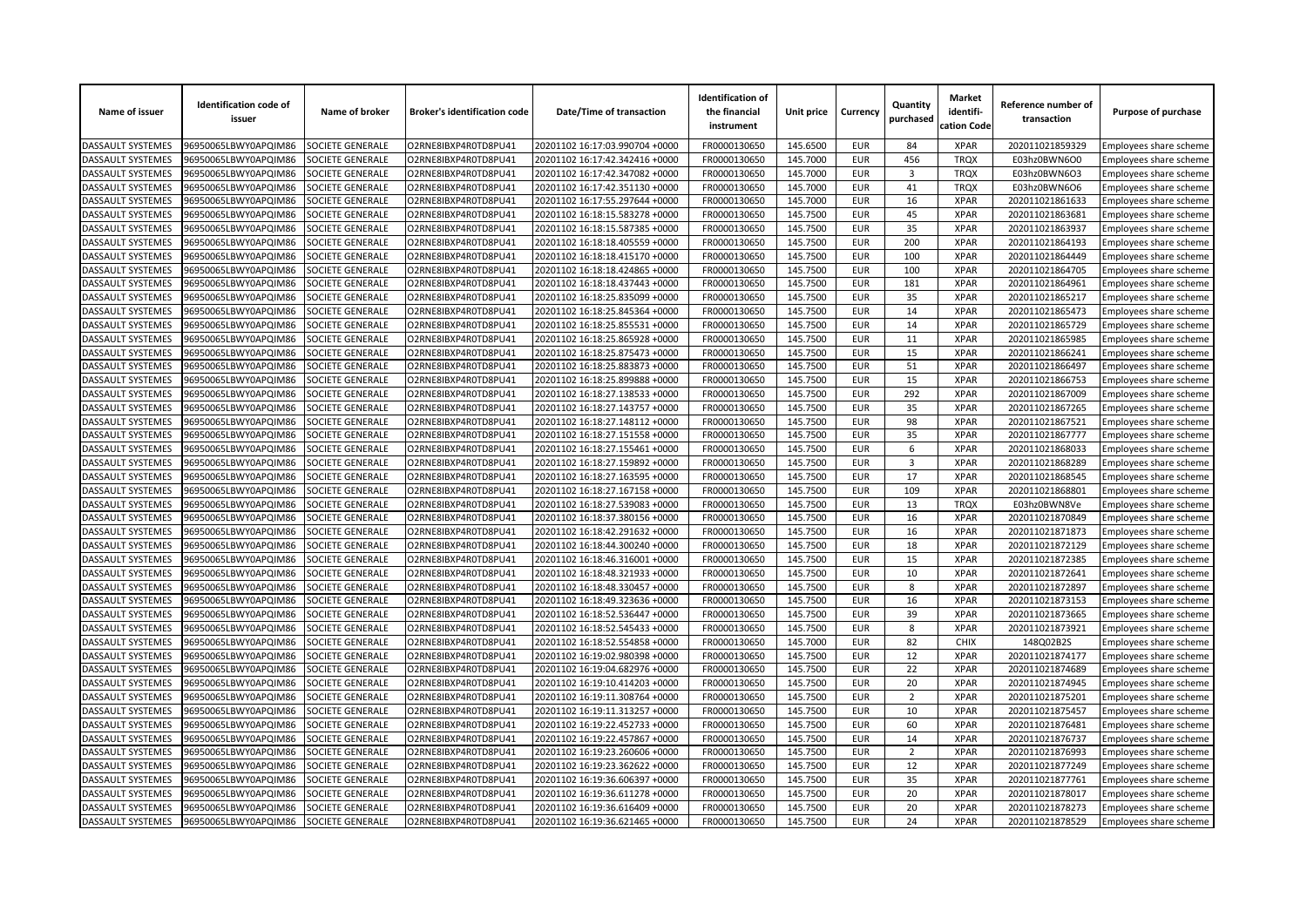| Name of issuer | Identification code of issuer | Name of broker | Broker's identification code | Date/Time of transaction | Identification of the financial instrument | Unit price | Currency | Quantity purchased | Market identifi-cation Code | Reference number of transaction | Purpose of purchase |
|---|---|---|---|---|---|---|---|---|---|---|---|
| DASSAULT SYSTEMES | 96950065LBWY0APQIM86 | SOCIETE GENERALE | O2RNE8IBXP4R0TD8PU41 | 20201102 16:17:03.990704 +0000 | FR0000130650 | 145.6500 | EUR | 84 | XPAR | 202011021859329 | Employees share scheme |
| DASSAULT SYSTEMES | 96950065LBWY0APQIM86 | SOCIETE GENERALE | O2RNE8IBXP4R0TD8PU41 | 20201102 16:17:42.342416 +0000 | FR0000130650 | 145.7000 | EUR | 456 | TRQX | E03hz0BWN6O0 | Employees share scheme |
| DASSAULT SYSTEMES | 96950065LBWY0APQIM86 | SOCIETE GENERALE | O2RNE8IBXP4R0TD8PU41 | 20201102 16:17:42.347082 +0000 | FR0000130650 | 145.7000 | EUR | 3 | TRQX | E03hz0BWN6O3 | Employees share scheme |
| DASSAULT SYSTEMES | 96950065LBWY0APQIM86 | SOCIETE GENERALE | O2RNE8IBXP4R0TD8PU41 | 20201102 16:17:42.351130 +0000 | FR0000130650 | 145.7000 | EUR | 41 | TRQX | E03hz0BWN6O6 | Employees share scheme |
| DASSAULT SYSTEMES | 96950065LBWY0APQIM86 | SOCIETE GENERALE | O2RNE8IBXP4R0TD8PU41 | 20201102 16:17:55.297644 +0000 | FR0000130650 | 145.7000 | EUR | 16 | XPAR | 202011021861633 | Employees share scheme |
| DASSAULT SYSTEMES | 96950065LBWY0APQIM86 | SOCIETE GENERALE | O2RNE8IBXP4R0TD8PU41 | 20201102 16:18:15.583278 +0000 | FR0000130650 | 145.7500 | EUR | 45 | XPAR | 202011021863681 | Employees share scheme |
| DASSAULT SYSTEMES | 96950065LBWY0APQIM86 | SOCIETE GENERALE | O2RNE8IBXP4R0TD8PU41 | 20201102 16:18:15.587385 +0000 | FR0000130650 | 145.7500 | EUR | 35 | XPAR | 202011021863937 | Employees share scheme |
| DASSAULT SYSTEMES | 96950065LBWY0APQIM86 | SOCIETE GENERALE | O2RNE8IBXP4R0TD8PU41 | 20201102 16:18:18.405559 +0000 | FR0000130650 | 145.7500 | EUR | 200 | XPAR | 202011021864193 | Employees share scheme |
| DASSAULT SYSTEMES | 96950065LBWY0APQIM86 | SOCIETE GENERALE | O2RNE8IBXP4R0TD8PU41 | 20201102 16:18:18.415170 +0000 | FR0000130650 | 145.7500 | EUR | 100 | XPAR | 202011021864449 | Employees share scheme |
| DASSAULT SYSTEMES | 96950065LBWY0APQIM86 | SOCIETE GENERALE | O2RNE8IBXP4R0TD8PU41 | 20201102 16:18:18.424865 +0000 | FR0000130650 | 145.7500 | EUR | 100 | XPAR | 202011021864705 | Employees share scheme |
| DASSAULT SYSTEMES | 96950065LBWY0APQIM86 | SOCIETE GENERALE | O2RNE8IBXP4R0TD8PU41 | 20201102 16:18:18.437443 +0000 | FR0000130650 | 145.7500 | EUR | 181 | XPAR | 202011021864961 | Employees share scheme |
| DASSAULT SYSTEMES | 96950065LBWY0APQIM86 | SOCIETE GENERALE | O2RNE8IBXP4R0TD8PU41 | 20201102 16:18:25.835099 +0000 | FR0000130650 | 145.7500 | EUR | 35 | XPAR | 202011021865217 | Employees share scheme |
| DASSAULT SYSTEMES | 96950065LBWY0APQIM86 | SOCIETE GENERALE | O2RNE8IBXP4R0TD8PU41 | 20201102 16:18:25.845364 +0000 | FR0000130650 | 145.7500 | EUR | 14 | XPAR | 202011021865473 | Employees share scheme |
| DASSAULT SYSTEMES | 96950065LBWY0APQIM86 | SOCIETE GENERALE | O2RNE8IBXP4R0TD8PU41 | 20201102 16:18:25.855531 +0000 | FR0000130650 | 145.7500 | EUR | 14 | XPAR | 202011021865729 | Employees share scheme |
| DASSAULT SYSTEMES | 96950065LBWY0APQIM86 | SOCIETE GENERALE | O2RNE8IBXP4R0TD8PU41 | 20201102 16:18:25.865928 +0000 | FR0000130650 | 145.7500 | EUR | 11 | XPAR | 202011021865985 | Employees share scheme |
| DASSAULT SYSTEMES | 96950065LBWY0APQIM86 | SOCIETE GENERALE | O2RNE8IBXP4R0TD8PU41 | 20201102 16:18:25.875473 +0000 | FR0000130650 | 145.7500 | EUR | 15 | XPAR | 202011021866241 | Employees share scheme |
| DASSAULT SYSTEMES | 96950065LBWY0APQIM86 | SOCIETE GENERALE | O2RNE8IBXP4R0TD8PU41 | 20201102 16:18:25.883873 +0000 | FR0000130650 | 145.7500 | EUR | 51 | XPAR | 202011021866497 | Employees share scheme |
| DASSAULT SYSTEMES | 96950065LBWY0APQIM86 | SOCIETE GENERALE | O2RNE8IBXP4R0TD8PU41 | 20201102 16:18:25.899888 +0000 | FR0000130650 | 145.7500 | EUR | 15 | XPAR | 202011021866753 | Employees share scheme |
| DASSAULT SYSTEMES | 96950065LBWY0APQIM86 | SOCIETE GENERALE | O2RNE8IBXP4R0TD8PU41 | 20201102 16:18:27.138533 +0000 | FR0000130650 | 145.7500 | EUR | 292 | XPAR | 202011021867009 | Employees share scheme |
| DASSAULT SYSTEMES | 96950065LBWY0APQIM86 | SOCIETE GENERALE | O2RNE8IBXP4R0TD8PU41 | 20201102 16:18:27.143757 +0000 | FR0000130650 | 145.7500 | EUR | 35 | XPAR | 202011021867265 | Employees share scheme |
| DASSAULT SYSTEMES | 96950065LBWY0APQIM86 | SOCIETE GENERALE | O2RNE8IBXP4R0TD8PU41 | 20201102 16:18:27.148112 +0000 | FR0000130650 | 145.7500 | EUR | 98 | XPAR | 202011021867521 | Employees share scheme |
| DASSAULT SYSTEMES | 96950065LBWY0APQIM86 | SOCIETE GENERALE | O2RNE8IBXP4R0TD8PU41 | 20201102 16:18:27.151558 +0000 | FR0000130650 | 145.7500 | EUR | 35 | XPAR | 202011021867777 | Employees share scheme |
| DASSAULT SYSTEMES | 96950065LBWY0APQIM86 | SOCIETE GENERALE | O2RNE8IBXP4R0TD8PU41 | 20201102 16:18:27.155461 +0000 | FR0000130650 | 145.7500 | EUR | 6 | XPAR | 202011021868033 | Employees share scheme |
| DASSAULT SYSTEMES | 96950065LBWY0APQIM86 | SOCIETE GENERALE | O2RNE8IBXP4R0TD8PU41 | 20201102 16:18:27.159892 +0000 | FR0000130650 | 145.7500 | EUR | 3 | XPAR | 202011021868289 | Employees share scheme |
| DASSAULT SYSTEMES | 96950065LBWY0APQIM86 | SOCIETE GENERALE | O2RNE8IBXP4R0TD8PU41 | 20201102 16:18:27.163595 +0000 | FR0000130650 | 145.7500 | EUR | 17 | XPAR | 202011021868545 | Employees share scheme |
| DASSAULT SYSTEMES | 96950065LBWY0APQIM86 | SOCIETE GENERALE | O2RNE8IBXP4R0TD8PU41 | 20201102 16:18:27.167158 +0000 | FR0000130650 | 145.7500 | EUR | 109 | XPAR | 202011021868801 | Employees share scheme |
| DASSAULT SYSTEMES | 96950065LBWY0APQIM86 | SOCIETE GENERALE | O2RNE8IBXP4R0TD8PU41 | 20201102 16:18:27.539083 +0000 | FR0000130650 | 145.7500 | EUR | 13 | TRQX | E03hz0BWN8Ve | Employees share scheme |
| DASSAULT SYSTEMES | 96950065LBWY0APQIM86 | SOCIETE GENERALE | O2RNE8IBXP4R0TD8PU41 | 20201102 16:18:37.380156 +0000 | FR0000130650 | 145.7500 | EUR | 16 | XPAR | 202011021870849 | Employees share scheme |
| DASSAULT SYSTEMES | 96950065LBWY0APQIM86 | SOCIETE GENERALE | O2RNE8IBXP4R0TD8PU41 | 20201102 16:18:42.291632 +0000 | FR0000130650 | 145.7500 | EUR | 16 | XPAR | 202011021871873 | Employees share scheme |
| DASSAULT SYSTEMES | 96950065LBWY0APQIM86 | SOCIETE GENERALE | O2RNE8IBXP4R0TD8PU41 | 20201102 16:18:44.300240 +0000 | FR0000130650 | 145.7500 | EUR | 18 | XPAR | 202011021872129 | Employees share scheme |
| DASSAULT SYSTEMES | 96950065LBWY0APQIM86 | SOCIETE GENERALE | O2RNE8IBXP4R0TD8PU41 | 20201102 16:18:46.316001 +0000 | FR0000130650 | 145.7500 | EUR | 15 | XPAR | 202011021872385 | Employees share scheme |
| DASSAULT SYSTEMES | 96950065LBWY0APQIM86 | SOCIETE GENERALE | O2RNE8IBXP4R0TD8PU41 | 20201102 16:18:48.321933 +0000 | FR0000130650 | 145.7500 | EUR | 10 | XPAR | 202011021872641 | Employees share scheme |
| DASSAULT SYSTEMES | 96950065LBWY0APQIM86 | SOCIETE GENERALE | O2RNE8IBXP4R0TD8PU41 | 20201102 16:18:48.330457 +0000 | FR0000130650 | 145.7500 | EUR | 8 | XPAR | 202011021872897 | Employees share scheme |
| DASSAULT SYSTEMES | 96950065LBWY0APQIM86 | SOCIETE GENERALE | O2RNE8IBXP4R0TD8PU41 | 20201102 16:18:49.323636 +0000 | FR0000130650 | 145.7500 | EUR | 16 | XPAR | 202011021873153 | Employees share scheme |
| DASSAULT SYSTEMES | 96950065LBWY0APQIM86 | SOCIETE GENERALE | O2RNE8IBXP4R0TD8PU41 | 20201102 16:18:52.536447 +0000 | FR0000130650 | 145.7500 | EUR | 39 | XPAR | 202011021873665 | Employees share scheme |
| DASSAULT SYSTEMES | 96950065LBWY0APQIM86 | SOCIETE GENERALE | O2RNE8IBXP4R0TD8PU41 | 20201102 16:18:52.545433 +0000 | FR0000130650 | 145.7500 | EUR | 8 | XPAR | 202011021873921 | Employees share scheme |
| DASSAULT SYSTEMES | 96950065LBWY0APQIM86 | SOCIETE GENERALE | O2RNE8IBXP4R0TD8PU41 | 20201102 16:18:52.554858 +0000 | FR0000130650 | 145.7000 | EUR | 82 | CHIX | 148Q02B2S | Employees share scheme |
| DASSAULT SYSTEMES | 96950065LBWY0APQIM86 | SOCIETE GENERALE | O2RNE8IBXP4R0TD8PU41 | 20201102 16:19:02.980398 +0000 | FR0000130650 | 145.7500 | EUR | 12 | XPAR | 202011021874177 | Employees share scheme |
| DASSAULT SYSTEMES | 96950065LBWY0APQIM86 | SOCIETE GENERALE | O2RNE8IBXP4R0TD8PU41 | 20201102 16:19:04.682976 +0000 | FR0000130650 | 145.7500 | EUR | 22 | XPAR | 202011021874689 | Employees share scheme |
| DASSAULT SYSTEMES | 96950065LBWY0APQIM86 | SOCIETE GENERALE | O2RNE8IBXP4R0TD8PU41 | 20201102 16:19:10.414203 +0000 | FR0000130650 | 145.7500 | EUR | 20 | XPAR | 202011021874945 | Employees share scheme |
| DASSAULT SYSTEMES | 96950065LBWY0APQIM86 | SOCIETE GENERALE | O2RNE8IBXP4R0TD8PU41 | 20201102 16:19:11.308764 +0000 | FR0000130650 | 145.7500 | EUR | 2 | XPAR | 202011021875201 | Employees share scheme |
| DASSAULT SYSTEMES | 96950065LBWY0APQIM86 | SOCIETE GENERALE | O2RNE8IBXP4R0TD8PU41 | 20201102 16:19:11.313257 +0000 | FR0000130650 | 145.7500 | EUR | 10 | XPAR | 202011021875457 | Employees share scheme |
| DASSAULT SYSTEMES | 96950065LBWY0APQIM86 | SOCIETE GENERALE | O2RNE8IBXP4R0TD8PU41 | 20201102 16:19:22.452733 +0000 | FR0000130650 | 145.7500 | EUR | 60 | XPAR | 202011021876481 | Employees share scheme |
| DASSAULT SYSTEMES | 96950065LBWY0APQIM86 | SOCIETE GENERALE | O2RNE8IBXP4R0TD8PU41 | 20201102 16:19:22.457867 +0000 | FR0000130650 | 145.7500 | EUR | 14 | XPAR | 202011021876737 | Employees share scheme |
| DASSAULT SYSTEMES | 96950065LBWY0APQIM86 | SOCIETE GENERALE | O2RNE8IBXP4R0TD8PU41 | 20201102 16:19:23.260606 +0000 | FR0000130650 | 145.7500 | EUR | 2 | XPAR | 202011021876993 | Employees share scheme |
| DASSAULT SYSTEMES | 96950065LBWY0APQIM86 | SOCIETE GENERALE | O2RNE8IBXP4R0TD8PU41 | 20201102 16:19:23.362622 +0000 | FR0000130650 | 145.7500 | EUR | 12 | XPAR | 202011021877249 | Employees share scheme |
| DASSAULT SYSTEMES | 96950065LBWY0APQIM86 | SOCIETE GENERALE | O2RNE8IBXP4R0TD8PU41 | 20201102 16:19:36.606397 +0000 | FR0000130650 | 145.7500 | EUR | 35 | XPAR | 202011021877761 | Employees share scheme |
| DASSAULT SYSTEMES | 96950065LBWY0APQIM86 | SOCIETE GENERALE | O2RNE8IBXP4R0TD8PU41 | 20201102 16:19:36.611278 +0000 | FR0000130650 | 145.7500 | EUR | 20 | XPAR | 202011021878017 | Employees share scheme |
| DASSAULT SYSTEMES | 96950065LBWY0APQIM86 | SOCIETE GENERALE | O2RNE8IBXP4R0TD8PU41 | 20201102 16:19:36.616409 +0000 | FR0000130650 | 145.7500 | EUR | 20 | XPAR | 202011021878273 | Employees share scheme |
| DASSAULT SYSTEMES | 96950065LBWY0APQIM86 | SOCIETE GENERALE | O2RNE8IBXP4R0TD8PU41 | 20201102 16:19:36.621465 +0000 | FR0000130650 | 145.7500 | EUR | 24 | XPAR | 202011021878529 | Employees share scheme |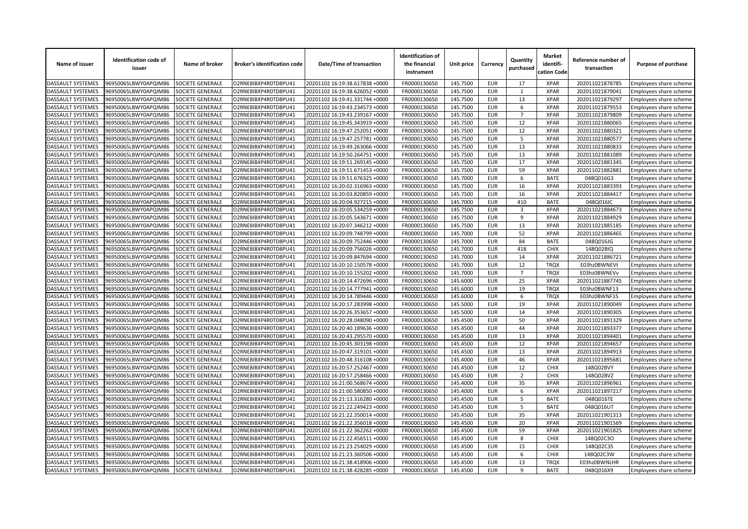| Name of issuer | Identification code of issuer | Name of broker | Broker's identification code | Date/Time of transaction | Identification of the financial instrument | Unit price | Currency | Quantity purchased | Market identifi-cation Code | Reference number of transaction | Purpose of purchase |
|---|---|---|---|---|---|---|---|---|---|---|---|
| DASSAULT SYSTEMES | 96950065LBWY0APQIM86 | SOCIETE GENERALE | O2RNE8IBXP4R0TD8PU41 | 20201102 16:19:38.617838 +0000 | FR0000130650 | 145.7500 | EUR | 17 | XPAR | 202011021878785 | Employees share scheme |
| DASSAULT SYSTEMES | 96950065LBWY0APQIM86 | SOCIETE GENERALE | O2RNE8IBXP4R0TD8PU41 | 20201102 16:19:38.626052 +0000 | FR0000130650 | 145.7500 | EUR | 1 | XPAR | 202011021879041 | Employees share scheme |
| DASSAULT SYSTEMES | 96950065LBWY0APQIM86 | SOCIETE GENERALE | O2RNE8IBXP4R0TD8PU41 | 20201102 16:19:41.331744 +0000 | FR0000130650 | 145.7500 | EUR | 13 | XPAR | 202011021879297 | Employees share scheme |
| DASSAULT SYSTEMES | 96950065LBWY0APQIM86 | SOCIETE GENERALE | O2RNE8IBXP4R0TD8PU41 | 20201102 16:19:43.234573 +0000 | FR0000130650 | 145.7500 | EUR | 6 | XPAR | 202011021879553 | Employees share scheme |
| DASSAULT SYSTEMES | 96950065LBWY0APQIM86 | SOCIETE GENERALE | O2RNE8IBXP4R0TD8PU41 | 20201102 16:19:43.239167 +0000 | FR0000130650 | 145.7500 | EUR | 7 | XPAR | 202011021879809 | Employees share scheme |
| DASSAULT SYSTEMES | 96950065LBWY0APQIM86 | SOCIETE GENERALE | O2RNE8IBXP4R0TD8PU41 | 20201102 16:19:45.343919 +0000 | FR0000130650 | 145.7500 | EUR | 12 | XPAR | 202011021880065 | Employees share scheme |
| DASSAULT SYSTEMES | 96950065LBWY0APQIM86 | SOCIETE GENERALE | O2RNE8IBXP4R0TD8PU41 | 20201102 16:19:47.252051 +0000 | FR0000130650 | 145.7500 | EUR | 12 | XPAR | 202011021880321 | Employees share scheme |
| DASSAULT SYSTEMES | 96950065LBWY0APQIM86 | SOCIETE GENERALE | O2RNE8IBXP4R0TD8PU41 | 20201102 16:19:47.257781 +0000 | FR0000130650 | 145.7500 | EUR | 5 | XPAR | 202011021880577 | Employees share scheme |
| DASSAULT SYSTEMES | 96950065LBWY0APQIM86 | SOCIETE GENERALE | O2RNE8IBXP4R0TD8PU41 | 20201102 16:19:49.263066 +0000 | FR0000130650 | 145.7500 | EUR | 13 | XPAR | 202011021880833 | Employees share scheme |
| DASSAULT SYSTEMES | 96950065LBWY0APQIM86 | SOCIETE GENERALE | O2RNE8IBXP4R0TD8PU41 | 20201102 16:19:50.264751 +0000 | FR0000130650 | 145.7500 | EUR | 13 | XPAR | 202011021881089 | Employees share scheme |
| DASSAULT SYSTEMES | 96950065LBWY0APQIM86 | SOCIETE GENERALE | O2RNE8IBXP4R0TD8PU41 | 20201102 16:19:51.269145 +0000 | FR0000130650 | 145.7500 | EUR | 17 | XPAR | 202011021881345 | Employees share scheme |
| DASSAULT SYSTEMES | 96950065LBWY0APQIM86 | SOCIETE GENERALE | O2RNE8IBXP4R0TD8PU41 | 20201102 16:19:51.671453 +0000 | FR0000130650 | 145.7500 | EUR | 59 | XPAR | 202011021882881 | Employees share scheme |
| DASSAULT SYSTEMES | 96950065LBWY0APQIM86 | SOCIETE GENERALE | O2RNE8IBXP4R0TD8PU41 | 20201102 16:19:51.676325 +0000 | FR0000130650 | 145.7000 | EUR | 6 | BATE | 048Q016G3 | Employees share scheme |
| DASSAULT SYSTEMES | 96950065LBWY0APQIM86 | SOCIETE GENERALE | O2RNE8IBXP4R0TD8PU41 | 20201102 16:20:02.316963 +0000 | FR0000130650 | 145.7500 | EUR | 16 | XPAR | 202011021883393 | Employees share scheme |
| DASSAULT SYSTEMES | 96950065LBWY0APQIM86 | SOCIETE GENERALE | O2RNE8IBXP4R0TD8PU41 | 20201102 16:20:03.820859 +0000 | FR0000130650 | 145.7500 | EUR | 16 | XPAR | 202011021884417 | Employees share scheme |
| DASSAULT SYSTEMES | 96950065LBWY0APQIM86 | SOCIETE GENERALE | O2RNE8IBXP4R0TD8PU41 | 20201102 16:20:04.927215 +0000 | FR0000130650 | 145.7000 | EUR | 410 | BATE | 048Q016IC | Employees share scheme |
| DASSAULT SYSTEMES | 96950065LBWY0APQIM86 | SOCIETE GENERALE | O2RNE8IBXP4R0TD8PU41 | 20201102 16:20:05.534259 +0000 | FR0000130650 | 145.7500 | EUR | 3 | XPAR | 202011021884673 | Employees share scheme |
| DASSAULT SYSTEMES | 96950065LBWY0APQIM86 | SOCIETE GENERALE | O2RNE8IBXP4R0TD8PU41 | 20201102 16:20:05.543671 +0000 | FR0000130650 | 145.7500 | EUR | 9 | XPAR | 202011021884929 | Employees share scheme |
| DASSAULT SYSTEMES | 96950065LBWY0APQIM86 | SOCIETE GENERALE | O2RNE8IBXP4R0TD8PU41 | 20201102 16:20:07.346212 +0000 | FR0000130650 | 145.7500 | EUR | 13 | XPAR | 202011021885185 | Employees share scheme |
| DASSAULT SYSTEMES | 96950065LBWY0APQIM86 | SOCIETE GENERALE | O2RNE8IBXP4R0TD8PU41 | 20201102 16:20:09.748799 +0000 | FR0000130650 | 145.7000 | EUR | 52 | XPAR | 202011021886465 | Employees share scheme |
| DASSAULT SYSTEMES | 96950065LBWY0APQIM86 | SOCIETE GENERALE | O2RNE8IBXP4R0TD8PU41 | 20201102 16:20:09.752446 +0000 | FR0000130650 | 145.7000 | EUR | 84 | BATE | 048Q016JG | Employees share scheme |
| DASSAULT SYSTEMES | 96950065LBWY0APQIM86 | SOCIETE GENERALE | O2RNE8IBXP4R0TD8PU41 | 20201102 16:20:09.756026 +0000 | FR0000130650 | 145.7000 | EUR | 418 | CHIX | 148Q02BIQ | Employees share scheme |
| DASSAULT SYSTEMES | 96950065LBWY0APQIM86 | SOCIETE GENERALE | O2RNE8IBXP4R0TD8PU41 | 20201102 16:20:09.847694 +0000 | FR0000130650 | 145.7000 | EUR | 14 | XPAR | 202011021886721 | Employees share scheme |
| DASSAULT SYSTEMES | 96950065LBWY0APQIM86 | SOCIETE GENERALE | O2RNE8IBXP4R0TD8PU41 | 20201102 16:20:10.150578 +0000 | FR0000130650 | 145.7000 | EUR | 12 | TRQX | E03hz0BWNEVt | Employees share scheme |
| DASSAULT SYSTEMES | 96950065LBWY0APQIM86 | SOCIETE GENERALE | O2RNE8IBXP4R0TD8PU41 | 20201102 16:20:10.155202 +0000 | FR0000130650 | 145.7000 | EUR | 7 | TRQX | E03hz0BWNEVv | Employees share scheme |
| DASSAULT SYSTEMES | 96950065LBWY0APQIM86 | SOCIETE GENERALE | O2RNE8IBXP4R0TD8PU41 | 20201102 16:20:14.472696 +0000 | FR0000130650 | 145.6000 | EUR | 25 | XPAR | 202011021887745 | Employees share scheme |
| DASSAULT SYSTEMES | 96950065LBWY0APQIM86 | SOCIETE GENERALE | O2RNE8IBXP4R0TD8PU41 | 20201102 16:20:14.777941 +0000 | FR0000130650 | 145.6000 | EUR | 19 | TRQX | E03hz0BWNF13 | Employees share scheme |
| DASSAULT SYSTEMES | 96950065LBWY0APQIM86 | SOCIETE GENERALE | O2RNE8IBXP4R0TD8PU41 | 20201102 16:20:14.789446 +0000 | FR0000130650 | 145.6000 | EUR | 6 | TRQX | E03hz0BWNF15 | Employees share scheme |
| DASSAULT SYSTEMES | 96950065LBWY0APQIM86 | SOCIETE GENERALE | O2RNE8IBXP4R0TD8PU41 | 20201102 16:20:17.283998 +0000 | FR0000130650 | 145.5000 | EUR | 19 | XPAR | 202011021890049 | Employees share scheme |
| DASSAULT SYSTEMES | 96950065LBWY0APQIM86 | SOCIETE GENERALE | O2RNE8IBXP4R0TD8PU41 | 20201102 16:20:26.353657 +0000 | FR0000130650 | 145.5000 | EUR | 14 | XPAR | 202011021890305 | Employees share scheme |
| DASSAULT SYSTEMES | 96950065LBWY0APQIM86 | SOCIETE GENERALE | O2RNE8IBXP4R0TD8PU41 | 20201102 16:20:28.048090 +0000 | FR0000130650 | 145.4500 | EUR | 50 | XPAR | 202011021891329 | Employees share scheme |
| DASSAULT SYSTEMES | 96950065LBWY0APQIM86 | SOCIETE GENERALE | O2RNE8IBXP4R0TD8PU41 | 20201102 16:20:40.189636 +0000 | FR0000130650 | 145.4500 | EUR | 44 | XPAR | 202011021893377 | Employees share scheme |
| DASSAULT SYSTEMES | 96950065LBWY0APQIM86 | SOCIETE GENERALE | O2RNE8IBXP4R0TD8PU41 | 20201102 16:20:43.295570 +0000 | FR0000130650 | 145.4500 | EUR | 13 | XPAR | 202011021894401 | Employees share scheme |
| DASSAULT SYSTEMES | 96950065LBWY0APQIM86 | SOCIETE GENERALE | O2RNE8IBXP4R0TD8PU41 | 20201102 16:20:45.303198 +0000 | FR0000130650 | 145.4500 | EUR | 12 | XPAR | 202011021894657 | Employees share scheme |
| DASSAULT SYSTEMES | 96950065LBWY0APQIM86 | SOCIETE GENERALE | O2RNE8IBXP4R0TD8PU41 | 20201102 16:20:47.319101 +0000 | FR0000130650 | 145.4500 | EUR | 13 | XPAR | 202011021894913 | Employees share scheme |
| DASSAULT SYSTEMES | 96950065LBWY0APQIM86 | SOCIETE GENERALE | O2RNE8IBXP4R0TD8PU41 | 20201102 16:20:48.316108 +0000 | FR0000130650 | 145.4000 | EUR | 46 | XPAR | 202011021895681 | Employees share scheme |
| DASSAULT SYSTEMES | 96950065LBWY0APQIM86 | SOCIETE GENERALE | O2RNE8IBXP4R0TD8PU41 | 20201102 16:20:57.252467 +0000 | FR0000130650 | 145.4500 | EUR | 12 | CHIX | 148Q02BVY | Employees share scheme |
| DASSAULT SYSTEMES | 96950065LBWY0APQIM86 | SOCIETE GENERALE | O2RNE8IBXP4R0TD8PU41 | 20201102 16:20:57.258466 +0000 | FR0000130650 | 145.4500 | EUR | 2 | CHIX | 148Q02BVZ | Employees share scheme |
| DASSAULT SYSTEMES | 96950065LBWY0APQIM86 | SOCIETE GENERALE | O2RNE8IBXP4R0TD8PU41 | 20201102 16:21:00.568674 +0000 | FR0000130650 | 145.4000 | EUR | 35 | XPAR | 202011021896961 | Employees share scheme |
| DASSAULT SYSTEMES | 96950065LBWY0APQIM86 | SOCIETE GENERALE | O2RNE8IBXP4R0TD8PU41 | 20201102 16:21:00.580850 +0000 | FR0000130650 | 145.4000 | EUR | 6 | XPAR | 202011021897217 | Employees share scheme |
| DASSAULT SYSTEMES | 96950065LBWY0APQIM86 | SOCIETE GENERALE | O2RNE8IBXP4R0TD8PU41 | 20201102 16:21:13.316280 +0000 | FR0000130650 | 145.4500 | EUR | 5 | BATE | 048Q016TE | Employees share scheme |
| DASSAULT SYSTEMES | 96950065LBWY0APQIM86 | SOCIETE GENERALE | O2RNE8IBXP4R0TD8PU41 | 20201102 16:21:22.249423 +0000 | FR0000130650 | 145.4500 | EUR | 5 | BATE | 048Q016UT | Employees share scheme |
| DASSAULT SYSTEMES | 96950065LBWY0APQIM86 | SOCIETE GENERALE | O2RNE8IBXP4R0TD8PU41 | 20201102 16:21:22.350014 +0000 | FR0000130650 | 145.4500 | EUR | 35 | XPAR | 202011021901313 | Employees share scheme |
| DASSAULT SYSTEMES | 96950065LBWY0APQIM86 | SOCIETE GENERALE | O2RNE8IBXP4R0TD8PU41 | 20201102 16:21:22.356018 +0000 | FR0000130650 | 145.4500 | EUR | 20 | XPAR | 202011021901569 | Employees share scheme |
| DASSAULT SYSTEMES | 96950065LBWY0APQIM86 | SOCIETE GENERALE | O2RNE8IBXP4R0TD8PU41 | 20201102 16:21:22.362262 +0000 | FR0000130650 | 145.4500 | EUR | 59 | XPAR | 202011021901825 | Employees share scheme |
| DASSAULT SYSTEMES | 96950065LBWY0APQIM86 | SOCIETE GENERALE | O2RNE8IBXP4R0TD8PU41 | 20201102 16:21:22.456511 +0000 | FR0000130650 | 145.4500 | EUR | 8 | CHIX | 148Q02C3O | Employees share scheme |
| DASSAULT SYSTEMES | 96950065LBWY0APQIM86 | SOCIETE GENERALE | O2RNE8IBXP4R0TD8PU41 | 20201102 16:21:23.254029 +0000 | FR0000130650 | 145.4500 | EUR | 15 | CHIX | 148Q02C3S | Employees share scheme |
| DASSAULT SYSTEMES | 96950065LBWY0APQIM86 | SOCIETE GENERALE | O2RNE8IBXP4R0TD8PU41 | 20201102 16:21:23.360506 +0000 | FR0000130650 | 145.4500 | EUR | 6 | CHIX | 148Q02C3W | Employees share scheme |
| DASSAULT SYSTEMES | 96950065LBWY0APQIM86 | SOCIETE GENERALE | O2RNE8IBXP4R0TD8PU41 | 20201102 16:21:38.418906 +0000 | FR0000130650 | 145.4500 | EUR | 13 | TRQX | E03hz0BWNLHR | Employees share scheme |
| DASSAULT SYSTEMES | 96950065LBWY0APQIM86 | SOCIETE GENERALE | O2RNE8IBXP4R0TD8PU41 | 20201102 16:21:38.428285 +0000 | FR0000130650 | 145.4500 | EUR | 9 | BATE | 048Q016X9 | Employees share scheme |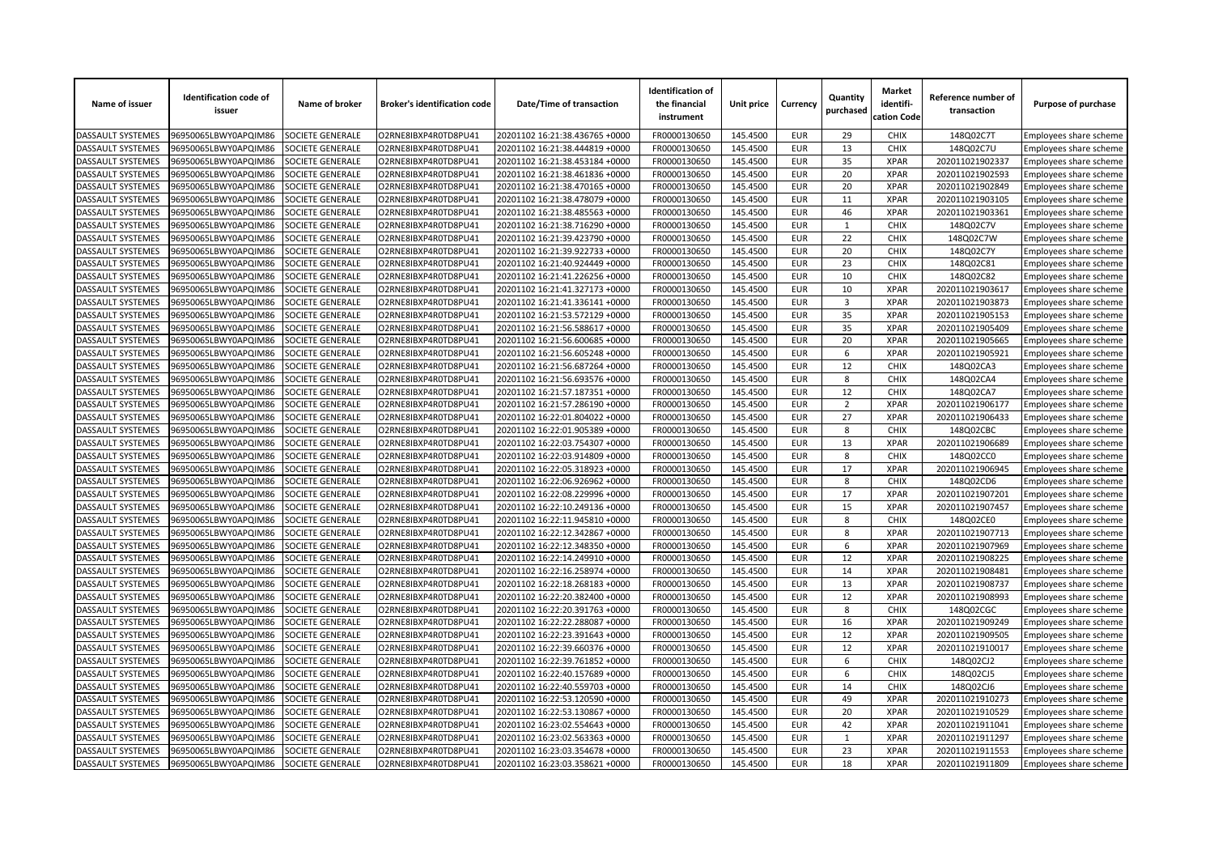| Name of issuer | Identification code of issuer | Name of broker | Broker's identification code | Date/Time of transaction | Identification of the financial instrument | Unit price | Currency | Quantity purchased | Market identifi-cation Code | Reference number of transaction | Purpose of purchase |
|---|---|---|---|---|---|---|---|---|---|---|---|
| DASSAULT SYSTEMES | 96950065LBWY0APQIM86 | SOCIETE GENERALE | O2RNE8IBXP4R0TD8PU41 | 20201102 16:21:38.436765 +0000 | FR0000130650 | 145.4500 | EUR | 29 | CHIX | 148Q02C7T | Employees share scheme |
| DASSAULT SYSTEMES | 96950065LBWY0APQIM86 | SOCIETE GENERALE | O2RNE8IBXP4R0TD8PU41 | 20201102 16:21:38.444819 +0000 | FR0000130650 | 145.4500 | EUR | 13 | CHIX | 148Q02C7U | Employees share scheme |
| DASSAULT SYSTEMES | 96950065LBWY0APQIM86 | SOCIETE GENERALE | O2RNE8IBXP4R0TD8PU41 | 20201102 16:21:38.453184 +0000 | FR0000130650 | 145.4500 | EUR | 35 | XPAR | 202011021902337 | Employees share scheme |
| DASSAULT SYSTEMES | 96950065LBWY0APQIM86 | SOCIETE GENERALE | O2RNE8IBXP4R0TD8PU41 | 20201102 16:21:38.461836 +0000 | FR0000130650 | 145.4500 | EUR | 20 | XPAR | 202011021902593 | Employees share scheme |
| DASSAULT SYSTEMES | 96950065LBWY0APQIM86 | SOCIETE GENERALE | O2RNE8IBXP4R0TD8PU41 | 20201102 16:21:38.470165 +0000 | FR0000130650 | 145.4500 | EUR | 20 | XPAR | 202011021902849 | Employees share scheme |
| DASSAULT SYSTEMES | 96950065LBWY0APQIM86 | SOCIETE GENERALE | O2RNE8IBXP4R0TD8PU41 | 20201102 16:21:38.478079 +0000 | FR0000130650 | 145.4500 | EUR | 11 | XPAR | 202011021903105 | Employees share scheme |
| DASSAULT SYSTEMES | 96950065LBWY0APQIM86 | SOCIETE GENERALE | O2RNE8IBXP4R0TD8PU41 | 20201102 16:21:38.485563 +0000 | FR0000130650 | 145.4500 | EUR | 46 | XPAR | 202011021903361 | Employees share scheme |
| DASSAULT SYSTEMES | 96950065LBWY0APQIM86 | SOCIETE GENERALE | O2RNE8IBXP4R0TD8PU41 | 20201102 16:21:38.716290 +0000 | FR0000130650 | 145.4500 | EUR | 1 | CHIX | 148Q02C7V | Employees share scheme |
| DASSAULT SYSTEMES | 96950065LBWY0APQIM86 | SOCIETE GENERALE | O2RNE8IBXP4R0TD8PU41 | 20201102 16:21:39.423790 +0000 | FR0000130650 | 145.4500 | EUR | 22 | CHIX | 148Q02C7W | Employees share scheme |
| DASSAULT SYSTEMES | 96950065LBWY0APQIM86 | SOCIETE GENERALE | O2RNE8IBXP4R0TD8PU41 | 20201102 16:21:39.922733 +0000 | FR0000130650 | 145.4500 | EUR | 20 | CHIX | 148Q02C7Y | Employees share scheme |
| DASSAULT SYSTEMES | 96950065LBWY0APQIM86 | SOCIETE GENERALE | O2RNE8IBXP4R0TD8PU41 | 20201102 16:21:40.924449 +0000 | FR0000130650 | 145.4500 | EUR | 23 | CHIX | 148Q02C81 | Employees share scheme |
| DASSAULT SYSTEMES | 96950065LBWY0APQIM86 | SOCIETE GENERALE | O2RNE8IBXP4R0TD8PU41 | 20201102 16:21:41.226256 +0000 | FR0000130650 | 145.4500 | EUR | 10 | CHIX | 148Q02C82 | Employees share scheme |
| DASSAULT SYSTEMES | 96950065LBWY0APQIM86 | SOCIETE GENERALE | O2RNE8IBXP4R0TD8PU41 | 20201102 16:21:41.327173 +0000 | FR0000130650 | 145.4500 | EUR | 10 | XPAR | 202011021903617 | Employees share scheme |
| DASSAULT SYSTEMES | 96950065LBWY0APQIM86 | SOCIETE GENERALE | O2RNE8IBXP4R0TD8PU41 | 20201102 16:21:41.336141 +0000 | FR0000130650 | 145.4500 | EUR | 3 | XPAR | 202011021903873 | Employees share scheme |
| DASSAULT SYSTEMES | 96950065LBWY0APQIM86 | SOCIETE GENERALE | O2RNE8IBXP4R0TD8PU41 | 20201102 16:21:53.572129 +0000 | FR0000130650 | 145.4500 | EUR | 35 | XPAR | 202011021905153 | Employees share scheme |
| DASSAULT SYSTEMES | 96950065LBWY0APQIM86 | SOCIETE GENERALE | O2RNE8IBXP4R0TD8PU41 | 20201102 16:21:56.588617 +0000 | FR0000130650 | 145.4500 | EUR | 35 | XPAR | 202011021905409 | Employees share scheme |
| DASSAULT SYSTEMES | 96950065LBWY0APQIM86 | SOCIETE GENERALE | O2RNE8IBXP4R0TD8PU41 | 20201102 16:21:56.600685 +0000 | FR0000130650 | 145.4500 | EUR | 20 | XPAR | 202011021905665 | Employees share scheme |
| DASSAULT SYSTEMES | 96950065LBWY0APQIM86 | SOCIETE GENERALE | O2RNE8IBXP4R0TD8PU41 | 20201102 16:21:56.605248 +0000 | FR0000130650 | 145.4500 | EUR | 6 | XPAR | 202011021905921 | Employees share scheme |
| DASSAULT SYSTEMES | 96950065LBWY0APQIM86 | SOCIETE GENERALE | O2RNE8IBXP4R0TD8PU41 | 20201102 16:21:56.687264 +0000 | FR0000130650 | 145.4500 | EUR | 12 | CHIX | 148Q02CA3 | Employees share scheme |
| DASSAULT SYSTEMES | 96950065LBWY0APQIM86 | SOCIETE GENERALE | O2RNE8IBXP4R0TD8PU41 | 20201102 16:21:56.693576 +0000 | FR0000130650 | 145.4500 | EUR | 8 | CHIX | 148Q02CA4 | Employees share scheme |
| DASSAULT SYSTEMES | 96950065LBWY0APQIM86 | SOCIETE GENERALE | O2RNE8IBXP4R0TD8PU41 | 20201102 16:21:57.187351 +0000 | FR0000130650 | 145.4500 | EUR | 12 | CHIX | 148Q02CA7 | Employees share scheme |
| DASSAULT SYSTEMES | 96950065LBWY0APQIM86 | SOCIETE GENERALE | O2RNE8IBXP4R0TD8PU41 | 20201102 16:21:57.286190 +0000 | FR0000130650 | 145.4500 | EUR | 2 | XPAR | 202011021906177 | Employees share scheme |
| DASSAULT SYSTEMES | 96950065LBWY0APQIM86 | SOCIETE GENERALE | O2RNE8IBXP4R0TD8PU41 | 20201102 16:22:01.804022 +0000 | FR0000130650 | 145.4500 | EUR | 27 | XPAR | 202011021906433 | Employees share scheme |
| DASSAULT SYSTEMES | 96950065LBWY0APQIM86 | SOCIETE GENERALE | O2RNE8IBXP4R0TD8PU41 | 20201102 16:22:01.905389 +0000 | FR0000130650 | 145.4500 | EUR | 8 | CHIX | 148Q02CBC | Employees share scheme |
| DASSAULT SYSTEMES | 96950065LBWY0APQIM86 | SOCIETE GENERALE | O2RNE8IBXP4R0TD8PU41 | 20201102 16:22:03.754307 +0000 | FR0000130650 | 145.4500 | EUR | 13 | XPAR | 202011021906689 | Employees share scheme |
| DASSAULT SYSTEMES | 96950065LBWY0APQIM86 | SOCIETE GENERALE | O2RNE8IBXP4R0TD8PU41 | 20201102 16:22:03.914809 +0000 | FR0000130650 | 145.4500 | EUR | 8 | CHIX | 148Q02CC0 | Employees share scheme |
| DASSAULT SYSTEMES | 96950065LBWY0APQIM86 | SOCIETE GENERALE | O2RNE8IBXP4R0TD8PU41 | 20201102 16:22:05.318923 +0000 | FR0000130650 | 145.4500 | EUR | 17 | XPAR | 202011021906945 | Employees share scheme |
| DASSAULT SYSTEMES | 96950065LBWY0APQIM86 | SOCIETE GENERALE | O2RNE8IBXP4R0TD8PU41 | 20201102 16:22:06.926962 +0000 | FR0000130650 | 145.4500 | EUR | 8 | CHIX | 148Q02CD6 | Employees share scheme |
| DASSAULT SYSTEMES | 96950065LBWY0APQIM86 | SOCIETE GENERALE | O2RNE8IBXP4R0TD8PU41 | 20201102 16:22:08.229996 +0000 | FR0000130650 | 145.4500 | EUR | 17 | XPAR | 202011021907201 | Employees share scheme |
| DASSAULT SYSTEMES | 96950065LBWY0APQIM86 | SOCIETE GENERALE | O2RNE8IBXP4R0TD8PU41 | 20201102 16:22:10.249136 +0000 | FR0000130650 | 145.4500 | EUR | 15 | XPAR | 202011021907457 | Employees share scheme |
| DASSAULT SYSTEMES | 96950065LBWY0APQIM86 | SOCIETE GENERALE | O2RNE8IBXP4R0TD8PU41 | 20201102 16:22:11.945810 +0000 | FR0000130650 | 145.4500 | EUR | 8 | CHIX | 148Q02CE0 | Employees share scheme |
| DASSAULT SYSTEMES | 96950065LBWY0APQIM86 | SOCIETE GENERALE | O2RNE8IBXP4R0TD8PU41 | 20201102 16:22:12.342867 +0000 | FR0000130650 | 145.4500 | EUR | 8 | XPAR | 202011021907713 | Employees share scheme |
| DASSAULT SYSTEMES | 96950065LBWY0APQIM86 | SOCIETE GENERALE | O2RNE8IBXP4R0TD8PU41 | 20201102 16:22:12.348350 +0000 | FR0000130650 | 145.4500 | EUR | 6 | XPAR | 202011021907969 | Employees share scheme |
| DASSAULT SYSTEMES | 96950065LBWY0APQIM86 | SOCIETE GENERALE | O2RNE8IBXP4R0TD8PU41 | 20201102 16:22:14.249910 +0000 | FR0000130650 | 145.4500 | EUR | 12 | XPAR | 202011021908225 | Employees share scheme |
| DASSAULT SYSTEMES | 96950065LBWY0APQIM86 | SOCIETE GENERALE | O2RNE8IBXP4R0TD8PU41 | 20201102 16:22:16.258974 +0000 | FR0000130650 | 145.4500 | EUR | 14 | XPAR | 202011021908481 | Employees share scheme |
| DASSAULT SYSTEMES | 96950065LBWY0APQIM86 | SOCIETE GENERALE | O2RNE8IBXP4R0TD8PU41 | 20201102 16:22:18.268183 +0000 | FR0000130650 | 145.4500 | EUR | 13 | XPAR | 202011021908737 | Employees share scheme |
| DASSAULT SYSTEMES | 96950065LBWY0APQIM86 | SOCIETE GENERALE | O2RNE8IBXP4R0TD8PU41 | 20201102 16:22:20.382400 +0000 | FR0000130650 | 145.4500 | EUR | 12 | XPAR | 202011021908993 | Employees share scheme |
| DASSAULT SYSTEMES | 96950065LBWY0APQIM86 | SOCIETE GENERALE | O2RNE8IBXP4R0TD8PU41 | 20201102 16:22:20.391763 +0000 | FR0000130650 | 145.4500 | EUR | 8 | CHIX | 148Q02CGC | Employees share scheme |
| DASSAULT SYSTEMES | 96950065LBWY0APQIM86 | SOCIETE GENERALE | O2RNE8IBXP4R0TD8PU41 | 20201102 16:22:22.288087 +0000 | FR0000130650 | 145.4500 | EUR | 16 | XPAR | 202011021909249 | Employees share scheme |
| DASSAULT SYSTEMES | 96950065LBWY0APQIM86 | SOCIETE GENERALE | O2RNE8IBXP4R0TD8PU41 | 20201102 16:22:23.391643 +0000 | FR0000130650 | 145.4500 | EUR | 12 | XPAR | 202011021909505 | Employees share scheme |
| DASSAULT SYSTEMES | 96950065LBWY0APQIM86 | SOCIETE GENERALE | O2RNE8IBXP4R0TD8PU41 | 20201102 16:22:39.660376 +0000 | FR0000130650 | 145.4500 | EUR | 12 | XPAR | 202011021910017 | Employees share scheme |
| DASSAULT SYSTEMES | 96950065LBWY0APQIM86 | SOCIETE GENERALE | O2RNE8IBXP4R0TD8PU41 | 20201102 16:22:39.761852 +0000 | FR0000130650 | 145.4500 | EUR | 6 | CHIX | 148Q02CJ2 | Employees share scheme |
| DASSAULT SYSTEMES | 96950065LBWY0APQIM86 | SOCIETE GENERALE | O2RNE8IBXP4R0TD8PU41 | 20201102 16:22:40.157689 +0000 | FR0000130650 | 145.4500 | EUR | 6 | CHIX | 148Q02CJ5 | Employees share scheme |
| DASSAULT SYSTEMES | 96950065LBWY0APQIM86 | SOCIETE GENERALE | O2RNE8IBXP4R0TD8PU41 | 20201102 16:22:40.559703 +0000 | FR0000130650 | 145.4500 | EUR | 14 | CHIX | 148Q02CJ6 | Employees share scheme |
| DASSAULT SYSTEMES | 96950065LBWY0APQIM86 | SOCIETE GENERALE | O2RNE8IBXP4R0TD8PU41 | 20201102 16:22:53.120590 +0000 | FR0000130650 | 145.4500 | EUR | 49 | XPAR | 202011021910273 | Employees share scheme |
| DASSAULT SYSTEMES | 96950065LBWY0APQIM86 | SOCIETE GENERALE | O2RNE8IBXP4R0TD8PU41 | 20201102 16:22:53.130867 +0000 | FR0000130650 | 145.4500 | EUR | 20 | XPAR | 202011021910529 | Employees share scheme |
| DASSAULT SYSTEMES | 96950065LBWY0APQIM86 | SOCIETE GENERALE | O2RNE8IBXP4R0TD8PU41 | 20201102 16:23:02.554643 +0000 | FR0000130650 | 145.4500 | EUR | 42 | XPAR | 202011021911041 | Employees share scheme |
| DASSAULT SYSTEMES | 96950065LBWY0APQIM86 | SOCIETE GENERALE | O2RNE8IBXP4R0TD8PU41 | 20201102 16:23:02.563363 +0000 | FR0000130650 | 145.4500 | EUR | 1 | XPAR | 202011021911297 | Employees share scheme |
| DASSAULT SYSTEMES | 96950065LBWY0APQIM86 | SOCIETE GENERALE | O2RNE8IBXP4R0TD8PU41 | 20201102 16:23:03.354678 +0000 | FR0000130650 | 145.4500 | EUR | 23 | XPAR | 202011021911553 | Employees share scheme |
| DASSAULT SYSTEMES | 96950065LBWY0APQIM86 | SOCIETE GENERALE | O2RNE8IBXP4R0TD8PU41 | 20201102 16:23:03.358621 +0000 | FR0000130650 | 145.4500 | EUR | 18 | XPAR | 202011021911809 | Employees share scheme |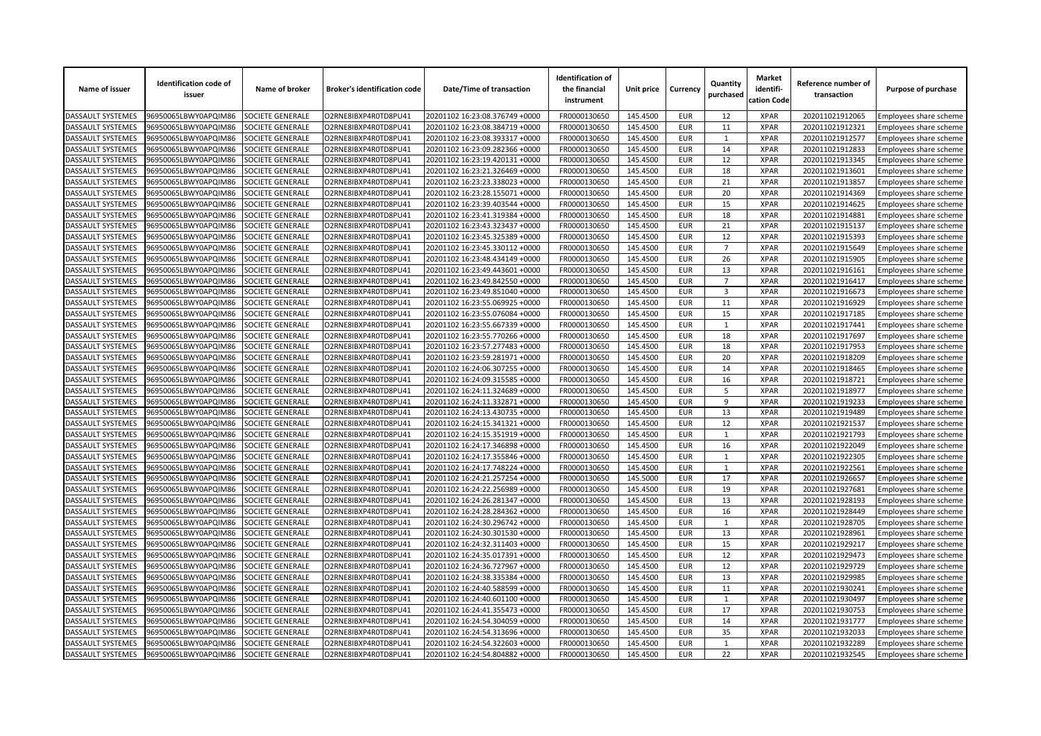| Name of issuer | Identification code of issuer | Name of broker | Broker's identification code | Date/Time of transaction | Identification of the financial instrument | Unit price | Currency | Quantity purchased | Market identifi-cation Code | Reference number of transaction | Purpose of purchase |
|---|---|---|---|---|---|---|---|---|---|---|---|
| DASSAULT SYSTEMES | 96950065LBWY0APQIM86 | SOCIETE GENERALE | O2RNE8IBXP4R0TD8PU41 | 20201102 16:23:08.376749 +0000 | FR0000130650 | 145.4500 | EUR | 12 | XPAR | 202011021912065 | Employees share scheme |
| DASSAULT SYSTEMES | 96950065LBWY0APQIM86 | SOCIETE GENERALE | O2RNE8IBXP4R0TD8PU41 | 20201102 16:23:08.384719 +0000 | FR0000130650 | 145.4500 | EUR | 11 | XPAR | 202011021912321 | Employees share scheme |
| DASSAULT SYSTEMES | 96950065LBWY0APQIM86 | SOCIETE GENERALE | O2RNE8IBXP4R0TD8PU41 | 20201102 16:23:08.393317 +0000 | FR0000130650 | 145.4500 | EUR | 1 | XPAR | 202011021912577 | Employees share scheme |
| DASSAULT SYSTEMES | 96950065LBWY0APQIM86 | SOCIETE GENERALE | O2RNE8IBXP4R0TD8PU41 | 20201102 16:23:09.282366 +0000 | FR0000130650 | 145.4500 | EUR | 14 | XPAR | 202011021912833 | Employees share scheme |
| DASSAULT SYSTEMES | 96950065LBWY0APQIM86 | SOCIETE GENERALE | O2RNE8IBXP4R0TD8PU41 | 20201102 16:23:19.420131 +0000 | FR0000130650 | 145.4500 | EUR | 12 | XPAR | 202011021913345 | Employees share scheme |
| DASSAULT SYSTEMES | 96950065LBWY0APQIM86 | SOCIETE GENERALE | O2RNE8IBXP4R0TD8PU41 | 20201102 16:23:21.326469 +0000 | FR0000130650 | 145.4500 | EUR | 18 | XPAR | 202011021913601 | Employees share scheme |
| DASSAULT SYSTEMES | 96950065LBWY0APQIM86 | SOCIETE GENERALE | O2RNE8IBXP4R0TD8PU41 | 20201102 16:23:23.338023 +0000 | FR0000130650 | 145.4500 | EUR | 21 | XPAR | 202011021913857 | Employees share scheme |
| DASSAULT SYSTEMES | 96950065LBWY0APQIM86 | SOCIETE GENERALE | O2RNE8IBXP4R0TD8PU41 | 20201102 16:23:28.155071 +0000 | FR0000130650 | 145.4500 | EUR | 20 | XPAR | 202011021914369 | Employees share scheme |
| DASSAULT SYSTEMES | 96950065LBWY0APQIM86 | SOCIETE GENERALE | O2RNE8IBXP4R0TD8PU41 | 20201102 16:23:39.403544 +0000 | FR0000130650 | 145.4500 | EUR | 15 | XPAR | 202011021914625 | Employees share scheme |
| DASSAULT SYSTEMES | 96950065LBWY0APQIM86 | SOCIETE GENERALE | O2RNE8IBXP4R0TD8PU41 | 20201102 16:23:41.319384 +0000 | FR0000130650 | 145.4500 | EUR | 18 | XPAR | 202011021914881 | Employees share scheme |
| DASSAULT SYSTEMES | 96950065LBWY0APQIM86 | SOCIETE GENERALE | O2RNE8IBXP4R0TD8PU41 | 20201102 16:23:43.323437 +0000 | FR0000130650 | 145.4500 | EUR | 21 | XPAR | 202011021915137 | Employees share scheme |
| DASSAULT SYSTEMES | 96950065LBWY0APQIM86 | SOCIETE GENERALE | O2RNE8IBXP4R0TD8PU41 | 20201102 16:23:45.325389 +0000 | FR0000130650 | 145.4500 | EUR | 12 | XPAR | 202011021915393 | Employees share scheme |
| DASSAULT SYSTEMES | 96950065LBWY0APQIM86 | SOCIETE GENERALE | O2RNE8IBXP4R0TD8PU41 | 20201102 16:23:45.330112 +0000 | FR0000130650 | 145.4500 | EUR | 7 | XPAR | 202011021915649 | Employees share scheme |
| DASSAULT SYSTEMES | 96950065LBWY0APQIM86 | SOCIETE GENERALE | O2RNE8IBXP4R0TD8PU41 | 20201102 16:23:48.434149 +0000 | FR0000130650 | 145.4500 | EUR | 26 | XPAR | 202011021915905 | Employees share scheme |
| DASSAULT SYSTEMES | 96950065LBWY0APQIM86 | SOCIETE GENERALE | O2RNE8IBXP4R0TD8PU41 | 20201102 16:23:49.443601 +0000 | FR0000130650 | 145.4500 | EUR | 13 | XPAR | 202011021916161 | Employees share scheme |
| DASSAULT SYSTEMES | 96950065LBWY0APQIM86 | SOCIETE GENERALE | O2RNE8IBXP4R0TD8PU41 | 20201102 16:23:49.842550 +0000 | FR0000130650 | 145.4500 | EUR | 7 | XPAR | 202011021916417 | Employees share scheme |
| DASSAULT SYSTEMES | 96950065LBWY0APQIM86 | SOCIETE GENERALE | O2RNE8IBXP4R0TD8PU41 | 20201102 16:23:49.851040 +0000 | FR0000130650 | 145.4500 | EUR | 3 | XPAR | 202011021916673 | Employees share scheme |
| DASSAULT SYSTEMES | 96950065LBWY0APQIM86 | SOCIETE GENERALE | O2RNE8IBXP4R0TD8PU41 | 20201102 16:23:55.069925 +0000 | FR0000130650 | 145.4500 | EUR | 11 | XPAR | 202011021916929 | Employees share scheme |
| DASSAULT SYSTEMES | 96950065LBWY0APQIM86 | SOCIETE GENERALE | O2RNE8IBXP4R0TD8PU41 | 20201102 16:23:55.076084 +0000 | FR0000130650 | 145.4500 | EUR | 15 | XPAR | 202011021917185 | Employees share scheme |
| DASSAULT SYSTEMES | 96950065LBWY0APQIM86 | SOCIETE GENERALE | O2RNE8IBXP4R0TD8PU41 | 20201102 16:23:55.667339 +0000 | FR0000130650 | 145.4500 | EUR | 1 | XPAR | 202011021917441 | Employees share scheme |
| DASSAULT SYSTEMES | 96950065LBWY0APQIM86 | SOCIETE GENERALE | O2RNE8IBXP4R0TD8PU41 | 20201102 16:23:55.770266 +0000 | FR0000130650 | 145.4500 | EUR | 18 | XPAR | 202011021917697 | Employees share scheme |
| DASSAULT SYSTEMES | 96950065LBWY0APQIM86 | SOCIETE GENERALE | O2RNE8IBXP4R0TD8PU41 | 20201102 16:23:57.277483 +0000 | FR0000130650 | 145.4500 | EUR | 18 | XPAR | 202011021917953 | Employees share scheme |
| DASSAULT SYSTEMES | 96950065LBWY0APQIM86 | SOCIETE GENERALE | O2RNE8IBXP4R0TD8PU41 | 20201102 16:23:59.281971 +0000 | FR0000130650 | 145.4500 | EUR | 20 | XPAR | 202011021918209 | Employees share scheme |
| DASSAULT SYSTEMES | 96950065LBWY0APQIM86 | SOCIETE GENERALE | O2RNE8IBXP4R0TD8PU41 | 20201102 16:24:06.307255 +0000 | FR0000130650 | 145.4500 | EUR | 14 | XPAR | 202011021918465 | Employees share scheme |
| DASSAULT SYSTEMES | 96950065LBWY0APQIM86 | SOCIETE GENERALE | O2RNE8IBXP4R0TD8PU41 | 20201102 16:24:09.315585 +0000 | FR0000130650 | 145.4500 | EUR | 16 | XPAR | 202011021918721 | Employees share scheme |
| DASSAULT SYSTEMES | 96950065LBWY0APQIM86 | SOCIETE GENERALE | O2RNE8IBXP4R0TD8PU41 | 20201102 16:24:11.324689 +0000 | FR0000130650 | 145.4500 | EUR | 5 | XPAR | 202011021918977 | Employees share scheme |
| DASSAULT SYSTEMES | 96950065LBWY0APQIM86 | SOCIETE GENERALE | O2RNE8IBXP4R0TD8PU41 | 20201102 16:24:11.332871 +0000 | FR0000130650 | 145.4500 | EUR | 9 | XPAR | 202011021919233 | Employees share scheme |
| DASSAULT SYSTEMES | 96950065LBWY0APQIM86 | SOCIETE GENERALE | O2RNE8IBXP4R0TD8PU41 | 20201102 16:24:13.430735 +0000 | FR0000130650 | 145.4500 | EUR | 13 | XPAR | 202011021919489 | Employees share scheme |
| DASSAULT SYSTEMES | 96950065LBWY0APQIM86 | SOCIETE GENERALE | O2RNE8IBXP4R0TD8PU41 | 20201102 16:24:15.341321 +0000 | FR0000130650 | 145.4500 | EUR | 12 | XPAR | 202011021921537 | Employees share scheme |
| DASSAULT SYSTEMES | 96950065LBWY0APQIM86 | SOCIETE GENERALE | O2RNE8IBXP4R0TD8PU41 | 20201102 16:24:15.351919 +0000 | FR0000130650 | 145.4500 | EUR | 1 | XPAR | 202011021921793 | Employees share scheme |
| DASSAULT SYSTEMES | 96950065LBWY0APQIM86 | SOCIETE GENERALE | O2RNE8IBXP4R0TD8PU41 | 20201102 16:24:17.346898 +0000 | FR0000130650 | 145.4500 | EUR | 16 | XPAR | 202011021922049 | Employees share scheme |
| DASSAULT SYSTEMES | 96950065LBWY0APQIM86 | SOCIETE GENERALE | O2RNE8IBXP4R0TD8PU41 | 20201102 16:24:17.355846 +0000 | FR0000130650 | 145.4500 | EUR | 1 | XPAR | 202011021922305 | Employees share scheme |
| DASSAULT SYSTEMES | 96950065LBWY0APQIM86 | SOCIETE GENERALE | O2RNE8IBXP4R0TD8PU41 | 20201102 16:24:17.748224 +0000 | FR0000130650 | 145.4500 | EUR | 1 | XPAR | 202011021922561 | Employees share scheme |
| DASSAULT SYSTEMES | 96950065LBWY0APQIM86 | SOCIETE GENERALE | O2RNE8IBXP4R0TD8PU41 | 20201102 16:24:21.257254 +0000 | FR0000130650 | 145.5000 | EUR | 17 | XPAR | 202011021926657 | Employees share scheme |
| DASSAULT SYSTEMES | 96950065LBWY0APQIM86 | SOCIETE GENERALE | O2RNE8IBXP4R0TD8PU41 | 20201102 16:24:22.256989 +0000 | FR0000130650 | 145.4500 | EUR | 19 | XPAR | 202011021927681 | Employees share scheme |
| DASSAULT SYSTEMES | 96950065LBWY0APQIM86 | SOCIETE GENERALE | O2RNE8IBXP4R0TD8PU41 | 20201102 16:24:26.281347 +0000 | FR0000130650 | 145.4500 | EUR | 13 | XPAR | 202011021928193 | Employees share scheme |
| DASSAULT SYSTEMES | 96950065LBWY0APQIM86 | SOCIETE GENERALE | O2RNE8IBXP4R0TD8PU41 | 20201102 16:24:28.284362 +0000 | FR0000130650 | 145.4500 | EUR | 16 | XPAR | 202011021928449 | Employees share scheme |
| DASSAULT SYSTEMES | 96950065LBWY0APQIM86 | SOCIETE GENERALE | O2RNE8IBXP4R0TD8PU41 | 20201102 16:24:30.296742 +0000 | FR0000130650 | 145.4500 | EUR | 1 | XPAR | 202011021928705 | Employees share scheme |
| DASSAULT SYSTEMES | 96950065LBWY0APQIM86 | SOCIETE GENERALE | O2RNE8IBXP4R0TD8PU41 | 20201102 16:24:30.301530 +0000 | FR0000130650 | 145.4500 | EUR | 13 | XPAR | 202011021928961 | Employees share scheme |
| DASSAULT SYSTEMES | 96950065LBWY0APQIM86 | SOCIETE GENERALE | O2RNE8IBXP4R0TD8PU41 | 20201102 16:24:32.311403 +0000 | FR0000130650 | 145.4500 | EUR | 15 | XPAR | 202011021929217 | Employees share scheme |
| DASSAULT SYSTEMES | 96950065LBWY0APQIM86 | SOCIETE GENERALE | O2RNE8IBXP4R0TD8PU41 | 20201102 16:24:35.017391 +0000 | FR0000130650 | 145.4500 | EUR | 12 | XPAR | 202011021929473 | Employees share scheme |
| DASSAULT SYSTEMES | 96950065LBWY0APQIM86 | SOCIETE GENERALE | O2RNE8IBXP4R0TD8PU41 | 20201102 16:24:36.727967 +0000 | FR0000130650 | 145.4500 | EUR | 12 | XPAR | 202011021929729 | Employees share scheme |
| DASSAULT SYSTEMES | 96950065LBWY0APQIM86 | SOCIETE GENERALE | O2RNE8IBXP4R0TD8PU41 | 20201102 16:24:38.335384 +0000 | FR0000130650 | 145.4500 | EUR | 13 | XPAR | 202011021929985 | Employees share scheme |
| DASSAULT SYSTEMES | 96950065LBWY0APQIM86 | SOCIETE GENERALE | O2RNE8IBXP4R0TD8PU41 | 20201102 16:24:40.588599 +0000 | FR0000130650 | 145.4500 | EUR | 11 | XPAR | 202011021930241 | Employees share scheme |
| DASSAULT SYSTEMES | 96950065LBWY0APQIM86 | SOCIETE GENERALE | O2RNE8IBXP4R0TD8PU41 | 20201102 16:24:40.601100 +0000 | FR0000130650 | 145.4500 | EUR | 1 | XPAR | 202011021930497 | Employees share scheme |
| DASSAULT SYSTEMES | 96950065LBWY0APQIM86 | SOCIETE GENERALE | O2RNE8IBXP4R0TD8PU41 | 20201102 16:24:41.355473 +0000 | FR0000130650 | 145.4500 | EUR | 17 | XPAR | 202011021930753 | Employees share scheme |
| DASSAULT SYSTEMES | 96950065LBWY0APQIM86 | SOCIETE GENERALE | O2RNE8IBXP4R0TD8PU41 | 20201102 16:24:54.304059 +0000 | FR0000130650 | 145.4500 | EUR | 14 | XPAR | 202011021931777 | Employees share scheme |
| DASSAULT SYSTEMES | 96950065LBWY0APQIM86 | SOCIETE GENERALE | O2RNE8IBXP4R0TD8PU41 | 20201102 16:24:54.313696 +0000 | FR0000130650 | 145.4500 | EUR | 35 | XPAR | 202011021932033 | Employees share scheme |
| DASSAULT SYSTEMES | 96950065LBWY0APQIM86 | SOCIETE GENERALE | O2RNE8IBXP4R0TD8PU41 | 20201102 16:24:54.322603 +0000 | FR0000130650 | 145.4500 | EUR | 1 | XPAR | 202011021932289 | Employees share scheme |
| DASSAULT SYSTEMES | 96950065LBWY0APQIM86 | SOCIETE GENERALE | O2RNE8IBXP4R0TD8PU41 | 20201102 16:24:54.804882 +0000 | FR0000130650 | 145.4500 | EUR | 22 | XPAR | 202011021932545 | Employees share scheme |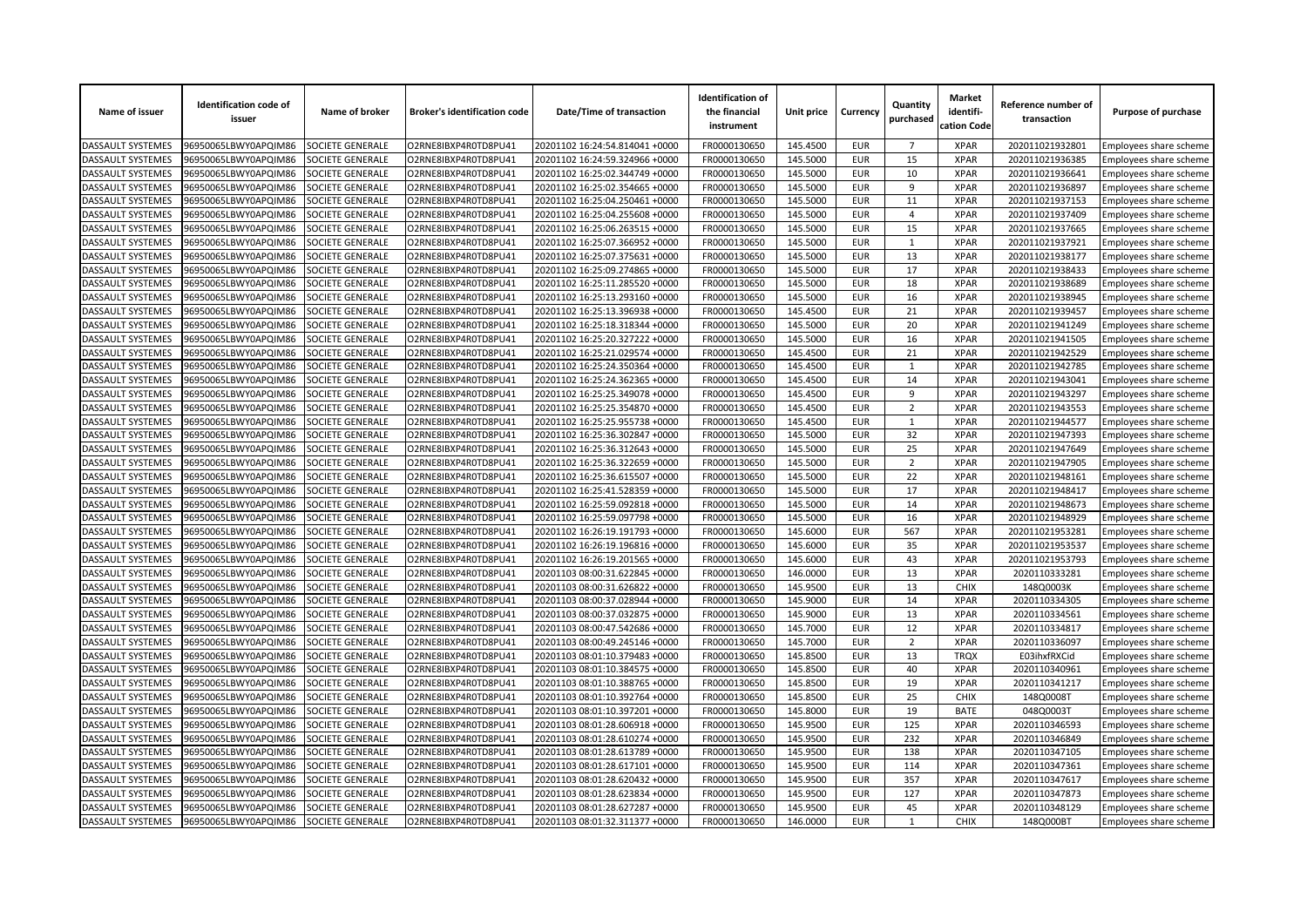| Name of issuer | Identification code of issuer | Name of broker | Broker's identification code | Date/Time of transaction | Identification of the financial instrument | Unit price | Currency | Quantity purchased | Market identifi-cation Code | Reference number of transaction | Purpose of purchase |
|---|---|---|---|---|---|---|---|---|---|---|---|
| DASSAULT SYSTEMES | 96950065LBWY0APQIM86 | SOCIETE GENERALE | O2RNE8IBXP4R0TD8PU41 | 20201102 16:24:54.814041 +0000 | FR0000130650 | 145.4500 | EUR | 7 | XPAR | 202011021932801 | Employees share scheme |
| DASSAULT SYSTEMES | 96950065LBWY0APQIM86 | SOCIETE GENERALE | O2RNE8IBXP4R0TD8PU41 | 20201102 16:24:59.324966 +0000 | FR0000130650 | 145.5000 | EUR | 15 | XPAR | 202011021936385 | Employees share scheme |
| DASSAULT SYSTEMES | 96950065LBWY0APQIM86 | SOCIETE GENERALE | O2RNE8IBXP4R0TD8PU41 | 20201102 16:25:02.344749 +0000 | FR0000130650 | 145.5000 | EUR | 10 | XPAR | 202011021936641 | Employees share scheme |
| DASSAULT SYSTEMES | 96950065LBWY0APQIM86 | SOCIETE GENERALE | O2RNE8IBXP4R0TD8PU41 | 20201102 16:25:02.354665 +0000 | FR0000130650 | 145.5000 | EUR | 9 | XPAR | 202011021936897 | Employees share scheme |
| DASSAULT SYSTEMES | 96950065LBWY0APQIM86 | SOCIETE GENERALE | O2RNE8IBXP4R0TD8PU41 | 20201102 16:25:04.250461 +0000 | FR0000130650 | 145.5000 | EUR | 11 | XPAR | 202011021937153 | Employees share scheme |
| DASSAULT SYSTEMES | 96950065LBWY0APQIM86 | SOCIETE GENERALE | O2RNE8IBXP4R0TD8PU41 | 20201102 16:25:04.255608 +0000 | FR0000130650 | 145.5000 | EUR | 4 | XPAR | 202011021937409 | Employees share scheme |
| DASSAULT SYSTEMES | 96950065LBWY0APQIM86 | SOCIETE GENERALE | O2RNE8IBXP4R0TD8PU41 | 20201102 16:25:06.263515 +0000 | FR0000130650 | 145.5000 | EUR | 15 | XPAR | 202011021937665 | Employees share scheme |
| DASSAULT SYSTEMES | 96950065LBWY0APQIM86 | SOCIETE GENERALE | O2RNE8IBXP4R0TD8PU41 | 20201102 16:25:07.366952 +0000 | FR0000130650 | 145.5000 | EUR | 1 | XPAR | 202011021937921 | Employees share scheme |
| DASSAULT SYSTEMES | 96950065LBWY0APQIM86 | SOCIETE GENERALE | O2RNE8IBXP4R0TD8PU41 | 20201102 16:25:07.375631 +0000 | FR0000130650 | 145.5000 | EUR | 13 | XPAR | 202011021938177 | Employees share scheme |
| DASSAULT SYSTEMES | 96950065LBWY0APQIM86 | SOCIETE GENERALE | O2RNE8IBXP4R0TD8PU41 | 20201102 16:25:09.274865 +0000 | FR0000130650 | 145.5000 | EUR | 17 | XPAR | 202011021938433 | Employees share scheme |
| DASSAULT SYSTEMES | 96950065LBWY0APQIM86 | SOCIETE GENERALE | O2RNE8IBXP4R0TD8PU41 | 20201102 16:25:11.285520 +0000 | FR0000130650 | 145.5000 | EUR | 18 | XPAR | 202011021938689 | Employees share scheme |
| DASSAULT SYSTEMES | 96950065LBWY0APQIM86 | SOCIETE GENERALE | O2RNE8IBXP4R0TD8PU41 | 20201102 16:25:13.293160 +0000 | FR0000130650 | 145.5000 | EUR | 16 | XPAR | 202011021938945 | Employees share scheme |
| DASSAULT SYSTEMES | 96950065LBWY0APQIM86 | SOCIETE GENERALE | O2RNE8IBXP4R0TD8PU41 | 20201102 16:25:13.396938 +0000 | FR0000130650 | 145.4500 | EUR | 21 | XPAR | 202011021939457 | Employees share scheme |
| DASSAULT SYSTEMES | 96950065LBWY0APQIM86 | SOCIETE GENERALE | O2RNE8IBXP4R0TD8PU41 | 20201102 16:25:18.318344 +0000 | FR0000130650 | 145.5000 | EUR | 20 | XPAR | 202011021941249 | Employees share scheme |
| DASSAULT SYSTEMES | 96950065LBWY0APQIM86 | SOCIETE GENERALE | O2RNE8IBXP4R0TD8PU41 | 20201102 16:25:20.327222 +0000 | FR0000130650 | 145.5000 | EUR | 16 | XPAR | 202011021941505 | Employees share scheme |
| DASSAULT SYSTEMES | 96950065LBWY0APQIM86 | SOCIETE GENERALE | O2RNE8IBXP4R0TD8PU41 | 20201102 16:25:21.029574 +0000 | FR0000130650 | 145.4500 | EUR | 21 | XPAR | 202011021942529 | Employees share scheme |
| DASSAULT SYSTEMES | 96950065LBWY0APQIM86 | SOCIETE GENERALE | O2RNE8IBXP4R0TD8PU41 | 20201102 16:25:24.350364 +0000 | FR0000130650 | 145.4500 | EUR | 1 | XPAR | 202011021942785 | Employees share scheme |
| DASSAULT SYSTEMES | 96950065LBWY0APQIM86 | SOCIETE GENERALE | O2RNE8IBXP4R0TD8PU41 | 20201102 16:25:24.362365 +0000 | FR0000130650 | 145.4500 | EUR | 14 | XPAR | 202011021943041 | Employees share scheme |
| DASSAULT SYSTEMES | 96950065LBWY0APQIM86 | SOCIETE GENERALE | O2RNE8IBXP4R0TD8PU41 | 20201102 16:25:25.349078 +0000 | FR0000130650 | 145.4500 | EUR | 9 | XPAR | 202011021943297 | Employees share scheme |
| DASSAULT SYSTEMES | 96950065LBWY0APQIM86 | SOCIETE GENERALE | O2RNE8IBXP4R0TD8PU41 | 20201102 16:25:25.354870 +0000 | FR0000130650 | 145.4500 | EUR | 2 | XPAR | 202011021943553 | Employees share scheme |
| DASSAULT SYSTEMES | 96950065LBWY0APQIM86 | SOCIETE GENERALE | O2RNE8IBXP4R0TD8PU41 | 20201102 16:25:25.955738 +0000 | FR0000130650 | 145.4500 | EUR | 1 | XPAR | 202011021944577 | Employees share scheme |
| DASSAULT SYSTEMES | 96950065LBWY0APQIM86 | SOCIETE GENERALE | O2RNE8IBXP4R0TD8PU41 | 20201102 16:25:36.302847 +0000 | FR0000130650 | 145.5000 | EUR | 32 | XPAR | 202011021947393 | Employees share scheme |
| DASSAULT SYSTEMES | 96950065LBWY0APQIM86 | SOCIETE GENERALE | O2RNE8IBXP4R0TD8PU41 | 20201102 16:25:36.312643 +0000 | FR0000130650 | 145.5000 | EUR | 25 | XPAR | 202011021947649 | Employees share scheme |
| DASSAULT SYSTEMES | 96950065LBWY0APQIM86 | SOCIETE GENERALE | O2RNE8IBXP4R0TD8PU41 | 20201102 16:25:36.322659 +0000 | FR0000130650 | 145.5000 | EUR | 2 | XPAR | 202011021947905 | Employees share scheme |
| DASSAULT SYSTEMES | 96950065LBWY0APQIM86 | SOCIETE GENERALE | O2RNE8IBXP4R0TD8PU41 | 20201102 16:25:36.615507 +0000 | FR0000130650 | 145.5000 | EUR | 22 | XPAR | 202011021948161 | Employees share scheme |
| DASSAULT SYSTEMES | 96950065LBWY0APQIM86 | SOCIETE GENERALE | O2RNE8IBXP4R0TD8PU41 | 20201102 16:25:41.528359 +0000 | FR0000130650 | 145.5000 | EUR | 17 | XPAR | 202011021948417 | Employees share scheme |
| DASSAULT SYSTEMES | 96950065LBWY0APQIM86 | SOCIETE GENERALE | O2RNE8IBXP4R0TD8PU41 | 20201102 16:25:59.092818 +0000 | FR0000130650 | 145.5000 | EUR | 14 | XPAR | 202011021948673 | Employees share scheme |
| DASSAULT SYSTEMES | 96950065LBWY0APQIM86 | SOCIETE GENERALE | O2RNE8IBXP4R0TD8PU41 | 20201102 16:25:59.097798 +0000 | FR0000130650 | 145.5000 | EUR | 16 | XPAR | 202011021948929 | Employees share scheme |
| DASSAULT SYSTEMES | 96950065LBWY0APQIM86 | SOCIETE GENERALE | O2RNE8IBXP4R0TD8PU41 | 20201102 16:26:19.191793 +0000 | FR0000130650 | 145.6000 | EUR | 567 | XPAR | 202011021953281 | Employees share scheme |
| DASSAULT SYSTEMES | 96950065LBWY0APQIM86 | SOCIETE GENERALE | O2RNE8IBXP4R0TD8PU41 | 20201102 16:26:19.196816 +0000 | FR0000130650 | 145.6000 | EUR | 35 | XPAR | 202011021953537 | Employees share scheme |
| DASSAULT SYSTEMES | 96950065LBWY0APQIM86 | SOCIETE GENERALE | O2RNE8IBXP4R0TD8PU41 | 20201102 16:26:19.201565 +0000 | FR0000130650 | 145.6000 | EUR | 43 | XPAR | 202011021953793 | Employees share scheme |
| DASSAULT SYSTEMES | 96950065LBWY0APQIM86 | SOCIETE GENERALE | O2RNE8IBXP4R0TD8PU41 | 20201103 08:00:31.622845 +0000 | FR0000130650 | 146.0000 | EUR | 13 | XPAR | 2020110333281 | Employees share scheme |
| DASSAULT SYSTEMES | 96950065LBWY0APQIM86 | SOCIETE GENERALE | O2RNE8IBXP4R0TD8PU41 | 20201103 08:00:31.626822 +0000 | FR0000130650 | 145.9500 | EUR | 13 | CHIX | 148Q0003K | Employees share scheme |
| DASSAULT SYSTEMES | 96950065LBWY0APQIM86 | SOCIETE GENERALE | O2RNE8IBXP4R0TD8PU41 | 20201103 08:00:37.028944 +0000 | FR0000130650 | 145.9000 | EUR | 14 | XPAR | 2020110334305 | Employees share scheme |
| DASSAULT SYSTEMES | 96950065LBWY0APQIM86 | SOCIETE GENERALE | O2RNE8IBXP4R0TD8PU41 | 20201103 08:00:37.032875 +0000 | FR0000130650 | 145.9000 | EUR | 13 | XPAR | 2020110334561 | Employees share scheme |
| DASSAULT SYSTEMES | 96950065LBWY0APQIM86 | SOCIETE GENERALE | O2RNE8IBXP4R0TD8PU41 | 20201103 08:00:47.542686 +0000 | FR0000130650 | 145.7000 | EUR | 12 | XPAR | 2020110334817 | Employees share scheme |
| DASSAULT SYSTEMES | 96950065LBWY0APQIM86 | SOCIETE GENERALE | O2RNE8IBXP4R0TD8PU41 | 20201103 08:00:49.245146 +0000 | FR0000130650 | 145.7000 | EUR | 2 | XPAR | 2020110336097 | Employees share scheme |
| DASSAULT SYSTEMES | 96950065LBWY0APQIM86 | SOCIETE GENERALE | O2RNE8IBXP4R0TD8PU41 | 20201103 08:01:10.379483 +0000 | FR0000130650 | 145.8500 | EUR | 13 | TRQX | E03ihxfRXCid | Employees share scheme |
| DASSAULT SYSTEMES | 96950065LBWY0APQIM86 | SOCIETE GENERALE | O2RNE8IBXP4R0TD8PU41 | 20201103 08:01:10.384575 +0000 | FR0000130650 | 145.8500 | EUR | 40 | XPAR | 2020110340961 | Employees share scheme |
| DASSAULT SYSTEMES | 96950065LBWY0APQIM86 | SOCIETE GENERALE | O2RNE8IBXP4R0TD8PU41 | 20201103 08:01:10.388765 +0000 | FR0000130650 | 145.8500 | EUR | 19 | XPAR | 2020110341217 | Employees share scheme |
| DASSAULT SYSTEMES | 96950065LBWY0APQIM86 | SOCIETE GENERALE | O2RNE8IBXP4R0TD8PU41 | 20201103 08:01:10.392764 +0000 | FR0000130650 | 145.8500 | EUR | 25 | CHIX | 148Q0008T | Employees share scheme |
| DASSAULT SYSTEMES | 96950065LBWY0APQIM86 | SOCIETE GENERALE | O2RNE8IBXP4R0TD8PU41 | 20201103 08:01:10.397201 +0000 | FR0000130650 | 145.8000 | EUR | 19 | BATE | 048Q0003T | Employees share scheme |
| DASSAULT SYSTEMES | 96950065LBWY0APQIM86 | SOCIETE GENERALE | O2RNE8IBXP4R0TD8PU41 | 20201103 08:01:28.606918 +0000 | FR0000130650 | 145.9500 | EUR | 125 | XPAR | 2020110346593 | Employees share scheme |
| DASSAULT SYSTEMES | 96950065LBWY0APQIM86 | SOCIETE GENERALE | O2RNE8IBXP4R0TD8PU41 | 20201103 08:01:28.610274 +0000 | FR0000130650 | 145.9500 | EUR | 232 | XPAR | 2020110346849 | Employees share scheme |
| DASSAULT SYSTEMES | 96950065LBWY0APQIM86 | SOCIETE GENERALE | O2RNE8IBXP4R0TD8PU41 | 20201103 08:01:28.613789 +0000 | FR0000130650 | 145.9500 | EUR | 138 | XPAR | 2020110347105 | Employees share scheme |
| DASSAULT SYSTEMES | 96950065LBWY0APQIM86 | SOCIETE GENERALE | O2RNE8IBXP4R0TD8PU41 | 20201103 08:01:28.617101 +0000 | FR0000130650 | 145.9500 | EUR | 114 | XPAR | 2020110347361 | Employees share scheme |
| DASSAULT SYSTEMES | 96950065LBWY0APQIM86 | SOCIETE GENERALE | O2RNE8IBXP4R0TD8PU41 | 20201103 08:01:28.620432 +0000 | FR0000130650 | 145.9500 | EUR | 357 | XPAR | 2020110347617 | Employees share scheme |
| DASSAULT SYSTEMES | 96950065LBWY0APQIM86 | SOCIETE GENERALE | O2RNE8IBXP4R0TD8PU41 | 20201103 08:01:28.623834 +0000 | FR0000130650 | 145.9500 | EUR | 127 | XPAR | 2020110347873 | Employees share scheme |
| DASSAULT SYSTEMES | 96950065LBWY0APQIM86 | SOCIETE GENERALE | O2RNE8IBXP4R0TD8PU41 | 20201103 08:01:28.627287 +0000 | FR0000130650 | 145.9500 | EUR | 45 | XPAR | 2020110348129 | Employees share scheme |
| DASSAULT SYSTEMES | 96950065LBWY0APQIM86 | SOCIETE GENERALE | O2RNE8IBXP4R0TD8PU41 | 20201103 08:01:32.311377 +0000 | FR0000130650 | 146.0000 | EUR | 1 | CHIX | 148Q000BT | Employees share scheme |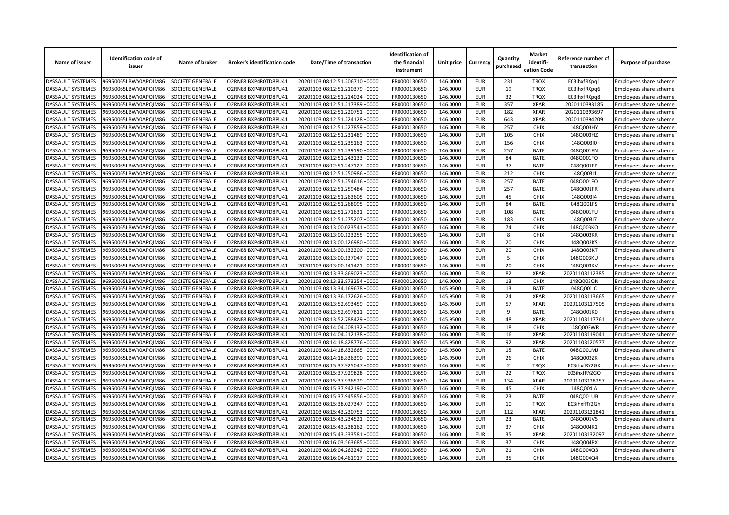| Name of issuer | Identification code of issuer | Name of broker | Broker's identification code | Date/Time of transaction | Identification of the financial instrument | Unit price | Currency | Quantity purchased | Market identification Code | Reference number of transaction | Purpose of purchase |
|---|---|---|---|---|---|---|---|---|---|---|---|
| DASSAULT SYSTEMES | 96950065LBWY0APQIM86 | SOCIETE GENERALE | O2RNE8IBXP4R0TD8PU41 | 20201103 08:12:51.206710 +0000 | FR0000130650 | 146.0000 | EUR | 231 | TRQX | E03ihxfRXpq1 | Employees share scheme |
| DASSAULT SYSTEMES | 96950065LBWY0APQIM86 | SOCIETE GENERALE | O2RNE8IBXP4R0TD8PU41 | 20201103 08:12:51.210379 +0000 | FR0000130650 | 146.0000 | EUR | 19 | TRQX | E03ihxfRXpq6 | Employees share scheme |
| DASSAULT SYSTEMES | 96950065LBWY0APQIM86 | SOCIETE GENERALE | O2RNE8IBXP4R0TD8PU41 | 20201103 08:12:51.214024 +0000 | FR0000130650 | 146.0000 | EUR | 32 | TRQX | E03ihxfRXpq8 | Employees share scheme |
| DASSAULT SYSTEMES | 96950065LBWY0APQIM86 | SOCIETE GENERALE | O2RNE8IBXP4R0TD8PU41 | 20201103 08:12:51.217389 +0000 | FR0000130650 | 146.0000 | EUR | 357 | XPAR | 2020110393185 | Employees share scheme |
| DASSAULT SYSTEMES | 96950065LBWY0APQIM86 | SOCIETE GENERALE | O2RNE8IBXP4R0TD8PU41 | 20201103 08:12:51.220751 +0000 | FR0000130650 | 146.0000 | EUR | 182 | XPAR | 2020110393697 | Employees share scheme |
| DASSAULT SYSTEMES | 96950065LBWY0APQIM86 | SOCIETE GENERALE | O2RNE8IBXP4R0TD8PU41 | 20201103 08:12:51.224128 +0000 | FR0000130650 | 146.0000 | EUR | 643 | XPAR | 2020110394209 | Employees share scheme |
| DASSAULT SYSTEMES | 96950065LBWY0APQIM86 | SOCIETE GENERALE | O2RNE8IBXP4R0TD8PU41 | 20201103 08:12:51.227859 +0000 | FR0000130650 | 146.0000 | EUR | 257 | CHIX | 148Q003HY | Employees share scheme |
| DASSAULT SYSTEMES | 96950065LBWY0APQIM86 | SOCIETE GENERALE | O2RNE8IBXP4R0TD8PU41 | 20201103 08:12:51.231489 +0000 | FR0000130650 | 146.0000 | EUR | 105 | CHIX | 148Q003HZ | Employees share scheme |
| DASSAULT SYSTEMES | 96950065LBWY0APQIM86 | SOCIETE GENERALE | O2RNE8IBXP4R0TD8PU41 | 20201103 08:12:51.235163 +0000 | FR0000130650 | 146.0000 | EUR | 156 | CHIX | 148Q003I0 | Employees share scheme |
| DASSAULT SYSTEMES | 96950065LBWY0APQIM86 | SOCIETE GENERALE | O2RNE8IBXP4R0TD8PU41 | 20201103 08:12:51.239190 +0000 | FR0000130650 | 146.0000 | EUR | 257 | BATE | 048Q001FN | Employees share scheme |
| DASSAULT SYSTEMES | 96950065LBWY0APQIM86 | SOCIETE GENERALE | O2RNE8IBXP4R0TD8PU41 | 20201103 08:12:51.243133 +0000 | FR0000130650 | 146.0000 | EUR | 84 | BATE | 048Q001FO | Employees share scheme |
| DASSAULT SYSTEMES | 96950065LBWY0APQIM86 | SOCIETE GENERALE | O2RNE8IBXP4R0TD8PU41 | 20201103 08:12:51.247127 +0000 | FR0000130650 | 146.0000 | EUR | 37 | BATE | 048Q001FP | Employees share scheme |
| DASSAULT SYSTEMES | 96950065LBWY0APQIM86 | SOCIETE GENERALE | O2RNE8IBXP4R0TD8PU41 | 20201103 08:12:51.250986 +0000 | FR0000130650 | 146.0000 | EUR | 212 | CHIX | 148Q003I1 | Employees share scheme |
| DASSAULT SYSTEMES | 96950065LBWY0APQIM86 | SOCIETE GENERALE | O2RNE8IBXP4R0TD8PU41 | 20201103 08:12:51.254616 +0000 | FR0000130650 | 146.0000 | EUR | 257 | BATE | 048Q001FQ | Employees share scheme |
| DASSAULT SYSTEMES | 96950065LBWY0APQIM86 | SOCIETE GENERALE | O2RNE8IBXP4R0TD8PU41 | 20201103 08:12:51.259484 +0000 | FR0000130650 | 146.0000 | EUR | 257 | BATE | 048Q001FR | Employees share scheme |
| DASSAULT SYSTEMES | 96950065LBWY0APQIM86 | SOCIETE GENERALE | O2RNE8IBXP4R0TD8PU41 | 20201103 08:12:51.263605 +0000 | FR0000130650 | 146.0000 | EUR | 45 | CHIX | 148Q003I4 | Employees share scheme |
| DASSAULT SYSTEMES | 96950065LBWY0APQIM86 | SOCIETE GENERALE | O2RNE8IBXP4R0TD8PU41 | 20201103 08:12:51.268095 +0000 | FR0000130650 | 146.0000 | EUR | 84 | BATE | 048Q001FS | Employees share scheme |
| DASSAULT SYSTEMES | 96950065LBWY0APQIM86 | SOCIETE GENERALE | O2RNE8IBXP4R0TD8PU41 | 20201103 08:12:51.271631 +0000 | FR0000130650 | 146.0000 | EUR | 108 | BATE | 048Q001FU | Employees share scheme |
| DASSAULT SYSTEMES | 96950065LBWY0APQIM86 | SOCIETE GENERALE | O2RNE8IBXP4R0TD8PU41 | 20201103 08:12:51.275207 +0000 | FR0000130650 | 146.0000 | EUR | 183 | CHIX | 148Q003I7 | Employees share scheme |
| DASSAULT SYSTEMES | 96950065LBWY0APQIM86 | SOCIETE GENERALE | O2RNE8IBXP4R0TD8PU41 | 20201103 08:13:00.023541 +0000 | FR0000130650 | 146.0000 | EUR | 74 | CHIX | 148Q003KO | Employees share scheme |
| DASSAULT SYSTEMES | 96950065LBWY0APQIM86 | SOCIETE GENERALE | O2RNE8IBXP4R0TD8PU41 | 20201103 08:13:00.123255 +0000 | FR0000130650 | 146.0000 | EUR | 8 | CHIX | 148Q003KR | Employees share scheme |
| DASSAULT SYSTEMES | 96950065LBWY0APQIM86 | SOCIETE GENERALE | O2RNE8IBXP4R0TD8PU41 | 20201103 08:13:00.126980 +0000 | FR0000130650 | 146.0000 | EUR | 20 | CHIX | 148Q003KS | Employees share scheme |
| DASSAULT SYSTEMES | 96950065LBWY0APQIM86 | SOCIETE GENERALE | O2RNE8IBXP4R0TD8PU41 | 20201103 08:13:00.132200 +0000 | FR0000130650 | 146.0000 | EUR | 20 | CHIX | 148Q003KT | Employees share scheme |
| DASSAULT SYSTEMES | 96950065LBWY0APQIM86 | SOCIETE GENERALE | O2RNE8IBXP4R0TD8PU41 | 20201103 08:13:00.137047 +0000 | FR0000130650 | 146.0000 | EUR | 5 | CHIX | 148Q003KU | Employees share scheme |
| DASSAULT SYSTEMES | 96950065LBWY0APQIM86 | SOCIETE GENERALE | O2RNE8IBXP4R0TD8PU41 | 20201103 08:13:00.141421 +0000 | FR0000130650 | 146.0000 | EUR | 20 | CHIX | 148Q003KV | Employees share scheme |
| DASSAULT SYSTEMES | 96950065LBWY0APQIM86 | SOCIETE GENERALE | O2RNE8IBXP4R0TD8PU41 | 20201103 08:13:33.869023 +0000 | FR0000130650 | 146.0000 | EUR | 82 | XPAR | 20201103112385 | Employees share scheme |
| DASSAULT SYSTEMES | 96950065LBWY0APQIM86 | SOCIETE GENERALE | O2RNE8IBXP4R0TD8PU41 | 20201103 08:13:33.873254 +0000 | FR0000130650 | 146.0000 | EUR | 13 | CHIX | 148Q003QN | Employees share scheme |
| DASSAULT SYSTEMES | 96950065LBWY0APQIM86 | SOCIETE GENERALE | O2RNE8IBXP4R0TD8PU41 | 20201103 08:13:34.169678 +0000 | FR0000130650 | 145.9500 | EUR | 13 | BATE | 048Q001IC | Employees share scheme |
| DASSAULT SYSTEMES | 96950065LBWY0APQIM86 | SOCIETE GENERALE | O2RNE8IBXP4R0TD8PU41 | 20201103 08:13:36.172626 +0000 | FR0000130650 | 145.9500 | EUR | 24 | XPAR | 20201103113665 | Employees share scheme |
| DASSAULT SYSTEMES | 96950065LBWY0APQIM86 | SOCIETE GENERALE | O2RNE8IBXP4R0TD8PU41 | 20201103 08:13:52.693459 +0000 | FR0000130650 | 145.9500 | EUR | 57 | XPAR | 20201103117505 | Employees share scheme |
| DASSAULT SYSTEMES | 96950065LBWY0APQIM86 | SOCIETE GENERALE | O2RNE8IBXP4R0TD8PU41 | 20201103 08:13:52.697811 +0000 | FR0000130650 | 145.9500 | EUR | 9 | BATE | 048Q001K0 | Employees share scheme |
| DASSAULT SYSTEMES | 96950065LBWY0APQIM86 | SOCIETE GENERALE | O2RNE8IBXP4R0TD8PU41 | 20201103 08:13:52.788429 +0000 | FR0000130650 | 145.9500 | EUR | 48 | XPAR | 20201103117761 | Employees share scheme |
| DASSAULT SYSTEMES | 96950065LBWY0APQIM86 | SOCIETE GENERALE | O2RNE8IBXP4R0TD8PU41 | 20201103 08:14:04.208132 +0000 | FR0000130650 | 146.0000 | EUR | 18 | CHIX | 148Q003WR | Employees share scheme |
| DASSAULT SYSTEMES | 96950065LBWY0APQIM86 | SOCIETE GENERALE | O2RNE8IBXP4R0TD8PU41 | 20201103 08:14:04.212138 +0000 | FR0000130650 | 146.0000 | EUR | 16 | XPAR | 20201103119041 | Employees share scheme |
| DASSAULT SYSTEMES | 96950065LBWY0APQIM86 | SOCIETE GENERALE | O2RNE8IBXP4R0TD8PU41 | 20201103 08:14:18.828776 +0000 | FR0000130650 | 145.9500 | EUR | 92 | XPAR | 20201103120577 | Employees share scheme |
| DASSAULT SYSTEMES | 96950065LBWY0APQIM86 | SOCIETE GENERALE | O2RNE8IBXP4R0TD8PU41 | 20201103 08:14:18.832665 +0000 | FR0000130650 | 145.9500 | EUR | 15 | BATE | 048Q001MJ | Employees share scheme |
| DASSAULT SYSTEMES | 96950065LBWY0APQIM86 | SOCIETE GENERALE | O2RNE8IBXP4R0TD8PU41 | 20201103 08:14:18.836390 +0000 | FR0000130650 | 145.9500 | EUR | 26 | CHIX | 148Q003ZK | Employees share scheme |
| DASSAULT SYSTEMES | 96950065LBWY0APQIM86 | SOCIETE GENERALE | O2RNE8IBXP4R0TD8PU41 | 20201103 08:15:37.925047 +0000 | FR0000130650 | 146.0000 | EUR | 2 | TRQX | E03ihxfRY2GK | Employees share scheme |
| DASSAULT SYSTEMES | 96950065LBWY0APQIM86 | SOCIETE GENERALE | O2RNE8IBXP4R0TD8PU41 | 20201103 08:15:37.929828 +0000 | FR0000130650 | 146.0000 | EUR | 22 | TRQX | E03ihxfRY2GO | Employees share scheme |
| DASSAULT SYSTEMES | 96950065LBWY0APQIM86 | SOCIETE GENERALE | O2RNE8IBXP4R0TD8PU41 | 20201103 08:15:37.936529 +0000 | FR0000130650 | 146.0000 | EUR | 134 | XPAR | 20201103128257 | Employees share scheme |
| DASSAULT SYSTEMES | 96950065LBWY0APQIM86 | SOCIETE GENERALE | O2RNE8IBXP4R0TD8PU41 | 20201103 08:15:37.942190 +0000 | FR0000130650 | 146.0000 | EUR | 45 | CHIX | 148Q004IA | Employees share scheme |
| DASSAULT SYSTEMES | 96950065LBWY0APQIM86 | SOCIETE GENERALE | O2RNE8IBXP4R0TD8PU41 | 20201103 08:15:37.945856 +0000 | FR0000130650 | 146.0000 | EUR | 23 | BATE | 048Q001UB | Employees share scheme |
| DASSAULT SYSTEMES | 96950065LBWY0APQIM86 | SOCIETE GENERALE | O2RNE8IBXP4R0TD8PU41 | 20201103 08:15:38.027347 +0000 | FR0000130650 | 146.0000 | EUR | 10 | TRQX | E03ihxfRY2Gh | Employees share scheme |
| DASSAULT SYSTEMES | 96950065LBWY0APQIM86 | SOCIETE GENERALE | O2RNE8IBXP4R0TD8PU41 | 20201103 08:15:43.230753 +0000 | FR0000130650 | 146.0000 | EUR | 112 | XPAR | 20201103131841 | Employees share scheme |
| DASSAULT SYSTEMES | 96950065LBWY0APQIM86 | SOCIETE GENERALE | O2RNE8IBXP4R0TD8PU41 | 20201103 08:15:43.234521 +0000 | FR0000130650 | 146.0000 | EUR | 23 | BATE | 048Q001V5 | Employees share scheme |
| DASSAULT SYSTEMES | 96950065LBWY0APQIM86 | SOCIETE GENERALE | O2RNE8IBXP4R0TD8PU41 | 20201103 08:15:43.238162 +0000 | FR0000130650 | 146.0000 | EUR | 37 | CHIX | 148Q004K1 | Employees share scheme |
| DASSAULT SYSTEMES | 96950065LBWY0APQIM86 | SOCIETE GENERALE | O2RNE8IBXP4R0TD8PU41 | 20201103 08:15:43.333581 +0000 | FR0000130650 | 146.0000 | EUR | 35 | XPAR | 20201103132097 | Employees share scheme |
| DASSAULT SYSTEMES | 96950065LBWY0APQIM86 | SOCIETE GENERALE | O2RNE8IBXP4R0TD8PU41 | 20201103 08:16:03.563685 +0000 | FR0000130650 | 146.0000 | EUR | 37 | CHIX | 148Q004PX | Employees share scheme |
| DASSAULT SYSTEMES | 96950065LBWY0APQIM86 | SOCIETE GENERALE | O2RNE8IBXP4R0TD8PU41 | 20201103 08:16:04.262242 +0000 | FR0000130650 | 146.0000 | EUR | 21 | CHIX | 148Q004Q3 | Employees share scheme |
| DASSAULT SYSTEMES | 96950065LBWY0APQIM86 | SOCIETE GENERALE | O2RNE8IBXP4R0TD8PU41 | 20201103 08:16:04.461917 +0000 | FR0000130650 | 146.0000 | EUR | 35 | CHIX | 148Q004Q4 | Employees share scheme |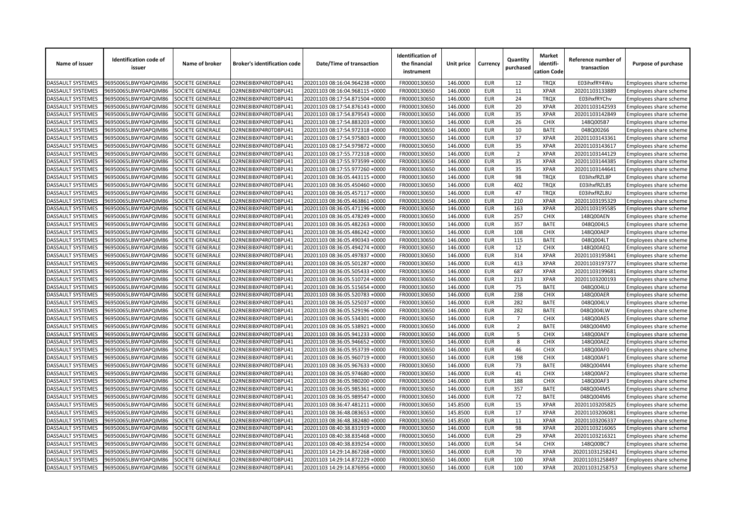| Name of issuer | Identification code of issuer | Name of broker | Broker's identification code | Date/Time of transaction | Identification of the financial instrument | Unit price | Currency | Quantity purchased | Market identifi-cation Code | Reference number of transaction | Purpose of purchase |
|---|---|---|---|---|---|---|---|---|---|---|---|
| DASSAULT SYSTEMES | 96950065LBWY0APQIM86 | SOCIETE GENERALE | O2RNE8IBXP4R0TD8PU41 | 20201103 08:16:04.964238 +0000 | FR0000130650 | 146.0000 | EUR | 12 | TRQX | E03ihxfRY4Wu | Employees share scheme |
| DASSAULT SYSTEMES | 96950065LBWY0APQIM86 | SOCIETE GENERALE | O2RNE8IBXP4R0TD8PU41 | 20201103 08:16:04.968115 +0000 | FR0000130650 | 146.0000 | EUR | 11 | XPAR | 20201103133889 | Employees share scheme |
| DASSAULT SYSTEMES | 96950065LBWY0APQIM86 | SOCIETE GENERALE | O2RNE8IBXP4R0TD8PU41 | 20201103 08:17:54.871504 +0000 | FR0000130650 | 146.0000 | EUR | 24 | TRQX | E03ihxfRYChv | Employees share scheme |
| DASSAULT SYSTEMES | 96950065LBWY0APQIM86 | SOCIETE GENERALE | O2RNE8IBXP4R0TD8PU41 | 20201103 08:17:54.876143 +0000 | FR0000130650 | 146.0000 | EUR | 20 | XPAR | 20201103142593 | Employees share scheme |
| DASSAULT SYSTEMES | 96950065LBWY0APQIM86 | SOCIETE GENERALE | O2RNE8IBXP4R0TD8PU41 | 20201103 08:17:54.879543 +0000 | FR0000130650 | 146.0000 | EUR | 35 | XPAR | 20201103142849 | Employees share scheme |
| DASSAULT SYSTEMES | 96950065LBWY0APQIM86 | SOCIETE GENERALE | O2RNE8IBXP4R0TD8PU41 | 20201103 08:17:54.883203 +0000 | FR0000130650 | 146.0000 | EUR | 26 | CHIX | 148Q005B7 | Employees share scheme |
| DASSAULT SYSTEMES | 96950065LBWY0APQIM86 | SOCIETE GENERALE | O2RNE8IBXP4R0TD8PU41 | 20201103 08:17:54.972318 +0000 | FR0000130650 | 146.0000 | EUR | 10 | BATE | 048Q00266 | Employees share scheme |
| DASSAULT SYSTEMES | 96950065LBWY0APQIM86 | SOCIETE GENERALE | O2RNE8IBXP4R0TD8PU41 | 20201103 08:17:54.975803 +0000 | FR0000130650 | 146.0000 | EUR | 37 | XPAR | 20201103143361 | Employees share scheme |
| DASSAULT SYSTEMES | 96950065LBWY0APQIM86 | SOCIETE GENERALE | O2RNE8IBXP4R0TD8PU41 | 20201103 08:17:54.979872 +0000 | FR0000130650 | 146.0000 | EUR | 35 | XPAR | 20201103143617 | Employees share scheme |
| DASSAULT SYSTEMES | 96950065LBWY0APQIM86 | SOCIETE GENERALE | O2RNE8IBXP4R0TD8PU41 | 20201103 08:17:55.772318 +0000 | FR0000130650 | 146.0000 | EUR | 2 | XPAR | 20201103144129 | Employees share scheme |
| DASSAULT SYSTEMES | 96950065LBWY0APQIM86 | SOCIETE GENERALE | O2RNE8IBXP4R0TD8PU41 | 20201103 08:17:55.973599 +0000 | FR0000130650 | 146.0000 | EUR | 35 | XPAR | 20201103144385 | Employees share scheme |
| DASSAULT SYSTEMES | 96950065LBWY0APQIM86 | SOCIETE GENERALE | O2RNE8IBXP4R0TD8PU41 | 20201103 08:17:55.977260 +0000 | FR0000130650 | 146.0000 | EUR | 35 | XPAR | 20201103144641 | Employees share scheme |
| DASSAULT SYSTEMES | 96950065LBWY0APQIM86 | SOCIETE GENERALE | O2RNE8IBXP4R0TD8PU41 | 20201103 08:36:05.443115 +0000 | FR0000130650 | 146.0000 | EUR | 98 | TRQX | E03ihxfRZL8P | Employees share scheme |
| DASSAULT SYSTEMES | 96950065LBWY0APQIM86 | SOCIETE GENERALE | O2RNE8IBXP4R0TD8PU41 | 20201103 08:36:05.450460 +0000 | FR0000130650 | 146.0000 | EUR | 402 | TRQX | E03ihxfRZL8S | Employees share scheme |
| DASSAULT SYSTEMES | 96950065LBWY0APQIM86 | SOCIETE GENERALE | O2RNE8IBXP4R0TD8PU41 | 20201103 08:36:05.457117 +0000 | FR0000130650 | 146.0000 | EUR | 47 | TRQX | E03ihxfRZL8U | Employees share scheme |
| DASSAULT SYSTEMES | 96950065LBWY0APQIM86 | SOCIETE GENERALE | O2RNE8IBXP4R0TD8PU41 | 20201103 08:36:05.463861 +0000 | FR0000130650 | 146.0000 | EUR | 210 | XPAR | 20201103195329 | Employees share scheme |
| DASSAULT SYSTEMES | 96950065LBWY0APQIM86 | SOCIETE GENERALE | O2RNE8IBXP4R0TD8PU41 | 20201103 08:36:05.471196 +0000 | FR0000130650 | 146.0000 | EUR | 163 | XPAR | 20201103195585 | Employees share scheme |
| DASSAULT SYSTEMES | 96950065LBWY0APQIM86 | SOCIETE GENERALE | O2RNE8IBXP4R0TD8PU41 | 20201103 08:36:05.478249 +0000 | FR0000130650 | 146.0000 | EUR | 257 | CHIX | 148Q00AEN | Employees share scheme |
| DASSAULT SYSTEMES | 96950065LBWY0APQIM86 | SOCIETE GENERALE | O2RNE8IBXP4R0TD8PU41 | 20201103 08:36:05.482263 +0000 | FR0000130650 | 146.0000 | EUR | 357 | BATE | 048Q004LS | Employees share scheme |
| DASSAULT SYSTEMES | 96950065LBWY0APQIM86 | SOCIETE GENERALE | O2RNE8IBXP4R0TD8PU41 | 20201103 08:36:05.486242 +0000 | FR0000130650 | 146.0000 | EUR | 108 | CHIX | 148Q00AEP | Employees share scheme |
| DASSAULT SYSTEMES | 96950065LBWY0APQIM86 | SOCIETE GENERALE | O2RNE8IBXP4R0TD8PU41 | 20201103 08:36:05.490343 +0000 | FR0000130650 | 146.0000 | EUR | 115 | BATE | 048Q004LT | Employees share scheme |
| DASSAULT SYSTEMES | 96950065LBWY0APQIM86 | SOCIETE GENERALE | O2RNE8IBXP4R0TD8PU41 | 20201103 08:36:05.494274 +0000 | FR0000130650 | 146.0000 | EUR | 12 | CHIX | 148Q00AEQ | Employees share scheme |
| DASSAULT SYSTEMES | 96950065LBWY0APQIM86 | SOCIETE GENERALE | O2RNE8IBXP4R0TD8PU41 | 20201103 08:36:05.497837 +0000 | FR0000130650 | 146.0000 | EUR | 314 | XPAR | 20201103195841 | Employees share scheme |
| DASSAULT SYSTEMES | 96950065LBWY0APQIM86 | SOCIETE GENERALE | O2RNE8IBXP4R0TD8PU41 | 20201103 08:36:05.501287 +0000 | FR0000130650 | 146.0000 | EUR | 413 | XPAR | 20201103197377 | Employees share scheme |
| DASSAULT SYSTEMES | 96950065LBWY0APQIM86 | SOCIETE GENERALE | O2RNE8IBXP4R0TD8PU41 | 20201103 08:36:05.505433 +0000 | FR0000130650 | 146.0000 | EUR | 687 | XPAR | 20201103199681 | Employees share scheme |
| DASSAULT SYSTEMES | 96950065LBWY0APQIM86 | SOCIETE GENERALE | O2RNE8IBXP4R0TD8PU41 | 20201103 08:36:05.510724 +0000 | FR0000130650 | 146.0000 | EUR | 213 | XPAR | 20201103200193 | Employees share scheme |
| DASSAULT SYSTEMES | 96950065LBWY0APQIM86 | SOCIETE GENERALE | O2RNE8IBXP4R0TD8PU41 | 20201103 08:36:05.515654 +0000 | FR0000130650 | 146.0000 | EUR | 75 | BATE | 048Q004LU | Employees share scheme |
| DASSAULT SYSTEMES | 96950065LBWY0APQIM86 | SOCIETE GENERALE | O2RNE8IBXP4R0TD8PU41 | 20201103 08:36:05.520783 +0000 | FR0000130650 | 146.0000 | EUR | 238 | CHIX | 148Q00AER | Employees share scheme |
| DASSAULT SYSTEMES | 96950065LBWY0APQIM86 | SOCIETE GENERALE | O2RNE8IBXP4R0TD8PU41 | 20201103 08:36:05.525037 +0000 | FR0000130650 | 146.0000 | EUR | 282 | BATE | 048Q004LV | Employees share scheme |
| DASSAULT SYSTEMES | 96950065LBWY0APQIM86 | SOCIETE GENERALE | O2RNE8IBXP4R0TD8PU41 | 20201103 08:36:05.529196 +0000 | FR0000130650 | 146.0000 | EUR | 282 | BATE | 048Q004LW | Employees share scheme |
| DASSAULT SYSTEMES | 96950065LBWY0APQIM86 | SOCIETE GENERALE | O2RNE8IBXP4R0TD8PU41 | 20201103 08:36:05.534301 +0000 | FR0000130650 | 146.0000 | EUR | 7 | CHIX | 148Q00AES | Employees share scheme |
| DASSAULT SYSTEMES | 96950065LBWY0APQIM86 | SOCIETE GENERALE | O2RNE8IBXP4R0TD8PU41 | 20201103 08:36:05.538921 +0000 | FR0000130650 | 146.0000 | EUR | 2 | BATE | 048Q004M0 | Employees share scheme |
| DASSAULT SYSTEMES | 96950065LBWY0APQIM86 | SOCIETE GENERALE | O2RNE8IBXP4R0TD8PU41 | 20201103 08:36:05.941233 +0000 | FR0000130650 | 146.0000 | EUR | 5 | CHIX | 148Q00AEY | Employees share scheme |
| DASSAULT SYSTEMES | 96950065LBWY0APQIM86 | SOCIETE GENERALE | O2RNE8IBXP4R0TD8PU41 | 20201103 08:36:05.946652 +0000 | FR0000130650 | 146.0000 | EUR | 8 | CHIX | 148Q00AEZ | Employees share scheme |
| DASSAULT SYSTEMES | 96950065LBWY0APQIM86 | SOCIETE GENERALE | O2RNE8IBXP4R0TD8PU41 | 20201103 08:36:05.953739 +0000 | FR0000130650 | 146.0000 | EUR | 46 | CHIX | 148Q00AF0 | Employees share scheme |
| DASSAULT SYSTEMES | 96950065LBWY0APQIM86 | SOCIETE GENERALE | O2RNE8IBXP4R0TD8PU41 | 20201103 08:36:05.960719 +0000 | FR0000130650 | 146.0000 | EUR | 198 | CHIX | 148Q00AF1 | Employees share scheme |
| DASSAULT SYSTEMES | 96950065LBWY0APQIM86 | SOCIETE GENERALE | O2RNE8IBXP4R0TD8PU41 | 20201103 08:36:05.967633 +0000 | FR0000130650 | 146.0000 | EUR | 73 | BATE | 048Q004M4 | Employees share scheme |
| DASSAULT SYSTEMES | 96950065LBWY0APQIM86 | SOCIETE GENERALE | O2RNE8IBXP4R0TD8PU41 | 20201103 08:36:05.974680 +0000 | FR0000130650 | 146.0000 | EUR | 41 | CHIX | 148Q00AF2 | Employees share scheme |
| DASSAULT SYSTEMES | 96950065LBWY0APQIM86 | SOCIETE GENERALE | O2RNE8IBXP4R0TD8PU41 | 20201103 08:36:05.980200 +0000 | FR0000130650 | 146.0000 | EUR | 188 | CHIX | 148Q00AF3 | Employees share scheme |
| DASSAULT SYSTEMES | 96950065LBWY0APQIM86 | SOCIETE GENERALE | O2RNE8IBXP4R0TD8PU41 | 20201103 08:36:05.985361 +0000 | FR0000130650 | 146.0000 | EUR | 357 | BATE | 048Q004M5 | Employees share scheme |
| DASSAULT SYSTEMES | 96950065LBWY0APQIM86 | SOCIETE GENERALE | O2RNE8IBXP4R0TD8PU41 | 20201103 08:36:05.989547 +0000 | FR0000130650 | 146.0000 | EUR | 72 | BATE | 048Q004M6 | Employees share scheme |
| DASSAULT SYSTEMES | 96950065LBWY0APQIM86 | SOCIETE GENERALE | O2RNE8IBXP4R0TD8PU41 | 20201103 08:36:47.481211 +0000 | FR0000130650 | 145.8500 | EUR | 15 | XPAR | 20201103205825 | Employees share scheme |
| DASSAULT SYSTEMES | 96950065LBWY0APQIM86 | SOCIETE GENERALE | O2RNE8IBXP4R0TD8PU41 | 20201103 08:36:48.083653 +0000 | FR0000130650 | 145.8500 | EUR | 17 | XPAR | 20201103206081 | Employees share scheme |
| DASSAULT SYSTEMES | 96950065LBWY0APQIM86 | SOCIETE GENERALE | O2RNE8IBXP4R0TD8PU41 | 20201103 08:36:48.382480 +0000 | FR0000130650 | 145.8500 | EUR | 11 | XPAR | 20201103206337 | Employees share scheme |
| DASSAULT SYSTEMES | 96950065LBWY0APQIM86 | SOCIETE GENERALE | O2RNE8IBXP4R0TD8PU41 | 20201103 08:40:38.831919 +0000 | FR0000130650 | 146.0000 | EUR | 98 | XPAR | 20201103216065 | Employees share scheme |
| DASSAULT SYSTEMES | 96950065LBWY0APQIM86 | SOCIETE GENERALE | O2RNE8IBXP4R0TD8PU41 | 20201103 08:40:38.835468 +0000 | FR0000130650 | 146.0000 | EUR | 29 | XPAR | 20201103216321 | Employees share scheme |
| DASSAULT SYSTEMES | 96950065LBWY0APQIM86 | SOCIETE GENERALE | O2RNE8IBXP4R0TD8PU41 | 20201103 08:40:38.839254 +0000 | FR0000130650 | 146.0000 | EUR | 54 | CHIX | 148Q00BC7 | Employees share scheme |
| DASSAULT SYSTEMES | 96950065LBWY0APQIM86 | SOCIETE GENERALE | O2RNE8IBXP4R0TD8PU41 | 20201103 14:29:14.867268 +0000 | FR0000130650 | 146.0000 | EUR | 70 | XPAR | 202011031258241 | Employees share scheme |
| DASSAULT SYSTEMES | 96950065LBWY0APQIM86 | SOCIETE GENERALE | O2RNE8IBXP4R0TD8PU41 | 20201103 14:29:14.872229 +0000 | FR0000130650 | 146.0000 | EUR | 100 | XPAR | 202011031258497 | Employees share scheme |
| DASSAULT SYSTEMES | 96950065LBWY0APQIM86 | SOCIETE GENERALE | O2RNE8IBXP4R0TD8PU41 | 20201103 14:29:14.876956 +0000 | FR0000130650 | 146.0000 | EUR | 100 | XPAR | 202011031258753 | Employees share scheme |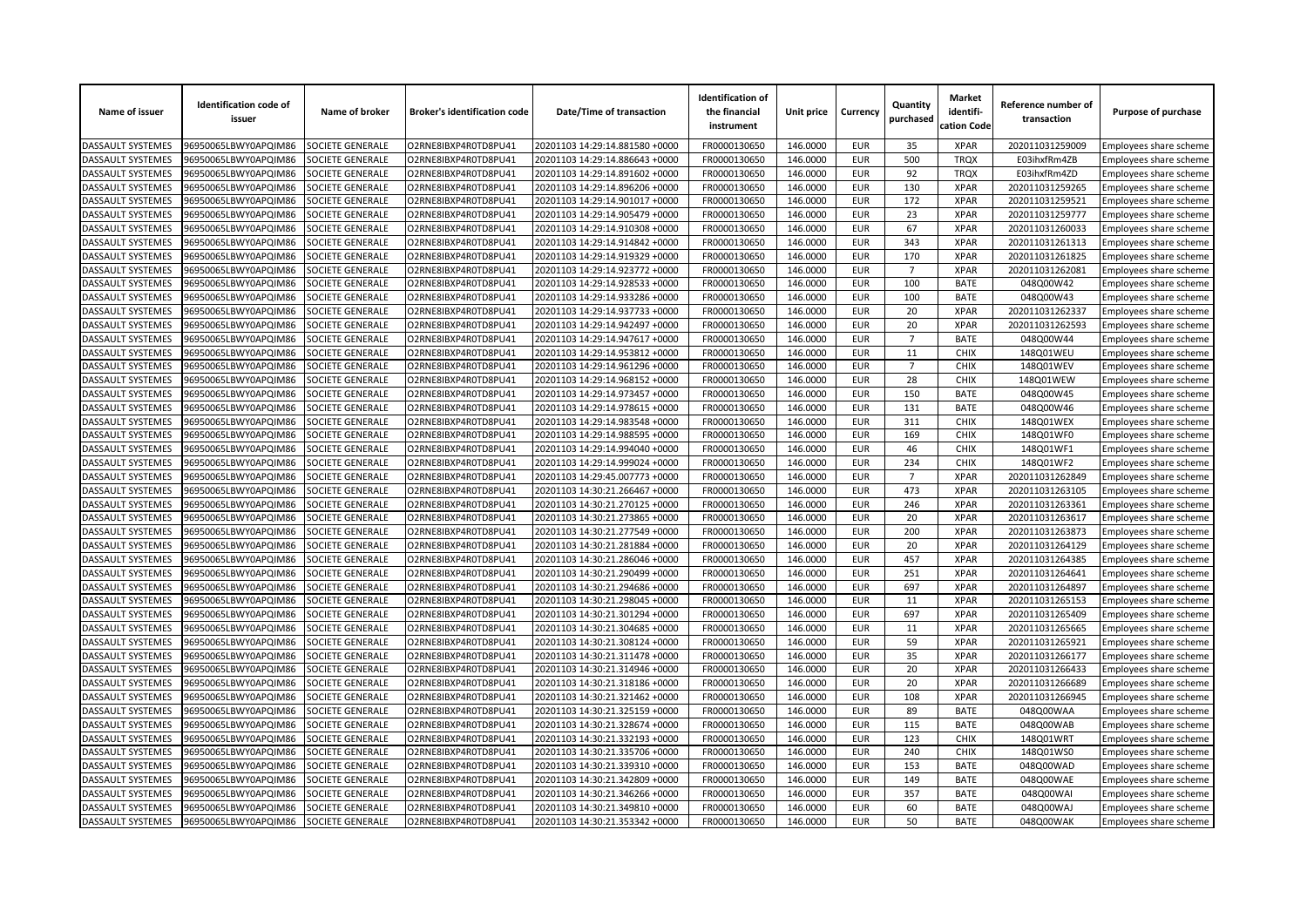| Name of issuer | Identification code of issuer | Name of broker | Broker's identification code | Date/Time of transaction | Identification of the financial instrument | Unit price | Currency | Quantity purchased | Market identifi-cation Code | Reference number of transaction | Purpose of purchase |
|---|---|---|---|---|---|---|---|---|---|---|---|
| DASSAULT SYSTEMES | 96950065LBWY0APQIM86 | SOCIETE GENERALE | O2RNE8IBXP4R0TD8PU41 | 20201103 14:29:14.881580 +0000 | FR0000130650 | 146.0000 | EUR | 35 | XPAR | 202011031259009 | Employees share scheme |
| DASSAULT SYSTEMES | 96950065LBWY0APQIM86 | SOCIETE GENERALE | O2RNE8IBXP4R0TD8PU41 | 20201103 14:29:14.886643 +0000 | FR0000130650 | 146.0000 | EUR | 500 | TRQX | E03ihxfRm4ZB | Employees share scheme |
| DASSAULT SYSTEMES | 96950065LBWY0APQIM86 | SOCIETE GENERALE | O2RNE8IBXP4R0TD8PU41 | 20201103 14:29:14.891602 +0000 | FR0000130650 | 146.0000 | EUR | 92 | TRQX | E03ihxfRm4ZD | Employees share scheme |
| DASSAULT SYSTEMES | 96950065LBWY0APQIM86 | SOCIETE GENERALE | O2RNE8IBXP4R0TD8PU41 | 20201103 14:29:14.896206 +0000 | FR0000130650 | 146.0000 | EUR | 130 | XPAR | 202011031259265 | Employees share scheme |
| DASSAULT SYSTEMES | 96950065LBWY0APQIM86 | SOCIETE GENERALE | O2RNE8IBXP4R0TD8PU41 | 20201103 14:29:14.901017 +0000 | FR0000130650 | 146.0000 | EUR | 172 | XPAR | 202011031259521 | Employees share scheme |
| DASSAULT SYSTEMES | 96950065LBWY0APQIM86 | SOCIETE GENERALE | O2RNE8IBXP4R0TD8PU41 | 20201103 14:29:14.905479 +0000 | FR0000130650 | 146.0000 | EUR | 23 | XPAR | 202011031259777 | Employees share scheme |
| DASSAULT SYSTEMES | 96950065LBWY0APQIM86 | SOCIETE GENERALE | O2RNE8IBXP4R0TD8PU41 | 20201103 14:29:14.910308 +0000 | FR0000130650 | 146.0000 | EUR | 67 | XPAR | 202011031260033 | Employees share scheme |
| DASSAULT SYSTEMES | 96950065LBWY0APQIM86 | SOCIETE GENERALE | O2RNE8IBXP4R0TD8PU41 | 20201103 14:29:14.914842 +0000 | FR0000130650 | 146.0000 | EUR | 343 | XPAR | 202011031261313 | Employees share scheme |
| DASSAULT SYSTEMES | 96950065LBWY0APQIM86 | SOCIETE GENERALE | O2RNE8IBXP4R0TD8PU41 | 20201103 14:29:14.919329 +0000 | FR0000130650 | 146.0000 | EUR | 170 | XPAR | 202011031261825 | Employees share scheme |
| DASSAULT SYSTEMES | 96950065LBWY0APQIM86 | SOCIETE GENERALE | O2RNE8IBXP4R0TD8PU41 | 20201103 14:29:14.923772 +0000 | FR0000130650 | 146.0000 | EUR | 7 | XPAR | 202011031262081 | Employees share scheme |
| DASSAULT SYSTEMES | 96950065LBWY0APQIM86 | SOCIETE GENERALE | O2RNE8IBXP4R0TD8PU41 | 20201103 14:29:14.928533 +0000 | FR0000130650 | 146.0000 | EUR | 100 | BATE | 048Q00W42 | Employees share scheme |
| DASSAULT SYSTEMES | 96950065LBWY0APQIM86 | SOCIETE GENERALE | O2RNE8IBXP4R0TD8PU41 | 20201103 14:29:14.933286 +0000 | FR0000130650 | 146.0000 | EUR | 100 | BATE | 048Q00W43 | Employees share scheme |
| DASSAULT SYSTEMES | 96950065LBWY0APQIM86 | SOCIETE GENERALE | O2RNE8IBXP4R0TD8PU41 | 20201103 14:29:14.937733 +0000 | FR0000130650 | 146.0000 | EUR | 20 | XPAR | 202011031262337 | Employees share scheme |
| DASSAULT SYSTEMES | 96950065LBWY0APQIM86 | SOCIETE GENERALE | O2RNE8IBXP4R0TD8PU41 | 20201103 14:29:14.942497 +0000 | FR0000130650 | 146.0000 | EUR | 20 | XPAR | 202011031262593 | Employees share scheme |
| DASSAULT SYSTEMES | 96950065LBWY0APQIM86 | SOCIETE GENERALE | O2RNE8IBXP4R0TD8PU41 | 20201103 14:29:14.947617 +0000 | FR0000130650 | 146.0000 | EUR | 7 | BATE | 048Q00W44 | Employees share scheme |
| DASSAULT SYSTEMES | 96950065LBWY0APQIM86 | SOCIETE GENERALE | O2RNE8IBXP4R0TD8PU41 | 20201103 14:29:14.953812 +0000 | FR0000130650 | 146.0000 | EUR | 11 | CHIX | 148Q01WEU | Employees share scheme |
| DASSAULT SYSTEMES | 96950065LBWY0APQIM86 | SOCIETE GENERALE | O2RNE8IBXP4R0TD8PU41 | 20201103 14:29:14.961296 +0000 | FR0000130650 | 146.0000 | EUR | 7 | CHIX | 148Q01WEV | Employees share scheme |
| DASSAULT SYSTEMES | 96950065LBWY0APQIM86 | SOCIETE GENERALE | O2RNE8IBXP4R0TD8PU41 | 20201103 14:29:14.968152 +0000 | FR0000130650 | 146.0000 | EUR | 28 | CHIX | 148Q01WEW | Employees share scheme |
| DASSAULT SYSTEMES | 96950065LBWY0APQIM86 | SOCIETE GENERALE | O2RNE8IBXP4R0TD8PU41 | 20201103 14:29:14.973457 +0000 | FR0000130650 | 146.0000 | EUR | 150 | BATE | 048Q00W45 | Employees share scheme |
| DASSAULT SYSTEMES | 96950065LBWY0APQIM86 | SOCIETE GENERALE | O2RNE8IBXP4R0TD8PU41 | 20201103 14:29:14.978615 +0000 | FR0000130650 | 146.0000 | EUR | 131 | BATE | 048Q00W46 | Employees share scheme |
| DASSAULT SYSTEMES | 96950065LBWY0APQIM86 | SOCIETE GENERALE | O2RNE8IBXP4R0TD8PU41 | 20201103 14:29:14.983548 +0000 | FR0000130650 | 146.0000 | EUR | 311 | CHIX | 148Q01WEX | Employees share scheme |
| DASSAULT SYSTEMES | 96950065LBWY0APQIM86 | SOCIETE GENERALE | O2RNE8IBXP4R0TD8PU41 | 20201103 14:29:14.988595 +0000 | FR0000130650 | 146.0000 | EUR | 169 | CHIX | 148Q01WF0 | Employees share scheme |
| DASSAULT SYSTEMES | 96950065LBWY0APQIM86 | SOCIETE GENERALE | O2RNE8IBXP4R0TD8PU41 | 20201103 14:29:14.994040 +0000 | FR0000130650 | 146.0000 | EUR | 46 | CHIX | 148Q01WF1 | Employees share scheme |
| DASSAULT SYSTEMES | 96950065LBWY0APQIM86 | SOCIETE GENERALE | O2RNE8IBXP4R0TD8PU41 | 20201103 14:29:14.999024 +0000 | FR0000130650 | 146.0000 | EUR | 234 | CHIX | 148Q01WF2 | Employees share scheme |
| DASSAULT SYSTEMES | 96950065LBWY0APQIM86 | SOCIETE GENERALE | O2RNE8IBXP4R0TD8PU41 | 20201103 14:29:45.007773 +0000 | FR0000130650 | 146.0000 | EUR | 7 | XPAR | 202011031262849 | Employees share scheme |
| DASSAULT SYSTEMES | 96950065LBWY0APQIM86 | SOCIETE GENERALE | O2RNE8IBXP4R0TD8PU41 | 20201103 14:30:21.266467 +0000 | FR0000130650 | 146.0000 | EUR | 473 | XPAR | 202011031263105 | Employees share scheme |
| DASSAULT SYSTEMES | 96950065LBWY0APQIM86 | SOCIETE GENERALE | O2RNE8IBXP4R0TD8PU41 | 20201103 14:30:21.270125 +0000 | FR0000130650 | 146.0000 | EUR | 246 | XPAR | 202011031263361 | Employees share scheme |
| DASSAULT SYSTEMES | 96950065LBWY0APQIM86 | SOCIETE GENERALE | O2RNE8IBXP4R0TD8PU41 | 20201103 14:30:21.273865 +0000 | FR0000130650 | 146.0000 | EUR | 20 | XPAR | 202011031263617 | Employees share scheme |
| DASSAULT SYSTEMES | 96950065LBWY0APQIM86 | SOCIETE GENERALE | O2RNE8IBXP4R0TD8PU41 | 20201103 14:30:21.277549 +0000 | FR0000130650 | 146.0000 | EUR | 200 | XPAR | 202011031263873 | Employees share scheme |
| DASSAULT SYSTEMES | 96950065LBWY0APQIM86 | SOCIETE GENERALE | O2RNE8IBXP4R0TD8PU41 | 20201103 14:30:21.281884 +0000 | FR0000130650 | 146.0000 | EUR | 20 | XPAR | 202011031264129 | Employees share scheme |
| DASSAULT SYSTEMES | 96950065LBWY0APQIM86 | SOCIETE GENERALE | O2RNE8IBXP4R0TD8PU41 | 20201103 14:30:21.286046 +0000 | FR0000130650 | 146.0000 | EUR | 457 | XPAR | 202011031264385 | Employees share scheme |
| DASSAULT SYSTEMES | 96950065LBWY0APQIM86 | SOCIETE GENERALE | O2RNE8IBXP4R0TD8PU41 | 20201103 14:30:21.290499 +0000 | FR0000130650 | 146.0000 | EUR | 251 | XPAR | 202011031264641 | Employees share scheme |
| DASSAULT SYSTEMES | 96950065LBWY0APQIM86 | SOCIETE GENERALE | O2RNE8IBXP4R0TD8PU41 | 20201103 14:30:21.294686 +0000 | FR0000130650 | 146.0000 | EUR | 697 | XPAR | 202011031264897 | Employees share scheme |
| DASSAULT SYSTEMES | 96950065LBWY0APQIM86 | SOCIETE GENERALE | O2RNE8IBXP4R0TD8PU41 | 20201103 14:30:21.298045 +0000 | FR0000130650 | 146.0000 | EUR | 11 | XPAR | 202011031265153 | Employees share scheme |
| DASSAULT SYSTEMES | 96950065LBWY0APQIM86 | SOCIETE GENERALE | O2RNE8IBXP4R0TD8PU41 | 20201103 14:30:21.301294 +0000 | FR0000130650 | 146.0000 | EUR | 697 | XPAR | 202011031265409 | Employees share scheme |
| DASSAULT SYSTEMES | 96950065LBWY0APQIM86 | SOCIETE GENERALE | O2RNE8IBXP4R0TD8PU41 | 20201103 14:30:21.304685 +0000 | FR0000130650 | 146.0000 | EUR | 11 | XPAR | 202011031265665 | Employees share scheme |
| DASSAULT SYSTEMES | 96950065LBWY0APQIM86 | SOCIETE GENERALE | O2RNE8IBXP4R0TD8PU41 | 20201103 14:30:21.308124 +0000 | FR0000130650 | 146.0000 | EUR | 59 | XPAR | 202011031265921 | Employees share scheme |
| DASSAULT SYSTEMES | 96950065LBWY0APQIM86 | SOCIETE GENERALE | O2RNE8IBXP4R0TD8PU41 | 20201103 14:30:21.311478 +0000 | FR0000130650 | 146.0000 | EUR | 35 | XPAR | 202011031266177 | Employees share scheme |
| DASSAULT SYSTEMES | 96950065LBWY0APQIM86 | SOCIETE GENERALE | O2RNE8IBXP4R0TD8PU41 | 20201103 14:30:21.314946 +0000 | FR0000130650 | 146.0000 | EUR | 20 | XPAR | 202011031266433 | Employees share scheme |
| DASSAULT SYSTEMES | 96950065LBWY0APQIM86 | SOCIETE GENERALE | O2RNE8IBXP4R0TD8PU41 | 20201103 14:30:21.318186 +0000 | FR0000130650 | 146.0000 | EUR | 20 | XPAR | 202011031266689 | Employees share scheme |
| DASSAULT SYSTEMES | 96950065LBWY0APQIM86 | SOCIETE GENERALE | O2RNE8IBXP4R0TD8PU41 | 20201103 14:30:21.321462 +0000 | FR0000130650 | 146.0000 | EUR | 108 | XPAR | 202011031266945 | Employees share scheme |
| DASSAULT SYSTEMES | 96950065LBWY0APQIM86 | SOCIETE GENERALE | O2RNE8IBXP4R0TD8PU41 | 20201103 14:30:21.325159 +0000 | FR0000130650 | 146.0000 | EUR | 89 | BATE | 048Q00WAA | Employees share scheme |
| DASSAULT SYSTEMES | 96950065LBWY0APQIM86 | SOCIETE GENERALE | O2RNE8IBXP4R0TD8PU41 | 20201103 14:30:21.328674 +0000 | FR0000130650 | 146.0000 | EUR | 115 | BATE | 048Q00WAB | Employees share scheme |
| DASSAULT SYSTEMES | 96950065LBWY0APQIM86 | SOCIETE GENERALE | O2RNE8IBXP4R0TD8PU41 | 20201103 14:30:21.332193 +0000 | FR0000130650 | 146.0000 | EUR | 123 | CHIX | 148Q01WRT | Employees share scheme |
| DASSAULT SYSTEMES | 96950065LBWY0APQIM86 | SOCIETE GENERALE | O2RNE8IBXP4R0TD8PU41 | 20201103 14:30:21.335706 +0000 | FR0000130650 | 146.0000 | EUR | 240 | CHIX | 148Q01WS0 | Employees share scheme |
| DASSAULT SYSTEMES | 96950065LBWY0APQIM86 | SOCIETE GENERALE | O2RNE8IBXP4R0TD8PU41 | 20201103 14:30:21.339310 +0000 | FR0000130650 | 146.0000 | EUR | 153 | BATE | 048Q00WAD | Employees share scheme |
| DASSAULT SYSTEMES | 96950065LBWY0APQIM86 | SOCIETE GENERALE | O2RNE8IBXP4R0TD8PU41 | 20201103 14:30:21.342809 +0000 | FR0000130650 | 146.0000 | EUR | 149 | BATE | 048Q00WAE | Employees share scheme |
| DASSAULT SYSTEMES | 96950065LBWY0APQIM86 | SOCIETE GENERALE | O2RNE8IBXP4R0TD8PU41 | 20201103 14:30:21.346266 +0000 | FR0000130650 | 146.0000 | EUR | 357 | BATE | 048Q00WAI | Employees share scheme |
| DASSAULT SYSTEMES | 96950065LBWY0APQIM86 | SOCIETE GENERALE | O2RNE8IBXP4R0TD8PU41 | 20201103 14:30:21.349810 +0000 | FR0000130650 | 146.0000 | EUR | 60 | BATE | 048Q00WAJ | Employees share scheme |
| DASSAULT SYSTEMES | 96950065LBWY0APQIM86 | SOCIETE GENERALE | O2RNE8IBXP4R0TD8PU41 | 20201103 14:30:21.353342 +0000 | FR0000130650 | 146.0000 | EUR | 50 | BATE | 048Q00WAK | Employees share scheme |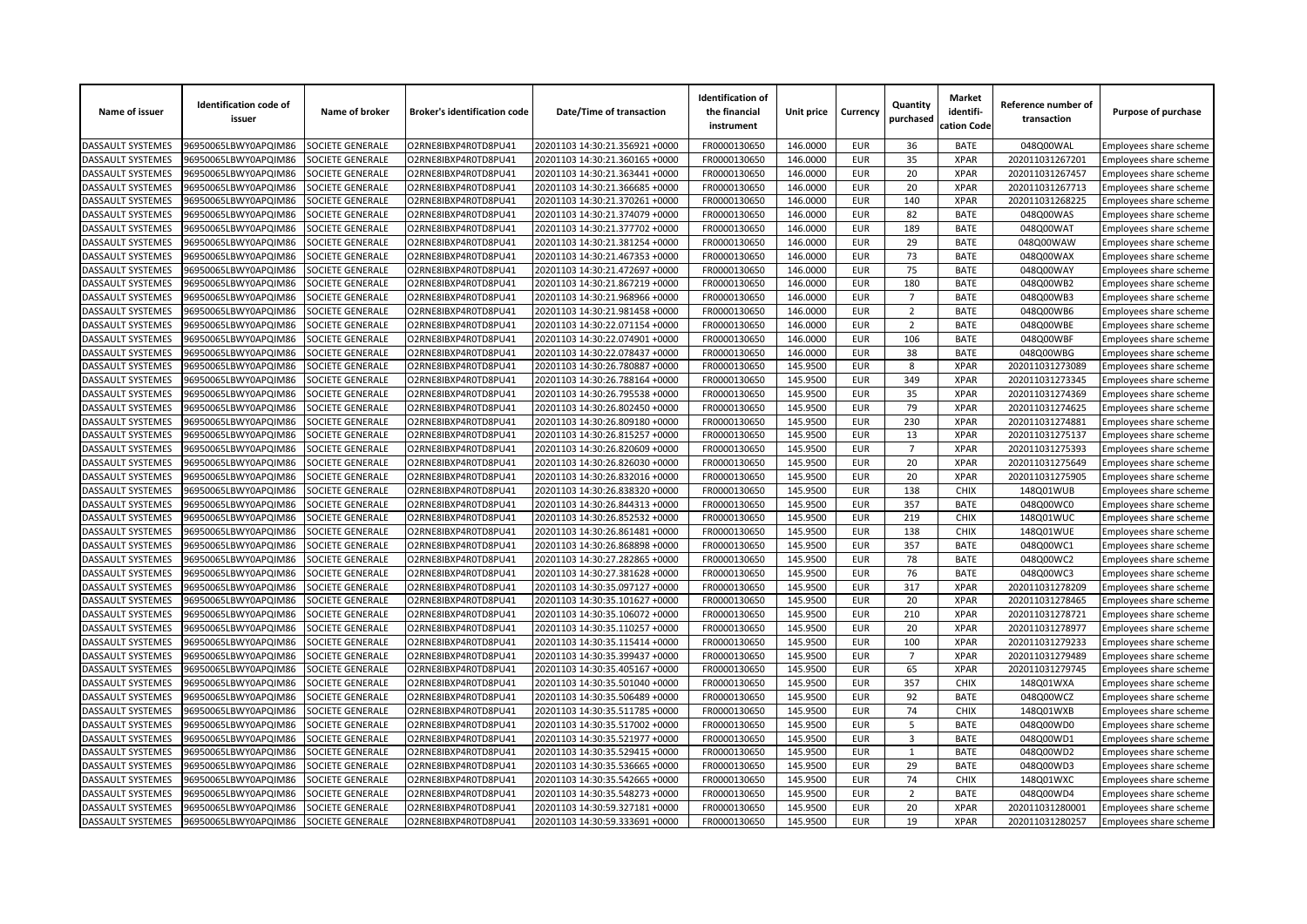| Name of issuer | Identification code of issuer | Name of broker | Broker's identification code | Date/Time of transaction | Identification of the financial instrument | Unit price | Currency | Quantity purchased | Market identifi-cation Code | Reference number of transaction | Purpose of purchase |
|---|---|---|---|---|---|---|---|---|---|---|---|
| DASSAULT SYSTEMES | 96950065LBWY0APQIM86 | SOCIETE GENERALE | O2RNE8IBXP4R0TD8PU41 | 20201103 14:30:21.356921 +0000 | FR0000130650 | 146.0000 | EUR | 36 | BATE | 048Q00WAL | Employees share scheme |
| DASSAULT SYSTEMES | 96950065LBWY0APQIM86 | SOCIETE GENERALE | O2RNE8IBXP4R0TD8PU41 | 20201103 14:30:21.360165 +0000 | FR0000130650 | 146.0000 | EUR | 35 | XPAR | 202011031267201 | Employees share scheme |
| DASSAULT SYSTEMES | 96950065LBWY0APQIM86 | SOCIETE GENERALE | O2RNE8IBXP4R0TD8PU41 | 20201103 14:30:21.363441 +0000 | FR0000130650 | 146.0000 | EUR | 20 | XPAR | 202011031267457 | Employees share scheme |
| DASSAULT SYSTEMES | 96950065LBWY0APQIM86 | SOCIETE GENERALE | O2RNE8IBXP4R0TD8PU41 | 20201103 14:30:21.366685 +0000 | FR0000130650 | 146.0000 | EUR | 20 | XPAR | 202011031267713 | Employees share scheme |
| DASSAULT SYSTEMES | 96950065LBWY0APQIM86 | SOCIETE GENERALE | O2RNE8IBXP4R0TD8PU41 | 20201103 14:30:21.370261 +0000 | FR0000130650 | 146.0000 | EUR | 140 | XPAR | 202011031268225 | Employees share scheme |
| DASSAULT SYSTEMES | 96950065LBWY0APQIM86 | SOCIETE GENERALE | O2RNE8IBXP4R0TD8PU41 | 20201103 14:30:21.374079 +0000 | FR0000130650 | 146.0000 | EUR | 82 | BATE | 048Q00WAS | Employees share scheme |
| DASSAULT SYSTEMES | 96950065LBWY0APQIM86 | SOCIETE GENERALE | O2RNE8IBXP4R0TD8PU41 | 20201103 14:30:21.377702 +0000 | FR0000130650 | 146.0000 | EUR | 189 | BATE | 048Q00WAT | Employees share scheme |
| DASSAULT SYSTEMES | 96950065LBWY0APQIM86 | SOCIETE GENERALE | O2RNE8IBXP4R0TD8PU41 | 20201103 14:30:21.381254 +0000 | FR0000130650 | 146.0000 | EUR | 29 | BATE | 048Q00WAW | Employees share scheme |
| DASSAULT SYSTEMES | 96950065LBWY0APQIM86 | SOCIETE GENERALE | O2RNE8IBXP4R0TD8PU41 | 20201103 14:30:21.467353 +0000 | FR0000130650 | 146.0000 | EUR | 73 | BATE | 048Q00WAX | Employees share scheme |
| DASSAULT SYSTEMES | 96950065LBWY0APQIM86 | SOCIETE GENERALE | O2RNE8IBXP4R0TD8PU41 | 20201103 14:30:21.472697 +0000 | FR0000130650 | 146.0000 | EUR | 75 | BATE | 048Q00WAY | Employees share scheme |
| DASSAULT SYSTEMES | 96950065LBWY0APQIM86 | SOCIETE GENERALE | O2RNE8IBXP4R0TD8PU41 | 20201103 14:30:21.867219 +0000 | FR0000130650 | 146.0000 | EUR | 180 | BATE | 048Q00WB2 | Employees share scheme |
| DASSAULT SYSTEMES | 96950065LBWY0APQIM86 | SOCIETE GENERALE | O2RNE8IBXP4R0TD8PU41 | 20201103 14:30:21.968966 +0000 | FR0000130650 | 146.0000 | EUR | 7 | BATE | 048Q00WB3 | Employees share scheme |
| DASSAULT SYSTEMES | 96950065LBWY0APQIM86 | SOCIETE GENERALE | O2RNE8IBXP4R0TD8PU41 | 20201103 14:30:21.981458 +0000 | FR0000130650 | 146.0000 | EUR | 2 | BATE | 048Q00WB6 | Employees share scheme |
| DASSAULT SYSTEMES | 96950065LBWY0APQIM86 | SOCIETE GENERALE | O2RNE8IBXP4R0TD8PU41 | 20201103 14:30:22.071154 +0000 | FR0000130650 | 146.0000 | EUR | 2 | BATE | 048Q00WBE | Employees share scheme |
| DASSAULT SYSTEMES | 96950065LBWY0APQIM86 | SOCIETE GENERALE | O2RNE8IBXP4R0TD8PU41 | 20201103 14:30:22.074901 +0000 | FR0000130650 | 146.0000 | EUR | 106 | BATE | 048Q00WBF | Employees share scheme |
| DASSAULT SYSTEMES | 96950065LBWY0APQIM86 | SOCIETE GENERALE | O2RNE8IBXP4R0TD8PU41 | 20201103 14:30:22.078437 +0000 | FR0000130650 | 146.0000 | EUR | 38 | BATE | 048Q00WBG | Employees share scheme |
| DASSAULT SYSTEMES | 96950065LBWY0APQIM86 | SOCIETE GENERALE | O2RNE8IBXP4R0TD8PU41 | 20201103 14:30:26.780887 +0000 | FR0000130650 | 145.9500 | EUR | 8 | XPAR | 202011031273089 | Employees share scheme |
| DASSAULT SYSTEMES | 96950065LBWY0APQIM86 | SOCIETE GENERALE | O2RNE8IBXP4R0TD8PU41 | 20201103 14:30:26.788164 +0000 | FR0000130650 | 145.9500 | EUR | 349 | XPAR | 202011031273345 | Employees share scheme |
| DASSAULT SYSTEMES | 96950065LBWY0APQIM86 | SOCIETE GENERALE | O2RNE8IBXP4R0TD8PU41 | 20201103 14:30:26.795538 +0000 | FR0000130650 | 145.9500 | EUR | 35 | XPAR | 202011031274369 | Employees share scheme |
| DASSAULT SYSTEMES | 96950065LBWY0APQIM86 | SOCIETE GENERALE | O2RNE8IBXP4R0TD8PU41 | 20201103 14:30:26.802450 +0000 | FR0000130650 | 145.9500 | EUR | 79 | XPAR | 202011031274625 | Employees share scheme |
| DASSAULT SYSTEMES | 96950065LBWY0APQIM86 | SOCIETE GENERALE | O2RNE8IBXP4R0TD8PU41 | 20201103 14:30:26.809180 +0000 | FR0000130650 | 145.9500 | EUR | 230 | XPAR | 202011031274881 | Employees share scheme |
| DASSAULT SYSTEMES | 96950065LBWY0APQIM86 | SOCIETE GENERALE | O2RNE8IBXP4R0TD8PU41 | 20201103 14:30:26.815257 +0000 | FR0000130650 | 145.9500 | EUR | 13 | XPAR | 202011031275137 | Employees share scheme |
| DASSAULT SYSTEMES | 96950065LBWY0APQIM86 | SOCIETE GENERALE | O2RNE8IBXP4R0TD8PU41 | 20201103 14:30:26.820609 +0000 | FR0000130650 | 145.9500 | EUR | 7 | XPAR | 202011031275393 | Employees share scheme |
| DASSAULT SYSTEMES | 96950065LBWY0APQIM86 | SOCIETE GENERALE | O2RNE8IBXP4R0TD8PU41 | 20201103 14:30:26.826030 +0000 | FR0000130650 | 145.9500 | EUR | 20 | XPAR | 202011031275649 | Employees share scheme |
| DASSAULT SYSTEMES | 96950065LBWY0APQIM86 | SOCIETE GENERALE | O2RNE8IBXP4R0TD8PU41 | 20201103 14:30:26.832016 +0000 | FR0000130650 | 145.9500 | EUR | 20 | XPAR | 202011031275905 | Employees share scheme |
| DASSAULT SYSTEMES | 96950065LBWY0APQIM86 | SOCIETE GENERALE | O2RNE8IBXP4R0TD8PU41 | 20201103 14:30:26.838320 +0000 | FR0000130650 | 145.9500 | EUR | 138 | CHIX | 148Q01WUB | Employees share scheme |
| DASSAULT SYSTEMES | 96950065LBWY0APQIM86 | SOCIETE GENERALE | O2RNE8IBXP4R0TD8PU41 | 20201103 14:30:26.844313 +0000 | FR0000130650 | 145.9500 | EUR | 357 | BATE | 048Q00WC0 | Employees share scheme |
| DASSAULT SYSTEMES | 96950065LBWY0APQIM86 | SOCIETE GENERALE | O2RNE8IBXP4R0TD8PU41 | 20201103 14:30:26.852532 +0000 | FR0000130650 | 145.9500 | EUR | 219 | CHIX | 148Q01WUC | Employees share scheme |
| DASSAULT SYSTEMES | 96950065LBWY0APQIM86 | SOCIETE GENERALE | O2RNE8IBXP4R0TD8PU41 | 20201103 14:30:26.861481 +0000 | FR0000130650 | 145.9500 | EUR | 138 | CHIX | 148Q01WUE | Employees share scheme |
| DASSAULT SYSTEMES | 96950065LBWY0APQIM86 | SOCIETE GENERALE | O2RNE8IBXP4R0TD8PU41 | 20201103 14:30:26.868898 +0000 | FR0000130650 | 145.9500 | EUR | 357 | BATE | 048Q00WC1 | Employees share scheme |
| DASSAULT SYSTEMES | 96950065LBWY0APQIM86 | SOCIETE GENERALE | O2RNE8IBXP4R0TD8PU41 | 20201103 14:30:27.282865 +0000 | FR0000130650 | 145.9500 | EUR | 78 | BATE | 048Q00WC2 | Employees share scheme |
| DASSAULT SYSTEMES | 96950065LBWY0APQIM86 | SOCIETE GENERALE | O2RNE8IBXP4R0TD8PU41 | 20201103 14:30:27.381628 +0000 | FR0000130650 | 145.9500 | EUR | 76 | BATE | 048Q00WC3 | Employees share scheme |
| DASSAULT SYSTEMES | 96950065LBWY0APQIM86 | SOCIETE GENERALE | O2RNE8IBXP4R0TD8PU41 | 20201103 14:30:35.097127 +0000 | FR0000130650 | 145.9500 | EUR | 317 | XPAR | 202011031278209 | Employees share scheme |
| DASSAULT SYSTEMES | 96950065LBWY0APQIM86 | SOCIETE GENERALE | O2RNE8IBXP4R0TD8PU41 | 20201103 14:30:35.101627 +0000 | FR0000130650 | 145.9500 | EUR | 20 | XPAR | 202011031278465 | Employees share scheme |
| DASSAULT SYSTEMES | 96950065LBWY0APQIM86 | SOCIETE GENERALE | O2RNE8IBXP4R0TD8PU41 | 20201103 14:30:35.106072 +0000 | FR0000130650 | 145.9500 | EUR | 210 | XPAR | 202011031278721 | Employees share scheme |
| DASSAULT SYSTEMES | 96950065LBWY0APQIM86 | SOCIETE GENERALE | O2RNE8IBXP4R0TD8PU41 | 20201103 14:30:35.110257 +0000 | FR0000130650 | 145.9500 | EUR | 20 | XPAR | 202011031278977 | Employees share scheme |
| DASSAULT SYSTEMES | 96950065LBWY0APQIM86 | SOCIETE GENERALE | O2RNE8IBXP4R0TD8PU41 | 20201103 14:30:35.115414 +0000 | FR0000130650 | 145.9500 | EUR | 100 | XPAR | 202011031279233 | Employees share scheme |
| DASSAULT SYSTEMES | 96950065LBWY0APQIM86 | SOCIETE GENERALE | O2RNE8IBXP4R0TD8PU41 | 20201103 14:30:35.399437 +0000 | FR0000130650 | 145.9500 | EUR | 7 | XPAR | 202011031279489 | Employees share scheme |
| DASSAULT SYSTEMES | 96950065LBWY0APQIM86 | SOCIETE GENERALE | O2RNE8IBXP4R0TD8PU41 | 20201103 14:30:35.405167 +0000 | FR0000130650 | 145.9500 | EUR | 65 | XPAR | 202011031279745 | Employees share scheme |
| DASSAULT SYSTEMES | 96950065LBWY0APQIM86 | SOCIETE GENERALE | O2RNE8IBXP4R0TD8PU41 | 20201103 14:30:35.501040 +0000 | FR0000130650 | 145.9500 | EUR | 357 | CHIX | 148Q01WXA | Employees share scheme |
| DASSAULT SYSTEMES | 96950065LBWY0APQIM86 | SOCIETE GENERALE | O2RNE8IBXP4R0TD8PU41 | 20201103 14:30:35.506489 +0000 | FR0000130650 | 145.9500 | EUR | 92 | BATE | 048Q00WCZ | Employees share scheme |
| DASSAULT SYSTEMES | 96950065LBWY0APQIM86 | SOCIETE GENERALE | O2RNE8IBXP4R0TD8PU41 | 20201103 14:30:35.511785 +0000 | FR0000130650 | 145.9500 | EUR | 74 | CHIX | 148Q01WXB | Employees share scheme |
| DASSAULT SYSTEMES | 96950065LBWY0APQIM86 | SOCIETE GENERALE | O2RNE8IBXP4R0TD8PU41 | 20201103 14:30:35.517002 +0000 | FR0000130650 | 145.9500 | EUR | 5 | BATE | 048Q00WD0 | Employees share scheme |
| DASSAULT SYSTEMES | 96950065LBWY0APQIM86 | SOCIETE GENERALE | O2RNE8IBXP4R0TD8PU41 | 20201103 14:30:35.521977 +0000 | FR0000130650 | 145.9500 | EUR | 3 | BATE | 048Q00WD1 | Employees share scheme |
| DASSAULT SYSTEMES | 96950065LBWY0APQIM86 | SOCIETE GENERALE | O2RNE8IBXP4R0TD8PU41 | 20201103 14:30:35.529415 +0000 | FR0000130650 | 145.9500 | EUR | 1 | BATE | 048Q00WD2 | Employees share scheme |
| DASSAULT SYSTEMES | 96950065LBWY0APQIM86 | SOCIETE GENERALE | O2RNE8IBXP4R0TD8PU41 | 20201103 14:30:35.536665 +0000 | FR0000130650 | 145.9500 | EUR | 29 | BATE | 048Q00WD3 | Employees share scheme |
| DASSAULT SYSTEMES | 96950065LBWY0APQIM86 | SOCIETE GENERALE | O2RNE8IBXP4R0TD8PU41 | 20201103 14:30:35.542665 +0000 | FR0000130650 | 145.9500 | EUR | 74 | CHIX | 148Q01WXC | Employees share scheme |
| DASSAULT SYSTEMES | 96950065LBWY0APQIM86 | SOCIETE GENERALE | O2RNE8IBXP4R0TD8PU41 | 20201103 14:30:35.548273 +0000 | FR0000130650 | 145.9500 | EUR | 2 | BATE | 048Q00WD4 | Employees share scheme |
| DASSAULT SYSTEMES | 96950065LBWY0APQIM86 | SOCIETE GENERALE | O2RNE8IBXP4R0TD8PU41 | 20201103 14:30:59.327181 +0000 | FR0000130650 | 145.9500 | EUR | 20 | XPAR | 202011031280001 | Employees share scheme |
| DASSAULT SYSTEMES | 96950065LBWY0APQIM86 | SOCIETE GENERALE | O2RNE8IBXP4R0TD8PU41 | 20201103 14:30:59.333691 +0000 | FR0000130650 | 145.9500 | EUR | 19 | XPAR | 202011031280257 | Employees share scheme |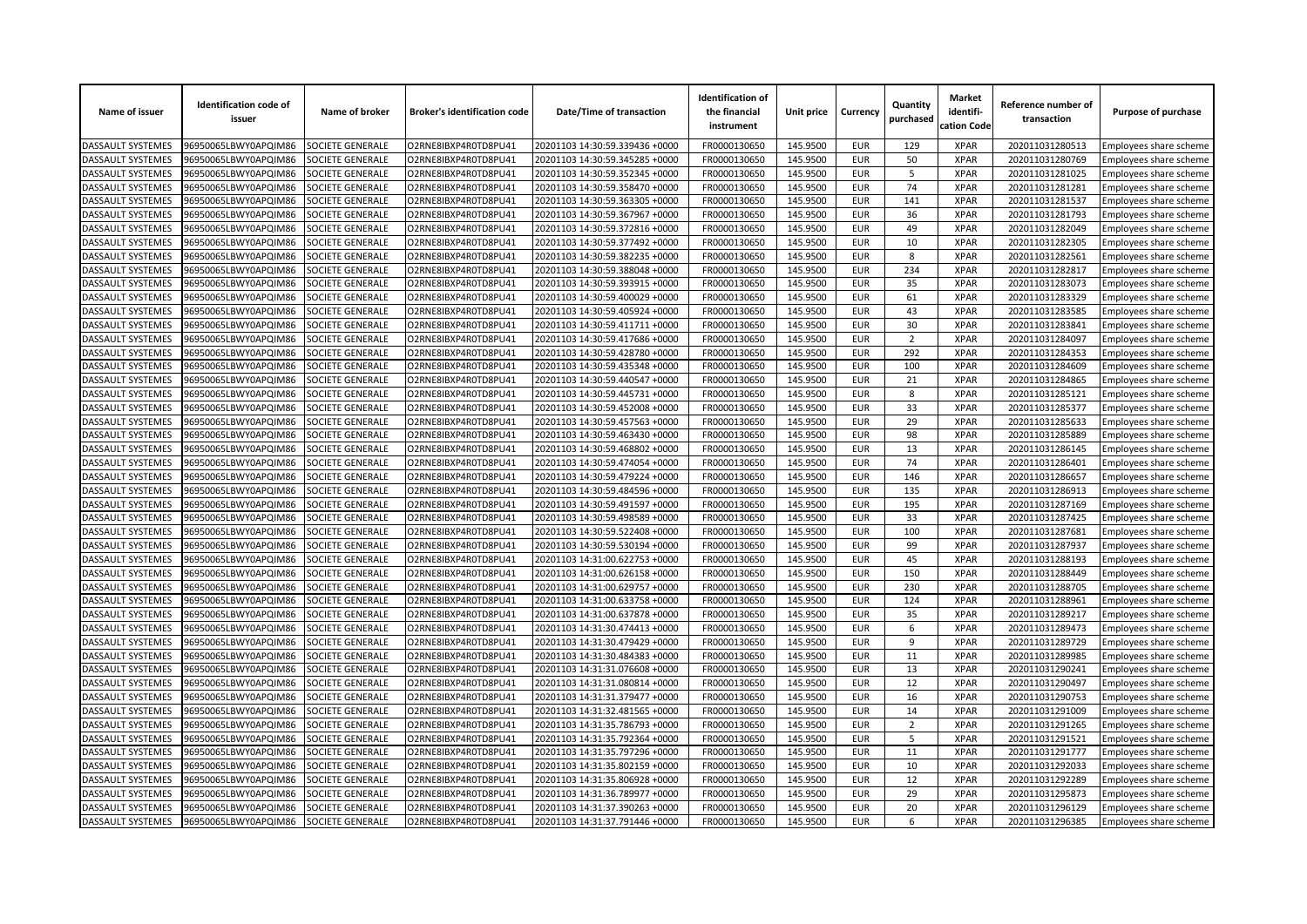| Name of issuer | Identification code of issuer | Name of broker | Broker's identification code | Date/Time of transaction | Identification of the financial instrument | Unit price | Currency | Quantity purchased | Market identifi-cation Code | Reference number of transaction | Purpose of purchase |
|---|---|---|---|---|---|---|---|---|---|---|---|
| DASSAULT SYSTEMES | 96950065LBWY0APQIM86 | SOCIETE GENERALE | O2RNE8IBXP4R0TD8PU41 | 20201103 14:30:59.339436 +0000 | FR0000130650 | 145.9500 | EUR | 129 | XPAR | 202011031280513 | Employees share scheme |
| DASSAULT SYSTEMES | 96950065LBWY0APQIM86 | SOCIETE GENERALE | O2RNE8IBXP4R0TD8PU41 | 20201103 14:30:59.345285 +0000 | FR0000130650 | 145.9500 | EUR | 50 | XPAR | 202011031280769 | Employees share scheme |
| DASSAULT SYSTEMES | 96950065LBWY0APQIM86 | SOCIETE GENERALE | O2RNE8IBXP4R0TD8PU41 | 20201103 14:30:59.352345 +0000 | FR0000130650 | 145.9500 | EUR | 5 | XPAR | 202011031281025 | Employees share scheme |
| DASSAULT SYSTEMES | 96950065LBWY0APQIM86 | SOCIETE GENERALE | O2RNE8IBXP4R0TD8PU41 | 20201103 14:30:59.358470 +0000 | FR0000130650 | 145.9500 | EUR | 74 | XPAR | 202011031281281 | Employees share scheme |
| DASSAULT SYSTEMES | 96950065LBWY0APQIM86 | SOCIETE GENERALE | O2RNE8IBXP4R0TD8PU41 | 20201103 14:30:59.363305 +0000 | FR0000130650 | 145.9500 | EUR | 141 | XPAR | 202011031281537 | Employees share scheme |
| DASSAULT SYSTEMES | 96950065LBWY0APQIM86 | SOCIETE GENERALE | O2RNE8IBXP4R0TD8PU41 | 20201103 14:30:59.367967 +0000 | FR0000130650 | 145.9500 | EUR | 36 | XPAR | 202011031281793 | Employees share scheme |
| DASSAULT SYSTEMES | 96950065LBWY0APQIM86 | SOCIETE GENERALE | O2RNE8IBXP4R0TD8PU41 | 20201103 14:30:59.372816 +0000 | FR0000130650 | 145.9500 | EUR | 49 | XPAR | 202011031282049 | Employees share scheme |
| DASSAULT SYSTEMES | 96950065LBWY0APQIM86 | SOCIETE GENERALE | O2RNE8IBXP4R0TD8PU41 | 20201103 14:30:59.377492 +0000 | FR0000130650 | 145.9500 | EUR | 10 | XPAR | 202011031282305 | Employees share scheme |
| DASSAULT SYSTEMES | 96950065LBWY0APQIM86 | SOCIETE GENERALE | O2RNE8IBXP4R0TD8PU41 | 20201103 14:30:59.382235 +0000 | FR0000130650 | 145.9500 | EUR | 8 | XPAR | 202011031282561 | Employees share scheme |
| DASSAULT SYSTEMES | 96950065LBWY0APQIM86 | SOCIETE GENERALE | O2RNE8IBXP4R0TD8PU41 | 20201103 14:30:59.388048 +0000 | FR0000130650 | 145.9500 | EUR | 234 | XPAR | 202011031282817 | Employees share scheme |
| DASSAULT SYSTEMES | 96950065LBWY0APQIM86 | SOCIETE GENERALE | O2RNE8IBXP4R0TD8PU41 | 20201103 14:30:59.393915 +0000 | FR0000130650 | 145.9500 | EUR | 35 | XPAR | 202011031283073 | Employees share scheme |
| DASSAULT SYSTEMES | 96950065LBWY0APQIM86 | SOCIETE GENERALE | O2RNE8IBXP4R0TD8PU41 | 20201103 14:30:59.400029 +0000 | FR0000130650 | 145.9500 | EUR | 61 | XPAR | 202011031283329 | Employees share scheme |
| DASSAULT SYSTEMES | 96950065LBWY0APQIM86 | SOCIETE GENERALE | O2RNE8IBXP4R0TD8PU41 | 20201103 14:30:59.405924 +0000 | FR0000130650 | 145.9500 | EUR | 43 | XPAR | 202011031283585 | Employees share scheme |
| DASSAULT SYSTEMES | 96950065LBWY0APQIM86 | SOCIETE GENERALE | O2RNE8IBXP4R0TD8PU41 | 20201103 14:30:59.411711 +0000 | FR0000130650 | 145.9500 | EUR | 30 | XPAR | 202011031283841 | Employees share scheme |
| DASSAULT SYSTEMES | 96950065LBWY0APQIM86 | SOCIETE GENERALE | O2RNE8IBXP4R0TD8PU41 | 20201103 14:30:59.417686 +0000 | FR0000130650 | 145.9500 | EUR | 2 | XPAR | 202011031284097 | Employees share scheme |
| DASSAULT SYSTEMES | 96950065LBWY0APQIM86 | SOCIETE GENERALE | O2RNE8IBXP4R0TD8PU41 | 20201103 14:30:59.428780 +0000 | FR0000130650 | 145.9500 | EUR | 292 | XPAR | 202011031284353 | Employees share scheme |
| DASSAULT SYSTEMES | 96950065LBWY0APQIM86 | SOCIETE GENERALE | O2RNE8IBXP4R0TD8PU41 | 20201103 14:30:59.435348 +0000 | FR0000130650 | 145.9500 | EUR | 100 | XPAR | 202011031284609 | Employees share scheme |
| DASSAULT SYSTEMES | 96950065LBWY0APQIM86 | SOCIETE GENERALE | O2RNE8IBXP4R0TD8PU41 | 20201103 14:30:59.440547 +0000 | FR0000130650 | 145.9500 | EUR | 21 | XPAR | 202011031284865 | Employees share scheme |
| DASSAULT SYSTEMES | 96950065LBWY0APQIM86 | SOCIETE GENERALE | O2RNE8IBXP4R0TD8PU41 | 20201103 14:30:59.445731 +0000 | FR0000130650 | 145.9500 | EUR | 8 | XPAR | 202011031285121 | Employees share scheme |
| DASSAULT SYSTEMES | 96950065LBWY0APQIM86 | SOCIETE GENERALE | O2RNE8IBXP4R0TD8PU41 | 20201103 14:30:59.452008 +0000 | FR0000130650 | 145.9500 | EUR | 33 | XPAR | 202011031285377 | Employees share scheme |
| DASSAULT SYSTEMES | 96950065LBWY0APQIM86 | SOCIETE GENERALE | O2RNE8IBXP4R0TD8PU41 | 20201103 14:30:59.457563 +0000 | FR0000130650 | 145.9500 | EUR | 29 | XPAR | 202011031285633 | Employees share scheme |
| DASSAULT SYSTEMES | 96950065LBWY0APQIM86 | SOCIETE GENERALE | O2RNE8IBXP4R0TD8PU41 | 20201103 14:30:59.463430 +0000 | FR0000130650 | 145.9500 | EUR | 98 | XPAR | 202011031285889 | Employees share scheme |
| DASSAULT SYSTEMES | 96950065LBWY0APQIM86 | SOCIETE GENERALE | O2RNE8IBXP4R0TD8PU41 | 20201103 14:30:59.468802 +0000 | FR0000130650 | 145.9500 | EUR | 13 | XPAR | 202011031286145 | Employees share scheme |
| DASSAULT SYSTEMES | 96950065LBWY0APQIM86 | SOCIETE GENERALE | O2RNE8IBXP4R0TD8PU41 | 20201103 14:30:59.474054 +0000 | FR0000130650 | 145.9500 | EUR | 74 | XPAR | 202011031286401 | Employees share scheme |
| DASSAULT SYSTEMES | 96950065LBWY0APQIM86 | SOCIETE GENERALE | O2RNE8IBXP4R0TD8PU41 | 20201103 14:30:59.479224 +0000 | FR0000130650 | 145.9500 | EUR | 146 | XPAR | 202011031286657 | Employees share scheme |
| DASSAULT SYSTEMES | 96950065LBWY0APQIM86 | SOCIETE GENERALE | O2RNE8IBXP4R0TD8PU41 | 20201103 14:30:59.484596 +0000 | FR0000130650 | 145.9500 | EUR | 135 | XPAR | 202011031286913 | Employees share scheme |
| DASSAULT SYSTEMES | 96950065LBWY0APQIM86 | SOCIETE GENERALE | O2RNE8IBXP4R0TD8PU41 | 20201103 14:30:59.491597 +0000 | FR0000130650 | 145.9500 | EUR | 195 | XPAR | 202011031287169 | Employees share scheme |
| DASSAULT SYSTEMES | 96950065LBWY0APQIM86 | SOCIETE GENERALE | O2RNE8IBXP4R0TD8PU41 | 20201103 14:30:59.498589 +0000 | FR0000130650 | 145.9500 | EUR | 33 | XPAR | 202011031287425 | Employees share scheme |
| DASSAULT SYSTEMES | 96950065LBWY0APQIM86 | SOCIETE GENERALE | O2RNE8IBXP4R0TD8PU41 | 20201103 14:30:59.522408 +0000 | FR0000130650 | 145.9500 | EUR | 100 | XPAR | 202011031287681 | Employees share scheme |
| DASSAULT SYSTEMES | 96950065LBWY0APQIM86 | SOCIETE GENERALE | O2RNE8IBXP4R0TD8PU41 | 20201103 14:30:59.530194 +0000 | FR0000130650 | 145.9500 | EUR | 99 | XPAR | 202011031287937 | Employees share scheme |
| DASSAULT SYSTEMES | 96950065LBWY0APQIM86 | SOCIETE GENERALE | O2RNE8IBXP4R0TD8PU41 | 20201103 14:31:00.622753 +0000 | FR0000130650 | 145.9500 | EUR | 45 | XPAR | 202011031288193 | Employees share scheme |
| DASSAULT SYSTEMES | 96950065LBWY0APQIM86 | SOCIETE GENERALE | O2RNE8IBXP4R0TD8PU41 | 20201103 14:31:00.626158 +0000 | FR0000130650 | 145.9500 | EUR | 150 | XPAR | 202011031288449 | Employees share scheme |
| DASSAULT SYSTEMES | 96950065LBWY0APQIM86 | SOCIETE GENERALE | O2RNE8IBXP4R0TD8PU41 | 20201103 14:31:00.629757 +0000 | FR0000130650 | 145.9500 | EUR | 230 | XPAR | 202011031288705 | Employees share scheme |
| DASSAULT SYSTEMES | 96950065LBWY0APQIM86 | SOCIETE GENERALE | O2RNE8IBXP4R0TD8PU41 | 20201103 14:31:00.633758 +0000 | FR0000130650 | 145.9500 | EUR | 124 | XPAR | 202011031288961 | Employees share scheme |
| DASSAULT SYSTEMES | 96950065LBWY0APQIM86 | SOCIETE GENERALE | O2RNE8IBXP4R0TD8PU41 | 20201103 14:31:00.637878 +0000 | FR0000130650 | 145.9500 | EUR | 35 | XPAR | 202011031289217 | Employees share scheme |
| DASSAULT SYSTEMES | 96950065LBWY0APQIM86 | SOCIETE GENERALE | O2RNE8IBXP4R0TD8PU41 | 20201103 14:31:30.474413 +0000 | FR0000130650 | 145.9500 | EUR | 6 | XPAR | 202011031289473 | Employees share scheme |
| DASSAULT SYSTEMES | 96950065LBWY0APQIM86 | SOCIETE GENERALE | O2RNE8IBXP4R0TD8PU41 | 20201103 14:31:30.479429 +0000 | FR0000130650 | 145.9500 | EUR | 9 | XPAR | 202011031289729 | Employees share scheme |
| DASSAULT SYSTEMES | 96950065LBWY0APQIM86 | SOCIETE GENERALE | O2RNE8IBXP4R0TD8PU41 | 20201103 14:31:30.484383 +0000 | FR0000130650 | 145.9500 | EUR | 11 | XPAR | 202011031289985 | Employees share scheme |
| DASSAULT SYSTEMES | 96950065LBWY0APQIM86 | SOCIETE GENERALE | O2RNE8IBXP4R0TD8PU41 | 20201103 14:31:31.076608 +0000 | FR0000130650 | 145.9500 | EUR | 13 | XPAR | 202011031290241 | Employees share scheme |
| DASSAULT SYSTEMES | 96950065LBWY0APQIM86 | SOCIETE GENERALE | O2RNE8IBXP4R0TD8PU41 | 20201103 14:31:31.080814 +0000 | FR0000130650 | 145.9500 | EUR | 12 | XPAR | 202011031290497 | Employees share scheme |
| DASSAULT SYSTEMES | 96950065LBWY0APQIM86 | SOCIETE GENERALE | O2RNE8IBXP4R0TD8PU41 | 20201103 14:31:31.379477 +0000 | FR0000130650 | 145.9500 | EUR | 16 | XPAR | 202011031290753 | Employees share scheme |
| DASSAULT SYSTEMES | 96950065LBWY0APQIM86 | SOCIETE GENERALE | O2RNE8IBXP4R0TD8PU41 | 20201103 14:31:32.481565 +0000 | FR0000130650 | 145.9500 | EUR | 14 | XPAR | 202011031291009 | Employees share scheme |
| DASSAULT SYSTEMES | 96950065LBWY0APQIM86 | SOCIETE GENERALE | O2RNE8IBXP4R0TD8PU41 | 20201103 14:31:35.786793 +0000 | FR0000130650 | 145.9500 | EUR | 2 | XPAR | 202011031291265 | Employees share scheme |
| DASSAULT SYSTEMES | 96950065LBWY0APQIM86 | SOCIETE GENERALE | O2RNE8IBXP4R0TD8PU41 | 20201103 14:31:35.792364 +0000 | FR0000130650 | 145.9500 | EUR | 5 | XPAR | 202011031291521 | Employees share scheme |
| DASSAULT SYSTEMES | 96950065LBWY0APQIM86 | SOCIETE GENERALE | O2RNE8IBXP4R0TD8PU41 | 20201103 14:31:35.797296 +0000 | FR0000130650 | 145.9500 | EUR | 11 | XPAR | 202011031291777 | Employees share scheme |
| DASSAULT SYSTEMES | 96950065LBWY0APQIM86 | SOCIETE GENERALE | O2RNE8IBXP4R0TD8PU41 | 20201103 14:31:35.802159 +0000 | FR0000130650 | 145.9500 | EUR | 10 | XPAR | 202011031292033 | Employees share scheme |
| DASSAULT SYSTEMES | 96950065LBWY0APQIM86 | SOCIETE GENERALE | O2RNE8IBXP4R0TD8PU41 | 20201103 14:31:35.806928 +0000 | FR0000130650 | 145.9500 | EUR | 12 | XPAR | 202011031292289 | Employees share scheme |
| DASSAULT SYSTEMES | 96950065LBWY0APQIM86 | SOCIETE GENERALE | O2RNE8IBXP4R0TD8PU41 | 20201103 14:31:36.789977 +0000 | FR0000130650 | 145.9500 | EUR | 29 | XPAR | 202011031295873 | Employees share scheme |
| DASSAULT SYSTEMES | 96950065LBWY0APQIM86 | SOCIETE GENERALE | O2RNE8IBXP4R0TD8PU41 | 20201103 14:31:37.390263 +0000 | FR0000130650 | 145.9500 | EUR | 20 | XPAR | 202011031296129 | Employees share scheme |
| DASSAULT SYSTEMES | 96950065LBWY0APQIM86 | SOCIETE GENERALE | O2RNE8IBXP4R0TD8PU41 | 20201103 14:31:37.791446 +0000 | FR0000130650 | 145.9500 | EUR | 6 | XPAR | 202011031296385 | Employees share scheme |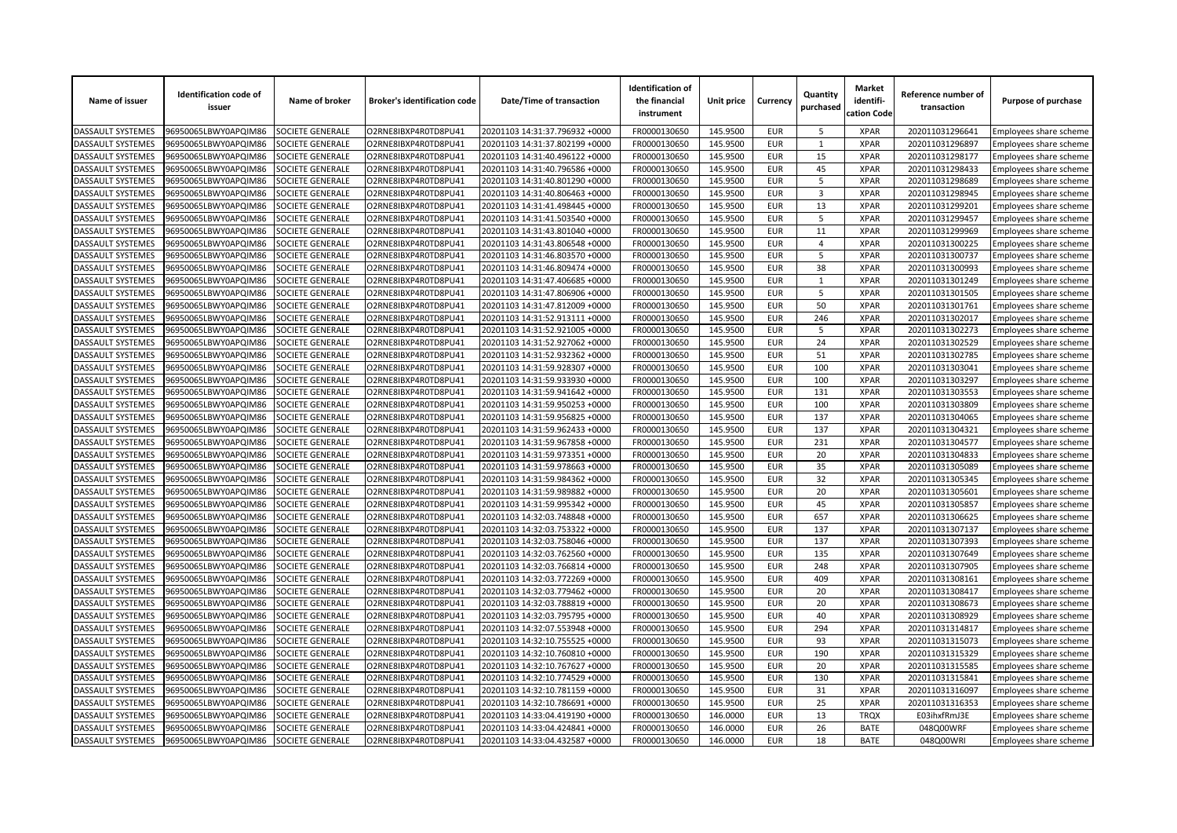| Name of issuer | Identification code of issuer | Name of broker | Broker's identification code | Date/Time of transaction | Identification of the financial instrument | Unit price | Currency | Quantity purchased | Market identifi-cation Code | Reference number of transaction | Purpose of purchase |
|---|---|---|---|---|---|---|---|---|---|---|---|
| DASSAULT SYSTEMES | 96950065LBWY0APQIM86 | SOCIETE GENERALE | O2RNE8IBXP4R0TD8PU41 | 20201103 14:31:37.796932 +0000 | FR0000130650 | 145.9500 | EUR | 5 | XPAR | 202011031296641 | Employees share scheme |
| DASSAULT SYSTEMES | 96950065LBWY0APQIM86 | SOCIETE GENERALE | O2RNE8IBXP4R0TD8PU41 | 20201103 14:31:37.802199 +0000 | FR0000130650 | 145.9500 | EUR | 1 | XPAR | 202011031296897 | Employees share scheme |
| DASSAULT SYSTEMES | 96950065LBWY0APQIM86 | SOCIETE GENERALE | O2RNE8IBXP4R0TD8PU41 | 20201103 14:31:40.496122 +0000 | FR0000130650 | 145.9500 | EUR | 15 | XPAR | 202011031298177 | Employees share scheme |
| DASSAULT SYSTEMES | 96950065LBWY0APQIM86 | SOCIETE GENERALE | O2RNE8IBXP4R0TD8PU41 | 20201103 14:31:40.796586 +0000 | FR0000130650 | 145.9500 | EUR | 45 | XPAR | 202011031298433 | Employees share scheme |
| DASSAULT SYSTEMES | 96950065LBWY0APQIM86 | SOCIETE GENERALE | O2RNE8IBXP4R0TD8PU41 | 20201103 14:31:40.801290 +0000 | FR0000130650 | 145.9500 | EUR | 5 | XPAR | 202011031298689 | Employees share scheme |
| DASSAULT SYSTEMES | 96950065LBWY0APQIM86 | SOCIETE GENERALE | O2RNE8IBXP4R0TD8PU41 | 20201103 14:31:40.806463 +0000 | FR0000130650 | 145.9500 | EUR | 3 | XPAR | 202011031298945 | Employees share scheme |
| DASSAULT SYSTEMES | 96950065LBWY0APQIM86 | SOCIETE GENERALE | O2RNE8IBXP4R0TD8PU41 | 20201103 14:31:41.498445 +0000 | FR0000130650 | 145.9500 | EUR | 13 | XPAR | 202011031299201 | Employees share scheme |
| DASSAULT SYSTEMES | 96950065LBWY0APQIM86 | SOCIETE GENERALE | O2RNE8IBXP4R0TD8PU41 | 20201103 14:31:41.503540 +0000 | FR0000130650 | 145.9500 | EUR | 5 | XPAR | 202011031299457 | Employees share scheme |
| DASSAULT SYSTEMES | 96950065LBWY0APQIM86 | SOCIETE GENERALE | O2RNE8IBXP4R0TD8PU41 | 20201103 14:31:43.801040 +0000 | FR0000130650 | 145.9500 | EUR | 11 | XPAR | 202011031299969 | Employees share scheme |
| DASSAULT SYSTEMES | 96950065LBWY0APQIM86 | SOCIETE GENERALE | O2RNE8IBXP4R0TD8PU41 | 20201103 14:31:43.806548 +0000 | FR0000130650 | 145.9500 | EUR | 4 | XPAR | 202011031300225 | Employees share scheme |
| DASSAULT SYSTEMES | 96950065LBWY0APQIM86 | SOCIETE GENERALE | O2RNE8IBXP4R0TD8PU41 | 20201103 14:31:46.803570 +0000 | FR0000130650 | 145.9500 | EUR | 5 | XPAR | 202011031300737 | Employees share scheme |
| DASSAULT SYSTEMES | 96950065LBWY0APQIM86 | SOCIETE GENERALE | O2RNE8IBXP4R0TD8PU41 | 20201103 14:31:46.809474 +0000 | FR0000130650 | 145.9500 | EUR | 38 | XPAR | 202011031300993 | Employees share scheme |
| DASSAULT SYSTEMES | 96950065LBWY0APQIM86 | SOCIETE GENERALE | O2RNE8IBXP4R0TD8PU41 | 20201103 14:31:47.406685 +0000 | FR0000130650 | 145.9500 | EUR | 1 | XPAR | 202011031301249 | Employees share scheme |
| DASSAULT SYSTEMES | 96950065LBWY0APQIM86 | SOCIETE GENERALE | O2RNE8IBXP4R0TD8PU41 | 20201103 14:31:47.806906 +0000 | FR0000130650 | 145.9500 | EUR | 5 | XPAR | 202011031301505 | Employees share scheme |
| DASSAULT SYSTEMES | 96950065LBWY0APQIM86 | SOCIETE GENERALE | O2RNE8IBXP4R0TD8PU41 | 20201103 14:31:47.812009 +0000 | FR0000130650 | 145.9500 | EUR | 50 | XPAR | 202011031301761 | Employees share scheme |
| DASSAULT SYSTEMES | 96950065LBWY0APQIM86 | SOCIETE GENERALE | O2RNE8IBXP4R0TD8PU41 | 20201103 14:31:52.913111 +0000 | FR0000130650 | 145.9500 | EUR | 246 | XPAR | 202011031302017 | Employees share scheme |
| DASSAULT SYSTEMES | 96950065LBWY0APQIM86 | SOCIETE GENERALE | O2RNE8IBXP4R0TD8PU41 | 20201103 14:31:52.921005 +0000 | FR0000130650 | 145.9500 | EUR | 5 | XPAR | 202011031302273 | Employees share scheme |
| DASSAULT SYSTEMES | 96950065LBWY0APQIM86 | SOCIETE GENERALE | O2RNE8IBXP4R0TD8PU41 | 20201103 14:31:52.927062 +0000 | FR0000130650 | 145.9500 | EUR | 24 | XPAR | 202011031302529 | Employees share scheme |
| DASSAULT SYSTEMES | 96950065LBWY0APQIM86 | SOCIETE GENERALE | O2RNE8IBXP4R0TD8PU41 | 20201103 14:31:52.932362 +0000 | FR0000130650 | 145.9500 | EUR | 51 | XPAR | 202011031302785 | Employees share scheme |
| DASSAULT SYSTEMES | 96950065LBWY0APQIM86 | SOCIETE GENERALE | O2RNE8IBXP4R0TD8PU41 | 20201103 14:31:59.928307 +0000 | FR0000130650 | 145.9500 | EUR | 100 | XPAR | 202011031303041 | Employees share scheme |
| DASSAULT SYSTEMES | 96950065LBWY0APQIM86 | SOCIETE GENERALE | O2RNE8IBXP4R0TD8PU41 | 20201103 14:31:59.933930 +0000 | FR0000130650 | 145.9500 | EUR | 100 | XPAR | 202011031303297 | Employees share scheme |
| DASSAULT SYSTEMES | 96950065LBWY0APQIM86 | SOCIETE GENERALE | O2RNE8IBXP4R0TD8PU41 | 20201103 14:31:59.941642 +0000 | FR0000130650 | 145.9500 | EUR | 131 | XPAR | 202011031303553 | Employees share scheme |
| DASSAULT SYSTEMES | 96950065LBWY0APQIM86 | SOCIETE GENERALE | O2RNE8IBXP4R0TD8PU41 | 20201103 14:31:59.950253 +0000 | FR0000130650 | 145.9500 | EUR | 100 | XPAR | 202011031303809 | Employees share scheme |
| DASSAULT SYSTEMES | 96950065LBWY0APQIM86 | SOCIETE GENERALE | O2RNE8IBXP4R0TD8PU41 | 20201103 14:31:59.956825 +0000 | FR0000130650 | 145.9500 | EUR | 137 | XPAR | 202011031304065 | Employees share scheme |
| DASSAULT SYSTEMES | 96950065LBWY0APQIM86 | SOCIETE GENERALE | O2RNE8IBXP4R0TD8PU41 | 20201103 14:31:59.962433 +0000 | FR0000130650 | 145.9500 | EUR | 137 | XPAR | 202011031304321 | Employees share scheme |
| DASSAULT SYSTEMES | 96950065LBWY0APQIM86 | SOCIETE GENERALE | O2RNE8IBXP4R0TD8PU41 | 20201103 14:31:59.967858 +0000 | FR0000130650 | 145.9500 | EUR | 231 | XPAR | 202011031304577 | Employees share scheme |
| DASSAULT SYSTEMES | 96950065LBWY0APQIM86 | SOCIETE GENERALE | O2RNE8IBXP4R0TD8PU41 | 20201103 14:31:59.973351 +0000 | FR0000130650 | 145.9500 | EUR | 20 | XPAR | 202011031304833 | Employees share scheme |
| DASSAULT SYSTEMES | 96950065LBWY0APQIM86 | SOCIETE GENERALE | O2RNE8IBXP4R0TD8PU41 | 20201103 14:31:59.978663 +0000 | FR0000130650 | 145.9500 | EUR | 35 | XPAR | 202011031305089 | Employees share scheme |
| DASSAULT SYSTEMES | 96950065LBWY0APQIM86 | SOCIETE GENERALE | O2RNE8IBXP4R0TD8PU41 | 20201103 14:31:59.984362 +0000 | FR0000130650 | 145.9500 | EUR | 32 | XPAR | 202011031305345 | Employees share scheme |
| DASSAULT SYSTEMES | 96950065LBWY0APQIM86 | SOCIETE GENERALE | O2RNE8IBXP4R0TD8PU41 | 20201103 14:31:59.989882 +0000 | FR0000130650 | 145.9500 | EUR | 20 | XPAR | 202011031305601 | Employees share scheme |
| DASSAULT SYSTEMES | 96950065LBWY0APQIM86 | SOCIETE GENERALE | O2RNE8IBXP4R0TD8PU41 | 20201103 14:31:59.995342 +0000 | FR0000130650 | 145.9500 | EUR | 45 | XPAR | 202011031305857 | Employees share scheme |
| DASSAULT SYSTEMES | 96950065LBWY0APQIM86 | SOCIETE GENERALE | O2RNE8IBXP4R0TD8PU41 | 20201103 14:32:03.748848 +0000 | FR0000130650 | 145.9500 | EUR | 657 | XPAR | 202011031306625 | Employees share scheme |
| DASSAULT SYSTEMES | 96950065LBWY0APQIM86 | SOCIETE GENERALE | O2RNE8IBXP4R0TD8PU41 | 20201103 14:32:03.753322 +0000 | FR0000130650 | 145.9500 | EUR | 137 | XPAR | 202011031307137 | Employees share scheme |
| DASSAULT SYSTEMES | 96950065LBWY0APQIM86 | SOCIETE GENERALE | O2RNE8IBXP4R0TD8PU41 | 20201103 14:32:03.758046 +0000 | FR0000130650 | 145.9500 | EUR | 137 | XPAR | 202011031307393 | Employees share scheme |
| DASSAULT SYSTEMES | 96950065LBWY0APQIM86 | SOCIETE GENERALE | O2RNE8IBXP4R0TD8PU41 | 20201103 14:32:03.762560 +0000 | FR0000130650 | 145.9500 | EUR | 135 | XPAR | 202011031307649 | Employees share scheme |
| DASSAULT SYSTEMES | 96950065LBWY0APQIM86 | SOCIETE GENERALE | O2RNE8IBXP4R0TD8PU41 | 20201103 14:32:03.766814 +0000 | FR0000130650 | 145.9500 | EUR | 248 | XPAR | 202011031307905 | Employees share scheme |
| DASSAULT SYSTEMES | 96950065LBWY0APQIM86 | SOCIETE GENERALE | O2RNE8IBXP4R0TD8PU41 | 20201103 14:32:03.772269 +0000 | FR0000130650 | 145.9500 | EUR | 409 | XPAR | 202011031308161 | Employees share scheme |
| DASSAULT SYSTEMES | 96950065LBWY0APQIM86 | SOCIETE GENERALE | O2RNE8IBXP4R0TD8PU41 | 20201103 14:32:03.779462 +0000 | FR0000130650 | 145.9500 | EUR | 20 | XPAR | 202011031308417 | Employees share scheme |
| DASSAULT SYSTEMES | 96950065LBWY0APQIM86 | SOCIETE GENERALE | O2RNE8IBXP4R0TD8PU41 | 20201103 14:32:03.788819 +0000 | FR0000130650 | 145.9500 | EUR | 20 | XPAR | 202011031308673 | Employees share scheme |
| DASSAULT SYSTEMES | 96950065LBWY0APQIM86 | SOCIETE GENERALE | O2RNE8IBXP4R0TD8PU41 | 20201103 14:32:03.795795 +0000 | FR0000130650 | 145.9500 | EUR | 40 | XPAR | 202011031308929 | Employees share scheme |
| DASSAULT SYSTEMES | 96950065LBWY0APQIM86 | SOCIETE GENERALE | O2RNE8IBXP4R0TD8PU41 | 20201103 14:32:07.553948 +0000 | FR0000130650 | 145.9500 | EUR | 294 | XPAR | 202011031314817 | Employees share scheme |
| DASSAULT SYSTEMES | 96950065LBWY0APQIM86 | SOCIETE GENERALE | O2RNE8IBXP4R0TD8PU41 | 20201103 14:32:10.755525 +0000 | FR0000130650 | 145.9500 | EUR | 93 | XPAR | 202011031315073 | Employees share scheme |
| DASSAULT SYSTEMES | 96950065LBWY0APQIM86 | SOCIETE GENERALE | O2RNE8IBXP4R0TD8PU41 | 20201103 14:32:10.760810 +0000 | FR0000130650 | 145.9500 | EUR | 190 | XPAR | 202011031315329 | Employees share scheme |
| DASSAULT SYSTEMES | 96950065LBWY0APQIM86 | SOCIETE GENERALE | O2RNE8IBXP4R0TD8PU41 | 20201103 14:32:10.767627 +0000 | FR0000130650 | 145.9500 | EUR | 20 | XPAR | 202011031315585 | Employees share scheme |
| DASSAULT SYSTEMES | 96950065LBWY0APQIM86 | SOCIETE GENERALE | O2RNE8IBXP4R0TD8PU41 | 20201103 14:32:10.774529 +0000 | FR0000130650 | 145.9500 | EUR | 130 | XPAR | 202011031315841 | Employees share scheme |
| DASSAULT SYSTEMES | 96950065LBWY0APQIM86 | SOCIETE GENERALE | O2RNE8IBXP4R0TD8PU41 | 20201103 14:32:10.781159 +0000 | FR0000130650 | 145.9500 | EUR | 31 | XPAR | 202011031316097 | Employees share scheme |
| DASSAULT SYSTEMES | 96950065LBWY0APQIM86 | SOCIETE GENERALE | O2RNE8IBXP4R0TD8PU41 | 20201103 14:32:10.786691 +0000 | FR0000130650 | 145.9500 | EUR | 25 | XPAR | 202011031316353 | Employees share scheme |
| DASSAULT SYSTEMES | 96950065LBWY0APQIM86 | SOCIETE GENERALE | O2RNE8IBXP4R0TD8PU41 | 20201103 14:33:04.419190 +0000 | FR0000130650 | 146.0000 | EUR | 13 | TRQX | E03ihxfRmJ3E | Employees share scheme |
| DASSAULT SYSTEMES | 96950065LBWY0APQIM86 | SOCIETE GENERALE | O2RNE8IBXP4R0TD8PU41 | 20201103 14:33:04.424841 +0000 | FR0000130650 | 146.0000 | EUR | 26 | BATE | 048Q00WRF | Employees share scheme |
| DASSAULT SYSTEMES | 96950065LBWY0APQIM86 | SOCIETE GENERALE | O2RNE8IBXP4R0TD8PU41 | 20201103 14:33:04.432587 +0000 | FR0000130650 | 146.0000 | EUR | 18 | BATE | 048Q00WRI | Employees share scheme |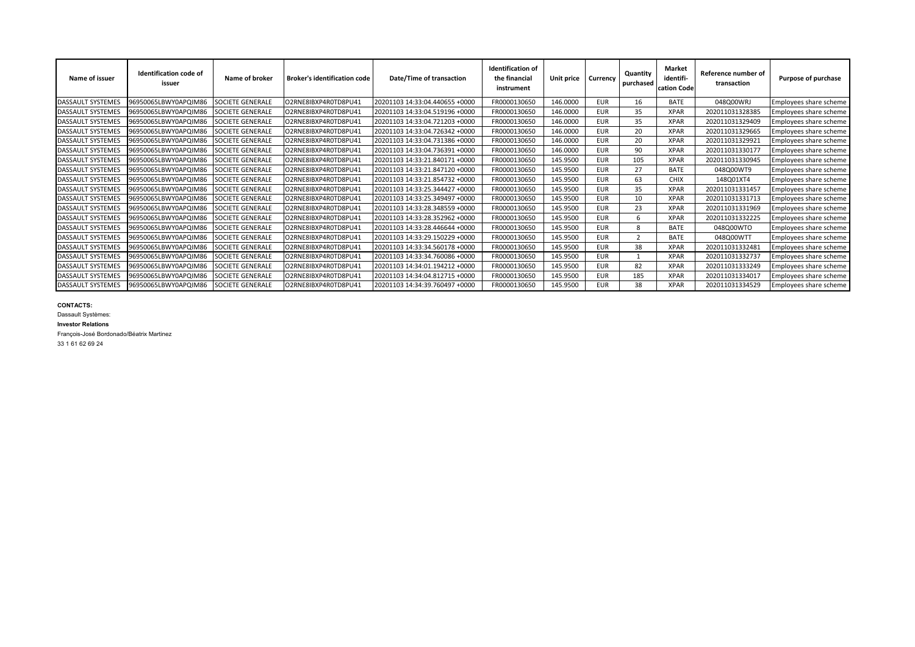| Name of issuer | Identification code of issuer | Name of broker | Broker's identification code | Date/Time of transaction | Identification of the financial instrument | Unit price | Currency | Quantity purchased | Market identification Code | Reference number of transaction | Purpose of purchase |
|---|---|---|---|---|---|---|---|---|---|---|---|
| DASSAULT SYSTEMES | 96950065LBWY0APQIM86 | SOCIETE GENERALE | O2RNE8IBXP4R0TD8PU41 | 20201103 14:33:04.440655 +0000 | FR0000130650 | 146.0000 | EUR | 16 | BATE | 048Q00WRJ | Employees share scheme |
| DASSAULT SYSTEMES | 96950065LBWY0APQIM86 | SOCIETE GENERALE | O2RNE8IBXP4R0TD8PU41 | 20201103 14:33:04.519196 +0000 | FR0000130650 | 146.0000 | EUR | 35 | XPAR | 202011031328385 | Employees share scheme |
| DASSAULT SYSTEMES | 96950065LBWY0APQIM86 | SOCIETE GENERALE | O2RNE8IBXP4R0TD8PU41 | 20201103 14:33:04.721203 +0000 | FR0000130650 | 146.0000 | EUR | 35 | XPAR | 202011031329409 | Employees share scheme |
| DASSAULT SYSTEMES | 96950065LBWY0APQIM86 | SOCIETE GENERALE | O2RNE8IBXP4R0TD8PU41 | 20201103 14:33:04.726342 +0000 | FR0000130650 | 146.0000 | EUR | 20 | XPAR | 202011031329665 | Employees share scheme |
| DASSAULT SYSTEMES | 96950065LBWY0APQIM86 | SOCIETE GENERALE | O2RNE8IBXP4R0TD8PU41 | 20201103 14:33:04.731386 +0000 | FR0000130650 | 146.0000 | EUR | 20 | XPAR | 202011031329921 | Employees share scheme |
| DASSAULT SYSTEMES | 96950065LBWY0APQIM86 | SOCIETE GENERALE | O2RNE8IBXP4R0TD8PU41 | 20201103 14:33:04.736391 +0000 | FR0000130650 | 146.0000 | EUR | 90 | XPAR | 202011031330177 | Employees share scheme |
| DASSAULT SYSTEMES | 96950065LBWY0APQIM86 | SOCIETE GENERALE | O2RNE8IBXP4R0TD8PU41 | 20201103 14:33:21.840171 +0000 | FR0000130650 | 145.9500 | EUR | 105 | XPAR | 202011031330945 | Employees share scheme |
| DASSAULT SYSTEMES | 96950065LBWY0APQIM86 | SOCIETE GENERALE | O2RNE8IBXP4R0TD8PU41 | 20201103 14:33:21.847120 +0000 | FR0000130650 | 145.9500 | EUR | 27 | BATE | 048Q00WT9 | Employees share scheme |
| DASSAULT SYSTEMES | 96950065LBWY0APQIM86 | SOCIETE GENERALE | O2RNE8IBXP4R0TD8PU41 | 20201103 14:33:21.854732 +0000 | FR0000130650 | 145.9500 | EUR | 63 | CHIX | 148Q01XT4 | Employees share scheme |
| DASSAULT SYSTEMES | 96950065LBWY0APQIM86 | SOCIETE GENERALE | O2RNE8IBXP4R0TD8PU41 | 20201103 14:33:25.344427 +0000 | FR0000130650 | 145.9500 | EUR | 35 | XPAR | 202011031331457 | Employees share scheme |
| DASSAULT SYSTEMES | 96950065LBWY0APQIM86 | SOCIETE GENERALE | O2RNE8IBXP4R0TD8PU41 | 20201103 14:33:25.349497 +0000 | FR0000130650 | 145.9500 | EUR | 10 | XPAR | 202011031331713 | Employees share scheme |
| DASSAULT SYSTEMES | 96950065LBWY0APQIM86 | SOCIETE GENERALE | O2RNE8IBXP4R0TD8PU41 | 20201103 14:33:28.348559 +0000 | FR0000130650 | 145.9500 | EUR | 23 | XPAR | 202011031331969 | Employees share scheme |
| DASSAULT SYSTEMES | 96950065LBWY0APQIM86 | SOCIETE GENERALE | O2RNE8IBXP4R0TD8PU41 | 20201103 14:33:28.352962 +0000 | FR0000130650 | 145.9500 | EUR | 6 | XPAR | 202011031332225 | Employees share scheme |
| DASSAULT SYSTEMES | 96950065LBWY0APQIM86 | SOCIETE GENERALE | O2RNE8IBXP4R0TD8PU41 | 20201103 14:33:28.446644 +0000 | FR0000130650 | 145.9500 | EUR | 8 | BATE | 048Q00WTO | Employees share scheme |
| DASSAULT SYSTEMES | 96950065LBWY0APQIM86 | SOCIETE GENERALE | O2RNE8IBXP4R0TD8PU41 | 20201103 14:33:29.150229 +0000 | FR0000130650 | 145.9500 | EUR | 2 | BATE | 048Q00WTT | Employees share scheme |
| DASSAULT SYSTEMES | 96950065LBWY0APQIM86 | SOCIETE GENERALE | O2RNE8IBXP4R0TD8PU41 | 20201103 14:33:34.560178 +0000 | FR0000130650 | 145.9500 | EUR | 38 | XPAR | 202011031332481 | Employees share scheme |
| DASSAULT SYSTEMES | 96950065LBWY0APQIM86 | SOCIETE GENERALE | O2RNE8IBXP4R0TD8PU41 | 20201103 14:33:34.760086 +0000 | FR0000130650 | 145.9500 | EUR | 1 | XPAR | 202011031332737 | Employees share scheme |
| DASSAULT SYSTEMES | 96950065LBWY0APQIM86 | SOCIETE GENERALE | O2RNE8IBXP4R0TD8PU41 | 20201103 14:34:01.194212 +0000 | FR0000130650 | 145.9500 | EUR | 82 | XPAR | 202011031333249 | Employees share scheme |
| DASSAULT SYSTEMES | 96950065LBWY0APQIM86 | SOCIETE GENERALE | O2RNE8IBXP4R0TD8PU41 | 20201103 14:34:04.812715 +0000 | FR0000130650 | 145.9500 | EUR | 185 | XPAR | 202011031334017 | Employees share scheme |
| DASSAULT SYSTEMES | 96950065LBWY0APQIM86 | SOCIETE GENERALE | O2RNE8IBXP4R0TD8PU41 | 20201103 14:34:39.760497 +0000 | FR0000130650 | 145.9500 | EUR | 38 | XPAR | 202011031334529 | Employees share scheme |

**CONTACTS:**

Dassault Systèmes:

**Investor Relations**

François-José Bordonado/Béatrix Martinez

33 1 61 62 69 24